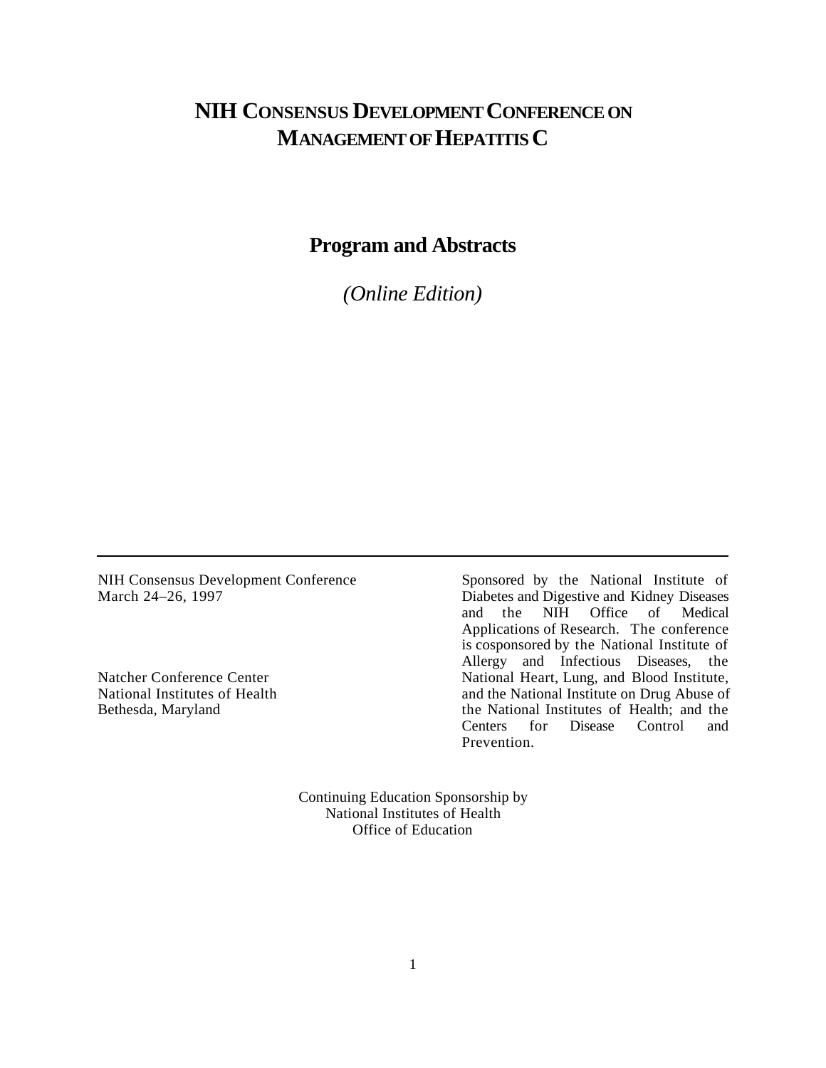# NIH Consensus Development Conference on Management of Hepatitis C

## Program and Abstracts

*(Online Edition)*

---

NIH Consensus Development Conference
March 24–26, 1997

Natcher Conference Center
National Institutes of Health
Bethesda, Maryland

Sponsored by the National Institute of Diabetes and Digestive and Kidney Diseases and the NIH Office of Medical Applications of Research. The conference is cosponsored by the National Institute of Allergy and Infectious Diseases, the National Heart, Lung, and Blood Institute, and the National Institute on Drug Abuse of the National Institutes of Health; and the Centers for Disease Control and Prevention.

Continuing Education Sponsorship by
National Institutes of Health
Office of Education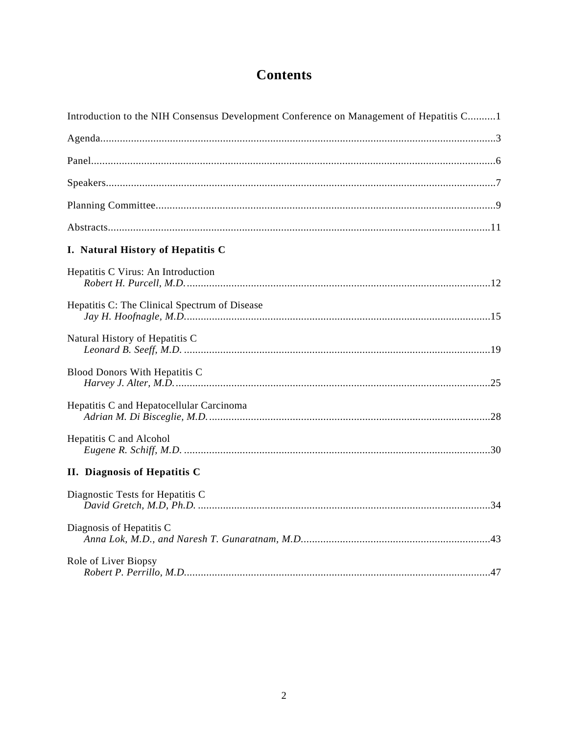# Contents

Introduction to the NIH Consensus Development Conference on Management of Hepatitis C..........1

Agenda..........3

Panel..........6

Speakers..........7

Planning Committee..........9

Abstracts..........11

## I. Natural History of Hepatitis C

Hepatitis C Virus: An Introduction
*Robert H. Purcell, M.D.*..........12

Hepatitis C: The Clinical Spectrum of Disease
*Jay H. Hoofnagle, M.D.*..........15

Natural History of Hepatitis C
*Leonard B. Seeff, M.D.*..........19

Blood Donors With Hepatitis C
*Harvey J. Alter, M.D.*..........25

Hepatitis C and Hepatocellular Carcinoma
*Adrian M. Di Bisceglie, M.D.*..........28

Hepatitis C and Alcohol
*Eugene R. Schiff, M.D.*..........30

## II. Diagnosis of Hepatitis C

Diagnostic Tests for Hepatitis C
*David Gretch, M.D, Ph.D.*..........34

Diagnosis of Hepatitis C
*Anna Lok, M.D., and Naresh T. Gunaratnam, M.D.*..........43

Role of Liver Biopsy
*Robert P. Perrillo, M.D.*..........47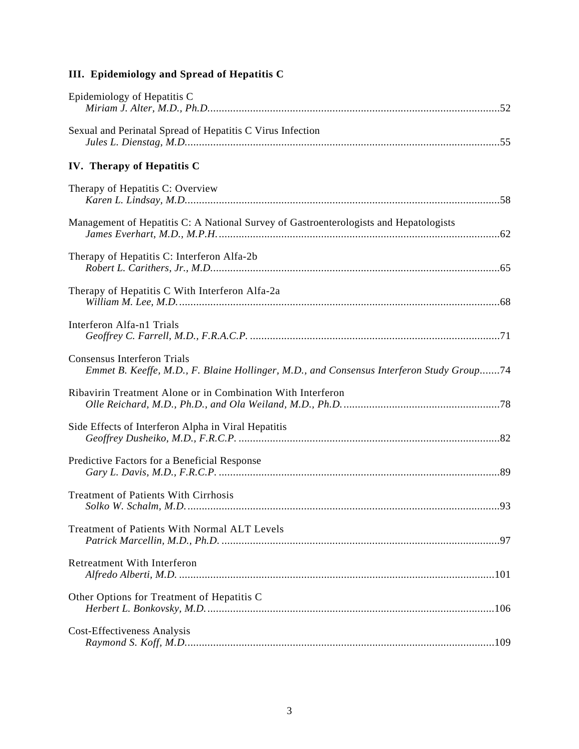## III. Epidemiology and Spread of Hepatitis C

Epidemiology of Hepatitis C
*Miriam J. Alter, M.D., Ph.D.*......................................................................................................52

Sexual and Perinatal Spread of Hepatitis C Virus Infection
*Jules L. Dienstag, M.D.*..............................................................................................................55

## IV. Therapy of Hepatitis C

Therapy of Hepatitis C: Overview
*Karen L. Lindsay, M.D.*...............................................................................................................58

Management of Hepatitis C: A National Survey of Gastroenterologists and Hepatologists
*James Everhart, M.D., M.P.H.*...................................................................................................62

Therapy of Hepatitis C: Interferon Alfa-2b
*Robert L. Carithers, Jr., M.D.*.....................................................................................................65

Therapy of Hepatitis C With Interferon Alfa-2a
*William M. Lee, M.D.*................................................................................................................68

Interferon Alfa-n1 Trials
*Geoffrey C. Farrell, M.D., F.R.A.C.P.* .......................................................................................71

Consensus Interferon Trials
*Emmet B. Keeffe, M.D., F. Blaine Hollinger, M.D., and Consensus Interferon Study Group*.......74

Ribavirin Treatment Alone or in Combination With Interferon
*Olle Reichard, M.D., Ph.D., and Ola Weiland, M.D., Ph.D.*......................................................78

Side Effects of Interferon Alpha in Viral Hepatitis
*Geoffrey Dusheiko, M.D., F.R.C.P.* ...........................................................................................82

Predictive Factors for a Beneficial Response
*Gary L. Davis, M.D., F.R.C.P.* ..................................................................................................89

Treatment of Patients With Cirrhosis
*Solko W. Schalm, M.D.*..............................................................................................................93

Treatment of Patients With Normal ALT Levels
*Patrick Marcellin, M.D., Ph.D.* ..................................................................................................97

Retreatment With Interferon
*Alfredo Alberti, M.D.* ...............................................................................................................101

Other Options for Treatment of Hepatitis C
*Herbert L. Bonkovsky, M.D.*.....................................................................................................106

Cost-Effectiveness Analysis
*Raymond S. Koff, M.D.*............................................................................................................109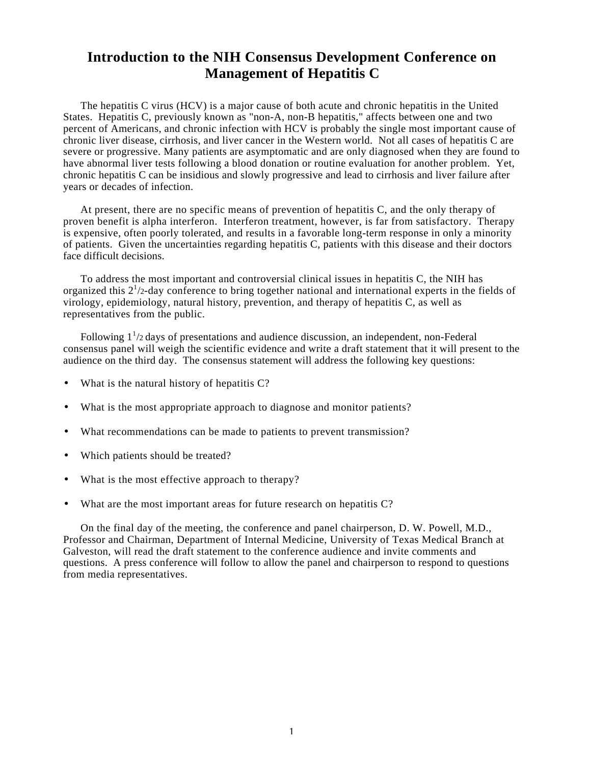# Introduction to the NIH Consensus Development Conference on Management of Hepatitis C

The hepatitis C virus (HCV) is a major cause of both acute and chronic hepatitis in the United States. Hepatitis C, previously known as "non-A, non-B hepatitis," affects between one and two percent of Americans, and chronic infection with HCV is probably the single most important cause of chronic liver disease, cirrhosis, and liver cancer in the Western world. Not all cases of hepatitis C are severe or progressive. Many patients are asymptomatic and are only diagnosed when they are found to have abnormal liver tests following a blood donation or routine evaluation for another problem. Yet, chronic hepatitis C can be insidious and slowly progressive and lead to cirrhosis and liver failure after years or decades of infection.

At present, there are no specific means of prevention of hepatitis C, and the only therapy of proven benefit is alpha interferon. Interferon treatment, however, is far from satisfactory. Therapy is expensive, often poorly tolerated, and results in a favorable long-term response in only a minority of patients. Given the uncertainties regarding hepatitis C, patients with this disease and their doctors face difficult decisions.

To address the most important and controversial clinical issues in hepatitis C, the NIH has organized this 2 1/2-day conference to bring together national and international experts in the fields of virology, epidemiology, natural history, prevention, and therapy of hepatitis C, as well as representatives from the public.

Following 1 1/2 days of presentations and audience discussion, an independent, non-Federal consensus panel will weigh the scientific evidence and write a draft statement that it will present to the audience on the third day. The consensus statement will address the following key questions:

- What is the natural history of hepatitis C?
- What is the most appropriate approach to diagnose and monitor patients?
- What recommendations can be made to patients to prevent transmission?
- Which patients should be treated?
- What is the most effective approach to therapy?
- What are the most important areas for future research on hepatitis C?

On the final day of the meeting, the conference and panel chairperson, D. W. Powell, M.D., Professor and Chairman, Department of Internal Medicine, University of Texas Medical Branch at Galveston, will read the draft statement to the conference audience and invite comments and questions. A press conference will follow to allow the panel and chairperson to respond to questions from media representatives.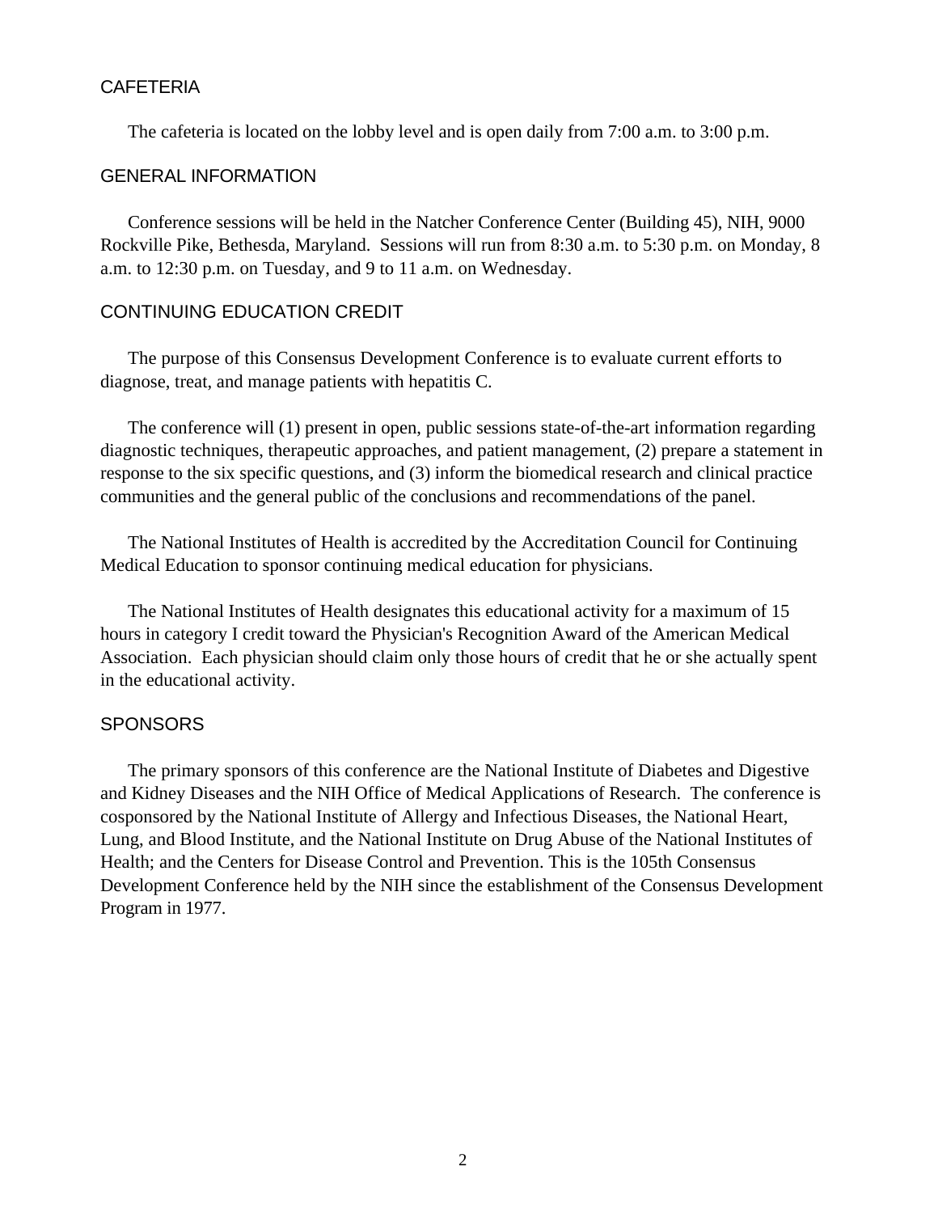## CAFETERIA

The cafeteria is located on the lobby level and is open daily from 7:00 a.m. to 3:00 p.m.

## GENERAL INFORMATION

Conference sessions will be held in the Natcher Conference Center (Building 45), NIH, 9000 Rockville Pike, Bethesda, Maryland. Sessions will run from 8:30 a.m. to 5:30 p.m. on Monday, 8 a.m. to 12:30 p.m. on Tuesday, and 9 to 11 a.m. on Wednesday.

## CONTINUING EDUCATION CREDIT

The purpose of this Consensus Development Conference is to evaluate current efforts to diagnose, treat, and manage patients with hepatitis C.

The conference will (1) present in open, public sessions state-of-the-art information regarding diagnostic techniques, therapeutic approaches, and patient management, (2) prepare a statement in response to the six specific questions, and (3) inform the biomedical research and clinical practice communities and the general public of the conclusions and recommendations of the panel.

The National Institutes of Health is accredited by the Accreditation Council for Continuing Medical Education to sponsor continuing medical education for physicians.

The National Institutes of Health designates this educational activity for a maximum of 15 hours in category I credit toward the Physician's Recognition Award of the American Medical Association. Each physician should claim only those hours of credit that he or she actually spent in the educational activity.

## SPONSORS

The primary sponsors of this conference are the National Institute of Diabetes and Digestive and Kidney Diseases and the NIH Office of Medical Applications of Research. The conference is cosponsored by the National Institute of Allergy and Infectious Diseases, the National Heart, Lung, and Blood Institute, and the National Institute on Drug Abuse of the National Institutes of Health; and the Centers for Disease Control and Prevention. This is the 105th Consensus Development Conference held by the NIH since the establishment of the Consensus Development Program in 1977.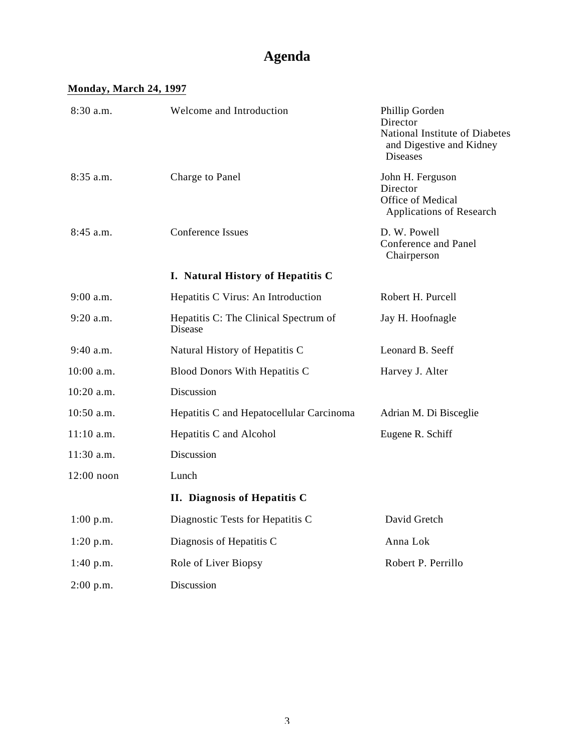# Agenda

**Monday, March 24, 1997**

| | | |
|---|---|---|
| 8:30 a.m. | Welcome and Introduction | Phillip Gorden<br>Director<br>National Institute of Diabetes and Digestive and Kidney Diseases |
| 8:35 a.m. | Charge to Panel | John H. Ferguson<br>Director<br>Office of Medical Applications of Research |
| 8:45 a.m. | Conference Issues | D. W. Powell<br>Conference and Panel Chairperson |
| | **I. Natural History of Hepatitis C** | |
| 9:00 a.m. | Hepatitis C Virus: An Introduction | Robert H. Purcell |
| 9:20 a.m. | Hepatitis C: The Clinical Spectrum of Disease | Jay H. Hoofnagle |
| 9:40 a.m. | Natural History of Hepatitis C | Leonard B. Seeff |
| 10:00 a.m. | Blood Donors With Hepatitis C | Harvey J. Alter |
| 10:20 a.m. | Discussion | |
| 10:50 a.m. | Hepatitis C and Hepatocellular Carcinoma | Adrian M. Di Bisceglie |
| 11:10 a.m. | Hepatitis C and Alcohol | Eugene R. Schiff |
| 11:30 a.m. | Discussion | |
| 12:00 noon | Lunch | |
| | **II. Diagnosis of Hepatitis C** | |
| 1:00 p.m. | Diagnostic Tests for Hepatitis C | David Gretch |
| 1:20 p.m. | Diagnosis of Hepatitis C | Anna Lok |
| 1:40 p.m. | Role of Liver Biopsy | Robert P. Perrillo |
| 2:00 p.m. | Discussion | |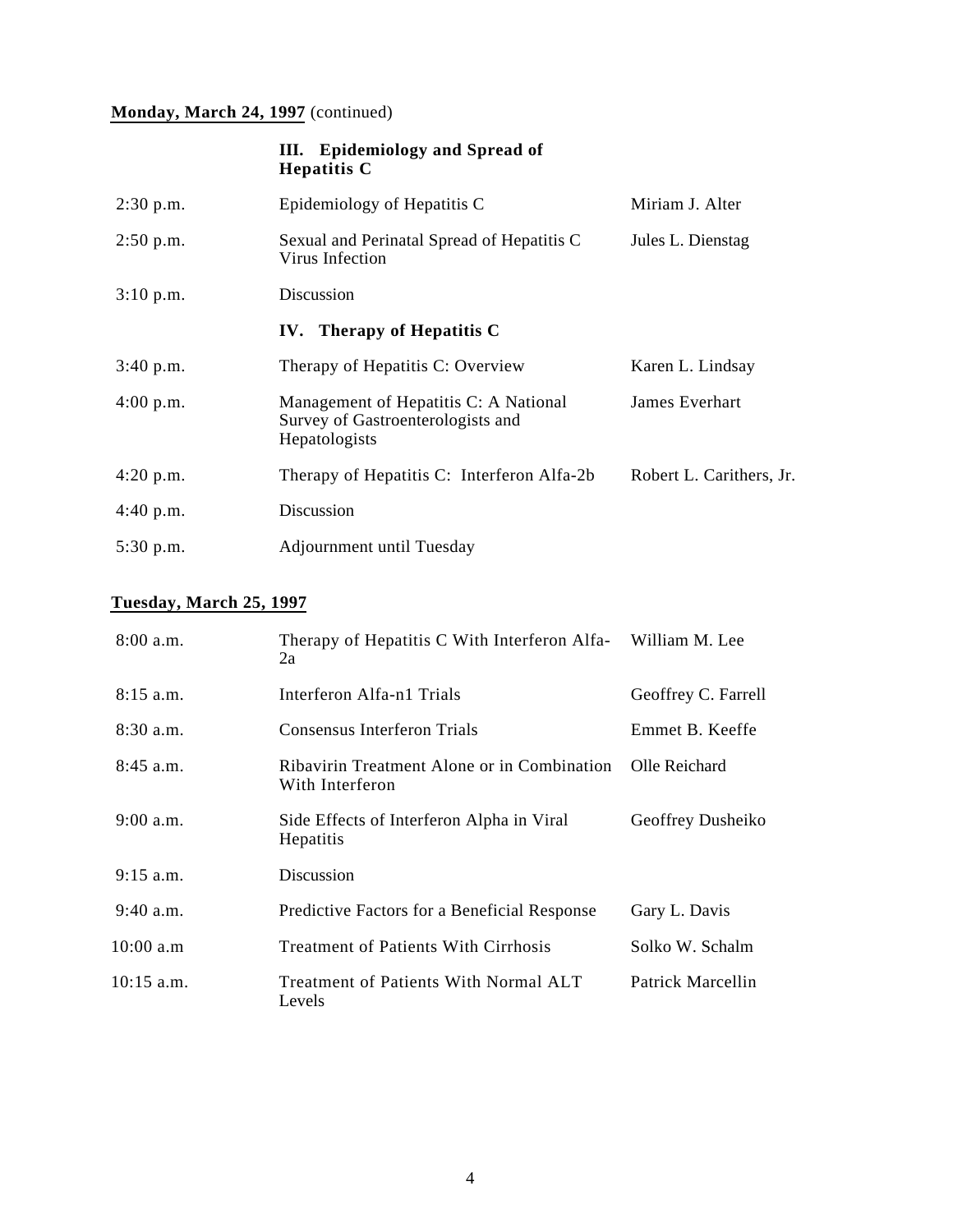**Monday, March 24, 1997** (continued)

| | **III. Epidemiology and Spread of Hepatitis C** | |
|---|---|---|
| 2:30 p.m. | Epidemiology of Hepatitis C | Miriam J. Alter |
| 2:50 p.m. | Sexual and Perinatal Spread of Hepatitis C Virus Infection | Jules L. Dienstag |
| 3:10 p.m. | Discussion | |
| | **IV. Therapy of Hepatitis C** | |
| 3:40 p.m. | Therapy of Hepatitis C: Overview | Karen L. Lindsay |
| 4:00 p.m. | Management of Hepatitis C: A National Survey of Gastroenterologists and Hepatologists | James Everhart |
| 4:20 p.m. | Therapy of Hepatitis C: Interferon Alfa-2b | Robert L. Carithers, Jr. |
| 4:40 p.m. | Discussion | |
| 5:30 p.m. | Adjournment until Tuesday | |

**Tuesday, March 25, 1997**

| | | |
|---|---|---|
| 8:00 a.m. | Therapy of Hepatitis C With Interferon Alfa-2a | William M. Lee |
| 8:15 a.m. | Interferon Alfa-n1 Trials | Geoffrey C. Farrell |
| 8:30 a.m. | Consensus Interferon Trials | Emmet B. Keeffe |
| 8:45 a.m. | Ribavirin Treatment Alone or in Combination With Interferon | Olle Reichard |
| 9:00 a.m. | Side Effects of Interferon Alpha in Viral Hepatitis | Geoffrey Dusheiko |
| 9:15 a.m. | Discussion | |
| 9:40 a.m. | Predictive Factors for a Beneficial Response | Gary L. Davis |
| 10:00 a.m | Treatment of Patients With Cirrhosis | Solko W. Schalm |
| 10:15 a.m. | Treatment of Patients With Normal ALT Levels | Patrick Marcellin |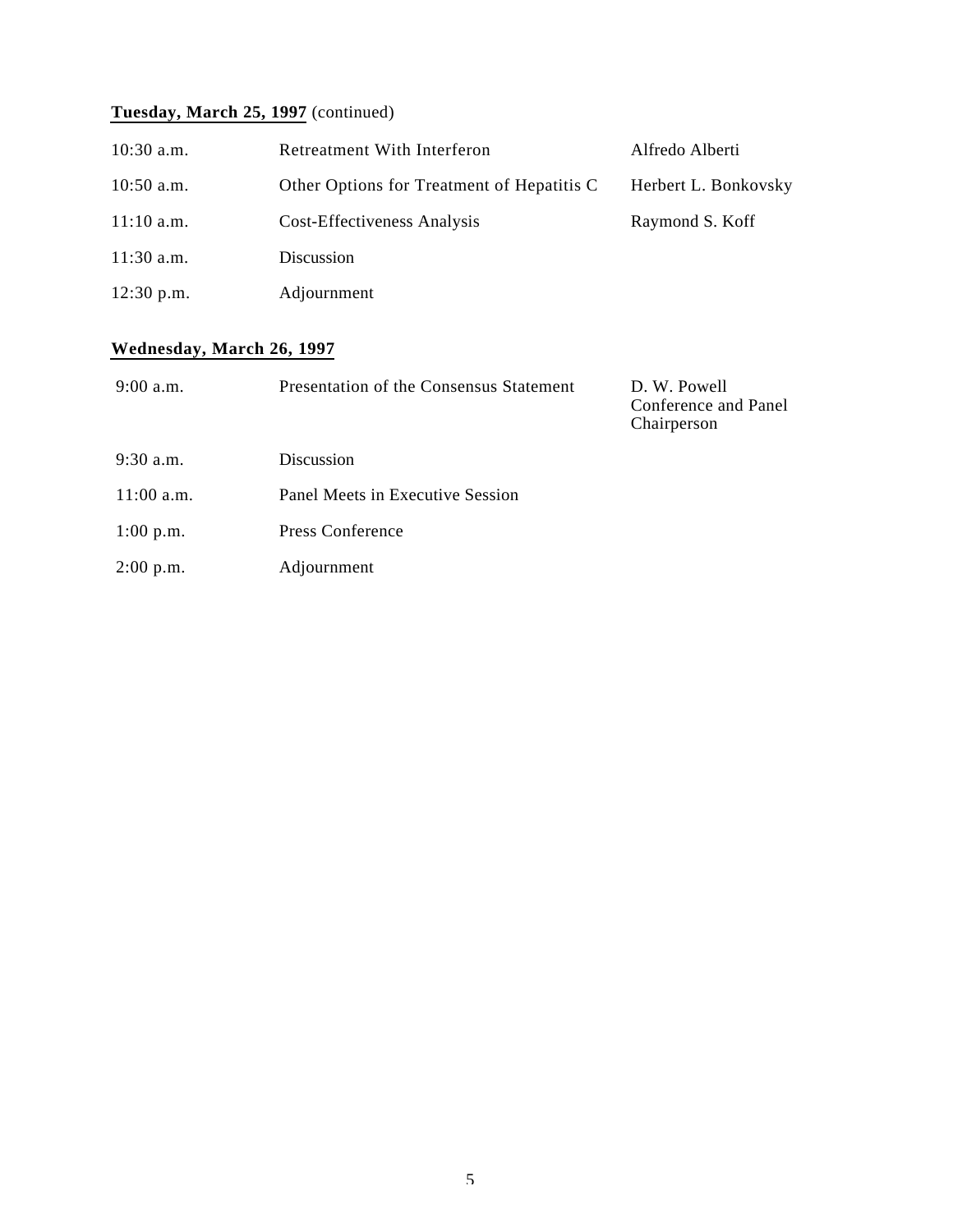**Tuesday, March 25, 1997** (continued)

| | | |
|---|---|---|
| 10:30 a.m. | Retreatment With Interferon | Alfredo Alberti |
| 10:50 a.m. | Other Options for Treatment of Hepatitis C | Herbert L. Bonkovsky |
| 11:10 a.m. | Cost-Effectiveness Analysis | Raymond S. Koff |
| 11:30 a.m. | Discussion | |
| 12:30 p.m. | Adjournment | |

**Wednesday, March 26, 1997**

| | | |
|---|---|---|
| 9:00 a.m. | Presentation of the Consensus Statement | D. W. Powell<br>Conference and Panel Chairperson |
| 9:30 a.m. | Discussion | |
| 11:00 a.m. | Panel Meets in Executive Session | |
| 1:00 p.m. | Press Conference | |
| 2:00 p.m. | Adjournment | |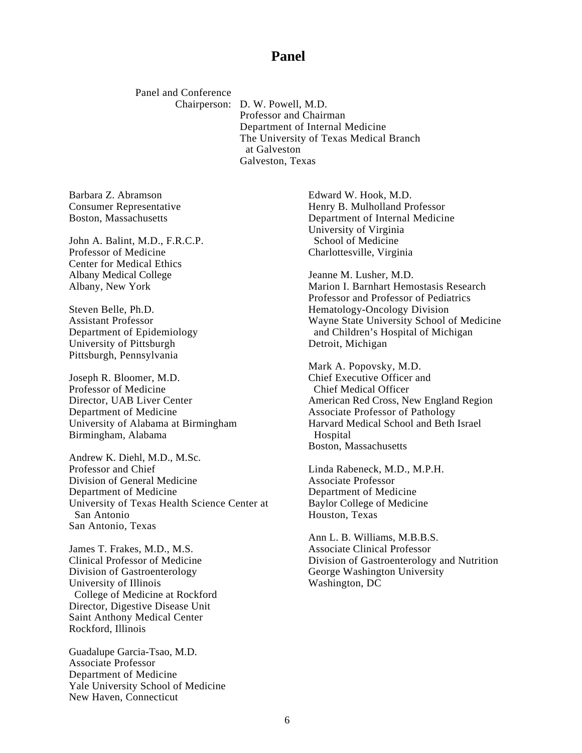# Panel

Panel and Conference Chairperson: D. W. Powell, M.D.
Professor and Chairman
Department of Internal Medicine
The University of Texas Medical Branch at Galveston
Galveston, Texas

Barbara Z. Abramson
Consumer Representative
Boston, Massachusetts

John A. Balint, M.D., F.R.C.P.
Professor of Medicine
Center for Medical Ethics
Albany Medical College
Albany, New York

Steven Belle, Ph.D.
Assistant Professor
Department of Epidemiology
University of Pittsburgh
Pittsburgh, Pennsylvania

Joseph R. Bloomer, M.D.
Professor of Medicine
Director, UAB Liver Center
Department of Medicine
University of Alabama at Birmingham
Birmingham, Alabama

Andrew K. Diehl, M.D., M.Sc.
Professor and Chief
Division of General Medicine
Department of Medicine
University of Texas Health Science Center at San Antonio
San Antonio, Texas

James T. Frakes, M.D., M.S.
Clinical Professor of Medicine
Division of Gastroenterology
University of Illinois College of Medicine at Rockford
Director, Digestive Disease Unit
Saint Anthony Medical Center
Rockford, Illinois

Guadalupe Garcia-Tsao, M.D.
Associate Professor
Department of Medicine
Yale University School of Medicine
New Haven, Connecticut

Edward W. Hook, M.D.
Henry B. Mulholland Professor
Department of Internal Medicine
University of Virginia School of Medicine
Charlottesville, Virginia

Jeanne M. Lusher, M.D.
Marion I. Barnhart Hemostasis Research Professor and Professor of Pediatrics
Hematology-Oncology Division
Wayne State University School of Medicine and Children's Hospital of Michigan
Detroit, Michigan

Mark A. Popovsky, M.D.
Chief Executive Officer and Chief Medical Officer
American Red Cross, New England Region
Associate Professor of Pathology
Harvard Medical School and Beth Israel Hospital
Boston, Massachusetts

Linda Rabeneck, M.D., M.P.H.
Associate Professor
Department of Medicine
Baylor College of Medicine
Houston, Texas

Ann L. B. Williams, M.B.B.S.
Associate Clinical Professor
Division of Gastroenterology and Nutrition
George Washington University
Washington, DC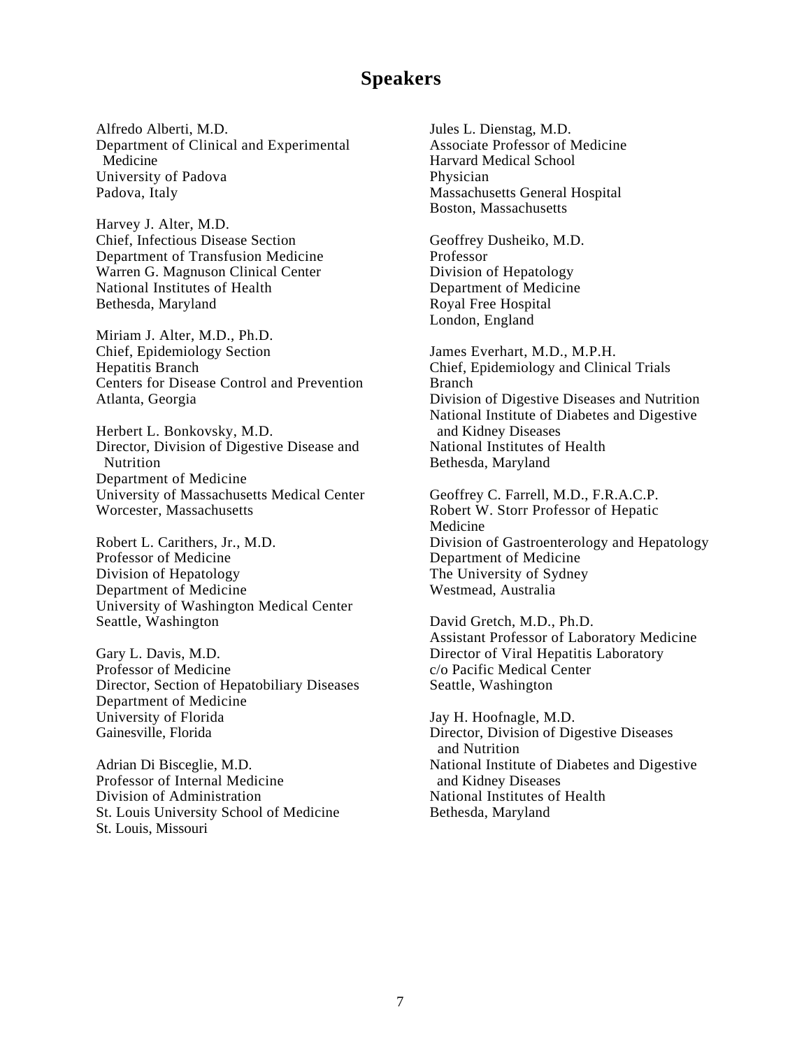# Speakers

Alfredo Alberti, M.D.
Department of Clinical and Experimental Medicine
University of Padova
Padova, Italy

Harvey J. Alter, M.D.
Chief, Infectious Disease Section
Department of Transfusion Medicine
Warren G. Magnuson Clinical Center
National Institutes of Health
Bethesda, Maryland

Miriam J. Alter, M.D., Ph.D.
Chief, Epidemiology Section
Hepatitis Branch
Centers for Disease Control and Prevention
Atlanta, Georgia

Herbert L. Bonkovsky, M.D.
Director, Division of Digestive Disease and Nutrition
Department of Medicine
University of Massachusetts Medical Center
Worcester, Massachusetts

Robert L. Carithers, Jr., M.D.
Professor of Medicine
Division of Hepatology
Department of Medicine
University of Washington Medical Center
Seattle, Washington

Gary L. Davis, M.D.
Professor of Medicine
Director, Section of Hepatobiliary Diseases
Department of Medicine
University of Florida
Gainesville, Florida

Adrian Di Bisceglie, M.D.
Professor of Internal Medicine
Division of Administration
St. Louis University School of Medicine
St. Louis, Missouri

Jules L. Dienstag, M.D.
Associate Professor of Medicine
Harvard Medical School
Physician
Massachusetts General Hospital
Boston, Massachusetts

Geoffrey Dusheiko, M.D.
Professor
Division of Hepatology
Department of Medicine
Royal Free Hospital
London, England

James Everhart, M.D., M.P.H.
Chief, Epidemiology and Clinical Trials Branch
Division of Digestive Diseases and Nutrition
National Institute of Diabetes and Digestive and Kidney Diseases
National Institutes of Health
Bethesda, Maryland

Geoffrey C. Farrell, M.D., F.R.A.C.P.
Robert W. Storr Professor of Hepatic Medicine
Division of Gastroenterology and Hepatology
Department of Medicine
The University of Sydney
Westmead, Australia

David Gretch, M.D., Ph.D.
Assistant Professor of Laboratory Medicine
Director of Viral Hepatitis Laboratory
c/o Pacific Medical Center
Seattle, Washington

Jay H. Hoofnagle, M.D.
Director, Division of Digestive Diseases and Nutrition
National Institute of Diabetes and Digestive and Kidney Diseases
National Institutes of Health
Bethesda, Maryland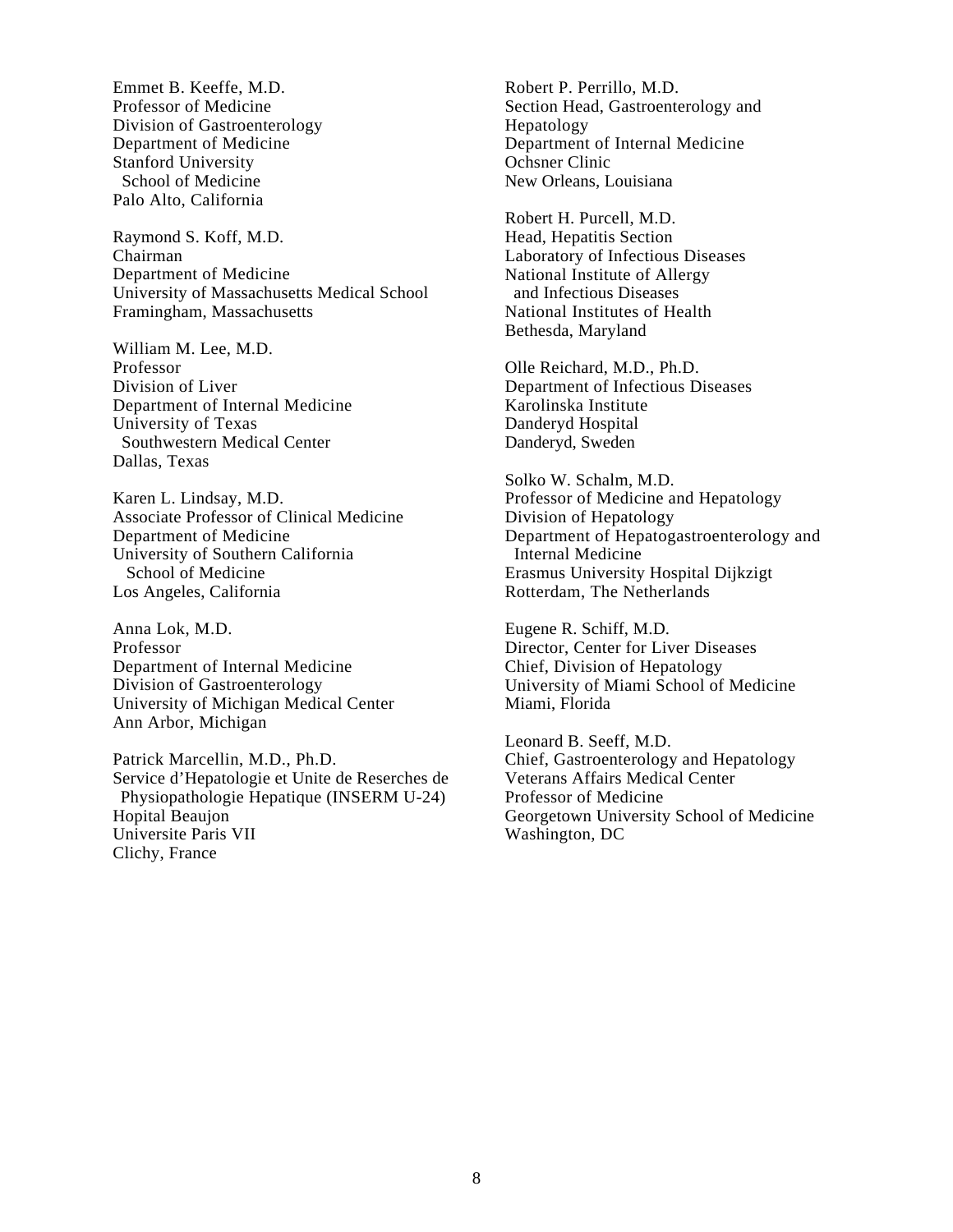Emmet B. Keeffe, M.D.
Professor of Medicine
Division of Gastroenterology
Department of Medicine
Stanford University
School of Medicine
Palo Alto, California

Raymond S. Koff, M.D.
Chairman
Department of Medicine
University of Massachusetts Medical School
Framingham, Massachusetts

William M. Lee, M.D.
Professor
Division of Liver
Department of Internal Medicine
University of Texas
Southwestern Medical Center
Dallas, Texas

Karen L. Lindsay, M.D.
Associate Professor of Clinical Medicine
Department of Medicine
University of Southern California
School of Medicine
Los Angeles, California

Anna Lok, M.D.
Professor
Department of Internal Medicine
Division of Gastroenterology
University of Michigan Medical Center
Ann Arbor, Michigan

Patrick Marcellin, M.D., Ph.D.
Service d'Hepatologie et Unite de Reserches de
Physiopathologie Hepatique (INSERM U-24)
Hopital Beaujon
Universite Paris VII
Clichy, France

Robert P. Perrillo, M.D.
Section Head, Gastroenterology and
Hepatology
Department of Internal Medicine
Ochsner Clinic
New Orleans, Louisiana

Robert H. Purcell, M.D.
Head, Hepatitis Section
Laboratory of Infectious Diseases
National Institute of Allergy
and Infectious Diseases
National Institutes of Health
Bethesda, Maryland

Olle Reichard, M.D., Ph.D.
Department of Infectious Diseases
Karolinska Institute
Danderyd Hospital
Danderyd, Sweden

Solko W. Schalm, M.D.
Professor of Medicine and Hepatology
Division of Hepatology
Department of Hepatogastroenterology and
Internal Medicine
Erasmus University Hospital Dijkzigt
Rotterdam, The Netherlands

Eugene R. Schiff, M.D.
Director, Center for Liver Diseases
Chief, Division of Hepatology
University of Miami School of Medicine
Miami, Florida

Leonard B. Seeff, M.D.
Chief, Gastroenterology and Hepatology
Veterans Affairs Medical Center
Professor of Medicine
Georgetown University School of Medicine
Washington, DC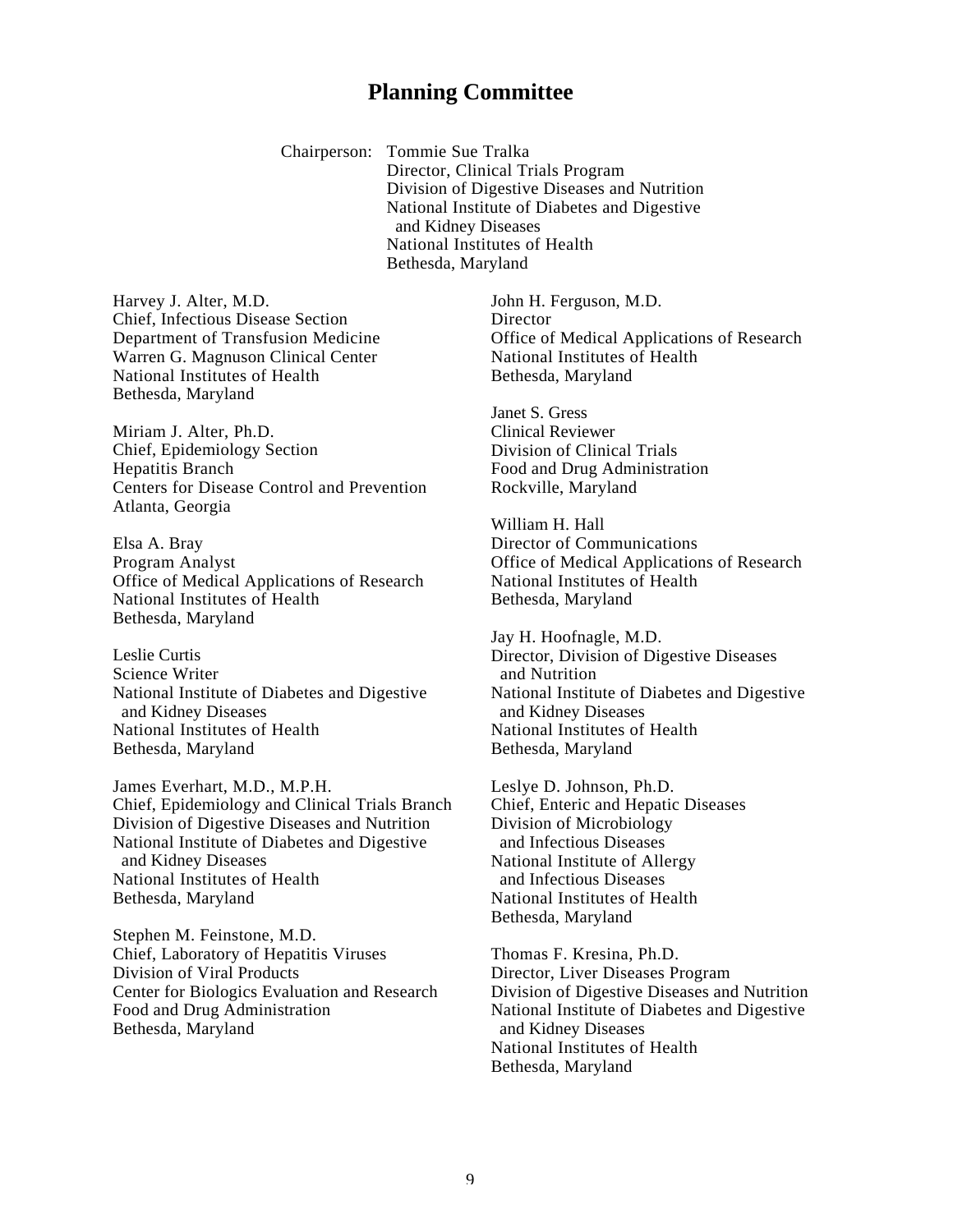# Planning Committee

Chairperson: Tommie Sue Tralka
Director, Clinical Trials Program
Division of Digestive Diseases and Nutrition
National Institute of Diabetes and Digestive and Kidney Diseases
National Institutes of Health
Bethesda, Maryland

Harvey J. Alter, M.D.
Chief, Infectious Disease Section
Department of Transfusion Medicine
Warren G. Magnuson Clinical Center
National Institutes of Health
Bethesda, Maryland

Miriam J. Alter, Ph.D.
Chief, Epidemiology Section
Hepatitis Branch
Centers for Disease Control and Prevention
Atlanta, Georgia

Elsa A. Bray
Program Analyst
Office of Medical Applications of Research
National Institutes of Health
Bethesda, Maryland

Leslie Curtis
Science Writer
National Institute of Diabetes and Digestive and Kidney Diseases
National Institutes of Health
Bethesda, Maryland

James Everhart, M.D., M.P.H.
Chief, Epidemiology and Clinical Trials Branch
Division of Digestive Diseases and Nutrition
National Institute of Diabetes and Digestive and Kidney Diseases
National Institutes of Health
Bethesda, Maryland

Stephen M. Feinstone, M.D.
Chief, Laboratory of Hepatitis Viruses
Division of Viral Products
Center for Biologics Evaluation and Research
Food and Drug Administration
Bethesda, Maryland

John H. Ferguson, M.D.
Director
Office of Medical Applications of Research
National Institutes of Health
Bethesda, Maryland

Janet S. Gress
Clinical Reviewer
Division of Clinical Trials
Food and Drug Administration
Rockville, Maryland

William H. Hall
Director of Communications
Office of Medical Applications of Research
National Institutes of Health
Bethesda, Maryland

Jay H. Hoofnagle, M.D.
Director, Division of Digestive Diseases and Nutrition
National Institute of Diabetes and Digestive and Kidney Diseases
National Institutes of Health
Bethesda, Maryland

Leslye D. Johnson, Ph.D.
Chief, Enteric and Hepatic Diseases
Division of Microbiology and Infectious Diseases
National Institute of Allergy and Infectious Diseases
National Institutes of Health
Bethesda, Maryland

Thomas F. Kresina, Ph.D.
Director, Liver Diseases Program
Division of Digestive Diseases and Nutrition
National Institute of Diabetes and Digestive and Kidney Diseases
National Institutes of Health
Bethesda, Maryland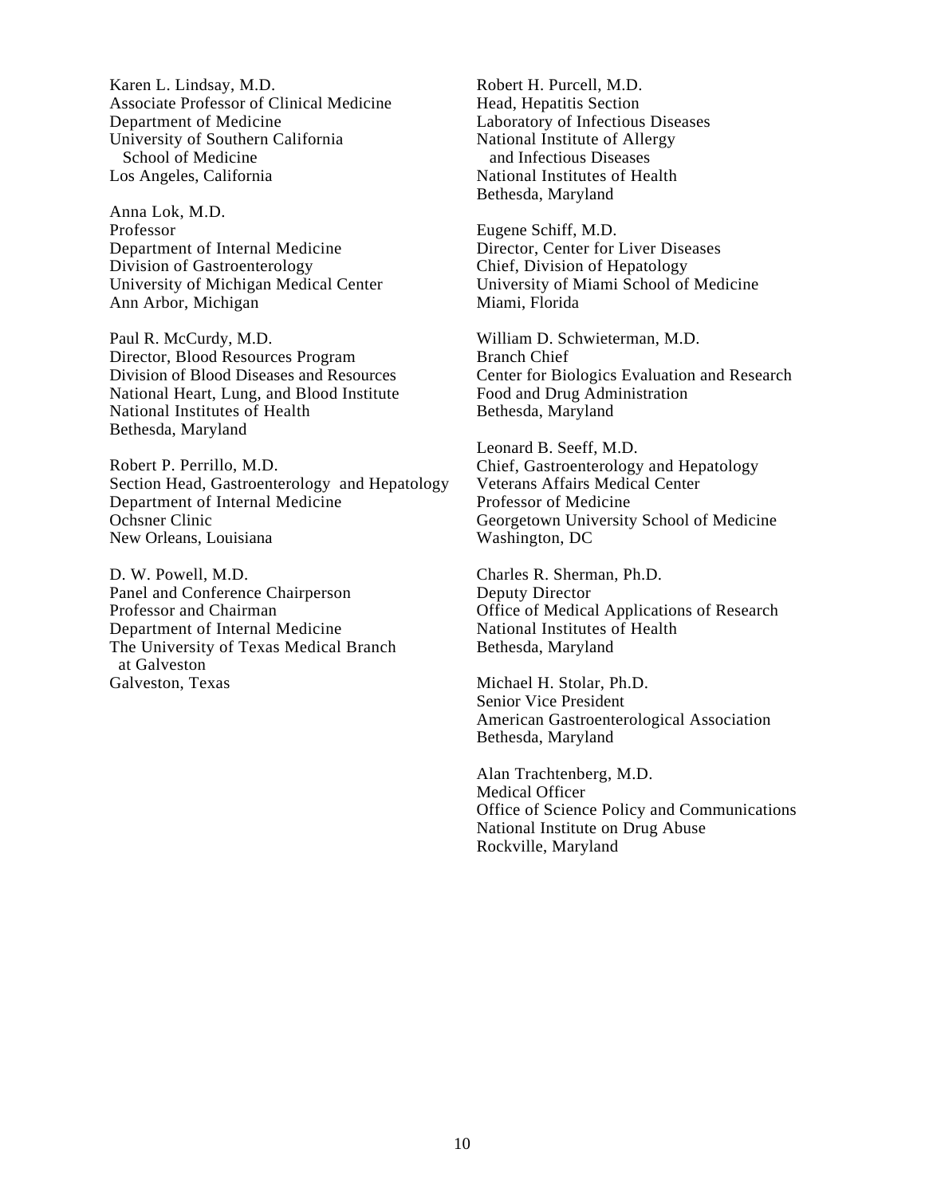Karen L. Lindsay, M.D.
Associate Professor of Clinical Medicine
Department of Medicine
University of Southern California
School of Medicine
Los Angeles, California

Anna Lok, M.D.
Professor
Department of Internal Medicine
Division of Gastroenterology
University of Michigan Medical Center
Ann Arbor, Michigan

Paul R. McCurdy, M.D.
Director, Blood Resources Program
Division of Blood Diseases and Resources
National Heart, Lung, and Blood Institute
National Institutes of Health
Bethesda, Maryland

Robert P. Perrillo, M.D.
Section Head, Gastroenterology and Hepatology
Department of Internal Medicine
Ochsner Clinic
New Orleans, Louisiana

D. W. Powell, M.D.
Panel and Conference Chairperson
Professor and Chairman
Department of Internal Medicine
The University of Texas Medical Branch
at Galveston
Galveston, Texas

Robert H. Purcell, M.D.
Head, Hepatitis Section
Laboratory of Infectious Diseases
National Institute of Allergy
and Infectious Diseases
National Institutes of Health
Bethesda, Maryland

Eugene Schiff, M.D.
Director, Center for Liver Diseases
Chief, Division of Hepatology
University of Miami School of Medicine
Miami, Florida

William D. Schwieterman, M.D.
Branch Chief
Center for Biologics Evaluation and Research
Food and Drug Administration
Bethesda, Maryland

Leonard B. Seeff, M.D.
Chief, Gastroenterology and Hepatology
Veterans Affairs Medical Center
Professor of Medicine
Georgetown University School of Medicine
Washington, DC

Charles R. Sherman, Ph.D.
Deputy Director
Office of Medical Applications of Research
National Institutes of Health
Bethesda, Maryland

Michael H. Stolar, Ph.D.
Senior Vice President
American Gastroenterological Association
Bethesda, Maryland

Alan Trachtenberg, M.D.
Medical Officer
Office of Science Policy and Communications
National Institute on Drug Abuse
Rockville, Maryland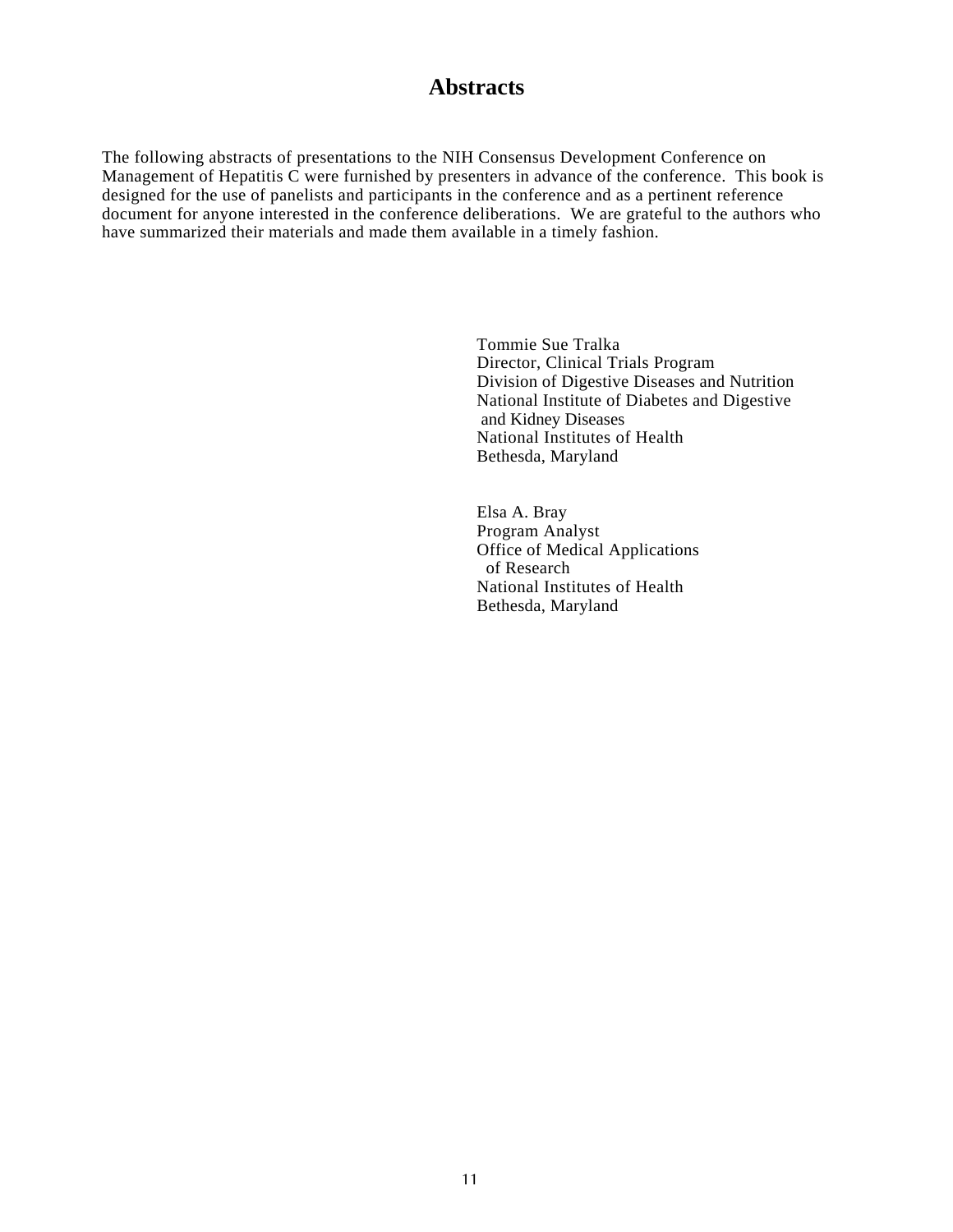# Abstracts

The following abstracts of presentations to the NIH Consensus Development Conference on Management of Hepatitis C were furnished by presenters in advance of the conference. This book is designed for the use of panelists and participants in the conference and as a pertinent reference document for anyone interested in the conference deliberations. We are grateful to the authors who have summarized their materials and made them available in a timely fashion.

Tommie Sue Tralka
Director, Clinical Trials Program
Division of Digestive Diseases and Nutrition
National Institute of Diabetes and Digestive and Kidney Diseases
National Institutes of Health
Bethesda, Maryland

Elsa A. Bray
Program Analyst
Office of Medical Applications of Research
National Institutes of Health
Bethesda, Maryland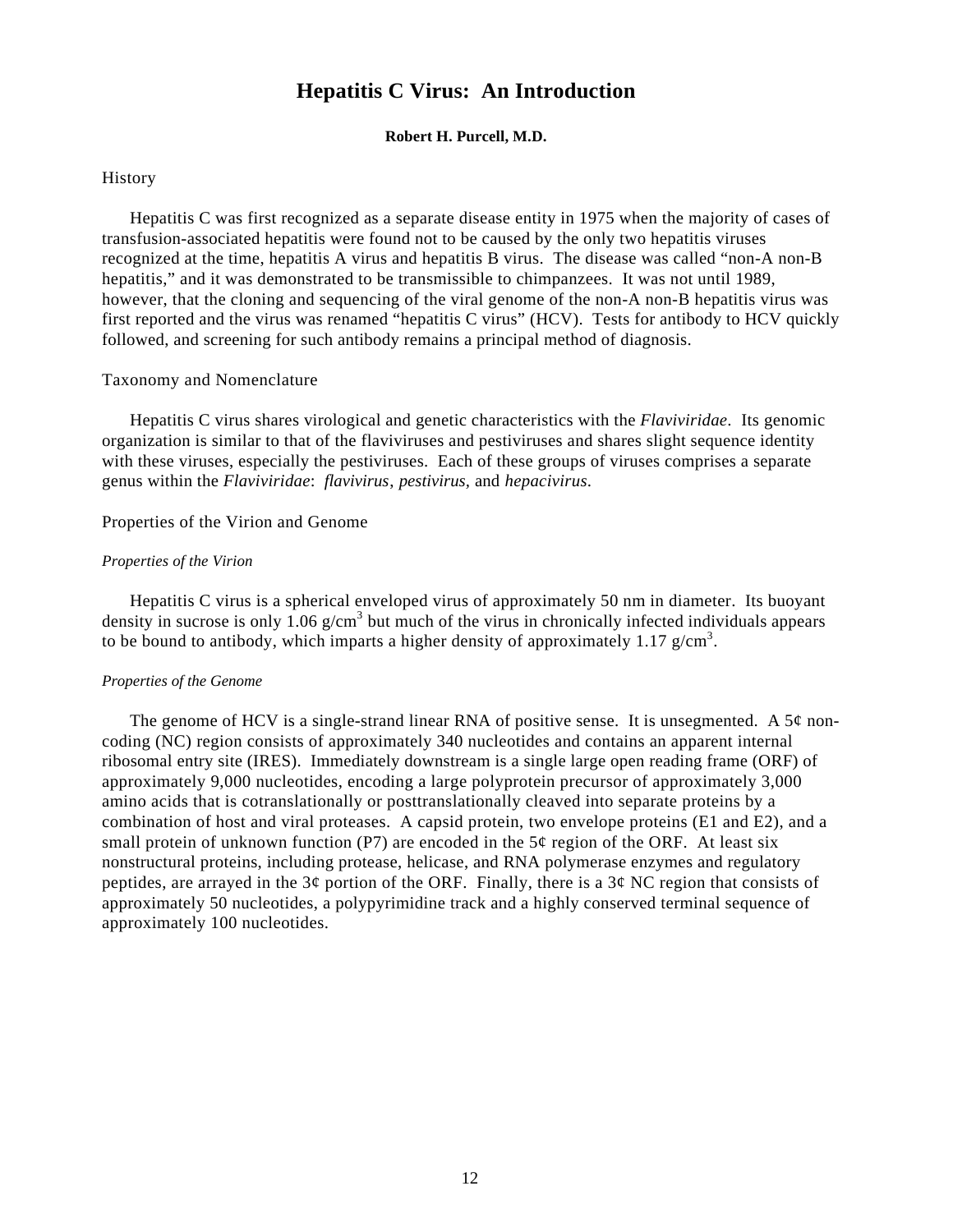# Hepatitis C Virus: An Introduction

**Robert H. Purcell, M.D.**

## History

Hepatitis C was first recognized as a separate disease entity in 1975 when the majority of cases of transfusion-associated hepatitis were found not to be caused by the only two hepatitis viruses recognized at the time, hepatitis A virus and hepatitis B virus. The disease was called "non-A non-B hepatitis," and it was demonstrated to be transmissible to chimpanzees. It was not until 1989, however, that the cloning and sequencing of the viral genome of the non-A non-B hepatitis virus was first reported and the virus was renamed "hepatitis C virus" (HCV). Tests for antibody to HCV quickly followed, and screening for such antibody remains a principal method of diagnosis.

## Taxonomy and Nomenclature

Hepatitis C virus shares virological and genetic characteristics with the *Flaviviridae*. Its genomic organization is similar to that of the flaviviruses and pestiviruses and shares slight sequence identity with these viruses, especially the pestiviruses. Each of these groups of viruses comprises a separate genus within the *Flaviviridae*: *flavivirus*, *pestivirus*, and *hepacivirus*.

## Properties of the Virion and Genome

### *Properties of the Virion*

Hepatitis C virus is a spherical enveloped virus of approximately 50 nm in diameter. Its buoyant density in sucrose is only 1.06 $g/cm^3$ but much of the virus in chronically infected individuals appears to be bound to antibody, which imparts a higher density of approximately 1.17 $g/cm^3$.

### *Properties of the Genome*

The genome of HCV is a single-strand linear RNA of positive sense. It is unsegmented. A 5¢ non-coding (NC) region consists of approximately 340 nucleotides and contains an apparent internal ribosomal entry site (IRES). Immediately downstream is a single large open reading frame (ORF) of approximately 9,000 nucleotides, encoding a large polyprotein precursor of approximately 3,000 amino acids that is cotranslationally or posttranslationally cleaved into separate proteins by a combination of host and viral proteases. A capsid protein, two envelope proteins (E1 and E2), and a small protein of unknown function (P7) are encoded in the 5¢ region of the ORF. At least six nonstructural proteins, including protease, helicase, and RNA polymerase enzymes and regulatory peptides, are arrayed in the 3¢ portion of the ORF. Finally, there is a 3¢ NC region that consists of approximately 50 nucleotides, a polypyrimidine track and a highly conserved terminal sequence of approximately 100 nucleotides.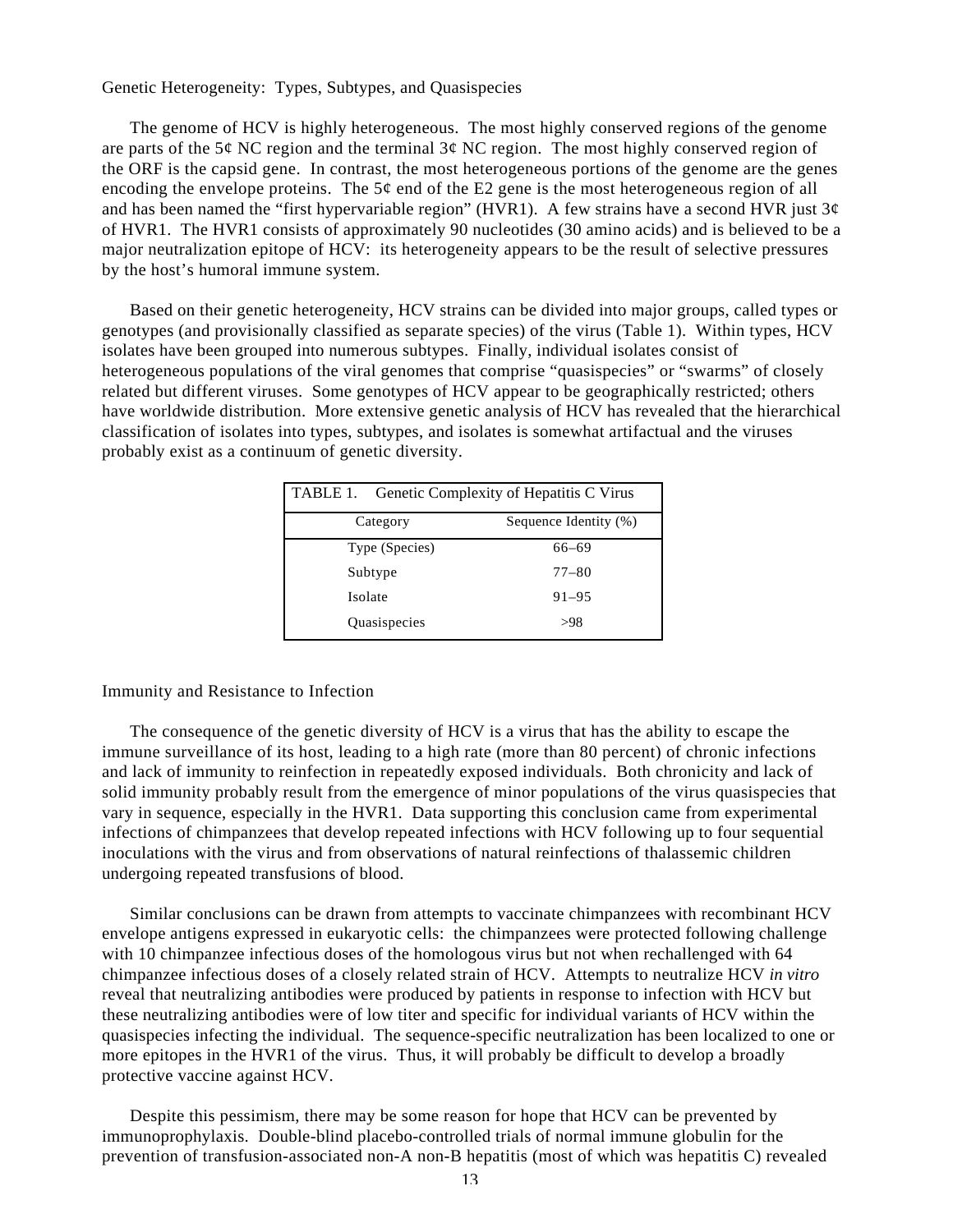## Genetic Heterogeneity: Types, Subtypes, and Quasispecies

The genome of HCV is highly heterogeneous. The most highly conserved regions of the genome are parts of the 5¢ NC region and the terminal 3¢ NC region. The most highly conserved region of the ORF is the capsid gene. In contrast, the most heterogeneous portions of the genome are the genes encoding the envelope proteins. The 5¢ end of the E2 gene is the most heterogeneous region of all and has been named the "first hypervariable region" (HVR1). A few strains have a second HVR just 3¢ of HVR1. The HVR1 consists of approximately 90 nucleotides (30 amino acids) and is believed to be a major neutralization epitope of HCV: its heterogeneity appears to be the result of selective pressures by the host's humoral immune system.

Based on their genetic heterogeneity, HCV strains can be divided into major groups, called types or genotypes (and provisionally classified as separate species) of the virus (Table 1). Within types, HCV isolates have been grouped into numerous subtypes. Finally, individual isolates consist of heterogeneous populations of the viral genomes that comprise "quasispecies" or "swarms" of closely related but different viruses. Some genotypes of HCV appear to be geographically restricted; others have worldwide distribution. More extensive genetic analysis of HCV has revealed that the hierarchical classification of isolates into types, subtypes, and isolates is somewhat artifactual and the viruses probably exist as a continuum of genetic diversity.

TABLE 1. Genetic Complexity of Hepatitis C Virus

| Category | Sequence Identity (%) |
|---|---|
| Type (Species) | 66–69 |
| Subtype | 77–80 |
| Isolate | 91–95 |
| Quasispecies | >98 |

## Immunity and Resistance to Infection

The consequence of the genetic diversity of HCV is a virus that has the ability to escape the immune surveillance of its host, leading to a high rate (more than 80 percent) of chronic infections and lack of immunity to reinfection in repeatedly exposed individuals. Both chronicity and lack of solid immunity probably result from the emergence of minor populations of the virus quasispecies that vary in sequence, especially in the HVR1. Data supporting this conclusion came from experimental infections of chimpanzees that develop repeated infections with HCV following up to four sequential inoculations with the virus and from observations of natural reinfections of thalassemic children undergoing repeated transfusions of blood.

Similar conclusions can be drawn from attempts to vaccinate chimpanzees with recombinant HCV envelope antigens expressed in eukaryotic cells: the chimpanzees were protected following challenge with 10 chimpanzee infectious doses of the homologous virus but not when rechallenged with 64 chimpanzee infectious doses of a closely related strain of HCV. Attempts to neutralize HCV *in vitro* reveal that neutralizing antibodies were produced by patients in response to infection with HCV but these neutralizing antibodies were of low titer and specific for individual variants of HCV within the quasispecies infecting the individual. The sequence-specific neutralization has been localized to one or more epitopes in the HVR1 of the virus. Thus, it will probably be difficult to develop a broadly protective vaccine against HCV.

Despite this pessimism, there may be some reason for hope that HCV can be prevented by immunoprophylaxis. Double-blind placebo-controlled trials of normal immune globulin for the prevention of transfusion-associated non-A non-B hepatitis (most of which was hepatitis C) revealed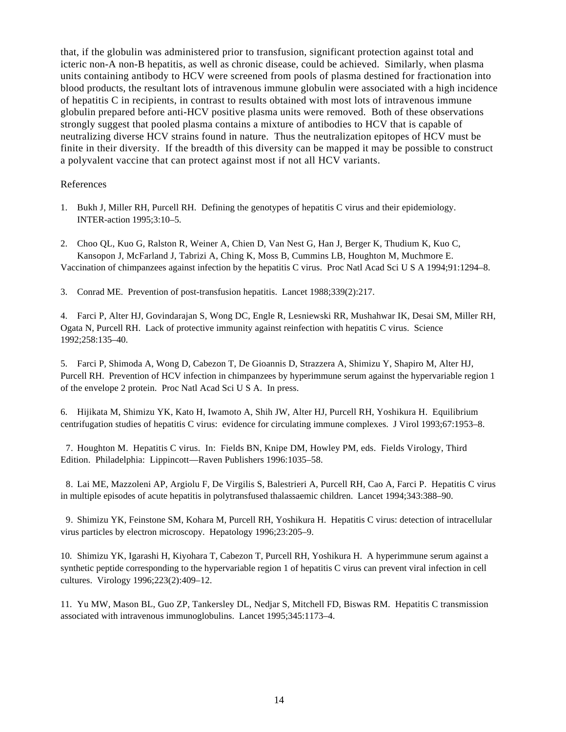that, if the globulin was administered prior to transfusion, significant protection against total and icteric non-A non-B hepatitis, as well as chronic disease, could be achieved. Similarly, when plasma units containing antibody to HCV were screened from pools of plasma destined for fractionation into blood products, the resultant lots of intravenous immune globulin were associated with a high incidence of hepatitis C in recipients, in contrast to results obtained with most lots of intravenous immune globulin prepared before anti-HCV positive plasma units were removed. Both of these observations strongly suggest that pooled plasma contains a mixture of antibodies to HCV that is capable of neutralizing diverse HCV strains found in nature. Thus the neutralization epitopes of HCV must be finite in their diversity. If the breadth of this diversity can be mapped it may be possible to construct a polyvalent vaccine that can protect against most if not all HCV variants.

References

1. Bukh J, Miller RH, Purcell RH. Defining the genotypes of hepatitis C virus and their epidemiology. INTER-action 1995;3:10–5.

2. Choo QL, Kuo G, Ralston R, Weiner A, Chien D, Van Nest G, Han J, Berger K, Thudium K, Kuo C, Kansopon J, McFarland J, Tabrizi A, Ching K, Moss B, Cummins LB, Houghton M, Muchmore E. Vaccination of chimpanzees against infection by the hepatitis C virus. Proc Natl Acad Sci U S A 1994;91:1294–8.

3. Conrad ME. Prevention of post-transfusion hepatitis. Lancet 1988;339(2):217.

4. Farci P, Alter HJ, Govindarajan S, Wong DC, Engle R, Lesniewski RR, Mushahwar IK, Desai SM, Miller RH, Ogata N, Purcell RH. Lack of protective immunity against reinfection with hepatitis C virus. Science 1992;258:135–40.

5. Farci P, Shimoda A, Wong D, Cabezon T, De Gioannis D, Strazzera A, Shimizu Y, Shapiro M, Alter HJ, Purcell RH. Prevention of HCV infection in chimpanzees by hyperimmune serum against the hypervariable region 1 of the envelope 2 protein. Proc Natl Acad Sci U S A. In press.

6. Hijikata M, Shimizu YK, Kato H, Iwamoto A, Shih JW, Alter HJ, Purcell RH, Yoshikura H. Equilibrium centrifugation studies of hepatitis C virus: evidence for circulating immune complexes. J Virol 1993;67:1953–8.

7. Houghton M. Hepatitis C virus. In: Fields BN, Knipe DM, Howley PM, eds. Fields Virology, Third Edition. Philadelphia: Lippincott—Raven Publishers 1996:1035–58.

8. Lai ME, Mazzoleni AP, Argiolu F, De Virgilis S, Balestrieri A, Purcell RH, Cao A, Farci P. Hepatitis C virus in multiple episodes of acute hepatitis in polytransfused thalassaemic children. Lancet 1994;343:388–90.

9. Shimizu YK, Feinstone SM, Kohara M, Purcell RH, Yoshikura H. Hepatitis C virus: detection of intracellular virus particles by electron microscopy. Hepatology 1996;23:205–9.

10. Shimizu YK, Igarashi H, Kiyohara T, Cabezon T, Purcell RH, Yoshikura H. A hyperimmune serum against a synthetic peptide corresponding to the hypervariable region 1 of hepatitis C virus can prevent viral infection in cell cultures. Virology 1996;223(2):409–12.

11. Yu MW, Mason BL, Guo ZP, Tankersley DL, Nedjar S, Mitchell FD, Biswas RM. Hepatitis C transmission associated with intravenous immunoglobulins. Lancet 1995;345:1173–4.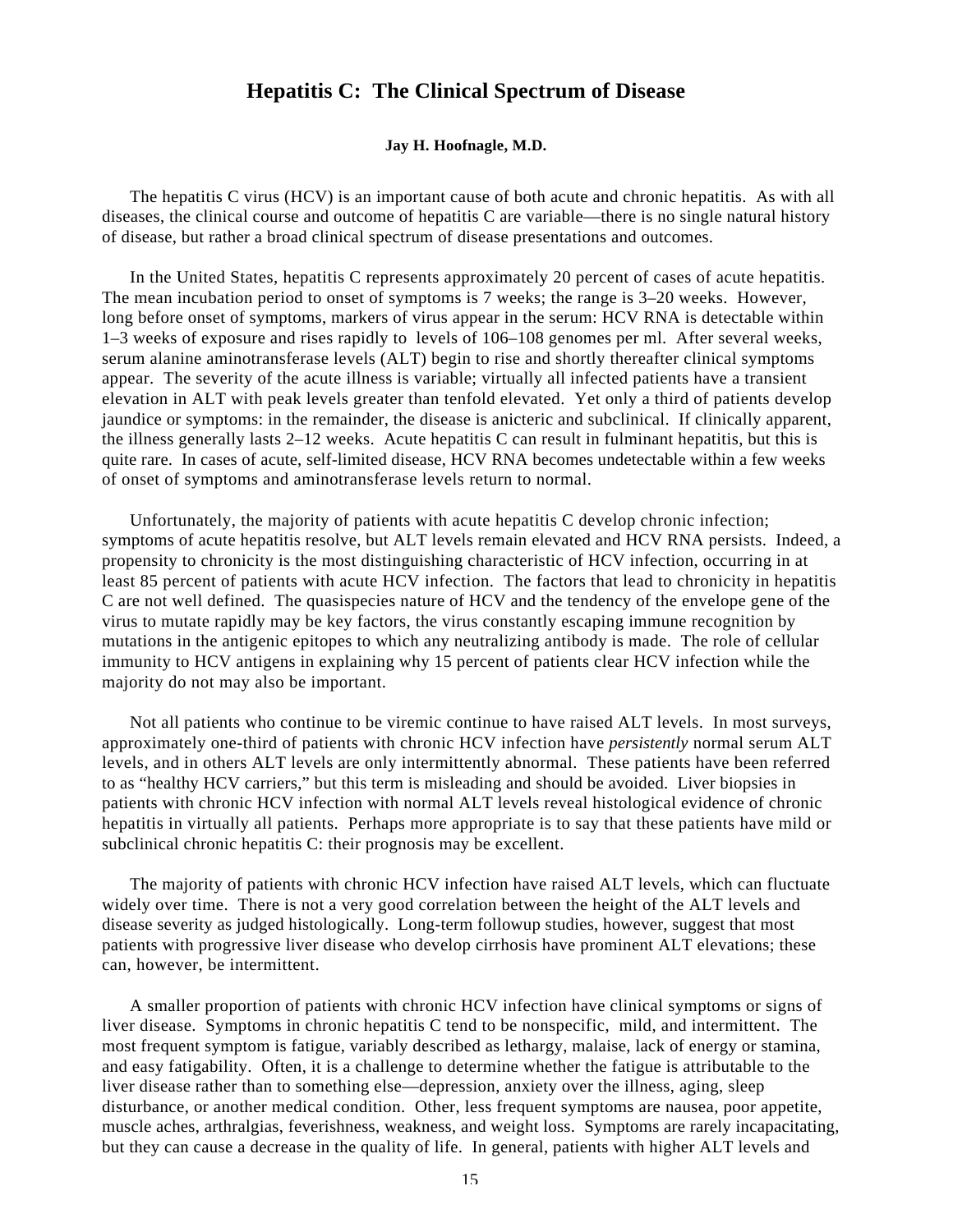# Hepatitis C: The Clinical Spectrum of Disease

**Jay H. Hoofnagle, M.D.**

The hepatitis C virus (HCV) is an important cause of both acute and chronic hepatitis. As with all diseases, the clinical course and outcome of hepatitis C are variable—there is no single natural history of disease, but rather a broad clinical spectrum of disease presentations and outcomes.

In the United States, hepatitis C represents approximately 20 percent of cases of acute hepatitis. The mean incubation period to onset of symptoms is 7 weeks; the range is 3–20 weeks. However, long before onset of symptoms, markers of virus appear in the serum: HCV RNA is detectable within 1–3 weeks of exposure and rises rapidly to levels of $10^6$–$10^8$ genomes per ml. After several weeks, serum alanine aminotransferase levels (ALT) begin to rise and shortly thereafter clinical symptoms appear. The severity of the acute illness is variable; virtually all infected patients have a transient elevation in ALT with peak levels greater than tenfold elevated. Yet only a third of patients develop jaundice or symptoms: in the remainder, the disease is anicteric and subclinical. If clinically apparent, the illness generally lasts 2–12 weeks. Acute hepatitis C can result in fulminant hepatitis, but this is quite rare. In cases of acute, self-limited disease, HCV RNA becomes undetectable within a few weeks of onset of symptoms and aminotransferase levels return to normal.

Unfortunately, the majority of patients with acute hepatitis C develop chronic infection; symptoms of acute hepatitis resolve, but ALT levels remain elevated and HCV RNA persists. Indeed, a propensity to chronicity is the most distinguishing characteristic of HCV infection, occurring in at least 85 percent of patients with acute HCV infection. The factors that lead to chronicity in hepatitis C are not well defined. The quasispecies nature of HCV and the tendency of the envelope gene of the virus to mutate rapidly may be key factors, the virus constantly escaping immune recognition by mutations in the antigenic epitopes to which any neutralizing antibody is made. The role of cellular immunity to HCV antigens in explaining why 15 percent of patients clear HCV infection while the majority do not may also be important.

Not all patients who continue to be viremic continue to have raised ALT levels. In most surveys, approximately one-third of patients with chronic HCV infection have *persistently* normal serum ALT levels, and in others ALT levels are only intermittently abnormal. These patients have been referred to as "healthy HCV carriers," but this term is misleading and should be avoided. Liver biopsies in patients with chronic HCV infection with normal ALT levels reveal histological evidence of chronic hepatitis in virtually all patients. Perhaps more appropriate is to say that these patients have mild or subclinical chronic hepatitis C: their prognosis may be excellent.

The majority of patients with chronic HCV infection have raised ALT levels, which can fluctuate widely over time. There is not a very good correlation between the height of the ALT levels and disease severity as judged histologically. Long-term followup studies, however, suggest that most patients with progressive liver disease who develop cirrhosis have prominent ALT elevations; these can, however, be intermittent.

A smaller proportion of patients with chronic HCV infection have clinical symptoms or signs of liver disease. Symptoms in chronic hepatitis C tend to be nonspecific, mild, and intermittent. The most frequent symptom is fatigue, variably described as lethargy, malaise, lack of energy or stamina, and easy fatigability. Often, it is a challenge to determine whether the fatigue is attributable to the liver disease rather than to something else—depression, anxiety over the illness, aging, sleep disturbance, or another medical condition. Other, less frequent symptoms are nausea, poor appetite, muscle aches, arthralgias, feverishness, weakness, and weight loss. Symptoms are rarely incapacitating, but they can cause a decrease in the quality of life. In general, patients with higher ALT levels and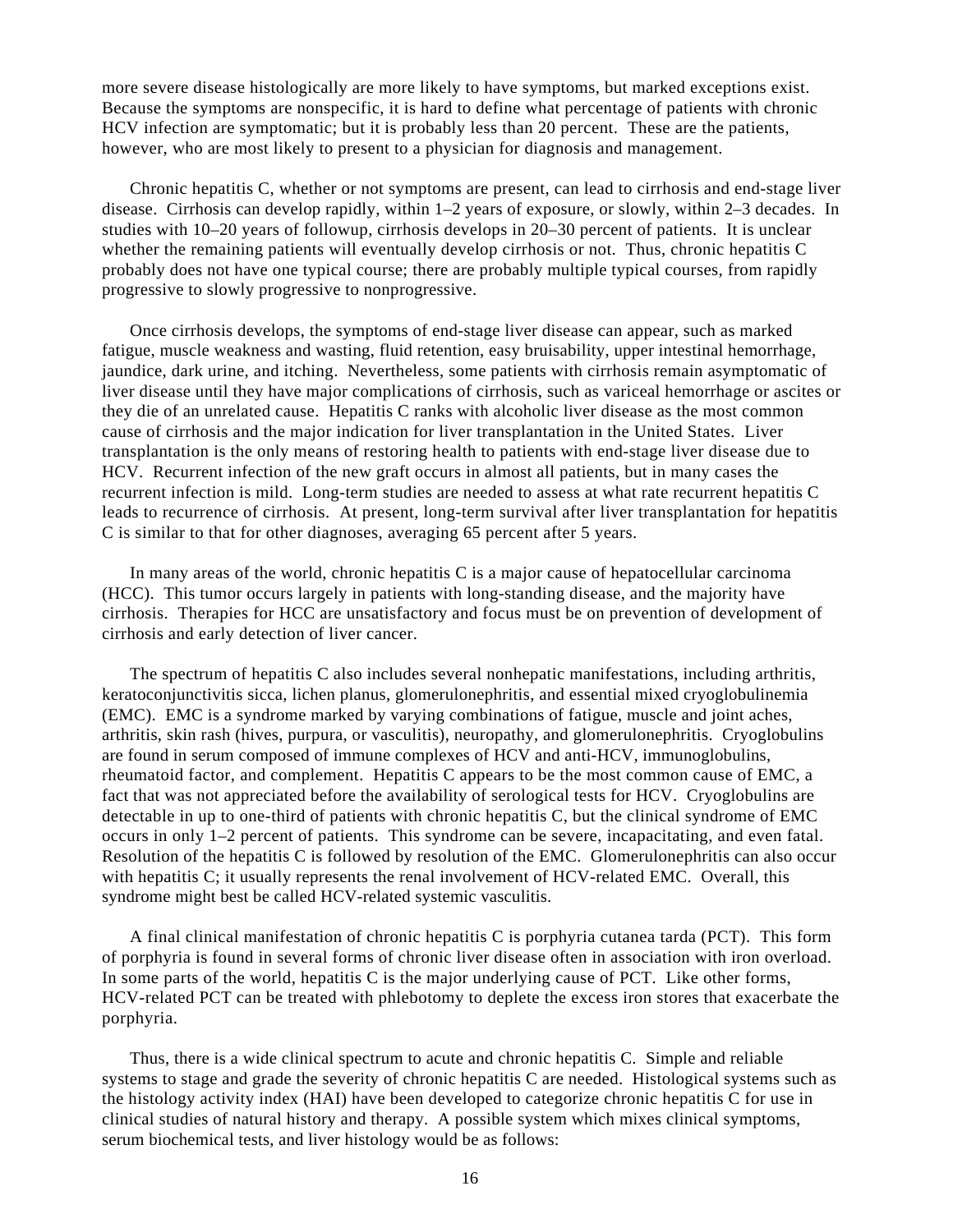more severe disease histologically are more likely to have symptoms, but marked exceptions exist. Because the symptoms are nonspecific, it is hard to define what percentage of patients with chronic HCV infection are symptomatic; but it is probably less than 20 percent. These are the patients, however, who are most likely to present to a physician for diagnosis and management.

Chronic hepatitis C, whether or not symptoms are present, can lead to cirrhosis and end-stage liver disease. Cirrhosis can develop rapidly, within 1–2 years of exposure, or slowly, within 2–3 decades. In studies with 10–20 years of followup, cirrhosis develops in 20–30 percent of patients. It is unclear whether the remaining patients will eventually develop cirrhosis or not. Thus, chronic hepatitis C probably does not have one typical course; there are probably multiple typical courses, from rapidly progressive to slowly progressive to nonprogressive.

Once cirrhosis develops, the symptoms of end-stage liver disease can appear, such as marked fatigue, muscle weakness and wasting, fluid retention, easy bruisability, upper intestinal hemorrhage, jaundice, dark urine, and itching. Nevertheless, some patients with cirrhosis remain asymptomatic of liver disease until they have major complications of cirrhosis, such as variceal hemorrhage or ascites or they die of an unrelated cause. Hepatitis C ranks with alcoholic liver disease as the most common cause of cirrhosis and the major indication for liver transplantation in the United States. Liver transplantation is the only means of restoring health to patients with end-stage liver disease due to HCV. Recurrent infection of the new graft occurs in almost all patients, but in many cases the recurrent infection is mild. Long-term studies are needed to assess at what rate recurrent hepatitis C leads to recurrence of cirrhosis. At present, long-term survival after liver transplantation for hepatitis C is similar to that for other diagnoses, averaging 65 percent after 5 years.

In many areas of the world, chronic hepatitis C is a major cause of hepatocellular carcinoma (HCC). This tumor occurs largely in patients with long-standing disease, and the majority have cirrhosis. Therapies for HCC are unsatisfactory and focus must be on prevention of development of cirrhosis and early detection of liver cancer.

The spectrum of hepatitis C also includes several nonhepatic manifestations, including arthritis, keratoconjunctivitis sicca, lichen planus, glomerulonephritis, and essential mixed cryoglobulinemia (EMC). EMC is a syndrome marked by varying combinations of fatigue, muscle and joint aches, arthritis, skin rash (hives, purpura, or vasculitis), neuropathy, and glomerulonephritis. Cryoglobulins are found in serum composed of immune complexes of HCV and anti-HCV, immunoglobulins, rheumatoid factor, and complement. Hepatitis C appears to be the most common cause of EMC, a fact that was not appreciated before the availability of serological tests for HCV. Cryoglobulins are detectable in up to one-third of patients with chronic hepatitis C, but the clinical syndrome of EMC occurs in only 1–2 percent of patients. This syndrome can be severe, incapacitating, and even fatal. Resolution of the hepatitis C is followed by resolution of the EMC. Glomerulonephritis can also occur with hepatitis C; it usually represents the renal involvement of HCV-related EMC. Overall, this syndrome might best be called HCV-related systemic vasculitis.

A final clinical manifestation of chronic hepatitis C is porphyria cutanea tarda (PCT). This form of porphyria is found in several forms of chronic liver disease often in association with iron overload. In some parts of the world, hepatitis C is the major underlying cause of PCT. Like other forms, HCV-related PCT can be treated with phlebotomy to deplete the excess iron stores that exacerbate the porphyria.

Thus, there is a wide clinical spectrum to acute and chronic hepatitis C. Simple and reliable systems to stage and grade the severity of chronic hepatitis C are needed. Histological systems such as the histology activity index (HAI) have been developed to categorize chronic hepatitis C for use in clinical studies of natural history and therapy. A possible system which mixes clinical symptoms, serum biochemical tests, and liver histology would be as follows: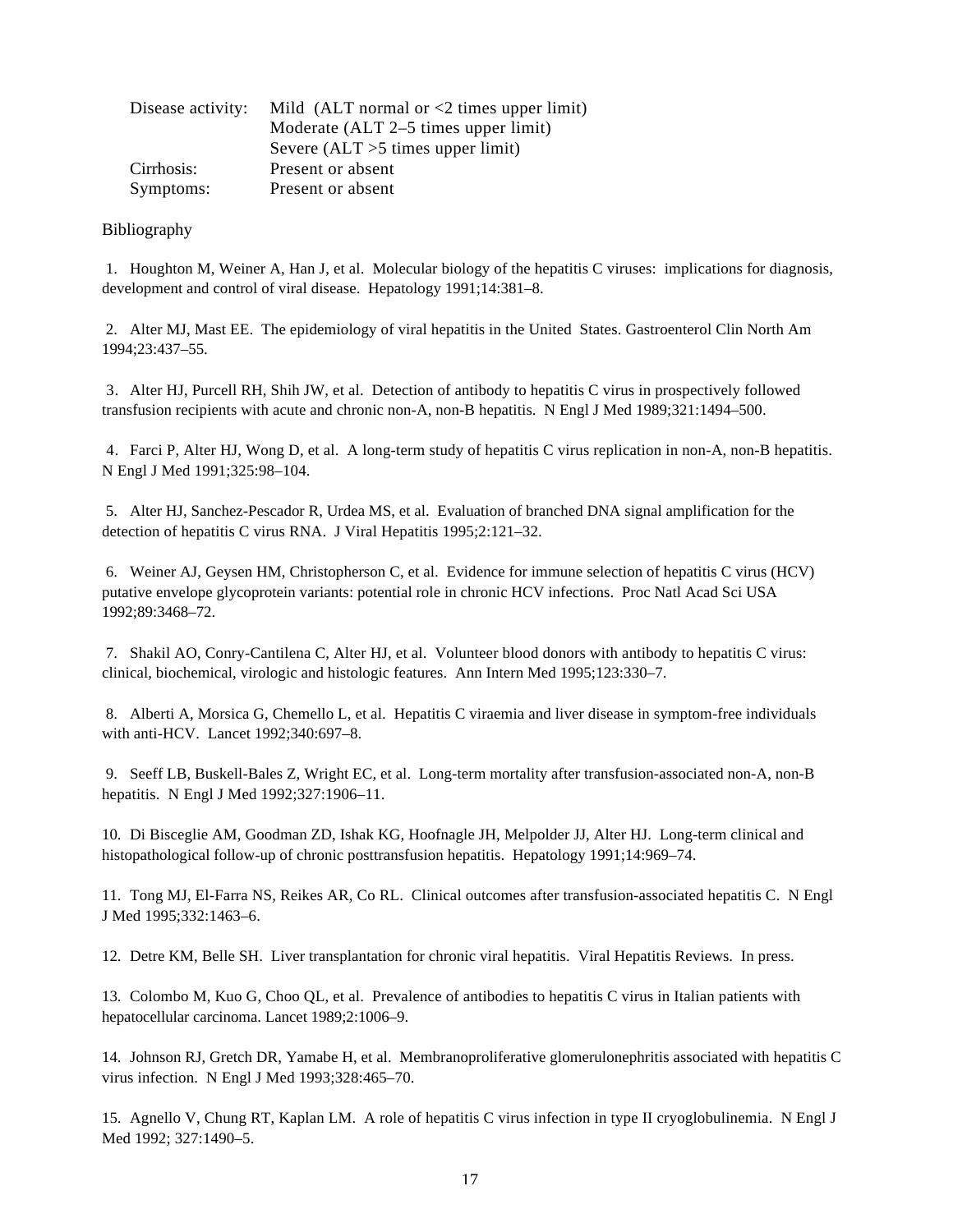| Disease activity: | Mild (ALT normal or <2 times upper limit) |
|---|---|
| | Moderate (ALT 2–5 times upper limit) |
| | Severe (ALT >5 times upper limit) |
| Cirrhosis: | Present or absent |
| Symptoms: | Present or absent |

Bibliography

1. Houghton M, Weiner A, Han J, et al. Molecular biology of the hepatitis C viruses: implications for diagnosis, development and control of viral disease. Hepatology 1991;14:381–8.

2. Alter MJ, Mast EE. The epidemiology of viral hepatitis in the United States. Gastroenterol Clin North Am 1994;23:437–55.

3. Alter HJ, Purcell RH, Shih JW, et al. Detection of antibody to hepatitis C virus in prospectively followed transfusion recipients with acute and chronic non-A, non-B hepatitis. N Engl J Med 1989;321:1494–500.

4. Farci P, Alter HJ, Wong D, et al. A long-term study of hepatitis C virus replication in non-A, non-B hepatitis. N Engl J Med 1991;325:98–104.

5. Alter HJ, Sanchez-Pescador R, Urdea MS, et al. Evaluation of branched DNA signal amplification for the detection of hepatitis C virus RNA. J Viral Hepatitis 1995;2:121–32.

6. Weiner AJ, Geysen HM, Christopherson C, et al. Evidence for immune selection of hepatitis C virus (HCV) putative envelope glycoprotein variants: potential role in chronic HCV infections. Proc Natl Acad Sci USA 1992;89:3468–72.

7. Shakil AO, Conry-Cantilena C, Alter HJ, et al. Volunteer blood donors with antibody to hepatitis C virus: clinical, biochemical, virologic and histologic features. Ann Intern Med 1995;123:330–7.

8. Alberti A, Morsica G, Chemello L, et al. Hepatitis C viraemia and liver disease in symptom-free individuals with anti-HCV. Lancet 1992;340:697–8.

9. Seeff LB, Buskell-Bales Z, Wright EC, et al. Long-term mortality after transfusion-associated non-A, non-B hepatitis. N Engl J Med 1992;327:1906–11.

10. Di Bisceglie AM, Goodman ZD, Ishak KG, Hoofnagle JH, Melpolder JJ, Alter HJ. Long-term clinical and histopathological follow-up of chronic posttransfusion hepatitis. Hepatology 1991;14:969–74.

11. Tong MJ, El-Farra NS, Reikes AR, Co RL. Clinical outcomes after transfusion-associated hepatitis C. N Engl J Med 1995;332:1463–6.

12. Detre KM, Belle SH. Liver transplantation for chronic viral hepatitis. Viral Hepatitis Reviews. In press.

13. Colombo M, Kuo G, Choo QL, et al. Prevalence of antibodies to hepatitis C virus in Italian patients with hepatocellular carcinoma. Lancet 1989;2:1006–9.

14. Johnson RJ, Gretch DR, Yamabe H, et al. Membranoproliferative glomerulonephritis associated with hepatitis C virus infection. N Engl J Med 1993;328:465–70.

15. Agnello V, Chung RT, Kaplan LM. A role of hepatitis C virus infection in type II cryoglobulinemia. N Engl J Med 1992; 327:1490–5.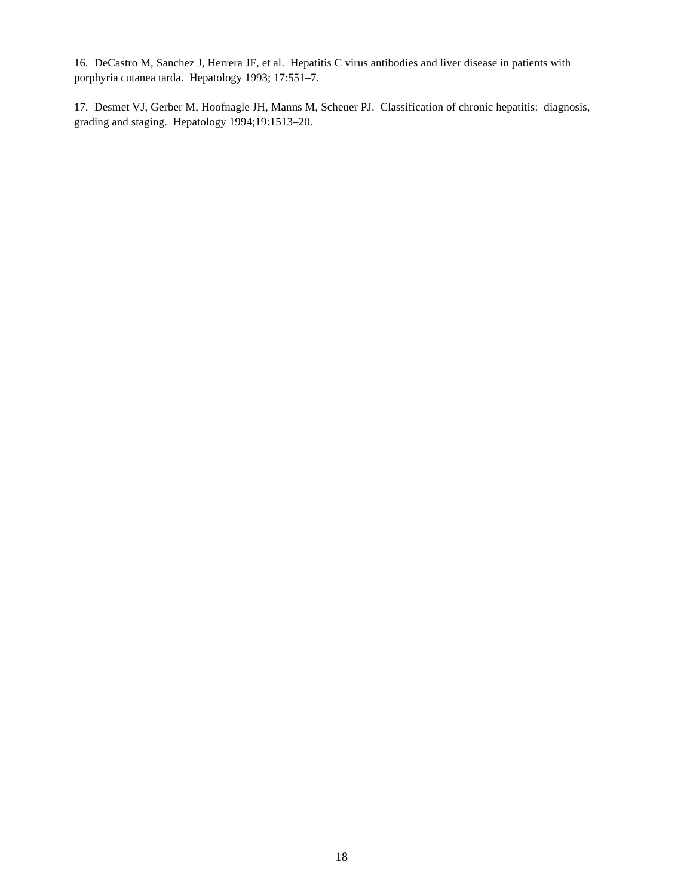16. DeCastro M, Sanchez J, Herrera JF, et al. Hepatitis C virus antibodies and liver disease in patients with porphyria cutanea tarda. Hepatology 1993; 17:551–7.

17. Desmet VJ, Gerber M, Hoofnagle JH, Manns M, Scheuer PJ. Classification of chronic hepatitis: diagnosis, grading and staging. Hepatology 1994;19:1513–20.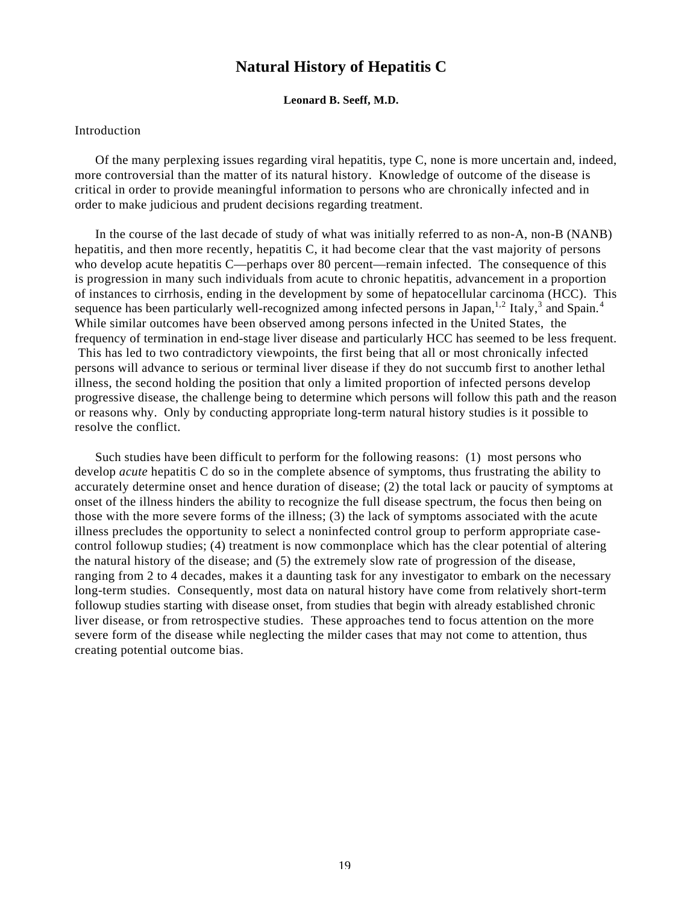# Natural History of Hepatitis C

**Leonard B. Seeff, M.D.**

## Introduction

Of the many perplexing issues regarding viral hepatitis, type C, none is more uncertain and, indeed, more controversial than the matter of its natural history. Knowledge of outcome of the disease is critical in order to provide meaningful information to persons who are chronically infected and in order to make judicious and prudent decisions regarding treatment.

In the course of the last decade of study of what was initially referred to as non-A, non-B (NANB) hepatitis, and then more recently, hepatitis C, it had become clear that the vast majority of persons who develop acute hepatitis C—perhaps over 80 percent—remain infected. The consequence of this is progression in many such individuals from acute to chronic hepatitis, advancement in a proportion of instances to cirrhosis, ending in the development by some of hepatocellular carcinoma (HCC). This sequence has been particularly well-recognized among infected persons in Japan,[1,2] Italy,[3] and Spain.[4] While similar outcomes have been observed among persons infected in the United States, the frequency of termination in end-stage liver disease and particularly HCC has seemed to be less frequent. This has led to two contradictory viewpoints, the first being that all or most chronically infected persons will advance to serious or terminal liver disease if they do not succumb first to another lethal illness, the second holding the position that only a limited proportion of infected persons develop progressive disease, the challenge being to determine which persons will follow this path and the reason or reasons why. Only by conducting appropriate long-term natural history studies is it possible to resolve the conflict.

Such studies have been difficult to perform for the following reasons: (1) most persons who develop *acute* hepatitis C do so in the complete absence of symptoms, thus frustrating the ability to accurately determine onset and hence duration of disease; (2) the total lack or paucity of symptoms at onset of the illness hinders the ability to recognize the full disease spectrum, the focus then being on those with the more severe forms of the illness; (3) the lack of symptoms associated with the acute illness precludes the opportunity to select a noninfected control group to perform appropriate case-control followup studies; (4) treatment is now commonplace which has the clear potential of altering the natural history of the disease; and (5) the extremely slow rate of progression of the disease, ranging from 2 to 4 decades, makes it a daunting task for any investigator to embark on the necessary long-term studies. Consequently, most data on natural history have come from relatively short-term followup studies starting with disease onset, from studies that begin with already established chronic liver disease, or from retrospective studies. These approaches tend to focus attention on the more severe form of the disease while neglecting the milder cases that may not come to attention, thus creating potential outcome bias.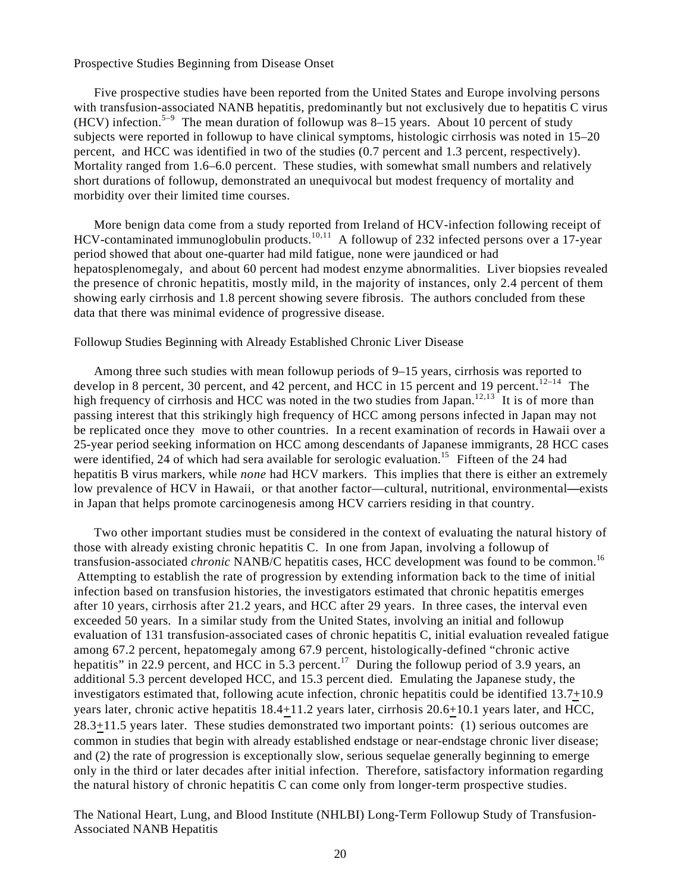### Prospective Studies Beginning from Disease Onset

Five prospective studies have been reported from the United States and Europe involving persons with transfusion-associated NANB hepatitis, predominantly but not exclusively due to hepatitis C virus (HCV) infection.[5–9] The mean duration of followup was 8–15 years. About 10 percent of study subjects were reported in followup to have clinical symptoms, histologic cirrhosis was noted in 15–20 percent, and HCC was identified in two of the studies (0.7 percent and 1.3 percent, respectively). Mortality ranged from 1.6–6.0 percent. These studies, with somewhat small numbers and relatively short durations of followup, demonstrated an unequivocal but modest frequency of mortality and morbidity over their limited time courses.

More benign data come from a study reported from Ireland of HCV-infection following receipt of HCV-contaminated immunoglobulin products.[10,11] A followup of 232 infected persons over a 17-year period showed that about one-quarter had mild fatigue, none were jaundiced or had hepatosplenomegaly, and about 60 percent had modest enzyme abnormalities. Liver biopsies revealed the presence of chronic hepatitis, mostly mild, in the majority of instances, only 2.4 percent of them showing early cirrhosis and 1.8 percent showing severe fibrosis. The authors concluded from these data that there was minimal evidence of progressive disease.

### Followup Studies Beginning with Already Established Chronic Liver Disease

Among three such studies with mean followup periods of 9–15 years, cirrhosis was reported to develop in 8 percent, 30 percent, and 42 percent, and HCC in 15 percent and 19 percent.[12–14] The high frequency of cirrhosis and HCC was noted in the two studies from Japan.[12,13] It is of more than passing interest that this strikingly high frequency of HCC among persons infected in Japan may not be replicated once they move to other countries. In a recent examination of records in Hawaii over a 25-year period seeking information on HCC among descendants of Japanese immigrants, 28 HCC cases were identified, 24 of which had sera available for serologic evaluation.[15] Fifteen of the 24 had hepatitis B virus markers, while *none* had HCV markers. This implies that there is either an extremely low prevalence of HCV in Hawaii, or that another factor—cultural, nutritional, environmental—exists in Japan that helps promote carcinogenesis among HCV carriers residing in that country.

Two other important studies must be considered in the context of evaluating the natural history of those with already existing chronic hepatitis C. In one from Japan, involving a followup of transfusion-associated *chronic* NANB/C hepatitis cases, HCC development was found to be common.[16] Attempting to establish the rate of progression by extending information back to the time of initial infection based on transfusion histories, the investigators estimated that chronic hepatitis emerges after 10 years, cirrhosis after 21.2 years, and HCC after 29 years. In three cases, the interval even exceeded 50 years. In a similar study from the United States, involving an initial and followup evaluation of 131 transfusion-associated cases of chronic hepatitis C, initial evaluation revealed fatigue among 67.2 percent, hepatomegaly among 67.9 percent, histologically-defined "chronic active hepatitis" in 22.9 percent, and HCC in 5.3 percent.[17] During the followup period of 3.9 years, an additional 5.3 percent developed HCC, and 15.3 percent died. Emulating the Japanese study, the investigators estimated that, following acute infection, chronic hepatitis could be identified $13.7 \pm 10.9$ years later, chronic active hepatitis $18.4 \pm 11.2$ years later, cirrhosis $20.6 \pm 10.1$ years later, and HCC, $28.3 \pm 11.5$ years later. These studies demonstrated two important points: (1) serious outcomes are common in studies that begin with already established endstage or near-endstage chronic liver disease; and (2) the rate of progression is exceptionally slow, serious sequelae generally beginning to emerge only in the third or later decades after initial infection. Therefore, satisfactory information regarding the natural history of chronic hepatitis C can come only from longer-term prospective studies.

### The National Heart, Lung, and Blood Institute (NHLBI) Long-Term Followup Study of Transfusion-Associated NANB Hepatitis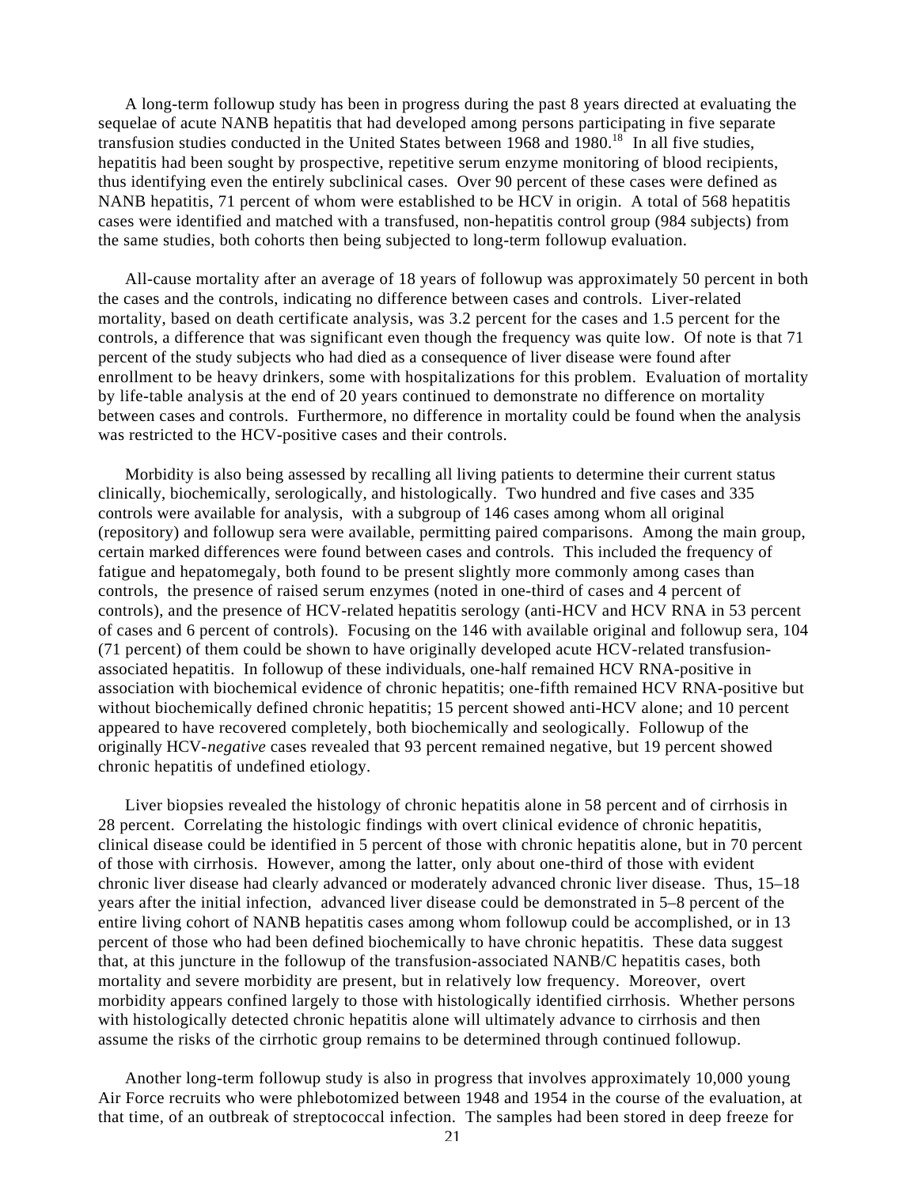A long-term followup study has been in progress during the past 8 years directed at evaluating the sequelae of acute NANB hepatitis that had developed among persons participating in five separate transfusion studies conducted in the United States between 1968 and 1980.[18] In all five studies, hepatitis had been sought by prospective, repetitive serum enzyme monitoring of blood recipients, thus identifying even the entirely subclinical cases. Over 90 percent of these cases were defined as NANB hepatitis, 71 percent of whom were established to be HCV in origin. A total of 568 hepatitis cases were identified and matched with a transfused, non-hepatitis control group (984 subjects) from the same studies, both cohorts then being subjected to long-term followup evaluation.

All-cause mortality after an average of 18 years of followup was approximately 50 percent in both the cases and the controls, indicating no difference between cases and controls. Liver-related mortality, based on death certificate analysis, was 3.2 percent for the cases and 1.5 percent for the controls, a difference that was significant even though the frequency was quite low. Of note is that 71 percent of the study subjects who had died as a consequence of liver disease were found after enrollment to be heavy drinkers, some with hospitalizations for this problem. Evaluation of mortality by life-table analysis at the end of 20 years continued to demonstrate no difference on mortality between cases and controls. Furthermore, no difference in mortality could be found when the analysis was restricted to the HCV-positive cases and their controls.

Morbidity is also being assessed by recalling all living patients to determine their current status clinically, biochemically, serologically, and histologically. Two hundred and five cases and 335 controls were available for analysis, with a subgroup of 146 cases among whom all original (repository) and followup sera were available, permitting paired comparisons. Among the main group, certain marked differences were found between cases and controls. This included the frequency of fatigue and hepatomegaly, both found to be present slightly more commonly among cases than controls, the presence of raised serum enzymes (noted in one-third of cases and 4 percent of controls), and the presence of HCV-related hepatitis serology (anti-HCV and HCV RNA in 53 percent of cases and 6 percent of controls). Focusing on the 146 with available original and followup sera, 104 (71 percent) of them could be shown to have originally developed acute HCV-related transfusion-associated hepatitis. In followup of these individuals, one-half remained HCV RNA-positive in association with biochemical evidence of chronic hepatitis; one-fifth remained HCV RNA-positive but without biochemically defined chronic hepatitis; 15 percent showed anti-HCV alone; and 10 percent appeared to have recovered completely, both biochemically and seologically. Followup of the originally HCV-*negative* cases revealed that 93 percent remained negative, but 19 percent showed chronic hepatitis of undefined etiology.

Liver biopsies revealed the histology of chronic hepatitis alone in 58 percent and of cirrhosis in 28 percent. Correlating the histologic findings with overt clinical evidence of chronic hepatitis, clinical disease could be identified in 5 percent of those with chronic hepatitis alone, but in 70 percent of those with cirrhosis. However, among the latter, only about one-third of those with evident chronic liver disease had clearly advanced or moderately advanced chronic liver disease. Thus, 15–18 years after the initial infection, advanced liver disease could be demonstrated in 5–8 percent of the entire living cohort of NANB hepatitis cases among whom followup could be accomplished, or in 13 percent of those who had been defined biochemically to have chronic hepatitis. These data suggest that, at this juncture in the followup of the transfusion-associated NANB/C hepatitis cases, both mortality and severe morbidity are present, but in relatively low frequency. Moreover, overt morbidity appears confined largely to those with histologically identified cirrhosis. Whether persons with histologically detected chronic hepatitis alone will ultimately advance to cirrhosis and then assume the risks of the cirrhotic group remains to be determined through continued followup.

Another long-term followup study is also in progress that involves approximately 10,000 young Air Force recruits who were phlebotomized between 1948 and 1954 in the course of the evaluation, at that time, of an outbreak of streptococcal infection. The samples had been stored in deep freeze for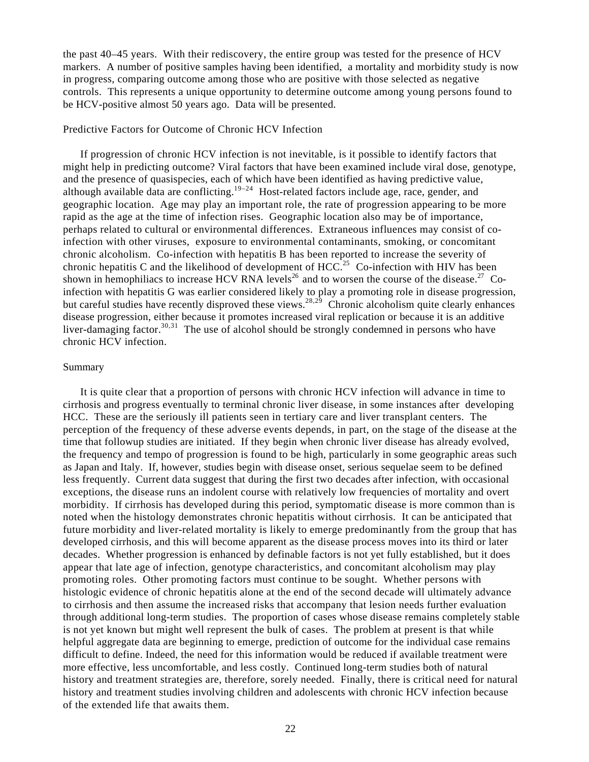the past 40–45 years. With their rediscovery, the entire group was tested for the presence of HCV markers. A number of positive samples having been identified, a mortality and morbidity study is now in progress, comparing outcome among those who are positive with those selected as negative controls. This represents a unique opportunity to determine outcome among young persons found to be HCV-positive almost 50 years ago. Data will be presented.

## Predictive Factors for Outcome of Chronic HCV Infection

If progression of chronic HCV infection is not inevitable, is it possible to identify factors that might help in predicting outcome? Viral factors that have been examined include viral dose, genotype, and the presence of quasispecies, each of which have been identified as having predictive value, although available data are conflicting.[19–24] Host-related factors include age, race, gender, and geographic location. Age may play an important role, the rate of progression appearing to be more rapid as the age at the time of infection rises. Geographic location also may be of importance, perhaps related to cultural or environmental differences. Extraneous influences may consist of co-infection with other viruses, exposure to environmental contaminants, smoking, or concomitant chronic alcoholism. Co-infection with hepatitis B has been reported to increase the severity of chronic hepatitis C and the likelihood of development of HCC.[25] Co-infection with HIV has been shown in hemophiliacs to increase HCV RNA levels[26] and to worsen the course of the disease.[27] Co-infection with hepatitis G was earlier considered likely to play a promoting role in disease progression, but careful studies have recently disproved these views.[28,29] Chronic alcoholism quite clearly enhances disease progression, either because it promotes increased viral replication or because it is an additive liver-damaging factor.[30,31] The use of alcohol should be strongly condemned in persons who have chronic HCV infection.

## Summary

It is quite clear that a proportion of persons with chronic HCV infection will advance in time to cirrhosis and progress eventually to terminal chronic liver disease, in some instances after developing HCC. These are the seriously ill patients seen in tertiary care and liver transplant centers. The perception of the frequency of these adverse events depends, in part, on the stage of the disease at the time that followup studies are initiated. If they begin when chronic liver disease has already evolved, the frequency and tempo of progression is found to be high, particularly in some geographic areas such as Japan and Italy. If, however, studies begin with disease onset, serious sequelae seem to be defined less frequently. Current data suggest that during the first two decades after infection, with occasional exceptions, the disease runs an indolent course with relatively low frequencies of mortality and overt morbidity. If cirrhosis has developed during this period, symptomatic disease is more common than is noted when the histology demonstrates chronic hepatitis without cirrhosis. It can be anticipated that future morbidity and liver-related mortality is likely to emerge predominantly from the group that has developed cirrhosis, and this will become apparent as the disease process moves into its third or later decades. Whether progression is enhanced by definable factors is not yet fully established, but it does appear that late age of infection, genotype characteristics, and concomitant alcoholism may play promoting roles. Other promoting factors must continue to be sought. Whether persons with histologic evidence of chronic hepatitis alone at the end of the second decade will ultimately advance to cirrhosis and then assume the increased risks that accompany that lesion needs further evaluation through additional long-term studies. The proportion of cases whose disease remains completely stable is not yet known but might well represent the bulk of cases. The problem at present is that while helpful aggregate data are beginning to emerge, prediction of outcome for the individual case remains difficult to define. Indeed, the need for this information would be reduced if available treatment were more effective, less uncomfortable, and less costly. Continued long-term studies both of natural history and treatment strategies are, therefore, sorely needed. Finally, there is critical need for natural history and treatment studies involving children and adolescents with chronic HCV infection because of the extended life that awaits them.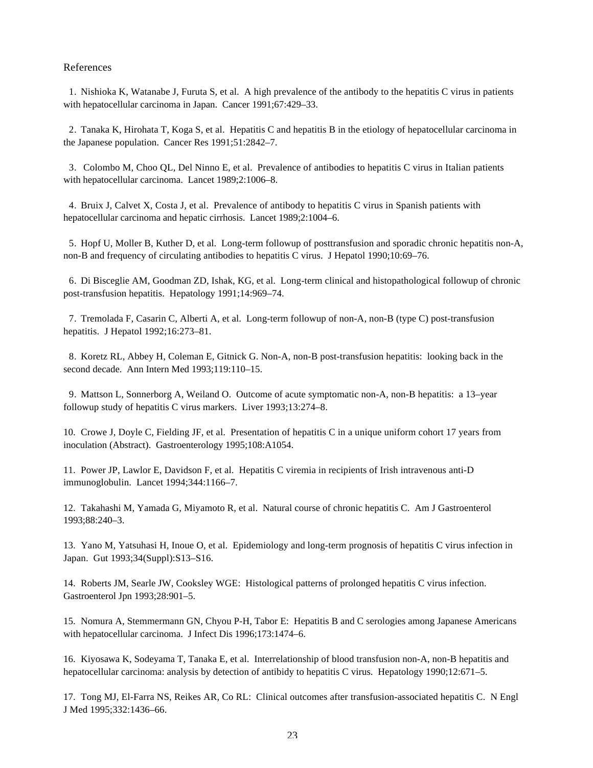References

1. Nishioka K, Watanabe J, Furuta S, et al. A high prevalence of the antibody to the hepatitis C virus in patients with hepatocellular carcinoma in Japan. Cancer 1991;67:429–33.

2. Tanaka K, Hirohata T, Koga S, et al. Hepatitis C and hepatitis B in the etiology of hepatocellular carcinoma in the Japanese population. Cancer Res 1991;51:2842–7.

3. Colombo M, Choo QL, Del Ninno E, et al. Prevalence of antibodies to hepatitis C virus in Italian patients with hepatocellular carcinoma. Lancet 1989;2:1006–8.

4. Bruix J, Calvet X, Costa J, et al. Prevalence of antibody to hepatitis C virus in Spanish patients with hepatocellular carcinoma and hepatic cirrhosis. Lancet 1989;2:1004–6.

5. Hopf U, Moller B, Kuther D, et al. Long-term followup of posttransfusion and sporadic chronic hepatitis non-A, non-B and frequency of circulating antibodies to hepatitis C virus. J Hepatol 1990;10:69–76.

6. Di Bisceglie AM, Goodman ZD, Ishak, KG, et al. Long-term clinical and histopathological followup of chronic post-transfusion hepatitis. Hepatology 1991;14:969–74.

7. Tremolada F, Casarin C, Alberti A, et al. Long-term followup of non-A, non-B (type C) post-transfusion hepatitis. J Hepatol 1992;16:273–81.

8. Koretz RL, Abbey H, Coleman E, Gitnick G. Non-A, non-B post-transfusion hepatitis: looking back in the second decade. Ann Intern Med 1993;119:110–15.

9. Mattson L, Sonnerborg A, Weiland O. Outcome of acute symptomatic non-A, non-B hepatitis: a 13–year followup study of hepatitis C virus markers. Liver 1993;13:274–8.

10. Crowe J, Doyle C, Fielding JF, et al. Presentation of hepatitis C in a unique uniform cohort 17 years from inoculation (Abstract). Gastroenterology 1995;108:A1054.

11. Power JP, Lawlor E, Davidson F, et al. Hepatitis C viremia in recipients of Irish intravenous anti-D immunoglobulin. Lancet 1994;344:1166–7.

12. Takahashi M, Yamada G, Miyamoto R, et al. Natural course of chronic hepatitis C. Am J Gastroenterol 1993;88:240–3.

13. Yano M, Yatsuhasi H, Inoue O, et al. Epidemiology and long-term prognosis of hepatitis C virus infection in Japan. Gut 1993;34(Suppl):S13–S16.

14. Roberts JM, Searle JW, Cooksley WGE: Histological patterns of prolonged hepatitis C virus infection. Gastroenterol Jpn 1993;28:901–5.

15. Nomura A, Stemmermann GN, Chyou P-H, Tabor E: Hepatitis B and C serologies among Japanese Americans with hepatocellular carcinoma. J Infect Dis 1996;173:1474–6.

16. Kiyosawa K, Sodeyama T, Tanaka E, et al. Interrelationship of blood transfusion non-A, non-B hepatitis and hepatocellular carcinoma: analysis by detection of antibidy to hepatitis C virus. Hepatology 1990;12:671–5.

17. Tong MJ, El-Farra NS, Reikes AR, Co RL: Clinical outcomes after transfusion-associated hepatitis C. N Engl J Med 1995;332:1436–66.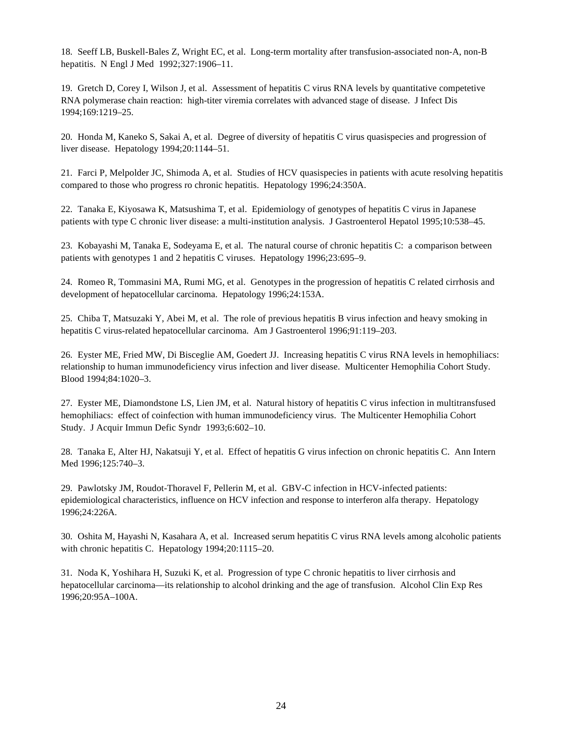18. Seeff LB, Buskell-Bales Z, Wright EC, et al. Long-term mortality after transfusion-associated non-A, non-B hepatitis. N Engl J Med 1992;327:1906–11.

19. Gretch D, Corey I, Wilson J, et al. Assessment of hepatitis C virus RNA levels by quantitative competetive RNA polymerase chain reaction: high-titer viremia correlates with advanced stage of disease. J Infect Dis 1994;169:1219–25.

20. Honda M, Kaneko S, Sakai A, et al. Degree of diversity of hepatitis C virus quasispecies and progression of liver disease. Hepatology 1994;20:1144–51.

21. Farci P, Melpolder JC, Shimoda A, et al. Studies of HCV quasispecies in patients with acute resolving hepatitis compared to those who progress ro chronic hepatitis. Hepatology 1996;24:350A.

22. Tanaka E, Kiyosawa K, Matsushima T, et al. Epidemiology of genotypes of hepatitis C virus in Japanese patients with type C chronic liver disease: a multi-institution analysis. J Gastroenterol Hepatol 1995;10:538–45.

23. Kobayashi M, Tanaka E, Sodeyama E, et al. The natural course of chronic hepatitis C: a comparison between patients with genotypes 1 and 2 hepatitis C viruses. Hepatology 1996;23:695–9.

24. Romeo R, Tommasini MA, Rumi MG, et al. Genotypes in the progression of hepatitis C related cirrhosis and development of hepatocellular carcinoma. Hepatology 1996;24:153A.

25. Chiba T, Matsuzaki Y, Abei M, et al. The role of previous hepatitis B virus infection and heavy smoking in hepatitis C virus-related hepatocellular carcinoma. Am J Gastroenterol 1996;91:119–203.

26. Eyster ME, Fried MW, Di Bisceglie AM, Goedert JJ. Increasing hepatitis C virus RNA levels in hemophiliacs: relationship to human immunodeficiency virus infection and liver disease. Multicenter Hemophilia Cohort Study. Blood 1994;84:1020–3.

27. Eyster ME, Diamondstone LS, Lien JM, et al. Natural history of hepatitis C virus infection in multitransfused hemophiliacs: effect of coinfection with human immunodeficiency virus. The Multicenter Hemophilia Cohort Study. J Acquir Immun Defic Syndr 1993;6:602–10.

28. Tanaka E, Alter HJ, Nakatsuji Y, et al. Effect of hepatitis G virus infection on chronic hepatitis C. Ann Intern Med 1996;125:740–3.

29. Pawlotsky JM, Roudot-Thoravel F, Pellerin M, et al. GBV-C infection in HCV-infected patients: epidemiological characteristics, influence on HCV infection and response to interferon alfa therapy. Hepatology 1996;24:226A.

30. Oshita M, Hayashi N, Kasahara A, et al. Increased serum hepatitis C virus RNA levels among alcoholic patients with chronic hepatitis C. Hepatology 1994;20:1115–20.

31. Noda K, Yoshihara H, Suzuki K, et al. Progression of type C chronic hepatitis to liver cirrhosis and hepatocellular carcinoma—its relationship to alcohol drinking and the age of transfusion. Alcohol Clin Exp Res 1996;20:95A–100A.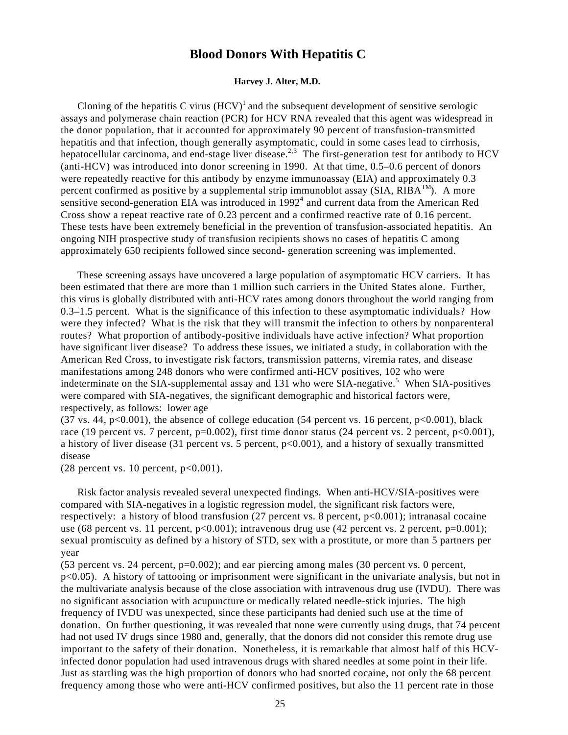# Blood Donors With Hepatitis C

**Harvey J. Alter, M.D.**

Cloning of the hepatitis C virus (HCV)[1] and the subsequent development of sensitive serologic assays and polymerase chain reaction (PCR) for HCV RNA revealed that this agent was widespread in the donor population, that it accounted for approximately 90 percent of transfusion-transmitted hepatitis and that infection, though generally asymptomatic, could in some cases lead to cirrhosis, hepatocellular carcinoma, and end-stage liver disease.[2,3] The first-generation test for antibody to HCV (anti-HCV) was introduced into donor screening in 1990. At that time, 0.5–0.6 percent of donors were repeatedly reactive for this antibody by enzyme immunoassay (EIA) and approximately 0.3 percent confirmed as positive by a supplemental strip immunoblot assay (SIA, RIBA™). A more sensitive second-generation EIA was introduced in 1992[4] and current data from the American Red Cross show a repeat reactive rate of 0.23 percent and a confirmed reactive rate of 0.16 percent. These tests have been extremely beneficial in the prevention of transfusion-associated hepatitis. An ongoing NIH prospective study of transfusion recipients shows no cases of hepatitis C among approximately 650 recipients followed since second- generation screening was implemented.

These screening assays have uncovered a large population of asymptomatic HCV carriers. It has been estimated that there are more than 1 million such carriers in the United States alone. Further, this virus is globally distributed with anti-HCV rates among donors throughout the world ranging from 0.3–1.5 percent. What is the significance of this infection to these asymptomatic individuals? How were they infected? What is the risk that they will transmit the infection to others by nonparenteral routes? What proportion of antibody-positive individuals have active infection? What proportion have significant liver disease? To address these issues, we initiated a study, in collaboration with the American Red Cross, to investigate risk factors, transmission patterns, viremia rates, and disease manifestations among 248 donors who were confirmed anti-HCV positives, 102 who were indeterminate on the SIA-supplemental assay and 131 who were SIA-negative.[5] When SIA-positives were compared with SIA-negatives, the significant demographic and historical factors were, respectively, as follows: lower age (37 vs. 44, $p<0.001$), the absence of college education (54 percent vs. 16 percent, $p<0.001$), black race (19 percent vs. 7 percent, $p=0.002$), first time donor status (24 percent vs. 2 percent, $p<0.001$), a history of liver disease (31 percent vs. 5 percent, $p<0.001$), and a history of sexually transmitted disease (28 percent vs. 10 percent, $p<0.001$).

Risk factor analysis revealed several unexpected findings. When anti-HCV/SIA-positives were compared with SIA-negatives in a logistic regression model, the significant risk factors were, respectively: a history of blood transfusion (27 percent vs. 8 percent, $p<0.001$); intranasal cocaine use (68 percent vs. 11 percent, $p<0.001$); intravenous drug use (42 percent vs. 2 percent, $p=0.001$); sexual promiscuity as defined by a history of STD, sex with a prostitute, or more than 5 partners per year (53 percent vs. 24 percent, $p=0.002$); and ear piercing among males (30 percent vs. 0 percent, $p<0.05$). A history of tattooing or imprisonment were significant in the univariate analysis, but not in the multivariate analysis because of the close association with intravenous drug use (IVDU). There was no significant association with acupuncture or medically related needle-stick injuries. The high frequency of IVDU was unexpected, since these participants had denied such use at the time of donation. On further questioning, it was revealed that none were currently using drugs, that 74 percent had not used IV drugs since 1980 and, generally, that the donors did not consider this remote drug use important to the safety of their donation. Nonetheless, it is remarkable that almost half of this HCV-infected donor population had used intravenous drugs with shared needles at some point in their life. Just as startling was the high proportion of donors who had snorted cocaine, not only the 68 percent frequency among those who were anti-HCV confirmed positives, but also the 11 percent rate in those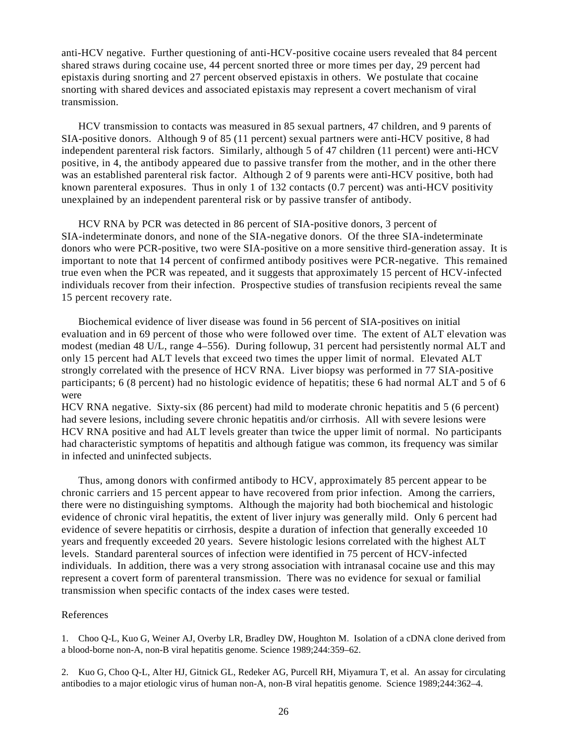anti-HCV negative. Further questioning of anti-HCV-positive cocaine users revealed that 84 percent shared straws during cocaine use, 44 percent snorted three or more times per day, 29 percent had epistaxis during snorting and 27 percent observed epistaxis in others. We postulate that cocaine snorting with shared devices and associated epistaxis may represent a covert mechanism of viral transmission.

HCV transmission to contacts was measured in 85 sexual partners, 47 children, and 9 parents of SIA-positive donors. Although 9 of 85 (11 percent) sexual partners were anti-HCV positive, 8 had independent parenteral risk factors. Similarly, although 5 of 47 children (11 percent) were anti-HCV positive, in 4, the antibody appeared due to passive transfer from the mother, and in the other there was an established parenteral risk factor. Although 2 of 9 parents were anti-HCV positive, both had known parenteral exposures. Thus in only 1 of 132 contacts (0.7 percent) was anti-HCV positivity unexplained by an independent parenteral risk or by passive transfer of antibody.

HCV RNA by PCR was detected in 86 percent of SIA-positive donors, 3 percent of SIA-indeterminate donors, and none of the SIA-negative donors. Of the three SIA-indeterminate donors who were PCR-positive, two were SIA-positive on a more sensitive third-generation assay. It is important to note that 14 percent of confirmed antibody positives were PCR-negative. This remained true even when the PCR was repeated, and it suggests that approximately 15 percent of HCV-infected individuals recover from their infection. Prospective studies of transfusion recipients reveal the same 15 percent recovery rate.

Biochemical evidence of liver disease was found in 56 percent of SIA-positives on initial evaluation and in 69 percent of those who were followed over time. The extent of ALT elevation was modest (median 48 U/L, range 4–556). During followup, 31 percent had persistently normal ALT and only 15 percent had ALT levels that exceed two times the upper limit of normal. Elevated ALT strongly correlated with the presence of HCV RNA. Liver biopsy was performed in 77 SIA-positive participants; 6 (8 percent) had no histologic evidence of hepatitis; these 6 had normal ALT and 5 of 6 were HCV RNA negative. Sixty-six (86 percent) had mild to moderate chronic hepatitis and 5 (6 percent) had severe lesions, including severe chronic hepatitis and/or cirrhosis. All with severe lesions were HCV RNA positive and had ALT levels greater than twice the upper limit of normal. No participants had characteristic symptoms of hepatitis and although fatigue was common, its frequency was similar in infected and uninfected subjects.

Thus, among donors with confirmed antibody to HCV, approximately 85 percent appear to be chronic carriers and 15 percent appear to have recovered from prior infection. Among the carriers, there were no distinguishing symptoms. Although the majority had both biochemical and histologic evidence of chronic viral hepatitis, the extent of liver injury was generally mild. Only 6 percent had evidence of severe hepatitis or cirrhosis, despite a duration of infection that generally exceeded 10 years and frequently exceeded 20 years. Severe histologic lesions correlated with the highest ALT levels. Standard parenteral sources of infection were identified in 75 percent of HCV-infected individuals. In addition, there was a very strong association with intranasal cocaine use and this may represent a covert form of parenteral transmission. There was no evidence for sexual or familial transmission when specific contacts of the index cases were tested.

References

1. Choo Q-L, Kuo G, Weiner AJ, Overby LR, Bradley DW, Houghton M. Isolation of a cDNA clone derived from a blood-borne non-A, non-B viral hepatitis genome. Science 1989;244:359–62.

2. Kuo G, Choo Q-L, Alter HJ, Gitnick GL, Redeker AG, Purcell RH, Miyamura T, et al. An assay for circulating antibodies to a major etiologic virus of human non-A, non-B viral hepatitis genome. Science 1989;244:362–4.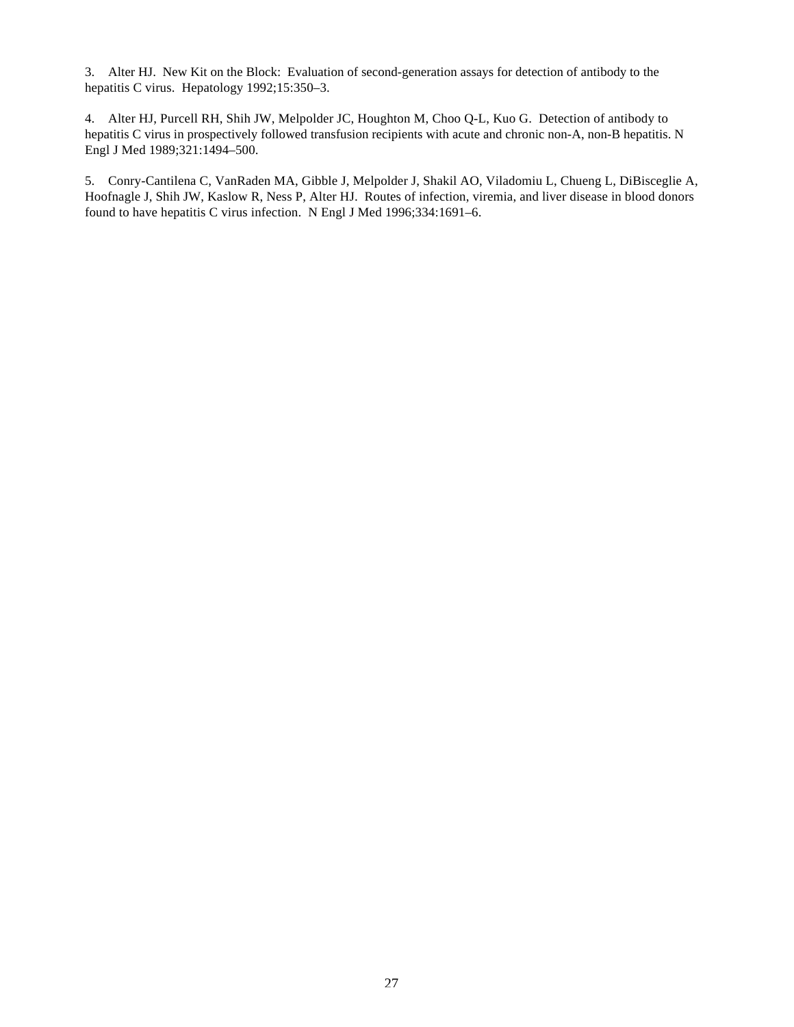3. Alter HJ. New Kit on the Block: Evaluation of second-generation assays for detection of antibody to the hepatitis C virus. Hepatology 1992;15:350–3.

4. Alter HJ, Purcell RH, Shih JW, Melpolder JC, Houghton M, Choo Q-L, Kuo G. Detection of antibody to hepatitis C virus in prospectively followed transfusion recipients with acute and chronic non-A, non-B hepatitis. N Engl J Med 1989;321:1494–500.

5. Conry-Cantilena C, VanRaden MA, Gibble J, Melpolder J, Shakil AO, Viladomiu L, Chueng L, DiBisceglie A, Hoofnagle J, Shih JW, Kaslow R, Ness P, Alter HJ. Routes of infection, viremia, and liver disease in blood donors found to have hepatitis C virus infection. N Engl J Med 1996;334:1691–6.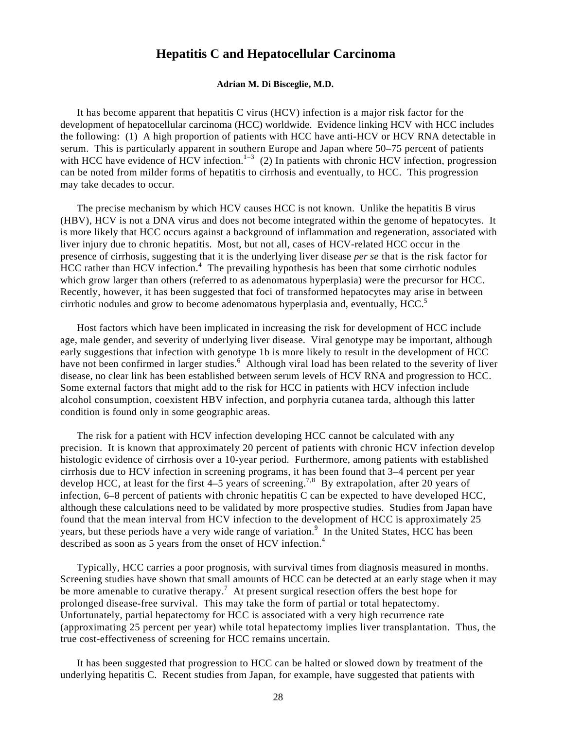# Hepatitis C and Hepatocellular Carcinoma

**Adrian M. Di Bisceglie, M.D.**

It has become apparent that hepatitis C virus (HCV) infection is a major risk factor for the development of hepatocellular carcinoma (HCC) worldwide. Evidence linking HCV with HCC includes the following: (1) A high proportion of patients with HCC have anti-HCV or HCV RNA detectable in serum. This is particularly apparent in southern Europe and Japan where 50–75 percent of patients with HCC have evidence of HCV infection.[1–3] (2) In patients with chronic HCV infection, progression can be noted from milder forms of hepatitis to cirrhosis and eventually, to HCC. This progression may take decades to occur.

The precise mechanism by which HCV causes HCC is not known. Unlike the hepatitis B virus (HBV), HCV is not a DNA virus and does not become integrated within the genome of hepatocytes. It is more likely that HCC occurs against a background of inflammation and regeneration, associated with liver injury due to chronic hepatitis. Most, but not all, cases of HCV-related HCC occur in the presence of cirrhosis, suggesting that it is the underlying liver disease *per se* that is the risk factor for HCC rather than HCV infection.[4] The prevailing hypothesis has been that some cirrhotic nodules which grow larger than others (referred to as adenomatous hyperplasia) were the precursor for HCC. Recently, however, it has been suggested that foci of transformed hepatocytes may arise in between cirrhotic nodules and grow to become adenomatous hyperplasia and, eventually, HCC.[5]

Host factors which have been implicated in increasing the risk for development of HCC include age, male gender, and severity of underlying liver disease. Viral genotype may be important, although early suggestions that infection with genotype 1b is more likely to result in the development of HCC have not been confirmed in larger studies.[6] Although viral load has been related to the severity of liver disease, no clear link has been established between serum levels of HCV RNA and progression to HCC. Some external factors that might add to the risk for HCC in patients with HCV infection include alcohol consumption, coexistent HBV infection, and porphyria cutanea tarda, although this latter condition is found only in some geographic areas.

The risk for a patient with HCV infection developing HCC cannot be calculated with any precision. It is known that approximately 20 percent of patients with chronic HCV infection develop histologic evidence of cirrhosis over a 10-year period. Furthermore, among patients with established cirrhosis due to HCV infection in screening programs, it has been found that 3–4 percent per year develop HCC, at least for the first 4–5 years of screening.[7,8] By extrapolation, after 20 years of infection, 6–8 percent of patients with chronic hepatitis C can be expected to have developed HCC, although these calculations need to be validated by more prospective studies. Studies from Japan have found that the mean interval from HCV infection to the development of HCC is approximately 25 years, but these periods have a very wide range of variation.[9] In the United States, HCC has been described as soon as 5 years from the onset of HCV infection.[4]

Typically, HCC carries a poor prognosis, with survival times from diagnosis measured in months. Screening studies have shown that small amounts of HCC can be detected at an early stage when it may be more amenable to curative therapy.[7] At present surgical resection offers the best hope for prolonged disease-free survival. This may take the form of partial or total hepatectomy. Unfortunately, partial hepatectomy for HCC is associated with a very high recurrence rate (approximating 25 percent per year) while total hepatectomy implies liver transplantation. Thus, the true cost-effectiveness of screening for HCC remains uncertain.

It has been suggested that progression to HCC can be halted or slowed down by treatment of the underlying hepatitis C. Recent studies from Japan, for example, have suggested that patients with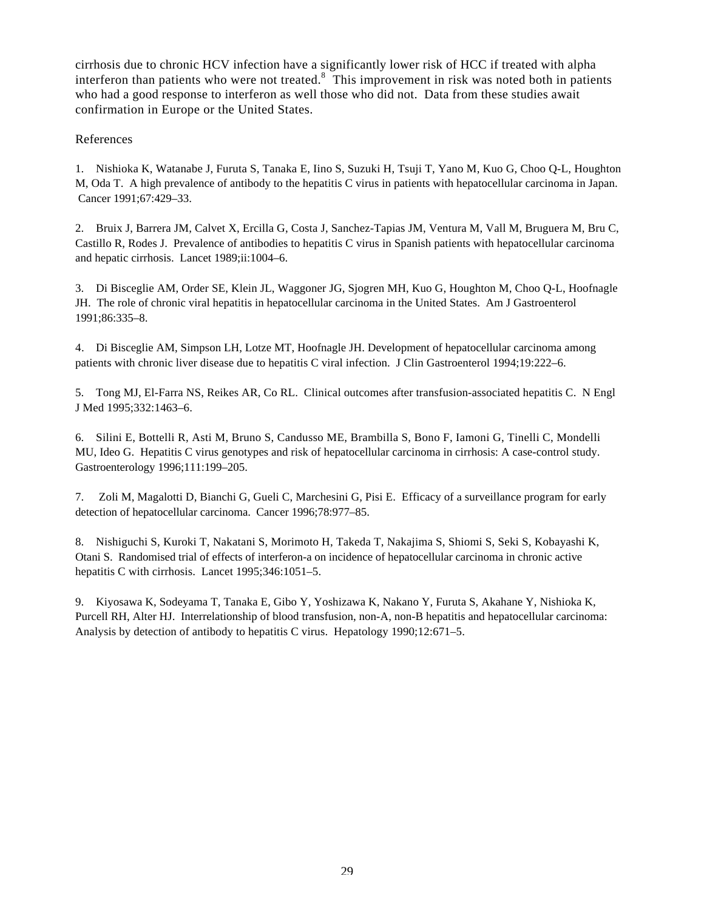cirrhosis due to chronic HCV infection have a significantly lower risk of HCC if treated with alpha interferon than patients who were not treated.[8] This improvement in risk was noted both in patients who had a good response to interferon as well those who did not. Data from these studies await confirmation in Europe or the United States.

References

1. Nishioka K, Watanabe J, Furuta S, Tanaka E, Iino S, Suzuki H, Tsuji T, Yano M, Kuo G, Choo Q-L, Houghton M, Oda T. A high prevalence of antibody to the hepatitis C virus in patients with hepatocellular carcinoma in Japan. Cancer 1991;67:429–33.

2. Bruix J, Barrera JM, Calvet X, Ercilla G, Costa J, Sanchez-Tapias JM, Ventura M, Vall M, Bruguera M, Bru C, Castillo R, Rodes J. Prevalence of antibodies to hepatitis C virus in Spanish patients with hepatocellular carcinoma and hepatic cirrhosis. Lancet 1989;ii:1004–6.

3. Di Bisceglie AM, Order SE, Klein JL, Waggoner JG, Sjogren MH, Kuo G, Houghton M, Choo Q-L, Hoofnagle JH. The role of chronic viral hepatitis in hepatocellular carcinoma in the United States. Am J Gastroenterol 1991;86:335–8.

4. Di Bisceglie AM, Simpson LH, Lotze MT, Hoofnagle JH. Development of hepatocellular carcinoma among patients with chronic liver disease due to hepatitis C viral infection. J Clin Gastroenterol 1994;19:222–6.

5. Tong MJ, El-Farra NS, Reikes AR, Co RL. Clinical outcomes after transfusion-associated hepatitis C. N Engl J Med 1995;332:1463–6.

6. Silini E, Bottelli R, Asti M, Bruno S, Candusso ME, Brambilla S, Bono F, Iamoni G, Tinelli C, Mondelli MU, Ideo G. Hepatitis C virus genotypes and risk of hepatocellular carcinoma in cirrhosis: A case-control study. Gastroenterology 1996;111:199–205.

7. Zoli M, Magalotti D, Bianchi G, Gueli C, Marchesini G, Pisi E. Efficacy of a surveillance program for early detection of hepatocellular carcinoma. Cancer 1996;78:977–85.

8. Nishiguchi S, Kuroki T, Nakatani S, Morimoto H, Takeda T, Nakajima S, Shiomi S, Seki S, Kobayashi K, Otani S. Randomised trial of effects of interferon-a on incidence of hepatocellular carcinoma in chronic active hepatitis C with cirrhosis. Lancet 1995;346:1051–5.

9. Kiyosawa K, Sodeyama T, Tanaka E, Gibo Y, Yoshizawa K, Nakano Y, Furuta S, Akahane Y, Nishioka K, Purcell RH, Alter HJ. Interrelationship of blood transfusion, non-A, non-B hepatitis and hepatocellular carcinoma: Analysis by detection of antibody to hepatitis C virus. Hepatology 1990;12:671–5.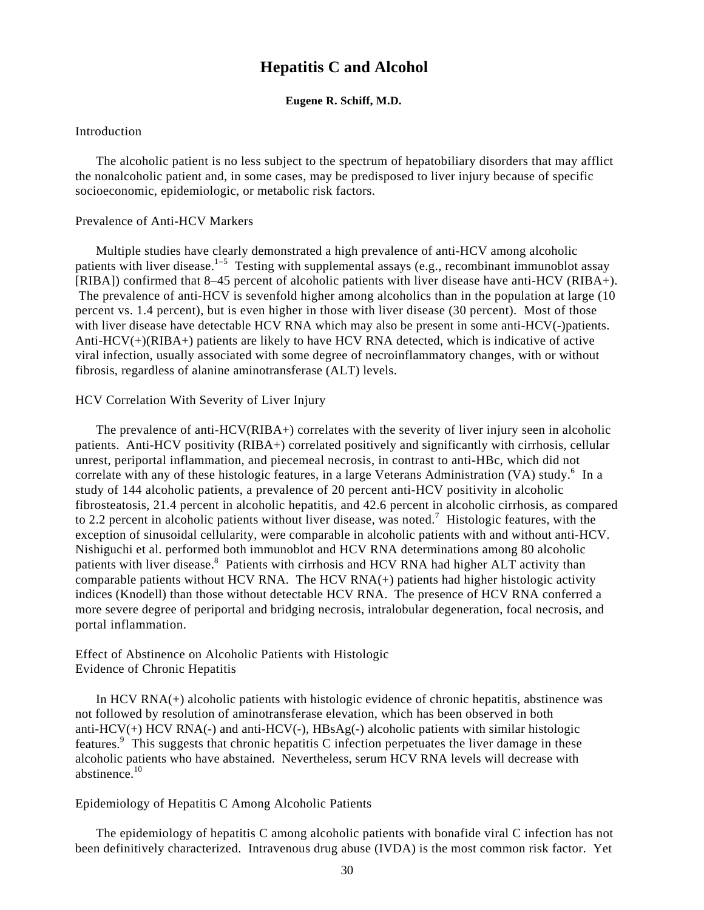# Hepatitis C and Alcohol

**Eugene R. Schiff, M.D.**

## Introduction

The alcoholic patient is no less subject to the spectrum of hepatobiliary disorders that may afflict the nonalcoholic patient and, in some cases, may be predisposed to liver injury because of specific socioeconomic, epidemiologic, or metabolic risk factors.

## Prevalence of Anti-HCV Markers

Multiple studies have clearly demonstrated a high prevalence of anti-HCV among alcoholic patients with liver disease.[1–5] Testing with supplemental assays (e.g., recombinant immunoblot assay [RIBA]) confirmed that 8–45 percent of alcoholic patients with liver disease have anti-HCV (RIBA+). The prevalence of anti-HCV is sevenfold higher among alcoholics than in the population at large (10 percent vs. 1.4 percent), but is even higher in those with liver disease (30 percent). Most of those with liver disease have detectable HCV RNA which may also be present in some anti-HCV(-)patients. Anti-HCV(+)(RIBA+) patients are likely to have HCV RNA detected, which is indicative of active viral infection, usually associated with some degree of necroinflammatory changes, with or without fibrosis, regardless of alanine aminotransferase (ALT) levels.

## HCV Correlation With Severity of Liver Injury

The prevalence of anti-HCV(RIBA+) correlates with the severity of liver injury seen in alcoholic patients. Anti-HCV positivity (RIBA+) correlated positively and significantly with cirrhosis, cellular unrest, periportal inflammation, and piecemeal necrosis, in contrast to anti-HBc, which did not correlate with any of these histologic features, in a large Veterans Administration (VA) study.[6] In a study of 144 alcoholic patients, a prevalence of 20 percent anti-HCV positivity in alcoholic fibrosteatosis, 21.4 percent in alcoholic hepatitis, and 42.6 percent in alcoholic cirrhosis, as compared to 2.2 percent in alcoholic patients without liver disease, was noted.[7] Histologic features, with the exception of sinusoidal cellularity, were comparable in alcoholic patients with and without anti-HCV. Nishiguchi et al. performed both immunoblot and HCV RNA determinations among 80 alcoholic patients with liver disease.[8] Patients with cirrhosis and HCV RNA had higher ALT activity than comparable patients without HCV RNA. The HCV RNA(+) patients had higher histologic activity indices (Knodell) than those without detectable HCV RNA. The presence of HCV RNA conferred a more severe degree of periportal and bridging necrosis, intralobular degeneration, focal necrosis, and portal inflammation.

## Effect of Abstinence on Alcoholic Patients with Histologic Evidence of Chronic Hepatitis

In HCV RNA(+) alcoholic patients with histologic evidence of chronic hepatitis, abstinence was not followed by resolution of aminotransferase elevation, which has been observed in both anti-HCV(+) HCV RNA(-) and anti-HCV(-), HBsAg(-) alcoholic patients with similar histologic features.[9] This suggests that chronic hepatitis C infection perpetuates the liver damage in these alcoholic patients who have abstained. Nevertheless, serum HCV RNA levels will decrease with abstinence.[10]

## Epidemiology of Hepatitis C Among Alcoholic Patients

The epidemiology of hepatitis C among alcoholic patients with bonafide viral C infection has not been definitively characterized. Intravenous drug abuse (IVDA) is the most common risk factor. Yet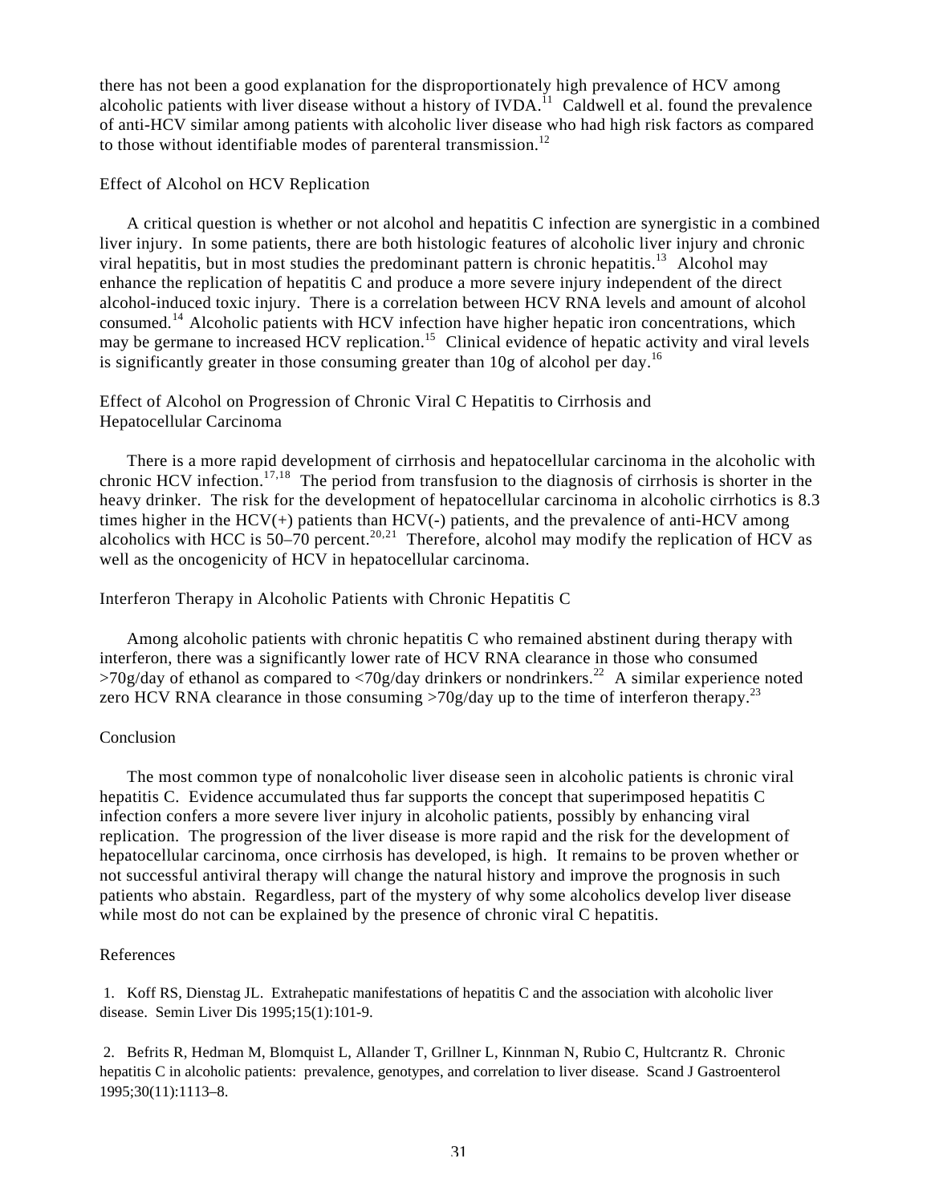there has not been a good explanation for the disproportionately high prevalence of HCV among alcoholic patients with liver disease without a history of IVDA.[11] Caldwell et al. found the prevalence of anti-HCV similar among patients with alcoholic liver disease who had high risk factors as compared to those without identifiable modes of parenteral transmission.[12]

### Effect of Alcohol on HCV Replication

A critical question is whether or not alcohol and hepatitis C infection are synergistic in a combined liver injury. In some patients, there are both histologic features of alcoholic liver injury and chronic viral hepatitis, but in most studies the predominant pattern is chronic hepatitis.[13] Alcohol may enhance the replication of hepatitis C and produce a more severe injury independent of the direct alcohol-induced toxic injury. There is a correlation between HCV RNA levels and amount of alcohol consumed.[14] Alcoholic patients with HCV infection have higher hepatic iron concentrations, which may be germane to increased HCV replication.[15] Clinical evidence of hepatic activity and viral levels is significantly greater in those consuming greater than 10g of alcohol per day.[16]

### Effect of Alcohol on Progression of Chronic Viral C Hepatitis to Cirrhosis and Hepatocellular Carcinoma

There is a more rapid development of cirrhosis and hepatocellular carcinoma in the alcoholic with chronic HCV infection.[17,18] The period from transfusion to the diagnosis of cirrhosis is shorter in the heavy drinker. The risk for the development of hepatocellular carcinoma in alcoholic cirrhotics is 8.3 times higher in the HCV(+) patients than HCV(-) patients, and the prevalence of anti-HCV among alcoholics with HCC is 50–70 percent.[20,21] Therefore, alcohol may modify the replication of HCV as well as the oncogenicity of HCV in hepatocellular carcinoma.

### Interferon Therapy in Alcoholic Patients with Chronic Hepatitis C

Among alcoholic patients with chronic hepatitis C who remained abstinent during therapy with interferon, there was a significantly lower rate of HCV RNA clearance in those who consumed >70g/day of ethanol as compared to <70g/day drinkers or nondrinkers.[22] A similar experience noted zero HCV RNA clearance in those consuming >70g/day up to the time of interferon therapy.[23]

### Conclusion

The most common type of nonalcoholic liver disease seen in alcoholic patients is chronic viral hepatitis C. Evidence accumulated thus far supports the concept that superimposed hepatitis C infection confers a more severe liver injury in alcoholic patients, possibly by enhancing viral replication. The progression of the liver disease is more rapid and the risk for the development of hepatocellular carcinoma, once cirrhosis has developed, is high. It remains to be proven whether or not successful antiviral therapy will change the natural history and improve the prognosis in such patients who abstain. Regardless, part of the mystery of why some alcoholics develop liver disease while most do not can be explained by the presence of chronic viral C hepatitis.

### References

1. Koff RS, Dienstag JL. Extrahepatic manifestations of hepatitis C and the association with alcoholic liver disease. Semin Liver Dis 1995;15(1):101-9.

2. Befrits R, Hedman M, Blomquist L, Allander T, Grillner L, Kinnman N, Rubio C, Hultcrantz R. Chronic hepatitis C in alcoholic patients: prevalence, genotypes, and correlation to liver disease. Scand J Gastroenterol 1995;30(11):1113–8.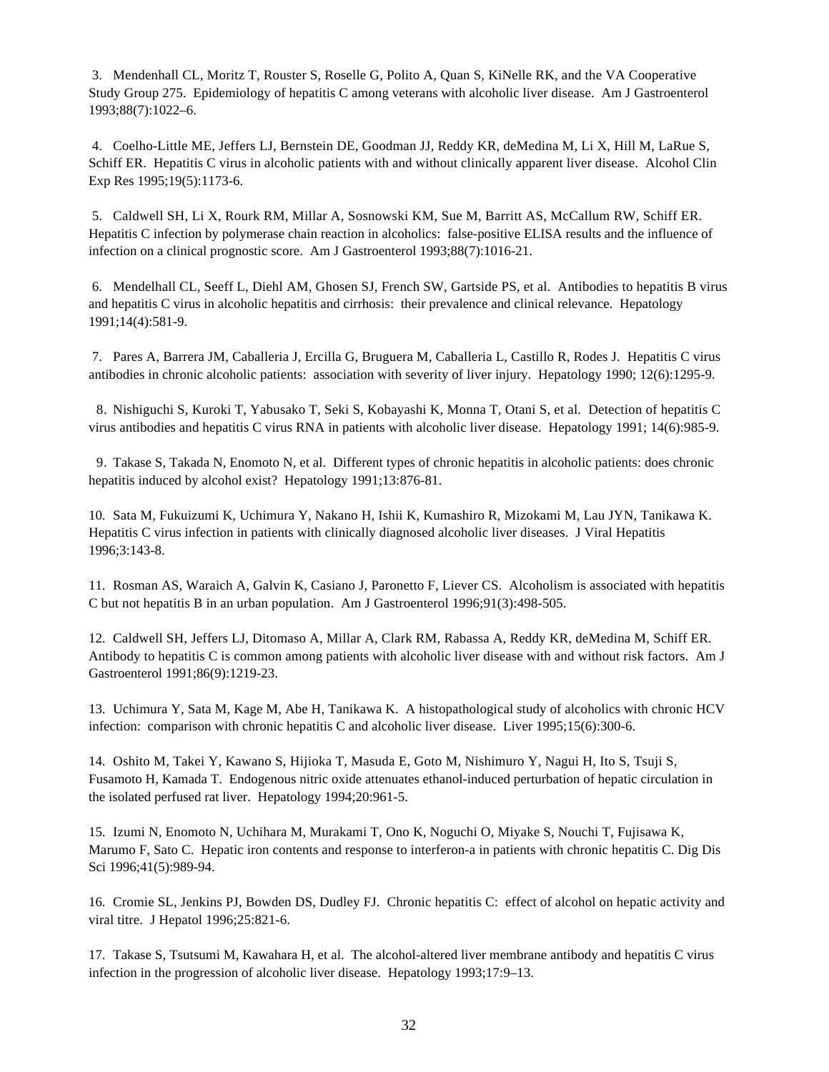3. Mendenhall CL, Moritz T, Rouster S, Roselle G, Polito A, Quan S, KiNelle RK, and the VA Cooperative Study Group 275. Epidemiology of hepatitis C among veterans with alcoholic liver disease. Am J Gastroenterol 1993;88(7):1022–6.

4. Coelho-Little ME, Jeffers LJ, Bernstein DE, Goodman JJ, Reddy KR, deMedina M, Li X, Hill M, LaRue S, Schiff ER. Hepatitis C virus in alcoholic patients with and without clinically apparent liver disease. Alcohol Clin Exp Res 1995;19(5):1173-6.

5. Caldwell SH, Li X, Rourk RM, Millar A, Sosnowski KM, Sue M, Barritt AS, McCallum RW, Schiff ER. Hepatitis C infection by polymerase chain reaction in alcoholics: false-positive ELISA results and the influence of infection on a clinical prognostic score. Am J Gastroenterol 1993;88(7):1016-21.

6. Mendelhall CL, Seeff L, Diehl AM, Ghosen SJ, French SW, Gartside PS, et al. Antibodies to hepatitis B virus and hepatitis C virus in alcoholic hepatitis and cirrhosis: their prevalence and clinical relevance. Hepatology 1991;14(4):581-9.

7. Pares A, Barrera JM, Caballeria J, Ercilla G, Bruguera M, Caballeria L, Castillo R, Rodes J. Hepatitis C virus antibodies in chronic alcoholic patients: association with severity of liver injury. Hepatology 1990; 12(6):1295-9.

8. Nishiguchi S, Kuroki T, Yabusako T, Seki S, Kobayashi K, Monna T, Otani S, et al. Detection of hepatitis C virus antibodies and hepatitis C virus RNA in patients with alcoholic liver disease. Hepatology 1991; 14(6):985-9.

9. Takase S, Takada N, Enomoto N, et al. Different types of chronic hepatitis in alcoholic patients: does chronic hepatitis induced by alcohol exist? Hepatology 1991;13:876-81.

10. Sata M, Fukuizumi K, Uchimura Y, Nakano H, Ishii K, Kumashiro R, Mizokami M, Lau JYN, Tanikawa K. Hepatitis C virus infection in patients with clinically diagnosed alcoholic liver diseases. J Viral Hepatitis 1996;3:143-8.

11. Rosman AS, Waraich A, Galvin K, Casiano J, Paronetto F, Liever CS. Alcoholism is associated with hepatitis C but not hepatitis B in an urban population. Am J Gastroenterol 1996;91(3):498-505.

12. Caldwell SH, Jeffers LJ, Ditomaso A, Millar A, Clark RM, Rabassa A, Reddy KR, deMedina M, Schiff ER. Antibody to hepatitis C is common among patients with alcoholic liver disease with and without risk factors. Am J Gastroenterol 1991;86(9):1219-23.

13. Uchimura Y, Sata M, Kage M, Abe H, Tanikawa K. A histopathological study of alcoholics with chronic HCV infection: comparison with chronic hepatitis C and alcoholic liver disease. Liver 1995;15(6):300-6.

14. Oshito M, Takei Y, Kawano S, Hijioka T, Masuda E, Goto M, Nishimuro Y, Nagui H, Ito S, Tsuji S, Fusamoto H, Kamada T. Endogenous nitric oxide attenuates ethanol-induced perturbation of hepatic circulation in the isolated perfused rat liver. Hepatology 1994;20:961-5.

15. Izumi N, Enomoto N, Uchihara M, Murakami T, Ono K, Noguchi O, Miyake S, Nouchi T, Fujisawa K, Marumo F, Sato C. Hepatic iron contents and response to interferon-a in patients with chronic hepatitis C. Dig Dis Sci 1996;41(5):989-94.

16. Cromie SL, Jenkins PJ, Bowden DS, Dudley FJ. Chronic hepatitis C: effect of alcohol on hepatic activity and viral titre. J Hepatol 1996;25:821-6.

17. Takase S, Tsutsumi M, Kawahara H, et al. The alcohol-altered liver membrane antibody and hepatitis C virus infection in the progression of alcoholic liver disease. Hepatology 1993;17:9–13.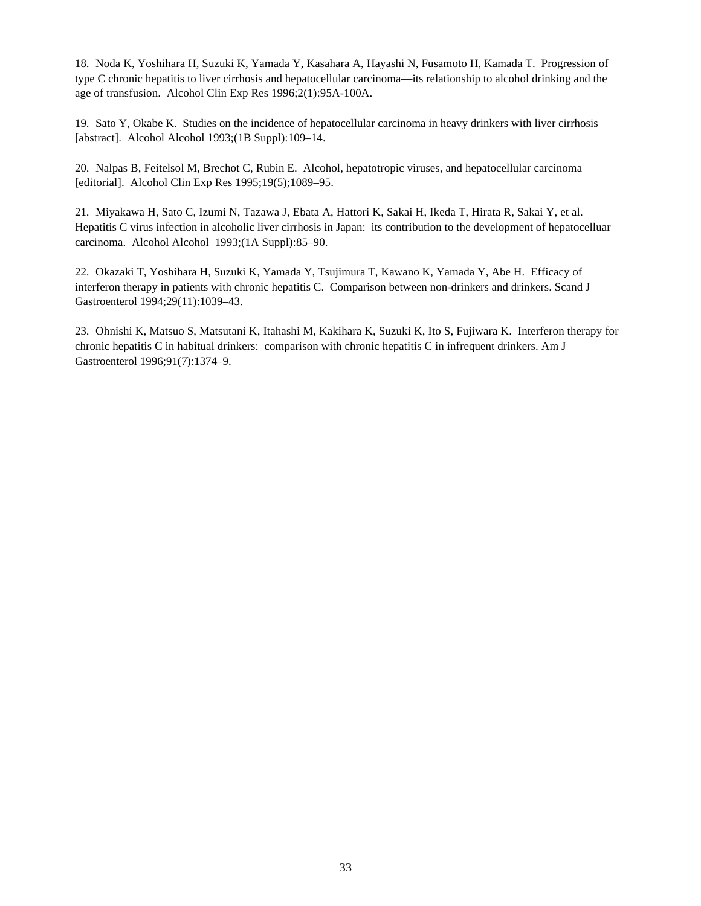18. Noda K, Yoshihara H, Suzuki K, Yamada Y, Kasahara A, Hayashi N, Fusamoto H, Kamada T. Progression of type C chronic hepatitis to liver cirrhosis and hepatocellular carcinoma—its relationship to alcohol drinking and the age of transfusion. Alcohol Clin Exp Res 1996;2(1):95A-100A.

19. Sato Y, Okabe K. Studies on the incidence of hepatocellular carcinoma in heavy drinkers with liver cirrhosis [abstract]. Alcohol Alcohol 1993;(1B Suppl):109–14.

20. Nalpas B, Feitelsol M, Brechot C, Rubin E. Alcohol, hepatotropic viruses, and hepatocellular carcinoma [editorial]. Alcohol Clin Exp Res 1995;19(5);1089–95.

21. Miyakawa H, Sato C, Izumi N, Tazawa J, Ebata A, Hattori K, Sakai H, Ikeda T, Hirata R, Sakai Y, et al. Hepatitis C virus infection in alcoholic liver cirrhosis in Japan: its contribution to the development of hepatocelluar carcinoma. Alcohol Alcohol 1993;(1A Suppl):85–90.

22. Okazaki T, Yoshihara H, Suzuki K, Yamada Y, Tsujimura T, Kawano K, Yamada Y, Abe H. Efficacy of interferon therapy in patients with chronic hepatitis C. Comparison between non-drinkers and drinkers. Scand J Gastroenterol 1994;29(11):1039–43.

23. Ohnishi K, Matsuo S, Matsutani K, Itahashi M, Kakihara K, Suzuki K, Ito S, Fujiwara K. Interferon therapy for chronic hepatitis C in habitual drinkers: comparison with chronic hepatitis C in infrequent drinkers. Am J Gastroenterol 1996;91(7):1374–9.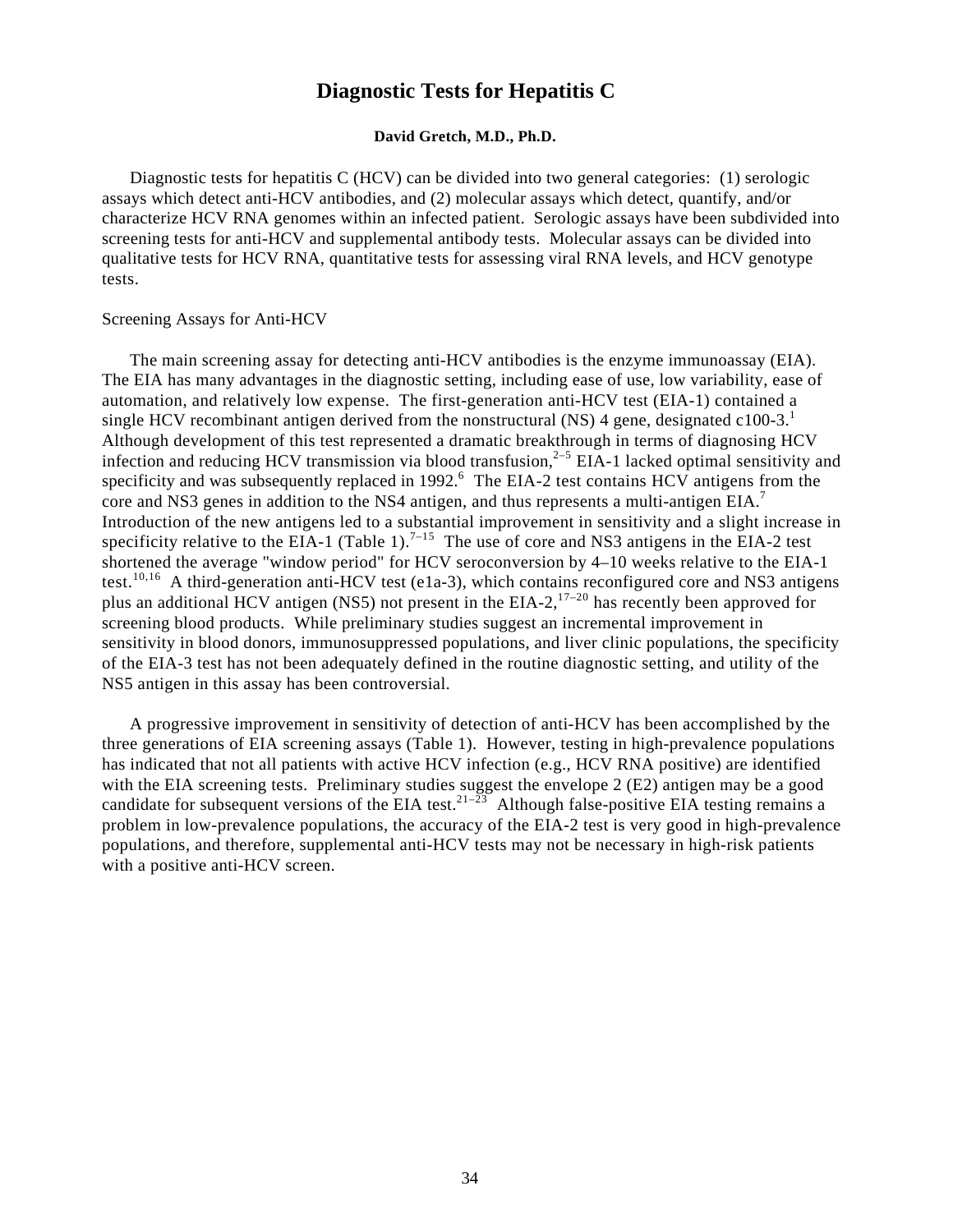# Diagnostic Tests for Hepatitis C

**David Gretch, M.D., Ph.D.**

Diagnostic tests for hepatitis C (HCV) can be divided into two general categories: (1) serologic assays which detect anti-HCV antibodies, and (2) molecular assays which detect, quantify, and/or characterize HCV RNA genomes within an infected patient. Serologic assays have been subdivided into screening tests for anti-HCV and supplemental antibody tests. Molecular assays can be divided into qualitative tests for HCV RNA, quantitative tests for assessing viral RNA levels, and HCV genotype tests.

## Screening Assays for Anti-HCV

The main screening assay for detecting anti-HCV antibodies is the enzyme immunoassay (EIA). The EIA has many advantages in the diagnostic setting, including ease of use, low variability, ease of automation, and relatively low expense. The first-generation anti-HCV test (EIA-1) contained a single HCV recombinant antigen derived from the nonstructural (NS) 4 gene, designated c100-3.[1] Although development of this test represented a dramatic breakthrough in terms of diagnosing HCV infection and reducing HCV transmission via blood transfusion,[2–5] EIA-1 lacked optimal sensitivity and specificity and was subsequently replaced in 1992.[6] The EIA-2 test contains HCV antigens from the core and NS3 genes in addition to the NS4 antigen, and thus represents a multi-antigen EIA.[7] Introduction of the new antigens led to a substantial improvement in sensitivity and a slight increase in specificity relative to the EIA-1 (Table 1).[7–15] The use of core and NS3 antigens in the EIA-2 test shortened the average "window period" for HCV seroconversion by 4–10 weeks relative to the EIA-1 test.[10,16] A third-generation anti-HCV test (e1a-3), which contains reconfigured core and NS3 antigens plus an additional HCV antigen (NS5) not present in the EIA-2,[17–20] has recently been approved for screening blood products. While preliminary studies suggest an incremental improvement in sensitivity in blood donors, immunosuppressed populations, and liver clinic populations, the specificity of the EIA-3 test has not been adequately defined in the routine diagnostic setting, and utility of the NS5 antigen in this assay has been controversial.

A progressive improvement in sensitivity of detection of anti-HCV has been accomplished by the three generations of EIA screening assays (Table 1). However, testing in high-prevalence populations has indicated that not all patients with active HCV infection (e.g., HCV RNA positive) are identified with the EIA screening tests. Preliminary studies suggest the envelope 2 (E2) antigen may be a good candidate for subsequent versions of the EIA test.[21–23] Although false-positive EIA testing remains a problem in low-prevalence populations, the accuracy of the EIA-2 test is very good in high-prevalence populations, and therefore, supplemental anti-HCV tests may not be necessary in high-risk patients with a positive anti-HCV screen.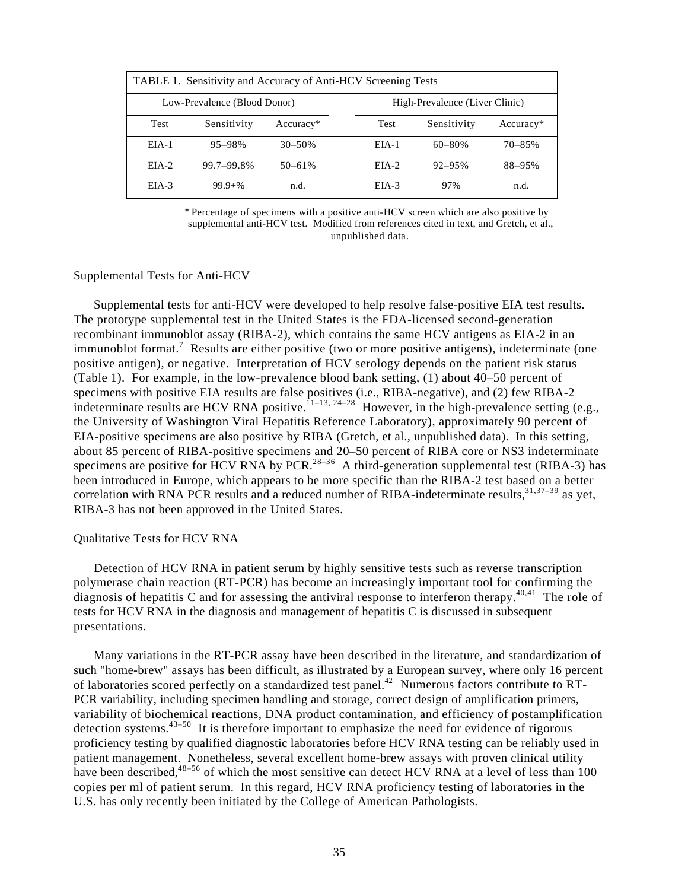TABLE 1. Sensitivity and Accuracy of Anti-HCV Screening Tests

| Low-Prevalence (Blood Donor) | | | High-Prevalence (Liver Clinic) | | |
|---|---|---|---|---|---|
| Test | Sensitivity | Accuracy* | Test | Sensitivity | Accuracy* |
| EIA-1 | 95–98% | 30–50% | EIA-1 | 60–80% | 70–85% |
| EIA-2 | 99.7–99.8% | 50–61% | EIA-2 | 92–95% | 88–95% |
| EIA-3 | 99.9+% | n.d. | EIA-3 | 97% | n.d. |

\* Percentage of specimens with a positive anti-HCV screen which are also positive by supplemental anti-HCV test. Modified from references cited in text, and Gretch, et al., unpublished data.

### Supplemental Tests for Anti-HCV

Supplemental tests for anti-HCV were developed to help resolve false-positive EIA test results. The prototype supplemental test in the United States is the FDA-licensed second-generation recombinant immunoblot assay (RIBA-2), which contains the same HCV antigens as EIA-2 in an immunoblot format.[7] Results are either positive (two or more positive antigens), indeterminate (one positive antigen), or negative. Interpretation of HCV serology depends on the patient risk status (Table 1). For example, in the low-prevalence blood bank setting, (1) about 40–50 percent of specimens with positive EIA results are false positives (i.e., RIBA-negative), and (2) few RIBA-2 indeterminate results are HCV RNA positive.[11–13, 24–28] However, in the high-prevalence setting (e.g., the University of Washington Viral Hepatitis Reference Laboratory), approximately 90 percent of EIA-positive specimens are also positive by RIBA (Gretch, et al., unpublished data). In this setting, about 85 percent of RIBA-positive specimens and 20–50 percent of RIBA core or NS3 indeterminate specimens are positive for HCV RNA by PCR.[28–36] A third-generation supplemental test (RIBA-3) has been introduced in Europe, which appears to be more specific than the RIBA-2 test based on a better correlation with RNA PCR results and a reduced number of RIBA-indeterminate results,[31,37–39] as yet, RIBA-3 has not been approved in the United States.

### Qualitative Tests for HCV RNA

Detection of HCV RNA in patient serum by highly sensitive tests such as reverse transcription polymerase chain reaction (RT-PCR) has become an increasingly important tool for confirming the diagnosis of hepatitis C and for assessing the antiviral response to interferon therapy.[40,41] The role of tests for HCV RNA in the diagnosis and management of hepatitis C is discussed in subsequent presentations.

Many variations in the RT-PCR assay have been described in the literature, and standardization of such "home-brew" assays has been difficult, as illustrated by a European survey, where only 16 percent of laboratories scored perfectly on a standardized test panel.[42] Numerous factors contribute to RT-PCR variability, including specimen handling and storage, correct design of amplification primers, variability of biochemical reactions, DNA product contamination, and efficiency of postamplification detection systems.[43–50] It is therefore important to emphasize the need for evidence of rigorous proficiency testing by qualified diagnostic laboratories before HCV RNA testing can be reliably used in patient management. Nonetheless, several excellent home-brew assays with proven clinical utility have been described,[48–56] of which the most sensitive can detect HCV RNA at a level of less than 100 copies per ml of patient serum. In this regard, HCV RNA proficiency testing of laboratories in the U.S. has only recently been initiated by the College of American Pathologists.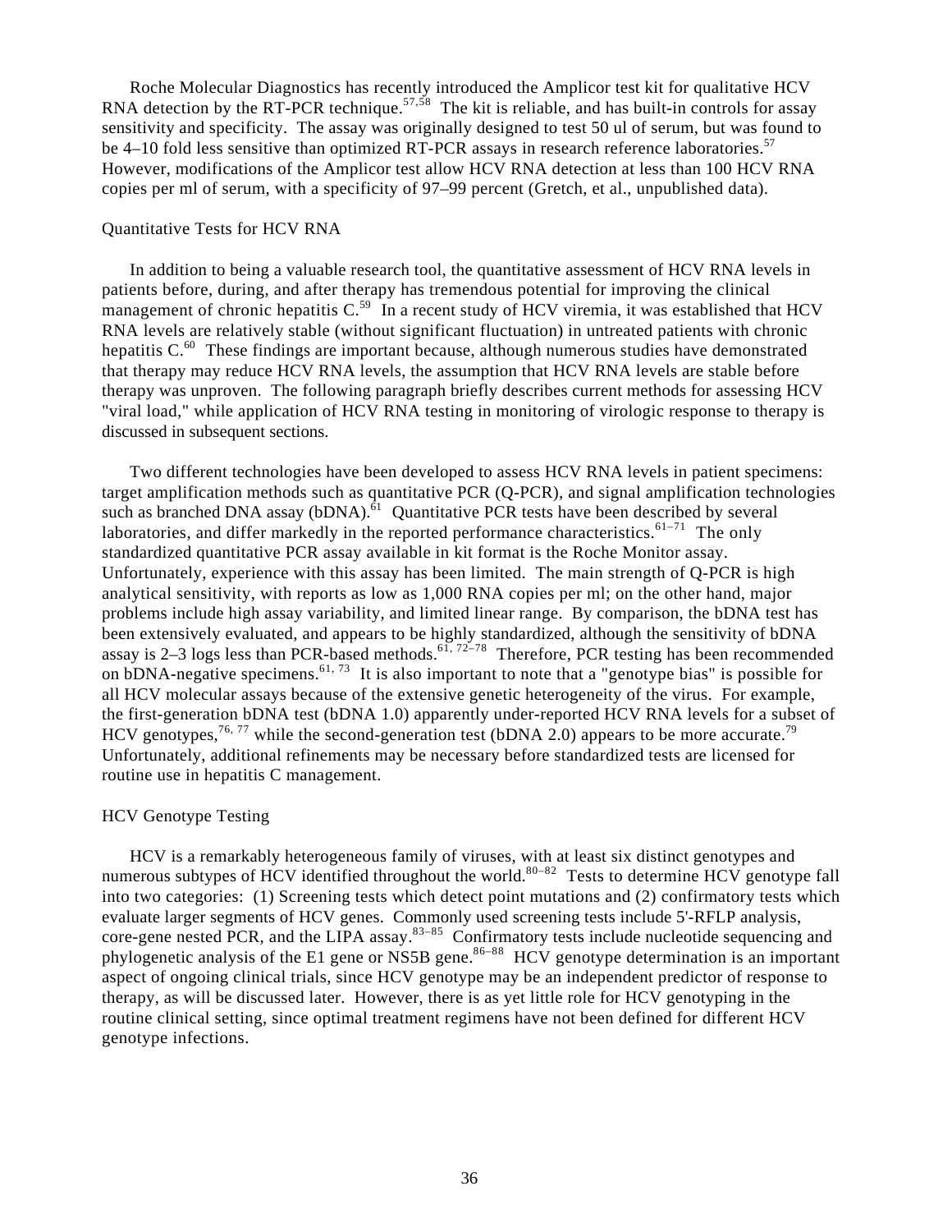Roche Molecular Diagnostics has recently introduced the Amplicor test kit for qualitative HCV RNA detection by the RT-PCR technique.[57,58] The kit is reliable, and has built-in controls for assay sensitivity and specificity. The assay was originally designed to test 50 ul of serum, but was found to be 4–10 fold less sensitive than optimized RT-PCR assays in research reference laboratories.[57] However, modifications of the Amplicor test allow HCV RNA detection at less than 100 HCV RNA copies per ml of serum, with a specificity of 97–99 percent (Gretch, et al., unpublished data).

### Quantitative Tests for HCV RNA

In addition to being a valuable research tool, the quantitative assessment of HCV RNA levels in patients before, during, and after therapy has tremendous potential for improving the clinical management of chronic hepatitis C.[59] In a recent study of HCV viremia, it was established that HCV RNA levels are relatively stable (without significant fluctuation) in untreated patients with chronic hepatitis C.[60] These findings are important because, although numerous studies have demonstrated that therapy may reduce HCV RNA levels, the assumption that HCV RNA levels are stable before therapy was unproven. The following paragraph briefly describes current methods for assessing HCV "viral load," while application of HCV RNA testing in monitoring of virologic response to therapy is discussed in subsequent sections.

Two different technologies have been developed to assess HCV RNA levels in patient specimens: target amplification methods such as quantitative PCR (Q-PCR), and signal amplification technologies such as branched DNA assay (bDNA).[61] Quantitative PCR tests have been described by several laboratories, and differ markedly in the reported performance characteristics.[61–71] The only standardized quantitative PCR assay available in kit format is the Roche Monitor assay. Unfortunately, experience with this assay has been limited. The main strength of Q-PCR is high analytical sensitivity, with reports as low as 1,000 RNA copies per ml; on the other hand, major problems include high assay variability, and limited linear range. By comparison, the bDNA test has been extensively evaluated, and appears to be highly standardized, although the sensitivity of bDNA assay is 2–3 logs less than PCR-based methods.[61, 72–78] Therefore, PCR testing has been recommended on bDNA-negative specimens.[61, 73] It is also important to note that a "genotype bias" is possible for all HCV molecular assays because of the extensive genetic heterogeneity of the virus. For example, the first-generation bDNA test (bDNA 1.0) apparently under-reported HCV RNA levels for a subset of HCV genotypes,[76, 77] while the second-generation test (bDNA 2.0) appears to be more accurate.[79] Unfortunately, additional refinements may be necessary before standardized tests are licensed for routine use in hepatitis C management.

### HCV Genotype Testing

HCV is a remarkably heterogeneous family of viruses, with at least six distinct genotypes and numerous subtypes of HCV identified throughout the world.[80–82] Tests to determine HCV genotype fall into two categories: (1) Screening tests which detect point mutations and (2) confirmatory tests which evaluate larger segments of HCV genes. Commonly used screening tests include 5'-RFLP analysis, core-gene nested PCR, and the LIPA assay.[83–85] Confirmatory tests include nucleotide sequencing and phylogenetic analysis of the E1 gene or NS5B gene.[86–88] HCV genotype determination is an important aspect of ongoing clinical trials, since HCV genotype may be an independent predictor of response to therapy, as will be discussed later. However, there is as yet little role for HCV genotyping in the routine clinical setting, since optimal treatment regimens have not been defined for different HCV genotype infections.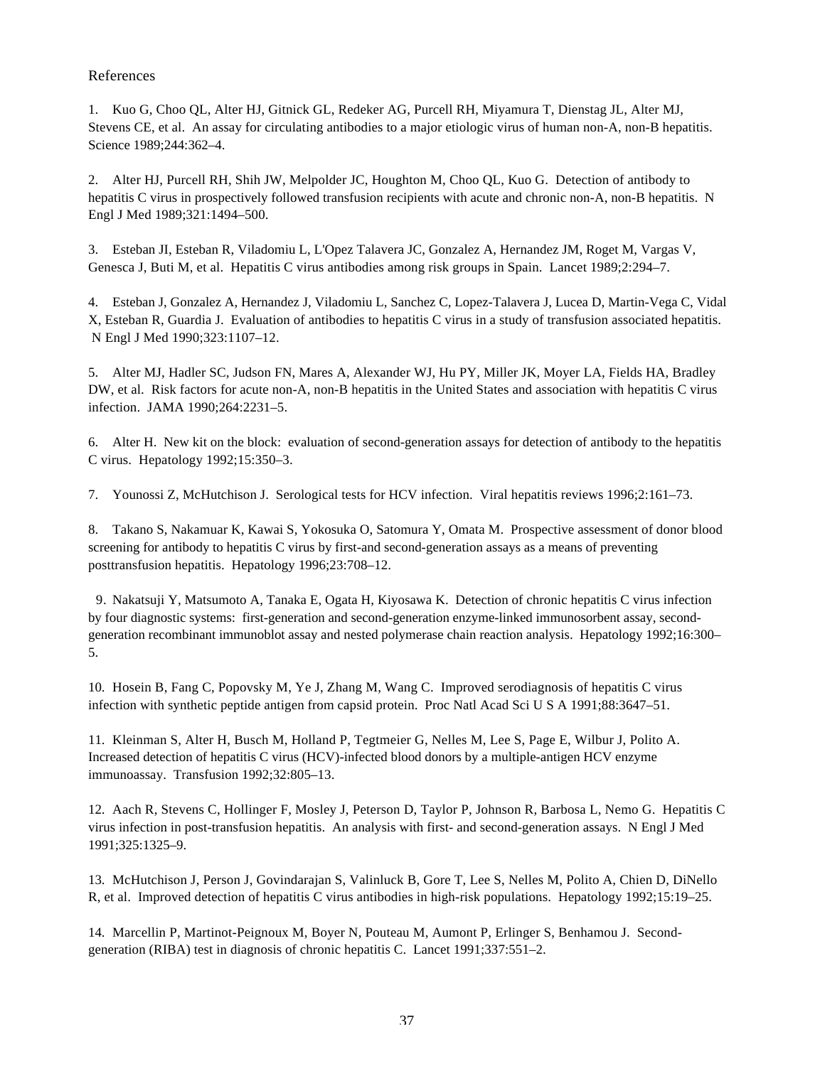## References

1. Kuo G, Choo QL, Alter HJ, Gitnick GL, Redeker AG, Purcell RH, Miyamura T, Dienstag JL, Alter MJ, Stevens CE, et al. An assay for circulating antibodies to a major etiologic virus of human non-A, non-B hepatitis. Science 1989;244:362–4.

2. Alter HJ, Purcell RH, Shih JW, Melpolder JC, Houghton M, Choo QL, Kuo G. Detection of antibody to hepatitis C virus in prospectively followed transfusion recipients with acute and chronic non-A, non-B hepatitis. N Engl J Med 1989;321:1494–500.

3. Esteban JI, Esteban R, Viladomiu L, L'Opez Talavera JC, Gonzalez A, Hernandez JM, Roget M, Vargas V, Genesca J, Buti M, et al. Hepatitis C virus antibodies among risk groups in Spain. Lancet 1989;2:294–7.

4. Esteban J, Gonzalez A, Hernandez J, Viladomiu L, Sanchez C, Lopez-Talavera J, Lucea D, Martin-Vega C, Vidal X, Esteban R, Guardia J. Evaluation of antibodies to hepatitis C virus in a study of transfusion associated hepatitis. N Engl J Med 1990;323:1107–12.

5. Alter MJ, Hadler SC, Judson FN, Mares A, Alexander WJ, Hu PY, Miller JK, Moyer LA, Fields HA, Bradley DW, et al. Risk factors for acute non-A, non-B hepatitis in the United States and association with hepatitis C virus infection. JAMA 1990;264:2231–5.

6. Alter H. New kit on the block: evaluation of second-generation assays for detection of antibody to the hepatitis C virus. Hepatology 1992;15:350–3.

7. Younossi Z, McHutchison J. Serological tests for HCV infection. Viral hepatitis reviews 1996;2:161–73.

8. Takano S, Nakamuar K, Kawai S, Yokosuka O, Satomura Y, Omata M. Prospective assessment of donor blood screening for antibody to hepatitis C virus by first-and second-generation assays as a means of preventing posttransfusion hepatitis. Hepatology 1996;23:708–12.

9. Nakatsuji Y, Matsumoto A, Tanaka E, Ogata H, Kiyosawa K. Detection of chronic hepatitis C virus infection by four diagnostic systems: first-generation and second-generation enzyme-linked immunosorbent assay, second-generation recombinant immunoblot assay and nested polymerase chain reaction analysis. Hepatology 1992;16:300–5.

10. Hosein B, Fang C, Popovsky M, Ye J, Zhang M, Wang C. Improved serodiagnosis of hepatitis C virus infection with synthetic peptide antigen from capsid protein. Proc Natl Acad Sci U S A 1991;88:3647–51.

11. Kleinman S, Alter H, Busch M, Holland P, Tegtmeier G, Nelles M, Lee S, Page E, Wilbur J, Polito A. Increased detection of hepatitis C virus (HCV)-infected blood donors by a multiple-antigen HCV enzyme immunoassay. Transfusion 1992;32:805–13.

12. Aach R, Stevens C, Hollinger F, Mosley J, Peterson D, Taylor P, Johnson R, Barbosa L, Nemo G. Hepatitis C virus infection in post-transfusion hepatitis. An analysis with first- and second-generation assays. N Engl J Med 1991;325:1325–9.

13. McHutchison J, Person J, Govindarajan S, Valinluck B, Gore T, Lee S, Nelles M, Polito A, Chien D, DiNello R, et al. Improved detection of hepatitis C virus antibodies in high-risk populations. Hepatology 1992;15:19–25.

14. Marcellin P, Martinot-Peignoux M, Boyer N, Pouteau M, Aumont P, Erlinger S, Benhamou J. Second-generation (RIBA) test in diagnosis of chronic hepatitis C. Lancet 1991;337:551–2.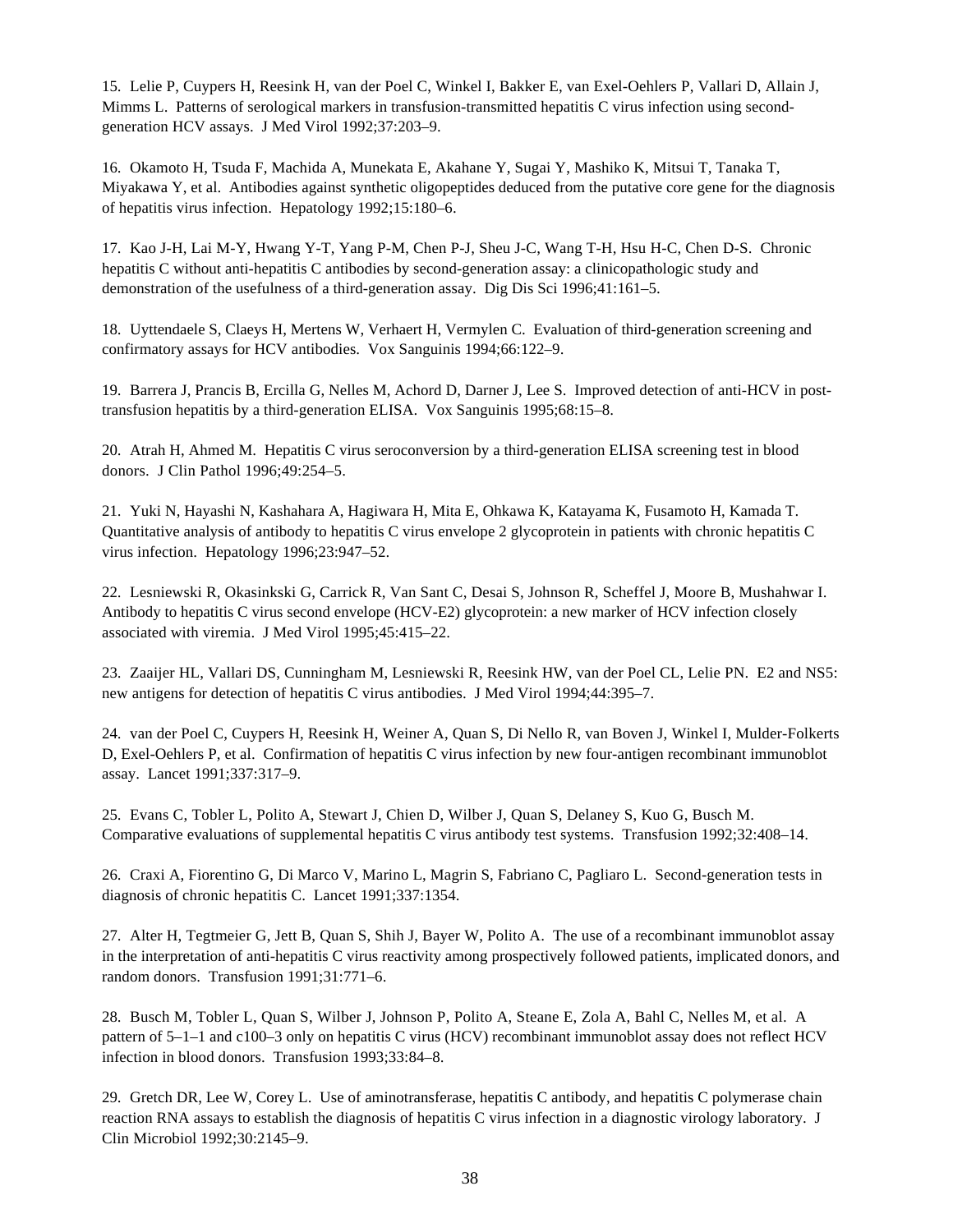15. Lelie P, Cuypers H, Reesink H, van der Poel C, Winkel I, Bakker E, van Exel-Oehlers P, Vallari D, Allain J, Mimms L. Patterns of serological markers in transfusion-transmitted hepatitis C virus infection using second-generation HCV assays. J Med Virol 1992;37:203–9.

16. Okamoto H, Tsuda F, Machida A, Munekata E, Akahane Y, Sugai Y, Mashiko K, Mitsui T, Tanaka T, Miyakawa Y, et al. Antibodies against synthetic oligopeptides deduced from the putative core gene for the diagnosis of hepatitis virus infection. Hepatology 1992;15:180–6.

17. Kao J-H, Lai M-Y, Hwang Y-T, Yang P-M, Chen P-J, Sheu J-C, Wang T-H, Hsu H-C, Chen D-S. Chronic hepatitis C without anti-hepatitis C antibodies by second-generation assay: a clinicopathologic study and demonstration of the usefulness of a third-generation assay. Dig Dis Sci 1996;41:161–5.

18. Uyttendaele S, Claeys H, Mertens W, Verhaert H, Vermylen C. Evaluation of third-generation screening and confirmatory assays for HCV antibodies. Vox Sanguinis 1994;66:122–9.

19. Barrera J, Prancis B, Ercilla G, Nelles M, Achord D, Darner J, Lee S. Improved detection of anti-HCV in post-transfusion hepatitis by a third-generation ELISA. Vox Sanguinis 1995;68:15–8.

20. Atrah H, Ahmed M. Hepatitis C virus seroconversion by a third-generation ELISA screening test in blood donors. J Clin Pathol 1996;49:254–5.

21. Yuki N, Hayashi N, Kashahara A, Hagiwara H, Mita E, Ohkawa K, Katayama K, Fusamoto H, Kamada T. Quantitative analysis of antibody to hepatitis C virus envelope 2 glycoprotein in patients with chronic hepatitis C virus infection. Hepatology 1996;23:947–52.

22. Lesniewski R, Okasinkski G, Carrick R, Van Sant C, Desai S, Johnson R, Scheffel J, Moore B, Mushahwar I. Antibody to hepatitis C virus second envelope (HCV-E2) glycoprotein: a new marker of HCV infection closely associated with viremia. J Med Virol 1995;45:415–22.

23. Zaaijer HL, Vallari DS, Cunningham M, Lesniewski R, Reesink HW, van der Poel CL, Lelie PN. E2 and NS5: new antigens for detection of hepatitis C virus antibodies. J Med Virol 1994;44:395–7.

24. van der Poel C, Cuypers H, Reesink H, Weiner A, Quan S, Di Nello R, van Boven J, Winkel I, Mulder-Folkerts D, Exel-Oehlers P, et al. Confirmation of hepatitis C virus infection by new four-antigen recombinant immunoblot assay. Lancet 1991;337:317–9.

25. Evans C, Tobler L, Polito A, Stewart J, Chien D, Wilber J, Quan S, Delaney S, Kuo G, Busch M. Comparative evaluations of supplemental hepatitis C virus antibody test systems. Transfusion 1992;32:408–14.

26. Craxi A, Fiorentino G, Di Marco V, Marino L, Magrin S, Fabriano C, Pagliaro L. Second-generation tests in diagnosis of chronic hepatitis C. Lancet 1991;337:1354.

27. Alter H, Tegtmeier G, Jett B, Quan S, Shih J, Bayer W, Polito A. The use of a recombinant immunoblot assay in the interpretation of anti-hepatitis C virus reactivity among prospectively followed patients, implicated donors, and random donors. Transfusion 1991;31:771–6.

28. Busch M, Tobler L, Quan S, Wilber J, Johnson P, Polito A, Steane E, Zola A, Bahl C, Nelles M, et al. A pattern of 5–1–1 and c100–3 only on hepatitis C virus (HCV) recombinant immunoblot assay does not reflect HCV infection in blood donors. Transfusion 1993;33:84–8.

29. Gretch DR, Lee W, Corey L. Use of aminotransferase, hepatitis C antibody, and hepatitis C polymerase chain reaction RNA assays to establish the diagnosis of hepatitis C virus infection in a diagnostic virology laboratory. J Clin Microbiol 1992;30:2145–9.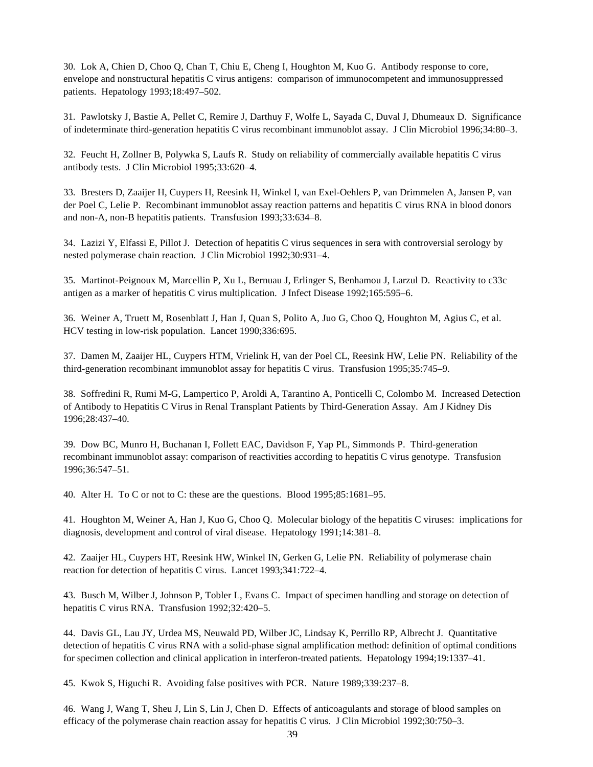30. Lok A, Chien D, Choo Q, Chan T, Chiu E, Cheng I, Houghton M, Kuo G. Antibody response to core, envelope and nonstructural hepatitis C virus antigens: comparison of immunocompetent and immunosuppressed patients. Hepatology 1993;18:497–502.

31. Pawlotsky J, Bastie A, Pellet C, Remire J, Darthuy F, Wolfe L, Sayada C, Duval J, Dhumeaux D. Significance of indeterminate third-generation hepatitis C virus recombinant immunoblot assay. J Clin Microbiol 1996;34:80–3.

32. Feucht H, Zollner B, Polywka S, Laufs R. Study on reliability of commercially available hepatitis C virus antibody tests. J Clin Microbiol 1995;33:620–4.

33. Bresters D, Zaaijer H, Cuypers H, Reesink H, Winkel I, van Exel-Oehlers P, van Drimmelen A, Jansen P, van der Poel C, Lelie P. Recombinant immunoblot assay reaction patterns and hepatitis C virus RNA in blood donors and non-A, non-B hepatitis patients. Transfusion 1993;33:634–8.

34. Lazizi Y, Elfassi E, Pillot J. Detection of hepatitis C virus sequences in sera with controversial serology by nested polymerase chain reaction. J Clin Microbiol 1992;30:931–4.

35. Martinot-Peignoux M, Marcellin P, Xu L, Bernuau J, Erlinger S, Benhamou J, Larzul D. Reactivity to c33c antigen as a marker of hepatitis C virus multiplication. J Infect Disease 1992;165:595–6.

36. Weiner A, Truett M, Rosenblatt J, Han J, Quan S, Polito A, Juo G, Choo Q, Houghton M, Agius C, et al. HCV testing in low-risk population. Lancet 1990;336:695.

37. Damen M, Zaaijer HL, Cuypers HTM, Vrielink H, van der Poel CL, Reesink HW, Lelie PN. Reliability of the third-generation recombinant immunoblot assay for hepatitis C virus. Transfusion 1995;35:745–9.

38. Soffredini R, Rumi M-G, Lampertico P, Aroldi A, Tarantino A, Ponticelli C, Colombo M. Increased Detection of Antibody to Hepatitis C Virus in Renal Transplant Patients by Third-Generation Assay. Am J Kidney Dis 1996;28:437–40.

39. Dow BC, Munro H, Buchanan I, Follett EAC, Davidson F, Yap PL, Simmonds P. Third-generation recombinant immunoblot assay: comparison of reactivities according to hepatitis C virus genotype. Transfusion 1996;36:547–51.

40. Alter H. To C or not to C: these are the questions. Blood 1995;85:1681–95.

41. Houghton M, Weiner A, Han J, Kuo G, Choo Q. Molecular biology of the hepatitis C viruses: implications for diagnosis, development and control of viral disease. Hepatology 1991;14:381–8.

42. Zaaijer HL, Cuypers HT, Reesink HW, Winkel IN, Gerken G, Lelie PN. Reliability of polymerase chain reaction for detection of hepatitis C virus. Lancet 1993;341:722–4.

43. Busch M, Wilber J, Johnson P, Tobler L, Evans C. Impact of specimen handling and storage on detection of hepatitis C virus RNA. Transfusion 1992;32:420–5.

44. Davis GL, Lau JY, Urdea MS, Neuwald PD, Wilber JC, Lindsay K, Perrillo RP, Albrecht J. Quantitative detection of hepatitis C virus RNA with a solid-phase signal amplification method: definition of optimal conditions for specimen collection and clinical application in interferon-treated patients. Hepatology 1994;19:1337–41.

45. Kwok S, Higuchi R. Avoiding false positives with PCR. Nature 1989;339:237–8.

46. Wang J, Wang T, Sheu J, Lin S, Lin J, Chen D. Effects of anticoagulants and storage of blood samples on efficacy of the polymerase chain reaction assay for hepatitis C virus. J Clin Microbiol 1992;30:750–3.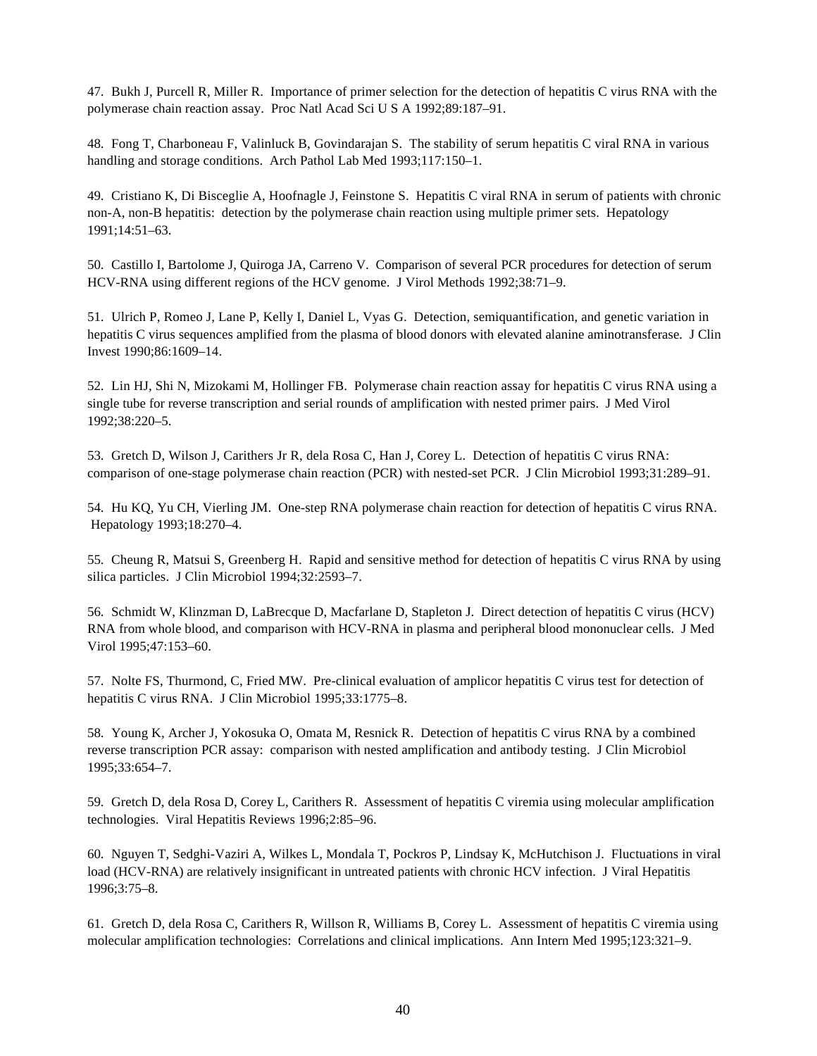47. Bukh J, Purcell R, Miller R. Importance of primer selection for the detection of hepatitis C virus RNA with the polymerase chain reaction assay. Proc Natl Acad Sci U S A 1992;89:187–91.

48. Fong T, Charboneau F, Valinluck B, Govindarajan S. The stability of serum hepatitis C viral RNA in various handling and storage conditions. Arch Pathol Lab Med 1993;117:150–1.

49. Cristiano K, Di Bisceglie A, Hoofnagle J, Feinstone S. Hepatitis C viral RNA in serum of patients with chronic non-A, non-B hepatitis: detection by the polymerase chain reaction using multiple primer sets. Hepatology 1991;14:51–63.

50. Castillo I, Bartolome J, Quiroga JA, Carreno V. Comparison of several PCR procedures for detection of serum HCV-RNA using different regions of the HCV genome. J Virol Methods 1992;38:71–9.

51. Ulrich P, Romeo J, Lane P, Kelly I, Daniel L, Vyas G. Detection, semiquantification, and genetic variation in hepatitis C virus sequences amplified from the plasma of blood donors with elevated alanine aminotransferase. J Clin Invest 1990;86:1609–14.

52. Lin HJ, Shi N, Mizokami M, Hollinger FB. Polymerase chain reaction assay for hepatitis C virus RNA using a single tube for reverse transcription and serial rounds of amplification with nested primer pairs. J Med Virol 1992;38:220–5.

53. Gretch D, Wilson J, Carithers Jr R, dela Rosa C, Han J, Corey L. Detection of hepatitis C virus RNA: comparison of one-stage polymerase chain reaction (PCR) with nested-set PCR. J Clin Microbiol 1993;31:289–91.

54. Hu KQ, Yu CH, Vierling JM. One-step RNA polymerase chain reaction for detection of hepatitis C virus RNA. Hepatology 1993;18:270–4.

55. Cheung R, Matsui S, Greenberg H. Rapid and sensitive method for detection of hepatitis C virus RNA by using silica particles. J Clin Microbiol 1994;32:2593–7.

56. Schmidt W, Klinzman D, LaBrecque D, Macfarlane D, Stapleton J. Direct detection of hepatitis C virus (HCV) RNA from whole blood, and comparison with HCV-RNA in plasma and peripheral blood mononuclear cells. J Med Virol 1995;47:153–60.

57. Nolte FS, Thurmond, C, Fried MW. Pre-clinical evaluation of amplicor hepatitis C virus test for detection of hepatitis C virus RNA. J Clin Microbiol 1995;33:1775–8.

58. Young K, Archer J, Yokosuka O, Omata M, Resnick R. Detection of hepatitis C virus RNA by a combined reverse transcription PCR assay: comparison with nested amplification and antibody testing. J Clin Microbiol 1995;33:654–7.

59. Gretch D, dela Rosa D, Corey L, Carithers R. Assessment of hepatitis C viremia using molecular amplification technologies. Viral Hepatitis Reviews 1996;2:85–96.

60. Nguyen T, Sedghi-Vaziri A, Wilkes L, Mondala T, Pockros P, Lindsay K, McHutchison J. Fluctuations in viral load (HCV-RNA) are relatively insignificant in untreated patients with chronic HCV infection. J Viral Hepatitis 1996;3:75–8.

61. Gretch D, dela Rosa C, Carithers R, Willson R, Williams B, Corey L. Assessment of hepatitis C viremia using molecular amplification technologies: Correlations and clinical implications. Ann Intern Med 1995;123:321–9.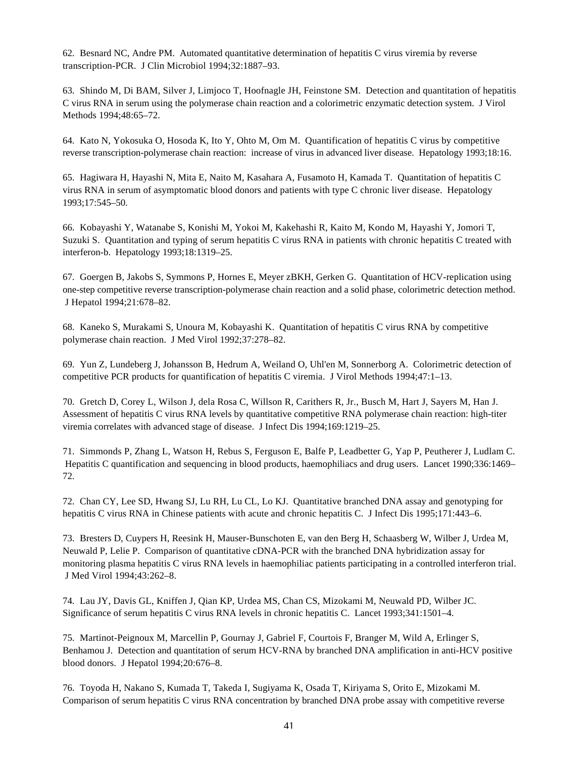62. Besnard NC, Andre PM. Automated quantitative determination of hepatitis C virus viremia by reverse transcription-PCR. J Clin Microbiol 1994;32:1887–93.

63. Shindo M, Di BAM, Silver J, Limjoco T, Hoofnagle JH, Feinstone SM. Detection and quantitation of hepatitis C virus RNA in serum using the polymerase chain reaction and a colorimetric enzymatic detection system. J Virol Methods 1994;48:65–72.

64. Kato N, Yokosuka O, Hosoda K, Ito Y, Ohto M, Om M. Quantification of hepatitis C virus by competitive reverse transcription-polymerase chain reaction: increase of virus in advanced liver disease. Hepatology 1993;18:16.

65. Hagiwara H, Hayashi N, Mita E, Naito M, Kasahara A, Fusamoto H, Kamada T. Quantitation of hepatitis C virus RNA in serum of asymptomatic blood donors and patients with type C chronic liver disease. Hepatology 1993;17:545–50.

66. Kobayashi Y, Watanabe S, Konishi M, Yokoi M, Kakehashi R, Kaito M, Kondo M, Hayashi Y, Jomori T, Suzuki S. Quantitation and typing of serum hepatitis C virus RNA in patients with chronic hepatitis C treated with interferon-b. Hepatology 1993;18:1319–25.

67. Goergen B, Jakobs S, Symmons P, Hornes E, Meyer zBKH, Gerken G. Quantitation of HCV-replication using one-step competitive reverse transcription-polymerase chain reaction and a solid phase, colorimetric detection method. J Hepatol 1994;21:678–82.

68. Kaneko S, Murakami S, Unoura M, Kobayashi K. Quantitation of hepatitis C virus RNA by competitive polymerase chain reaction. J Med Virol 1992;37:278–82.

69. Yun Z, Lundeberg J, Johansson B, Hedrum A, Weiland O, Uhl'en M, Sonnerborg A. Colorimetric detection of competitive PCR products for quantification of hepatitis C viremia. J Virol Methods 1994;47:1–13.

70. Gretch D, Corey L, Wilson J, dela Rosa C, Willson R, Carithers R, Jr., Busch M, Hart J, Sayers M, Han J. Assessment of hepatitis C virus RNA levels by quantitative competitive RNA polymerase chain reaction: high-titer viremia correlates with advanced stage of disease. J Infect Dis 1994;169:1219–25.

71. Simmonds P, Zhang L, Watson H, Rebus S, Ferguson E, Balfe P, Leadbetter G, Yap P, Peutherer J, Ludlam C. Hepatitis C quantification and sequencing in blood products, haemophiliacs and drug users. Lancet 1990;336:1469–72.

72. Chan CY, Lee SD, Hwang SJ, Lu RH, Lu CL, Lo KJ. Quantitative branched DNA assay and genotyping for hepatitis C virus RNA in Chinese patients with acute and chronic hepatitis C. J Infect Dis 1995;171:443–6.

73. Bresters D, Cuypers H, Reesink H, Mauser-Bunschoten E, van den Berg H, Schaasberg W, Wilber J, Urdea M, Neuwald P, Lelie P. Comparison of quantitative cDNA-PCR with the branched DNA hybridization assay for monitoring plasma hepatitis C virus RNA levels in haemophiliac patients participating in a controlled interferon trial. J Med Virol 1994;43:262–8.

74. Lau JY, Davis GL, Kniffen J, Qian KP, Urdea MS, Chan CS, Mizokami M, Neuwald PD, Wilber JC. Significance of serum hepatitis C virus RNA levels in chronic hepatitis C. Lancet 1993;341:1501–4.

75. Martinot-Peignoux M, Marcellin P, Gournay J, Gabriel F, Courtois F, Branger M, Wild A, Erlinger S, Benhamou J. Detection and quantitation of serum HCV-RNA by branched DNA amplification in anti-HCV positive blood donors. J Hepatol 1994;20:676–8.

76. Toyoda H, Nakano S, Kumada T, Takeda I, Sugiyama K, Osada T, Kiriyama S, Orito E, Mizokami M. Comparison of serum hepatitis C virus RNA concentration by branched DNA probe assay with competitive reverse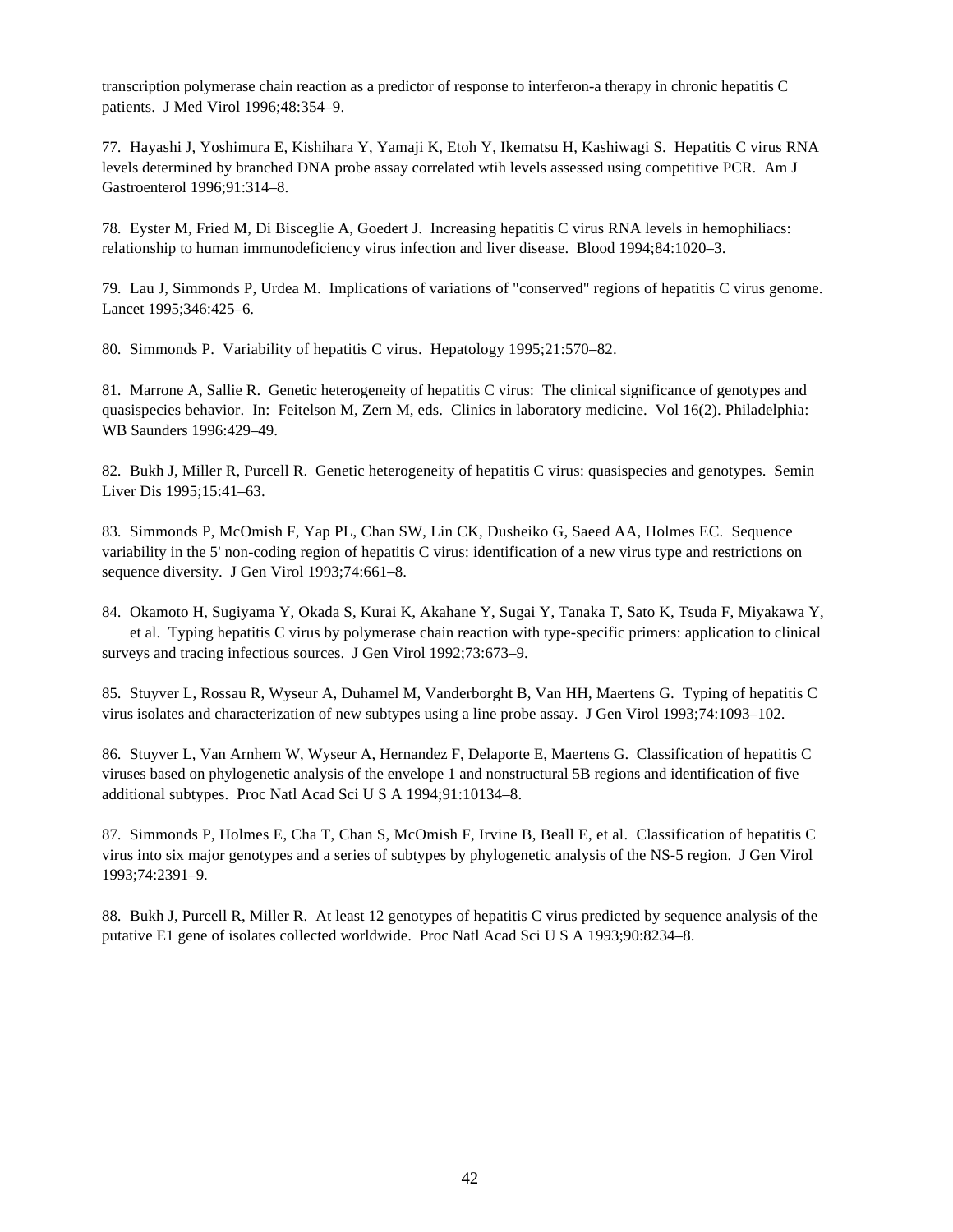transcription polymerase chain reaction as a predictor of response to interferon-a therapy in chronic hepatitis C patients. J Med Virol 1996;48:354–9.

77. Hayashi J, Yoshimura E, Kishihara Y, Yamaji K, Etoh Y, Ikematsu H, Kashiwagi S. Hepatitis C virus RNA levels determined by branched DNA probe assay correlated wtih levels assessed using competitive PCR. Am J Gastroenterol 1996;91:314–8.

78. Eyster M, Fried M, Di Bisceglie A, Goedert J. Increasing hepatitis C virus RNA levels in hemophiliacs: relationship to human immunodeficiency virus infection and liver disease. Blood 1994;84:1020–3.

79. Lau J, Simmonds P, Urdea M. Implications of variations of "conserved" regions of hepatitis C virus genome. Lancet 1995;346:425–6.

80. Simmonds P. Variability of hepatitis C virus. Hepatology 1995;21:570–82.

81. Marrone A, Sallie R. Genetic heterogeneity of hepatitis C virus: The clinical significance of genotypes and quasispecies behavior. In: Feitelson M, Zern M, eds. Clinics in laboratory medicine. Vol 16(2). Philadelphia: WB Saunders 1996:429–49.

82. Bukh J, Miller R, Purcell R. Genetic heterogeneity of hepatitis C virus: quasispecies and genotypes. Semin Liver Dis 1995;15:41–63.

83. Simmonds P, McOmish F, Yap PL, Chan SW, Lin CK, Dusheiko G, Saeed AA, Holmes EC. Sequence variability in the 5' non-coding region of hepatitis C virus: identification of a new virus type and restrictions on sequence diversity. J Gen Virol 1993;74:661–8.

84. Okamoto H, Sugiyama Y, Okada S, Kurai K, Akahane Y, Sugai Y, Tanaka T, Sato K, Tsuda F, Miyakawa Y, et al. Typing hepatitis C virus by polymerase chain reaction with type-specific primers: application to clinical surveys and tracing infectious sources. J Gen Virol 1992;73:673–9.

85. Stuyver L, Rossau R, Wyseur A, Duhamel M, Vanderborght B, Van HH, Maertens G. Typing of hepatitis C virus isolates and characterization of new subtypes using a line probe assay. J Gen Virol 1993;74:1093–102.

86. Stuyver L, Van Arnhem W, Wyseur A, Hernandez F, Delaporte E, Maertens G. Classification of hepatitis C viruses based on phylogenetic analysis of the envelope 1 and nonstructural 5B regions and identification of five additional subtypes. Proc Natl Acad Sci U S A 1994;91:10134–8.

87. Simmonds P, Holmes E, Cha T, Chan S, McOmish F, Irvine B, Beall E, et al. Classification of hepatitis C virus into six major genotypes and a series of subtypes by phylogenetic analysis of the NS-5 region. J Gen Virol 1993;74:2391–9.

88. Bukh J, Purcell R, Miller R. At least 12 genotypes of hepatitis C virus predicted by sequence analysis of the putative E1 gene of isolates collected worldwide. Proc Natl Acad Sci U S A 1993;90:8234–8.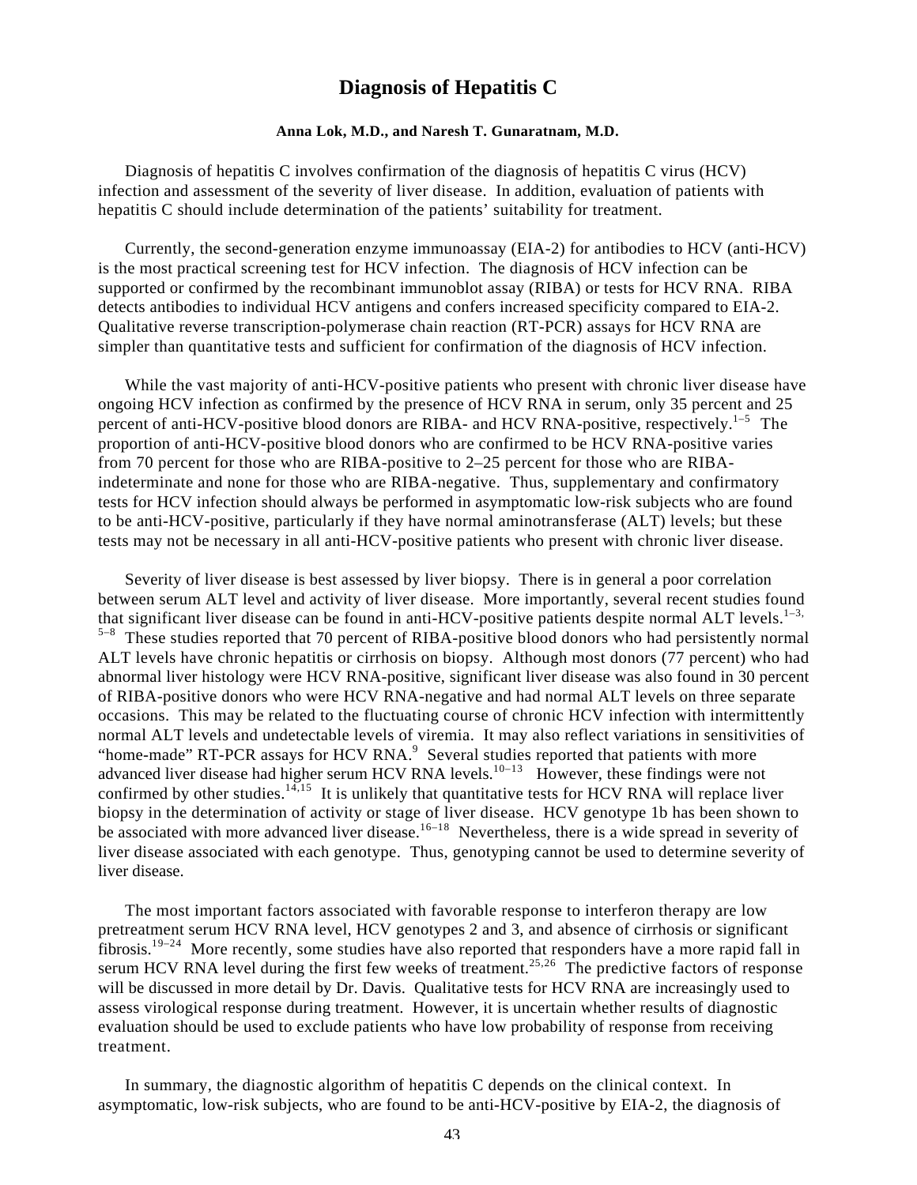# Diagnosis of Hepatitis C

**Anna Lok, M.D., and Naresh T. Gunaratnam, M.D.**

Diagnosis of hepatitis C involves confirmation of the diagnosis of hepatitis C virus (HCV) infection and assessment of the severity of liver disease. In addition, evaluation of patients with hepatitis C should include determination of the patients' suitability for treatment.

Currently, the second-generation enzyme immunoassay (EIA-2) for antibodies to HCV (anti-HCV) is the most practical screening test for HCV infection. The diagnosis of HCV infection can be supported or confirmed by the recombinant immunoblot assay (RIBA) or tests for HCV RNA. RIBA detects antibodies to individual HCV antigens and confers increased specificity compared to EIA-2. Qualitative reverse transcription-polymerase chain reaction (RT-PCR) assays for HCV RNA are simpler than quantitative tests and sufficient for confirmation of the diagnosis of HCV infection.

While the vast majority of anti-HCV-positive patients who present with chronic liver disease have ongoing HCV infection as confirmed by the presence of HCV RNA in serum, only 35 percent and 25 percent of anti-HCV-positive blood donors are RIBA- and HCV RNA-positive, respectively.[1–5] The proportion of anti-HCV-positive blood donors who are confirmed to be HCV RNA-positive varies from 70 percent for those who are RIBA-positive to 2–25 percent for those who are RIBA-indeterminate and none for those who are RIBA-negative. Thus, supplementary and confirmatory tests for HCV infection should always be performed in asymptomatic low-risk subjects who are found to be anti-HCV-positive, particularly if they have normal aminotransferase (ALT) levels; but these tests may not be necessary in all anti-HCV-positive patients who present with chronic liver disease.

Severity of liver disease is best assessed by liver biopsy. There is in general a poor correlation between serum ALT level and activity of liver disease. More importantly, several recent studies found that significant liver disease can be found in anti-HCV-positive patients despite normal ALT levels.[1–3, 5–8] These studies reported that 70 percent of RIBA-positive blood donors who had persistently normal ALT levels have chronic hepatitis or cirrhosis on biopsy. Although most donors (77 percent) who had abnormal liver histology were HCV RNA-positive, significant liver disease was also found in 30 percent of RIBA-positive donors who were HCV RNA-negative and had normal ALT levels on three separate occasions. This may be related to the fluctuating course of chronic HCV infection with intermittently normal ALT levels and undetectable levels of viremia. It may also reflect variations in sensitivities of "home-made" RT-PCR assays for HCV RNA.[9] Several studies reported that patients with more advanced liver disease had higher serum HCV RNA levels.[10–13] However, these findings were not confirmed by other studies.[14,15] It is unlikely that quantitative tests for HCV RNA will replace liver biopsy in the determination of activity or stage of liver disease. HCV genotype 1b has been shown to be associated with more advanced liver disease.[16–18] Nevertheless, there is a wide spread in severity of liver disease associated with each genotype. Thus, genotyping cannot be used to determine severity of liver disease.

The most important factors associated with favorable response to interferon therapy are low pretreatment serum HCV RNA level, HCV genotypes 2 and 3, and absence of cirrhosis or significant fibrosis.[19–24] More recently, some studies have also reported that responders have a more rapid fall in serum HCV RNA level during the first few weeks of treatment.[25,26] The predictive factors of response will be discussed in more detail by Dr. Davis. Qualitative tests for HCV RNA are increasingly used to assess virological response during treatment. However, it is uncertain whether results of diagnostic evaluation should be used to exclude patients who have low probability of response from receiving treatment.

In summary, the diagnostic algorithm of hepatitis C depends on the clinical context. In asymptomatic, low-risk subjects, who are found to be anti-HCV-positive by EIA-2, the diagnosis of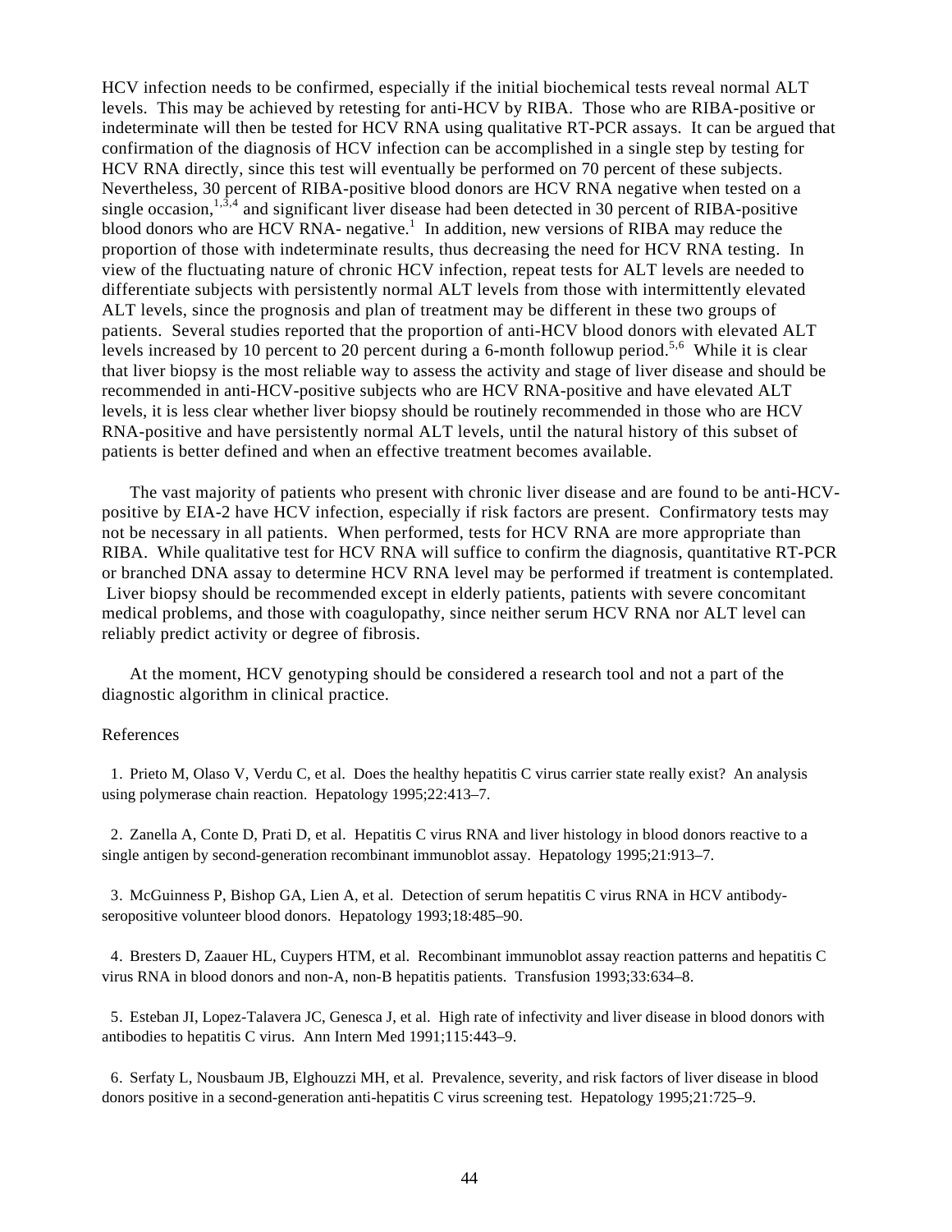HCV infection needs to be confirmed, especially if the initial biochemical tests reveal normal ALT levels. This may be achieved by retesting for anti-HCV by RIBA. Those who are RIBA-positive or indeterminate will then be tested for HCV RNA using qualitative RT-PCR assays. It can be argued that confirmation of the diagnosis of HCV infection can be accomplished in a single step by testing for HCV RNA directly, since this test will eventually be performed on 70 percent of these subjects. Nevertheless, 30 percent of RIBA-positive blood donors are HCV RNA negative when tested on a single occasion,[1,3,4] and significant liver disease had been detected in 30 percent of RIBA-positive blood donors who are HCV RNA- negative.[1] In addition, new versions of RIBA may reduce the proportion of those with indeterminate results, thus decreasing the need for HCV RNA testing. In view of the fluctuating nature of chronic HCV infection, repeat tests for ALT levels are needed to differentiate subjects with persistently normal ALT levels from those with intermittently elevated ALT levels, since the prognosis and plan of treatment may be different in these two groups of patients. Several studies reported that the proportion of anti-HCV blood donors with elevated ALT levels increased by 10 percent to 20 percent during a 6-month followup period.[5,6] While it is clear that liver biopsy is the most reliable way to assess the activity and stage of liver disease and should be recommended in anti-HCV-positive subjects who are HCV RNA-positive and have elevated ALT levels, it is less clear whether liver biopsy should be routinely recommended in those who are HCV RNA-positive and have persistently normal ALT levels, until the natural history of this subset of patients is better defined and when an effective treatment becomes available.

The vast majority of patients who present with chronic liver disease and are found to be anti-HCV-positive by EIA-2 have HCV infection, especially if risk factors are present. Confirmatory tests may not be necessary in all patients. When performed, tests for HCV RNA are more appropriate than RIBA. While qualitative test for HCV RNA will suffice to confirm the diagnosis, quantitative RT-PCR or branched DNA assay to determine HCV RNA level may be performed if treatment is contemplated. Liver biopsy should be recommended except in elderly patients, patients with severe concomitant medical problems, and those with coagulopathy, since neither serum HCV RNA nor ALT level can reliably predict activity or degree of fibrosis.

At the moment, HCV genotyping should be considered a research tool and not a part of the diagnostic algorithm in clinical practice.

References

1. Prieto M, Olaso V, Verdu C, et al. Does the healthy hepatitis C virus carrier state really exist? An analysis using polymerase chain reaction. Hepatology 1995;22:413–7.

2. Zanella A, Conte D, Prati D, et al. Hepatitis C virus RNA and liver histology in blood donors reactive to a single antigen by second-generation recombinant immunoblot assay. Hepatology 1995;21:913–7.

3. McGuinness P, Bishop GA, Lien A, et al. Detection of serum hepatitis C virus RNA in HCV antibody-seropositive volunteer blood donors. Hepatology 1993;18:485–90.

4. Bresters D, Zaauer HL, Cuypers HTM, et al. Recombinant immunoblot assay reaction patterns and hepatitis C virus RNA in blood donors and non-A, non-B hepatitis patients. Transfusion 1993;33:634–8.

5. Esteban JI, Lopez-Talavera JC, Genesca J, et al. High rate of infectivity and liver disease in blood donors with antibodies to hepatitis C virus. Ann Intern Med 1991;115:443–9.

6. Serfaty L, Nousbaum JB, Elghouzzi MH, et al. Prevalence, severity, and risk factors of liver disease in blood donors positive in a second-generation anti-hepatitis C virus screening test. Hepatology 1995;21:725–9.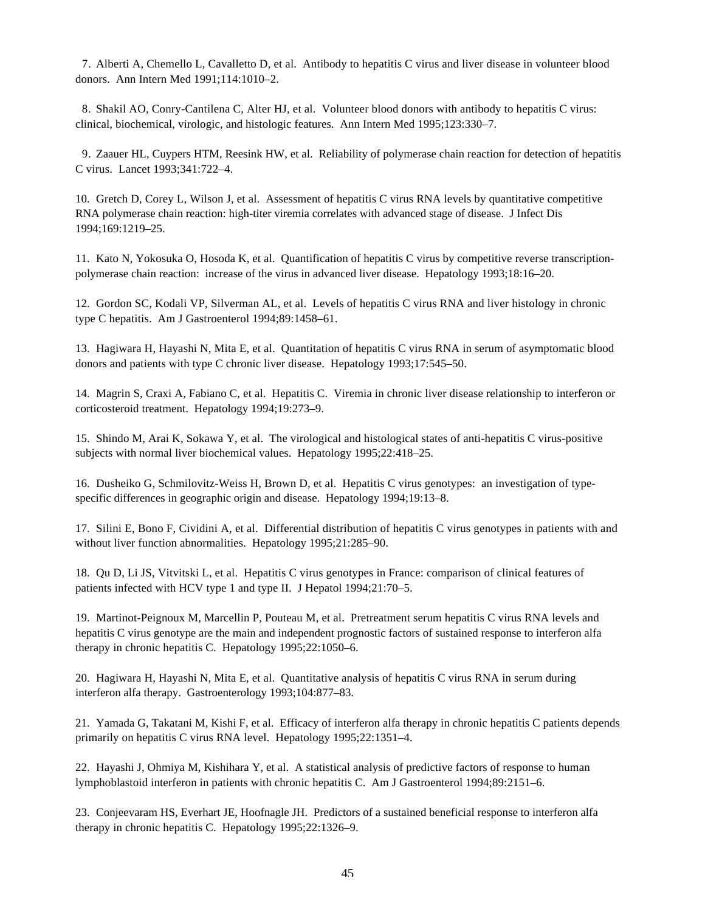7. Alberti A, Chemello L, Cavalletto D, et al. Antibody to hepatitis C virus and liver disease in volunteer blood donors. Ann Intern Med 1991;114:1010–2.

8. Shakil AO, Conry-Cantilena C, Alter HJ, et al. Volunteer blood donors with antibody to hepatitis C virus: clinical, biochemical, virologic, and histologic features. Ann Intern Med 1995;123:330–7.

9. Zaauer HL, Cuypers HTM, Reesink HW, et al. Reliability of polymerase chain reaction for detection of hepatitis C virus. Lancet 1993;341:722–4.

10. Gretch D, Corey L, Wilson J, et al. Assessment of hepatitis C virus RNA levels by quantitative competitive RNA polymerase chain reaction: high-titer viremia correlates with advanced stage of disease. J Infect Dis 1994;169:1219–25.

11. Kato N, Yokosuka O, Hosoda K, et al. Quantification of hepatitis C virus by competitive reverse transcription-polymerase chain reaction: increase of the virus in advanced liver disease. Hepatology 1993;18:16–20.

12. Gordon SC, Kodali VP, Silverman AL, et al. Levels of hepatitis C virus RNA and liver histology in chronic type C hepatitis. Am J Gastroenterol 1994;89:1458–61.

13. Hagiwara H, Hayashi N, Mita E, et al. Quantitation of hepatitis C virus RNA in serum of asymptomatic blood donors and patients with type C chronic liver disease. Hepatology 1993;17:545–50.

14. Magrin S, Craxi A, Fabiano C, et al. Hepatitis C. Viremia in chronic liver disease relationship to interferon or corticosteroid treatment. Hepatology 1994;19:273–9.

15. Shindo M, Arai K, Sokawa Y, et al. The virological and histological states of anti-hepatitis C virus-positive subjects with normal liver biochemical values. Hepatology 1995;22:418–25.

16. Dusheiko G, Schmilovitz-Weiss H, Brown D, et al. Hepatitis C virus genotypes: an investigation of type-specific differences in geographic origin and disease. Hepatology 1994;19:13–8.

17. Silini E, Bono F, Cividini A, et al. Differential distribution of hepatitis C virus genotypes in patients with and without liver function abnormalities. Hepatology 1995;21:285–90.

18. Qu D, Li JS, Vitvitski L, et al. Hepatitis C virus genotypes in France: comparison of clinical features of patients infected with HCV type 1 and type II. J Hepatol 1994;21:70–5.

19. Martinot-Peignoux M, Marcellin P, Pouteau M, et al. Pretreatment serum hepatitis C virus RNA levels and hepatitis C virus genotype are the main and independent prognostic factors of sustained response to interferon alfa therapy in chronic hepatitis C. Hepatology 1995;22:1050–6.

20. Hagiwara H, Hayashi N, Mita E, et al. Quantitative analysis of hepatitis C virus RNA in serum during interferon alfa therapy. Gastroenterology 1993;104:877–83.

21. Yamada G, Takatani M, Kishi F, et al. Efficacy of interferon alfa therapy in chronic hepatitis C patients depends primarily on hepatitis C virus RNA level. Hepatology 1995;22:1351–4.

22. Hayashi J, Ohmiya M, Kishihara Y, et al. A statistical analysis of predictive factors of response to human lymphoblastoid interferon in patients with chronic hepatitis C. Am J Gastroenterol 1994;89:2151–6.

23. Conjeevaram HS, Everhart JE, Hoofnagle JH. Predictors of a sustained beneficial response to interferon alfa therapy in chronic hepatitis C. Hepatology 1995;22:1326–9.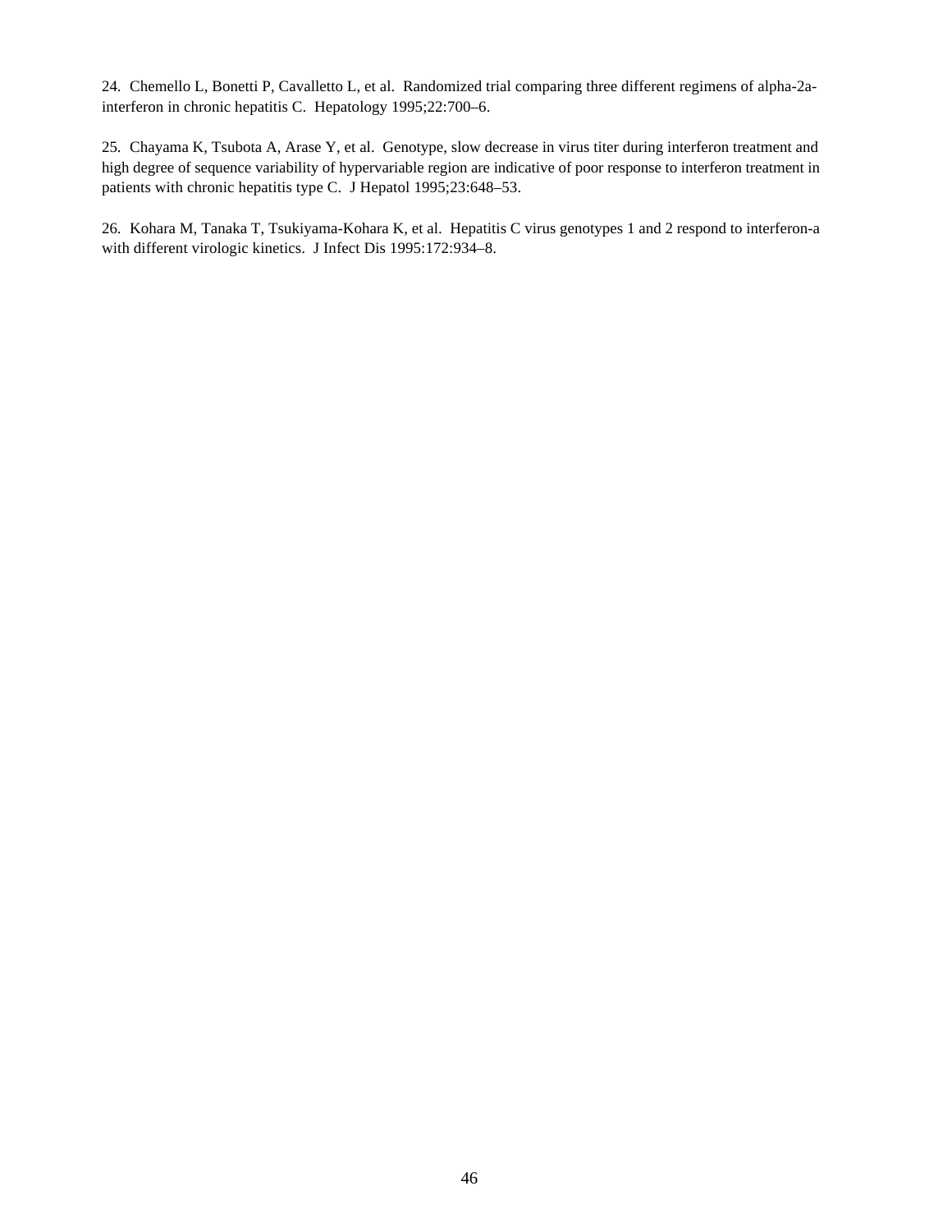24. Chemello L, Bonetti P, Cavalletto L, et al. Randomized trial comparing three different regimens of alpha-2a-interferon in chronic hepatitis C. Hepatology 1995;22:700–6.

25. Chayama K, Tsubota A, Arase Y, et al. Genotype, slow decrease in virus titer during interferon treatment and high degree of sequence variability of hypervariable region are indicative of poor response to interferon treatment in patients with chronic hepatitis type C. J Hepatol 1995;23:648–53.

26. Kohara M, Tanaka T, Tsukiyama-Kohara K, et al. Hepatitis C virus genotypes 1 and 2 respond to interferon-a with different virologic kinetics. J Infect Dis 1995:172:934–8.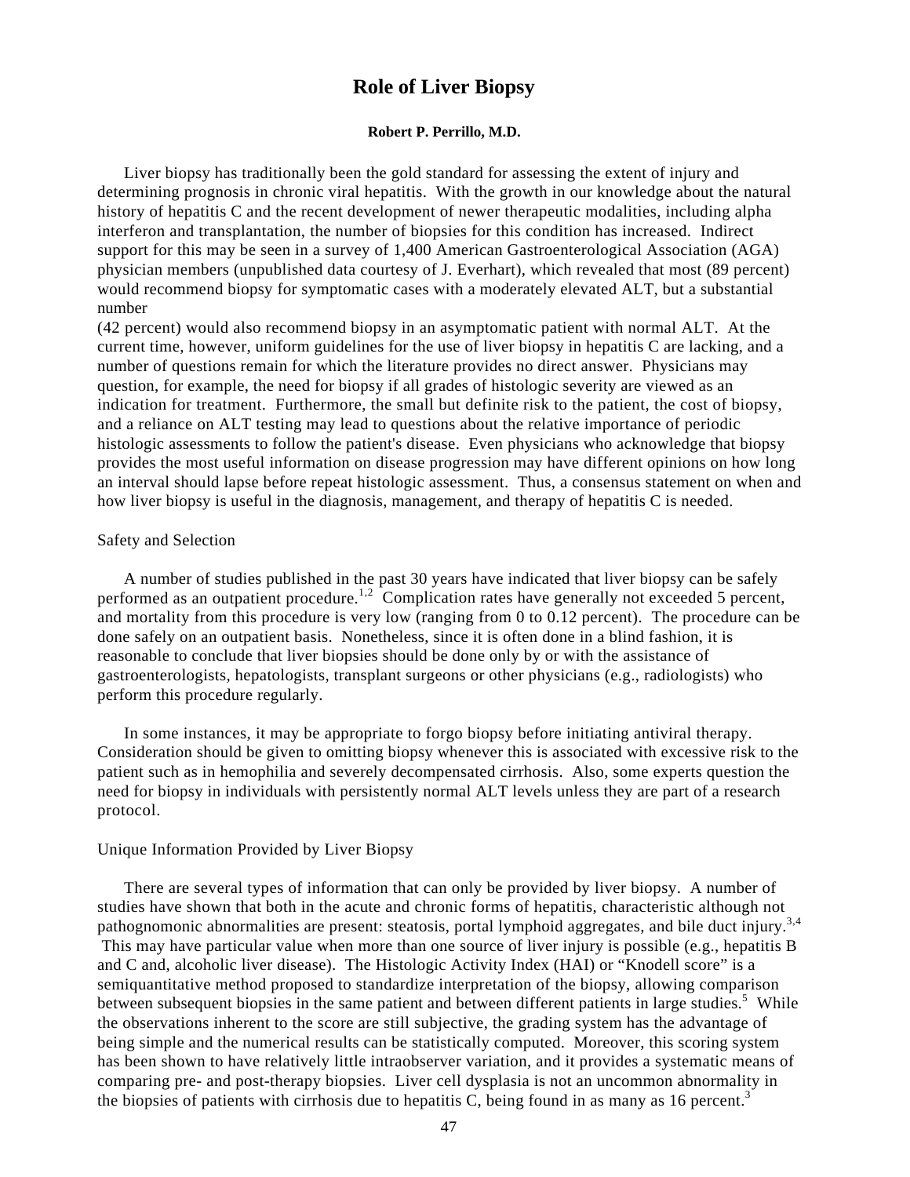# Role of Liver Biopsy

**Robert P. Perrillo, M.D.**

Liver biopsy has traditionally been the gold standard for assessing the extent of injury and determining prognosis in chronic viral hepatitis. With the growth in our knowledge about the natural history of hepatitis C and the recent development of newer therapeutic modalities, including alpha interferon and transplantation, the number of biopsies for this condition has increased. Indirect support for this may be seen in a survey of 1,400 American Gastroenterological Association (AGA) physician members (unpublished data courtesy of J. Everhart), which revealed that most (89 percent) would recommend biopsy for symptomatic cases with a moderately elevated ALT, but a substantial number (42 percent) would also recommend biopsy in an asymptomatic patient with normal ALT. At the current time, however, uniform guidelines for the use of liver biopsy in hepatitis C are lacking, and a number of questions remain for which the literature provides no direct answer. Physicians may question, for example, the need for biopsy if all grades of histologic severity are viewed as an indication for treatment. Furthermore, the small but definite risk to the patient, the cost of biopsy, and a reliance on ALT testing may lead to questions about the relative importance of periodic histologic assessments to follow the patient's disease. Even physicians who acknowledge that biopsy provides the most useful information on disease progression may have different opinions on how long an interval should lapse before repeat histologic assessment. Thus, a consensus statement on when and how liver biopsy is useful in the diagnosis, management, and therapy of hepatitis C is needed.

## Safety and Selection

A number of studies published in the past 30 years have indicated that liver biopsy can be safely performed as an outpatient procedure.[1,2] Complication rates have generally not exceeded 5 percent, and mortality from this procedure is very low (ranging from 0 to 0.12 percent). The procedure can be done safely on an outpatient basis. Nonetheless, since it is often done in a blind fashion, it is reasonable to conclude that liver biopsies should be done only by or with the assistance of gastroenterologists, hepatologists, transplant surgeons or other physicians (e.g., radiologists) who perform this procedure regularly.

In some instances, it may be appropriate to forgo biopsy before initiating antiviral therapy. Consideration should be given to omitting biopsy whenever this is associated with excessive risk to the patient such as in hemophilia and severely decompensated cirrhosis. Also, some experts question the need for biopsy in individuals with persistently normal ALT levels unless they are part of a research protocol.

## Unique Information Provided by Liver Biopsy

There are several types of information that can only be provided by liver biopsy. A number of studies have shown that both in the acute and chronic forms of hepatitis, characteristic although not pathognomonic abnormalities are present: steatosis, portal lymphoid aggregates, and bile duct injury.[3,4] This may have particular value when more than one source of liver injury is possible (e.g., hepatitis B and C and, alcoholic liver disease). The Histologic Activity Index (HAI) or "Knodell score" is a semiquantitative method proposed to standardize interpretation of the biopsy, allowing comparison between subsequent biopsies in the same patient and between different patients in large studies.[5] While the observations inherent to the score are still subjective, the grading system has the advantage of being simple and the numerical results can be statistically computed. Moreover, this scoring system has been shown to have relatively little intraobserver variation, and it provides a systematic means of comparing pre- and post-therapy biopsies. Liver cell dysplasia is not an uncommon abnormality in the biopsies of patients with cirrhosis due to hepatitis C, being found in as many as 16 percent.[3]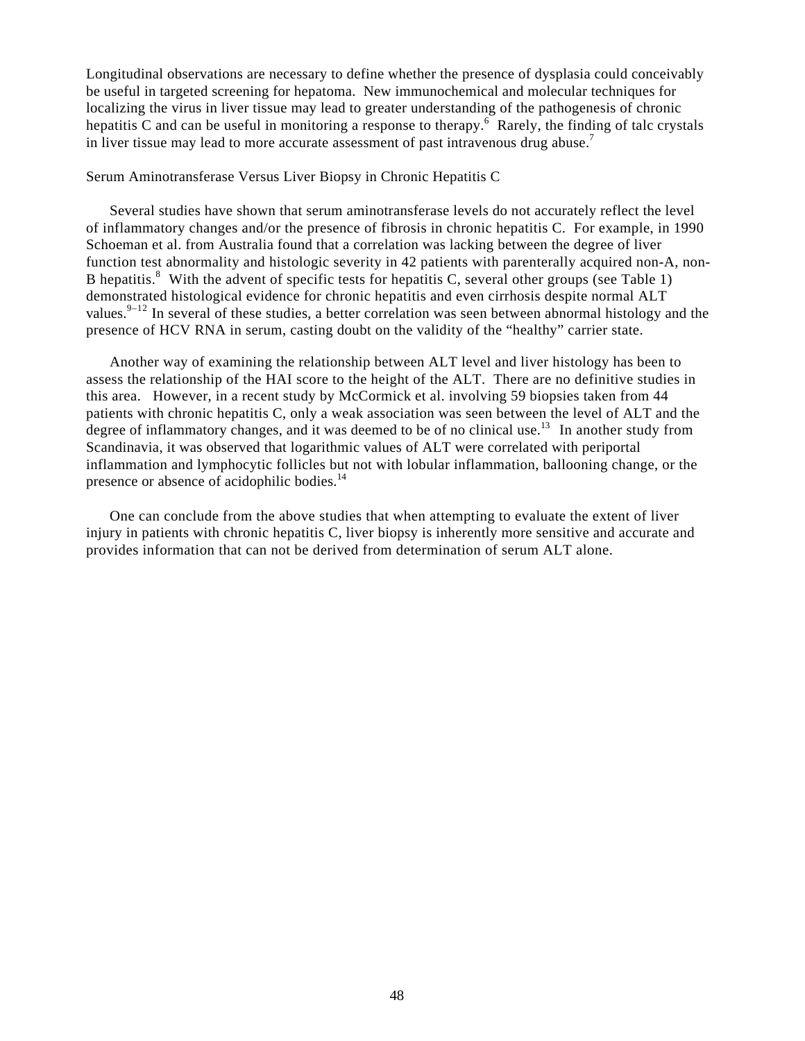Longitudinal observations are necessary to define whether the presence of dysplasia could conceivably be useful in targeted screening for hepatoma. New immunochemical and molecular techniques for localizing the virus in liver tissue may lead to greater understanding of the pathogenesis of chronic hepatitis C and can be useful in monitoring a response to therapy.[6] Rarely, the finding of talc crystals in liver tissue may lead to more accurate assessment of past intravenous drug abuse.[7]

## Serum Aminotransferase Versus Liver Biopsy in Chronic Hepatitis C

Several studies have shown that serum aminotransferase levels do not accurately reflect the level of inflammatory changes and/or the presence of fibrosis in chronic hepatitis C. For example, in 1990 Schoeman et al. from Australia found that a correlation was lacking between the degree of liver function test abnormality and histologic severity in 42 patients with parenterally acquired non-A, non-B hepatitis.[8] With the advent of specific tests for hepatitis C, several other groups (see Table 1) demonstrated histological evidence for chronic hepatitis and even cirrhosis despite normal ALT values.[9–12] In several of these studies, a better correlation was seen between abnormal histology and the presence of HCV RNA in serum, casting doubt on the validity of the "healthy" carrier state.

Another way of examining the relationship between ALT level and liver histology has been to assess the relationship of the HAI score to the height of the ALT. There are no definitive studies in this area. However, in a recent study by McCormick et al. involving 59 biopsies taken from 44 patients with chronic hepatitis C, only a weak association was seen between the level of ALT and the degree of inflammatory changes, and it was deemed to be of no clinical use.[13] In another study from Scandinavia, it was observed that logarithmic values of ALT were correlated with periportal inflammation and lymphocytic follicles but not with lobular inflammation, ballooning change, or the presence or absence of acidophilic bodies.[14]

One can conclude from the above studies that when attempting to evaluate the extent of liver injury in patients with chronic hepatitis C, liver biopsy is inherently more sensitive and accurate and provides information that can not be derived from determination of serum ALT alone.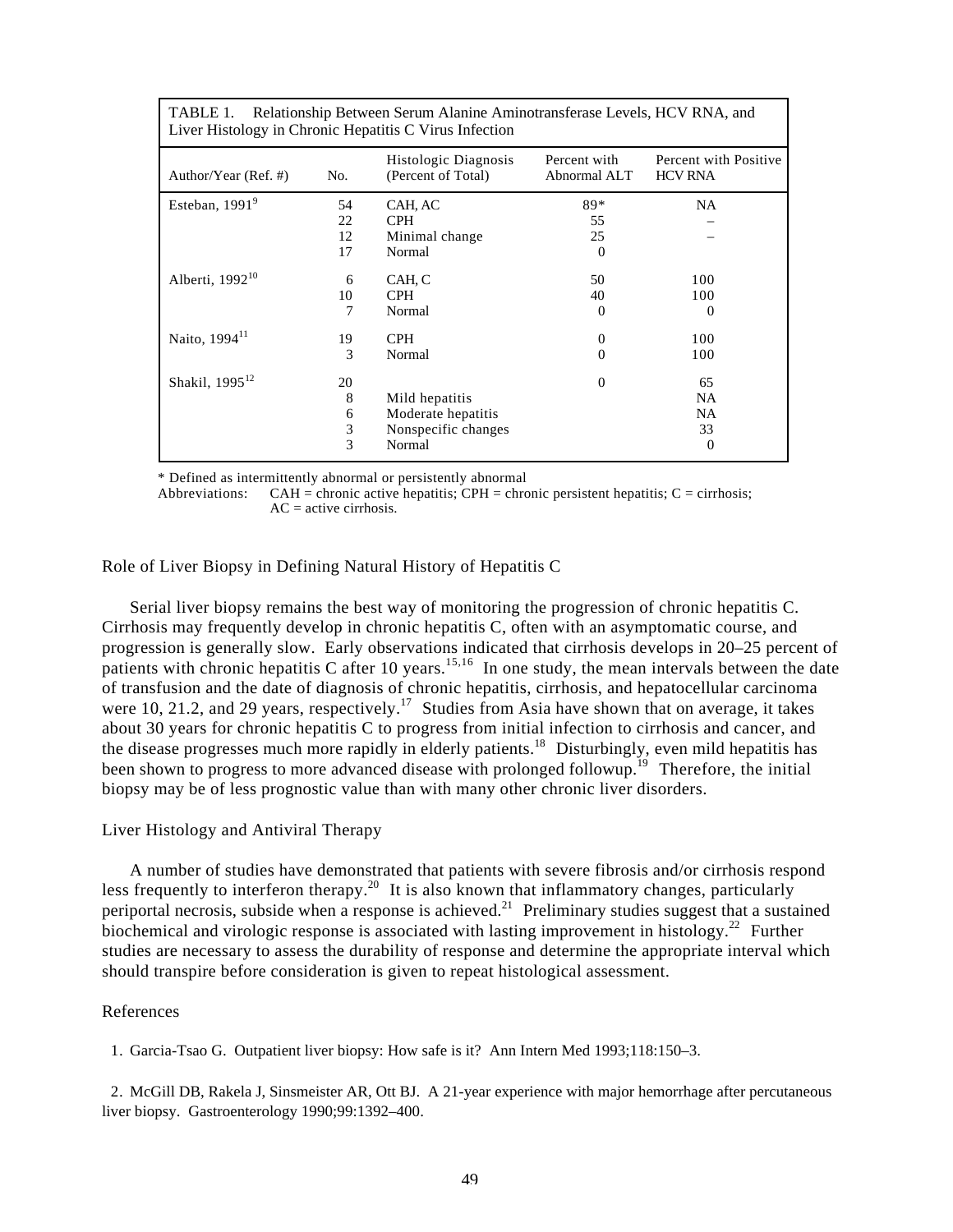TABLE 1. Relationship Between Serum Alanine Aminotransferase Levels, HCV RNA, and Liver Histology in Chronic Hepatitis C Virus Infection

| Author/Year (Ref. #) | No. | Histologic Diagnosis (Percent of Total) | Percent with Abnormal ALT | Percent with Positive HCV RNA |
|---|---|---|---|---|
| Esteban, 1991[9] | 54 | CAH, AC | 89* | NA |
| | 22 | CPH | 55 | – |
| | 12 | Minimal change | 25 | – |
| | 17 | Normal | 0 | |
| Alberti, 1992[10] | 6 | CAH, C | 50 | 100 |
| | 10 | CPH | 40 | 100 |
| | 7 | Normal | 0 | 0 |
| Naito, 1994[11] | 19 | CPH | 0 | 100 |
| | 3 | Normal | 0 | 100 |
| Shakil, 1995[12] | 20 | | 0 | 65 |
| | 8 | Mild hepatitis | | NA |
| | 6 | Moderate hepatitis | | NA |
| | 3 | Nonspecific changes | | 33 |
| | 3 | Normal | | 0 |

\* Defined as intermittently abnormal or persistently abnormal
Abbreviations: CAH = chronic active hepatitis; CPH = chronic persistent hepatitis; C = cirrhosis; AC = active cirrhosis.

## Role of Liver Biopsy in Defining Natural History of Hepatitis C

Serial liver biopsy remains the best way of monitoring the progression of chronic hepatitis C. Cirrhosis may frequently develop in chronic hepatitis C, often with an asymptomatic course, and progression is generally slow. Early observations indicated that cirrhosis develops in 20–25 percent of patients with chronic hepatitis C after 10 years.[15,16] In one study, the mean intervals between the date of transfusion and the date of diagnosis of chronic hepatitis, cirrhosis, and hepatocellular carcinoma were 10, 21.2, and 29 years, respectively.[17] Studies from Asia have shown that on average, it takes about 30 years for chronic hepatitis C to progress from initial infection to cirrhosis and cancer, and the disease progresses much more rapidly in elderly patients.[18] Disturbingly, even mild hepatitis has been shown to progress to more advanced disease with prolonged followup.[19] Therefore, the initial biopsy may be of less prognostic value than with many other chronic liver disorders.

## Liver Histology and Antiviral Therapy

A number of studies have demonstrated that patients with severe fibrosis and/or cirrhosis respond less frequently to interferon therapy.[20] It is also known that inflammatory changes, particularly periportal necrosis, subside when a response is achieved.[21] Preliminary studies suggest that a sustained biochemical and virologic response is associated with lasting improvement in histology.[22] Further studies are necessary to assess the durability of response and determine the appropriate interval which should transpire before consideration is given to repeat histological assessment.

## References

1. Garcia-Tsao G. Outpatient liver biopsy: How safe is it? Ann Intern Med 1993;118:150–3.

2. McGill DB, Rakela J, Sinsmeister AR, Ott BJ. A 21-year experience with major hemorrhage after percutaneous liver biopsy. Gastroenterology 1990;99:1392–400.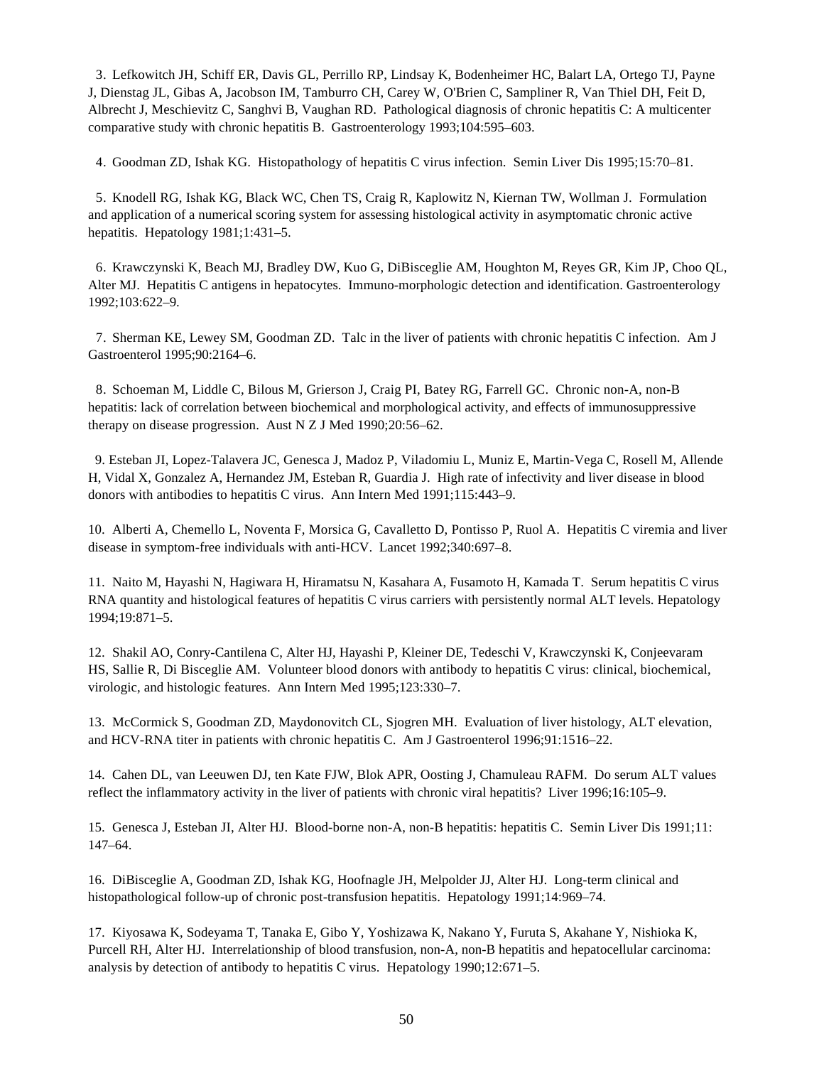3. Lefkowitch JH, Schiff ER, Davis GL, Perrillo RP, Lindsay K, Bodenheimer HC, Balart LA, Ortego TJ, Payne J, Dienstag JL, Gibas A, Jacobson IM, Tamburro CH, Carey W, O'Brien C, Sampliner R, Van Thiel DH, Feit D, Albrecht J, Meschievitz C, Sanghvi B, Vaughan RD. Pathological diagnosis of chronic hepatitis C: A multicenter comparative study with chronic hepatitis B. Gastroenterology 1993;104:595–603.

4. Goodman ZD, Ishak KG. Histopathology of hepatitis C virus infection. Semin Liver Dis 1995;15:70–81.

5. Knodell RG, Ishak KG, Black WC, Chen TS, Craig R, Kaplowitz N, Kiernan TW, Wollman J. Formulation and application of a numerical scoring system for assessing histological activity in asymptomatic chronic active hepatitis. Hepatology 1981;1:431–5.

6. Krawczynski K, Beach MJ, Bradley DW, Kuo G, DiBisceglie AM, Houghton M, Reyes GR, Kim JP, Choo QL, Alter MJ. Hepatitis C antigens in hepatocytes. Immuno-morphologic detection and identification. Gastroenterology 1992;103:622–9.

7. Sherman KE, Lewey SM, Goodman ZD. Talc in the liver of patients with chronic hepatitis C infection. Am J Gastroenterol 1995;90:2164–6.

8. Schoeman M, Liddle C, Bilous M, Grierson J, Craig PI, Batey RG, Farrell GC. Chronic non-A, non-B hepatitis: lack of correlation between biochemical and morphological activity, and effects of immunosuppressive therapy on disease progression. Aust N Z J Med 1990;20:56–62.

9. Esteban JI, Lopez-Talavera JC, Genesca J, Madoz P, Viladomiu L, Muniz E, Martin-Vega C, Rosell M, Allende H, Vidal X, Gonzalez A, Hernandez JM, Esteban R, Guardia J. High rate of infectivity and liver disease in blood donors with antibodies to hepatitis C virus. Ann Intern Med 1991;115:443–9.

10. Alberti A, Chemello L, Noventa F, Morsica G, Cavalletto D, Pontisso P, Ruol A. Hepatitis C viremia and liver disease in symptom-free individuals with anti-HCV. Lancet 1992;340:697–8.

11. Naito M, Hayashi N, Hagiwara H, Hiramatsu N, Kasahara A, Fusamoto H, Kamada T. Serum hepatitis C virus RNA quantity and histological features of hepatitis C virus carriers with persistently normal ALT levels. Hepatology 1994;19:871–5.

12. Shakil AO, Conry-Cantilena C, Alter HJ, Hayashi P, Kleiner DE, Tedeschi V, Krawczynski K, Conjeevaram HS, Sallie R, Di Bisceglie AM. Volunteer blood donors with antibody to hepatitis C virus: clinical, biochemical, virologic, and histologic features. Ann Intern Med 1995;123:330–7.

13. McCormick S, Goodman ZD, Maydonovitch CL, Sjogren MH. Evaluation of liver histology, ALT elevation, and HCV-RNA titer in patients with chronic hepatitis C. Am J Gastroenterol 1996;91:1516–22.

14. Cahen DL, van Leeuwen DJ, ten Kate FJW, Blok APR, Oosting J, Chamuleau RAFM. Do serum ALT values reflect the inflammatory activity in the liver of patients with chronic viral hepatitis? Liver 1996;16:105–9.

15. Genesca J, Esteban JI, Alter HJ. Blood-borne non-A, non-B hepatitis: hepatitis C. Semin Liver Dis 1991;11: 147–64.

16. DiBisceglie A, Goodman ZD, Ishak KG, Hoofnagle JH, Melpolder JJ, Alter HJ. Long-term clinical and histopathological follow-up of chronic post-transfusion hepatitis. Hepatology 1991;14:969–74.

17. Kiyosawa K, Sodeyama T, Tanaka E, Gibo Y, Yoshizawa K, Nakano Y, Furuta S, Akahane Y, Nishioka K, Purcell RH, Alter HJ. Interrelationship of blood transfusion, non-A, non-B hepatitis and hepatocellular carcinoma: analysis by detection of antibody to hepatitis C virus. Hepatology 1990;12:671–5.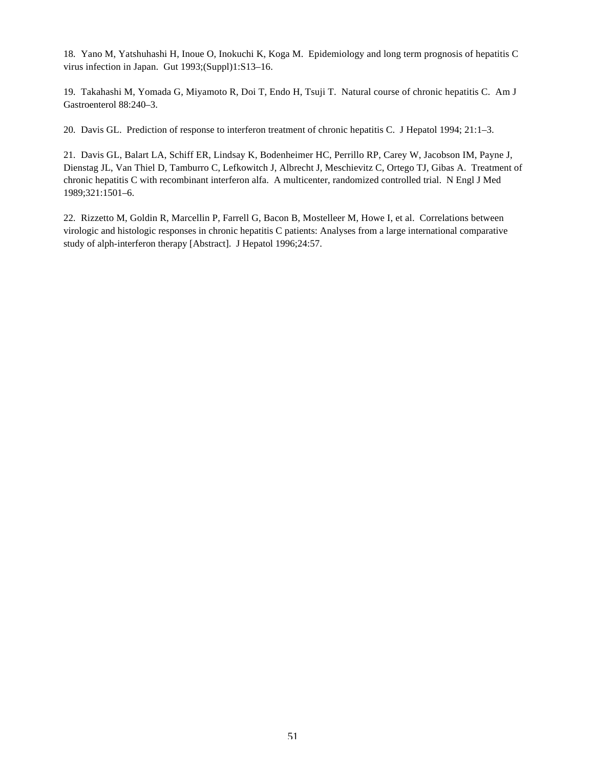18. Yano M, Yatshuhashi H, Inoue O, Inokuchi K, Koga M. Epidemiology and long term prognosis of hepatitis C virus infection in Japan. Gut 1993;(Suppl)1:S13–16.

19. Takahashi M, Yomada G, Miyamoto R, Doi T, Endo H, Tsuji T. Natural course of chronic hepatitis C. Am J Gastroenterol 88:240–3.

20. Davis GL. Prediction of response to interferon treatment of chronic hepatitis C. J Hepatol 1994; 21:1–3.

21. Davis GL, Balart LA, Schiff ER, Lindsay K, Bodenheimer HC, Perrillo RP, Carey W, Jacobson IM, Payne J, Dienstag JL, Van Thiel D, Tamburro C, Lefkowitch J, Albrecht J, Meschievitz C, Ortego TJ, Gibas A. Treatment of chronic hepatitis C with recombinant interferon alfa. A multicenter, randomized controlled trial. N Engl J Med 1989;321:1501–6.

22. Rizzetto M, Goldin R, Marcellin P, Farrell G, Bacon B, Mostelleer M, Howe I, et al. Correlations between virologic and histologic responses in chronic hepatitis C patients: Analyses from a large international comparative study of alph-interferon therapy [Abstract]. J Hepatol 1996;24:57.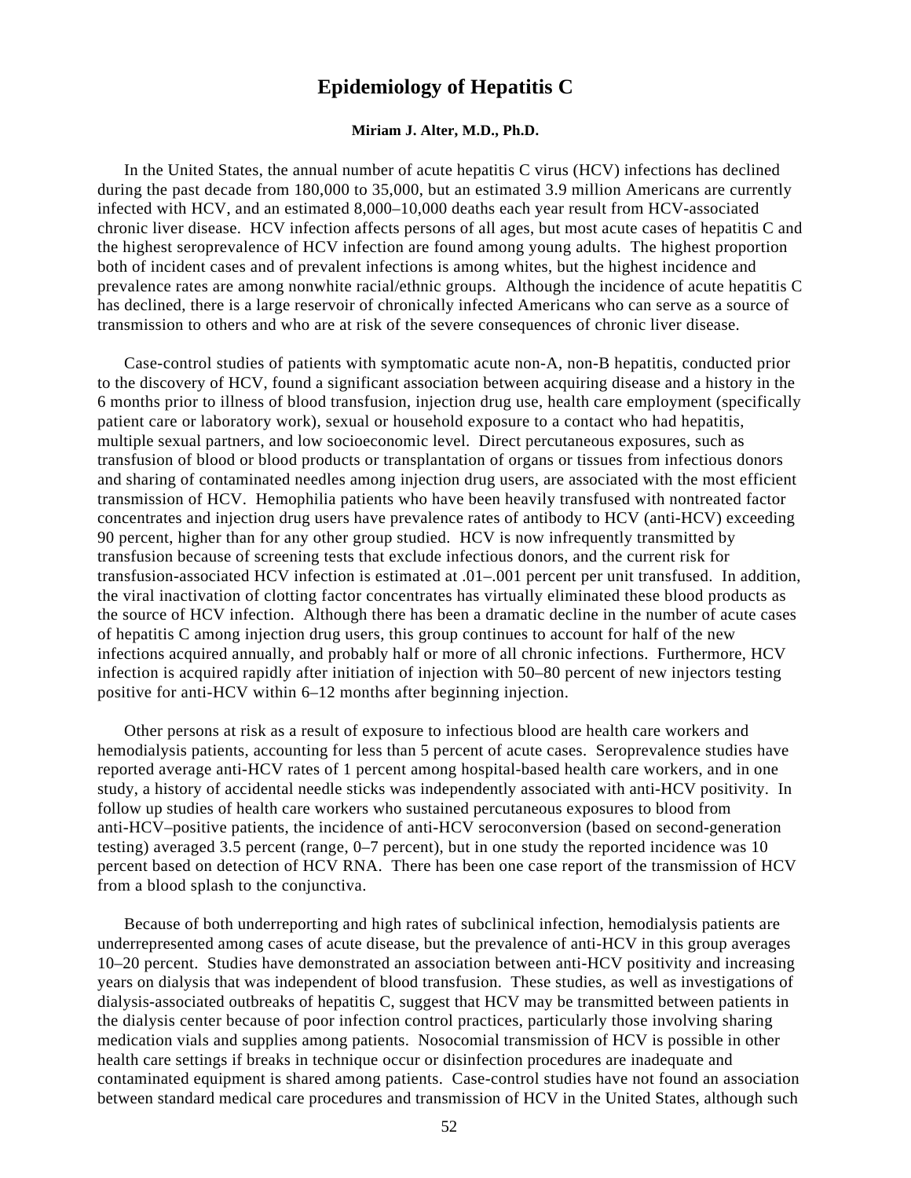# Epidemiology of Hepatitis C

**Miriam J. Alter, M.D., Ph.D.**

In the United States, the annual number of acute hepatitis C virus (HCV) infections has declined during the past decade from 180,000 to 35,000, but an estimated 3.9 million Americans are currently infected with HCV, and an estimated 8,000–10,000 deaths each year result from HCV-associated chronic liver disease. HCV infection affects persons of all ages, but most acute cases of hepatitis C and the highest seroprevalence of HCV infection are found among young adults. The highest proportion both of incident cases and of prevalent infections is among whites, but the highest incidence and prevalence rates are among nonwhite racial/ethnic groups. Although the incidence of acute hepatitis C has declined, there is a large reservoir of chronically infected Americans who can serve as a source of transmission to others and who are at risk of the severe consequences of chronic liver disease.

Case-control studies of patients with symptomatic acute non-A, non-B hepatitis, conducted prior to the discovery of HCV, found a significant association between acquiring disease and a history in the 6 months prior to illness of blood transfusion, injection drug use, health care employment (specifically patient care or laboratory work), sexual or household exposure to a contact who had hepatitis, multiple sexual partners, and low socioeconomic level. Direct percutaneous exposures, such as transfusion of blood or blood products or transplantation of organs or tissues from infectious donors and sharing of contaminated needles among injection drug users, are associated with the most efficient transmission of HCV. Hemophilia patients who have been heavily transfused with nontreated factor concentrates and injection drug users have prevalence rates of antibody to HCV (anti-HCV) exceeding 90 percent, higher than for any other group studied. HCV is now infrequently transmitted by transfusion because of screening tests that exclude infectious donors, and the current risk for transfusion-associated HCV infection is estimated at .01–.001 percent per unit transfused. In addition, the viral inactivation of clotting factor concentrates has virtually eliminated these blood products as the source of HCV infection. Although there has been a dramatic decline in the number of acute cases of hepatitis C among injection drug users, this group continues to account for half of the new infections acquired annually, and probably half or more of all chronic infections. Furthermore, HCV infection is acquired rapidly after initiation of injection with 50–80 percent of new injectors testing positive for anti-HCV within 6–12 months after beginning injection.

Other persons at risk as a result of exposure to infectious blood are health care workers and hemodialysis patients, accounting for less than 5 percent of acute cases. Seroprevalence studies have reported average anti-HCV rates of 1 percent among hospital-based health care workers, and in one study, a history of accidental needle sticks was independently associated with anti-HCV positivity. In follow up studies of health care workers who sustained percutaneous exposures to blood from anti-HCV–positive patients, the incidence of anti-HCV seroconversion (based on second-generation testing) averaged 3.5 percent (range, 0–7 percent), but in one study the reported incidence was 10 percent based on detection of HCV RNA. There has been one case report of the transmission of HCV from a blood splash to the conjunctiva.

Because of both underreporting and high rates of subclinical infection, hemodialysis patients are underrepresented among cases of acute disease, but the prevalence of anti-HCV in this group averages 10–20 percent. Studies have demonstrated an association between anti-HCV positivity and increasing years on dialysis that was independent of blood transfusion. These studies, as well as investigations of dialysis-associated outbreaks of hepatitis C, suggest that HCV may be transmitted between patients in the dialysis center because of poor infection control practices, particularly those involving sharing medication vials and supplies among patients. Nosocomial transmission of HCV is possible in other health care settings if breaks in technique occur or disinfection procedures are inadequate and contaminated equipment is shared among patients. Case-control studies have not found an association between standard medical care procedures and transmission of HCV in the United States, although such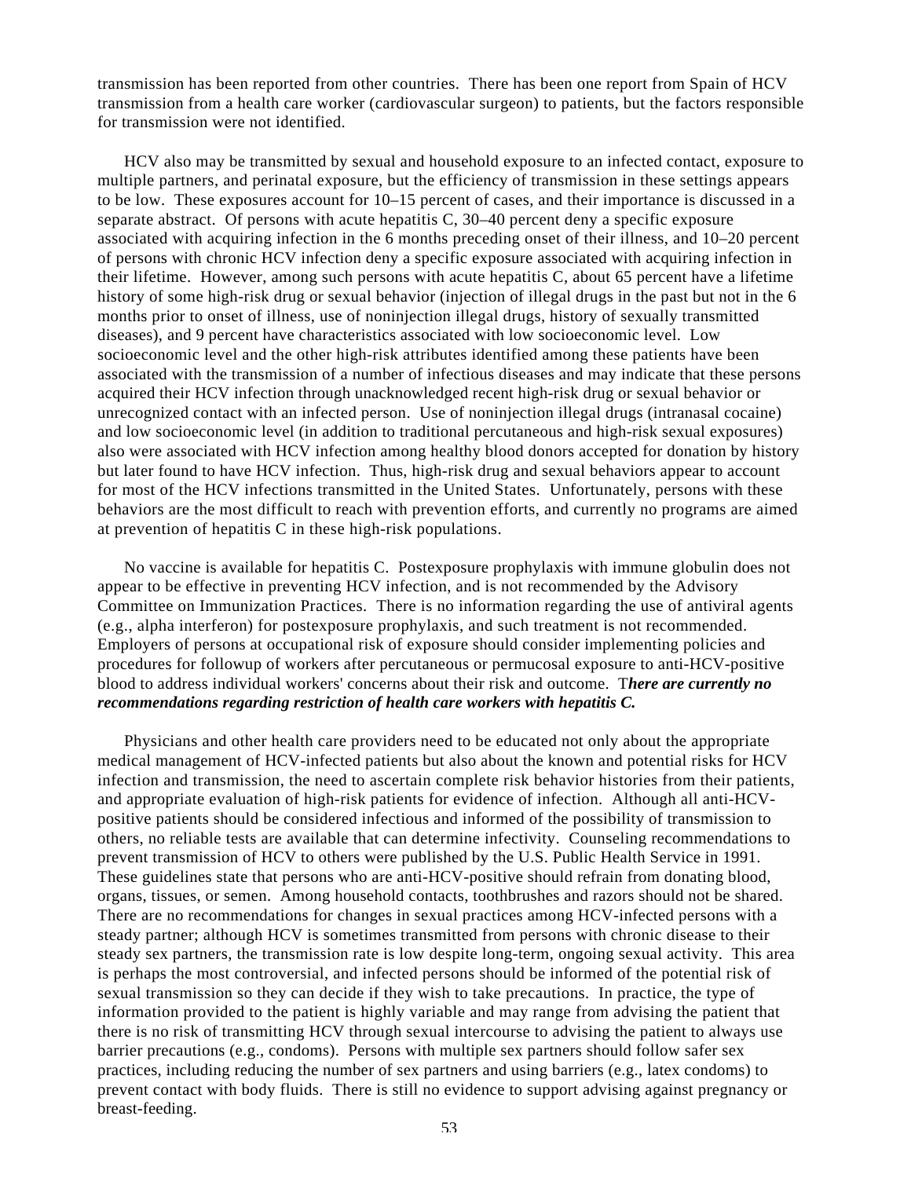transmission has been reported from other countries. There has been one report from Spain of HCV transmission from a health care worker (cardiovascular surgeon) to patients, but the factors responsible for transmission were not identified.

HCV also may be transmitted by sexual and household exposure to an infected contact, exposure to multiple partners, and perinatal exposure, but the efficiency of transmission in these settings appears to be low. These exposures account for 10–15 percent of cases, and their importance is discussed in a separate abstract. Of persons with acute hepatitis C, 30–40 percent deny a specific exposure associated with acquiring infection in the 6 months preceding onset of their illness, and 10–20 percent of persons with chronic HCV infection deny a specific exposure associated with acquiring infection in their lifetime. However, among such persons with acute hepatitis C, about 65 percent have a lifetime history of some high-risk drug or sexual behavior (injection of illegal drugs in the past but not in the 6 months prior to onset of illness, use of noninjection illegal drugs, history of sexually transmitted diseases), and 9 percent have characteristics associated with low socioeconomic level. Low socioeconomic level and the other high-risk attributes identified among these patients have been associated with the transmission of a number of infectious diseases and may indicate that these persons acquired their HCV infection through unacknowledged recent high-risk drug or sexual behavior or unrecognized contact with an infected person. Use of noninjection illegal drugs (intranasal cocaine) and low socioeconomic level (in addition to traditional percutaneous and high-risk sexual exposures) also were associated with HCV infection among healthy blood donors accepted for donation by history but later found to have HCV infection. Thus, high-risk drug and sexual behaviors appear to account for most of the HCV infections transmitted in the United States. Unfortunately, persons with these behaviors are the most difficult to reach with prevention efforts, and currently no programs are aimed at prevention of hepatitis C in these high-risk populations.

No vaccine is available for hepatitis C. Postexposure prophylaxis with immune globulin does not appear to be effective in preventing HCV infection, and is not recommended by the Advisory Committee on Immunization Practices. There is no information regarding the use of antiviral agents (e.g., alpha interferon) for postexposure prophylaxis, and such treatment is not recommended. Employers of persons at occupational risk of exposure should consider implementing policies and procedures for followup of workers after percutaneous or permucosal exposure to anti-HCV-positive blood to address individual workers' concerns about their risk and outcome. T***here are currently no recommendations regarding restriction of health care workers with hepatitis C.***

Physicians and other health care providers need to be educated not only about the appropriate medical management of HCV-infected patients but also about the known and potential risks for HCV infection and transmission, the need to ascertain complete risk behavior histories from their patients, and appropriate evaluation of high-risk patients for evidence of infection. Although all anti-HCV-positive patients should be considered infectious and informed of the possibility of transmission to others, no reliable tests are available that can determine infectivity. Counseling recommendations to prevent transmission of HCV to others were published by the U.S. Public Health Service in 1991. These guidelines state that persons who are anti-HCV-positive should refrain from donating blood, organs, tissues, or semen. Among household contacts, toothbrushes and razors should not be shared. There are no recommendations for changes in sexual practices among HCV-infected persons with a steady partner; although HCV is sometimes transmitted from persons with chronic disease to their steady sex partners, the transmission rate is low despite long-term, ongoing sexual activity. This area is perhaps the most controversial, and infected persons should be informed of the potential risk of sexual transmission so they can decide if they wish to take precautions. In practice, the type of information provided to the patient is highly variable and may range from advising the patient that there is no risk of transmitting HCV through sexual intercourse to advising the patient to always use barrier precautions (e.g., condoms). Persons with multiple sex partners should follow safer sex practices, including reducing the number of sex partners and using barriers (e.g., latex condoms) to prevent contact with body fluids. There is still no evidence to support advising against pregnancy or breast-feeding.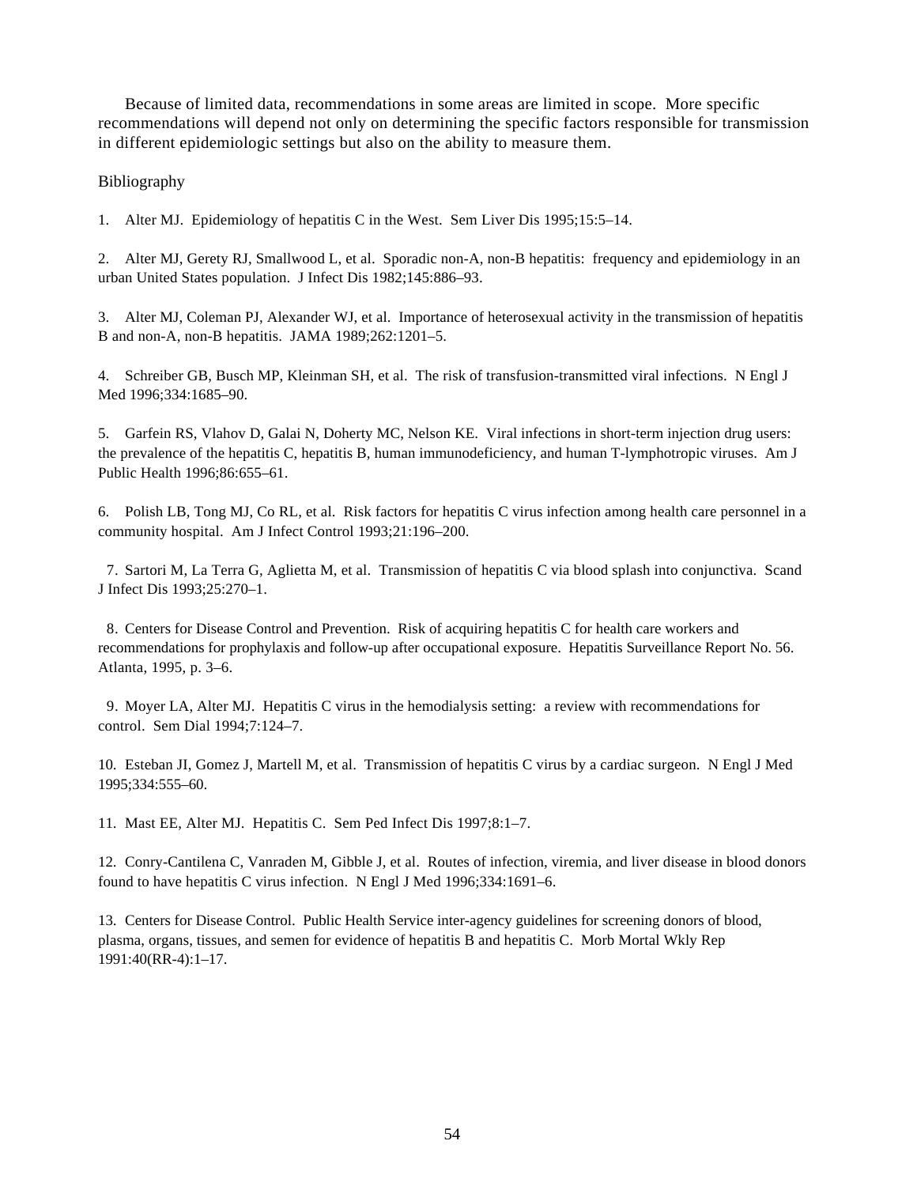Because of limited data, recommendations in some areas are limited in scope. More specific recommendations will depend not only on determining the specific factors responsible for transmission in different epidemiologic settings but also on the ability to measure them.

Bibliography

1. Alter MJ. Epidemiology of hepatitis C in the West. Sem Liver Dis 1995;15:5–14.

2. Alter MJ, Gerety RJ, Smallwood L, et al. Sporadic non-A, non-B hepatitis: frequency and epidemiology in an urban United States population. J Infect Dis 1982;145:886–93.

3. Alter MJ, Coleman PJ, Alexander WJ, et al. Importance of heterosexual activity in the transmission of hepatitis B and non-A, non-B hepatitis. JAMA 1989;262:1201–5.

4. Schreiber GB, Busch MP, Kleinman SH, et al. The risk of transfusion-transmitted viral infections. N Engl J Med 1996;334:1685–90.

5. Garfein RS, Vlahov D, Galai N, Doherty MC, Nelson KE. Viral infections in short-term injection drug users: the prevalence of the hepatitis C, hepatitis B, human immunodeficiency, and human T-lymphotropic viruses. Am J Public Health 1996;86:655–61.

6. Polish LB, Tong MJ, Co RL, et al. Risk factors for hepatitis C virus infection among health care personnel in a community hospital. Am J Infect Control 1993;21:196–200.

7. Sartori M, La Terra G, Aglietta M, et al. Transmission of hepatitis C via blood splash into conjunctiva. Scand J Infect Dis 1993;25:270–1.

8. Centers for Disease Control and Prevention. Risk of acquiring hepatitis C for health care workers and recommendations for prophylaxis and follow-up after occupational exposure. Hepatitis Surveillance Report No. 56. Atlanta, 1995, p. 3–6.

9. Moyer LA, Alter MJ. Hepatitis C virus in the hemodialysis setting: a review with recommendations for control. Sem Dial 1994;7:124–7.

10. Esteban JI, Gomez J, Martell M, et al. Transmission of hepatitis C virus by a cardiac surgeon. N Engl J Med 1995;334:555–60.

11. Mast EE, Alter MJ. Hepatitis C. Sem Ped Infect Dis 1997;8:1–7.

12. Conry-Cantilena C, Vanraden M, Gibble J, et al. Routes of infection, viremia, and liver disease in blood donors found to have hepatitis C virus infection. N Engl J Med 1996;334:1691–6.

13. Centers for Disease Control. Public Health Service inter-agency guidelines for screening donors of blood, plasma, organs, tissues, and semen for evidence of hepatitis B and hepatitis C. Morb Mortal Wkly Rep 1991:40(RR-4):1–17.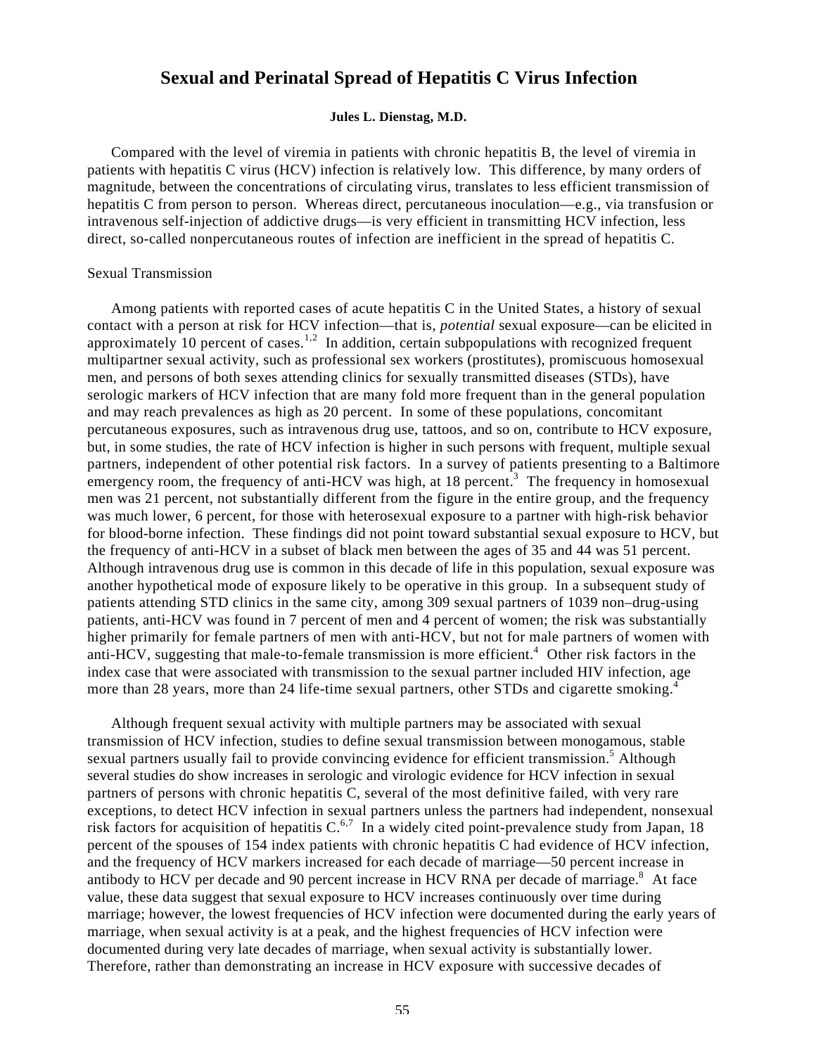# Sexual and Perinatal Spread of Hepatitis C Virus Infection

**Jules L. Dienstag, M.D.**

Compared with the level of viremia in patients with chronic hepatitis B, the level of viremia in patients with hepatitis C virus (HCV) infection is relatively low. This difference, by many orders of magnitude, between the concentrations of circulating virus, translates to less efficient transmission of hepatitis C from person to person. Whereas direct, percutaneous inoculation—e.g., via transfusion or intravenous self-injection of addictive drugs—is very efficient in transmitting HCV infection, less direct, so-called nonpercutaneous routes of infection are inefficient in the spread of hepatitis C.

## Sexual Transmission

Among patients with reported cases of acute hepatitis C in the United States, a history of sexual contact with a person at risk for HCV infection—that is, *potential* sexual exposure—can be elicited in approximately 10 percent of cases.[1,2] In addition, certain subpopulations with recognized frequent multipartner sexual activity, such as professional sex workers (prostitutes), promiscuous homosexual men, and persons of both sexes attending clinics for sexually transmitted diseases (STDs), have serologic markers of HCV infection that are many fold more frequent than in the general population and may reach prevalences as high as 20 percent. In some of these populations, concomitant percutaneous exposures, such as intravenous drug use, tattoos, and so on, contribute to HCV exposure, but, in some studies, the rate of HCV infection is higher in such persons with frequent, multiple sexual partners, independent of other potential risk factors. In a survey of patients presenting to a Baltimore emergency room, the frequency of anti-HCV was high, at 18 percent.[3] The frequency in homosexual men was 21 percent, not substantially different from the figure in the entire group, and the frequency was much lower, 6 percent, for those with heterosexual exposure to a partner with high-risk behavior for blood-borne infection. These findings did not point toward substantial sexual exposure to HCV, but the frequency of anti-HCV in a subset of black men between the ages of 35 and 44 was 51 percent. Although intravenous drug use is common in this decade of life in this population, sexual exposure was another hypothetical mode of exposure likely to be operative in this group. In a subsequent study of patients attending STD clinics in the same city, among 309 sexual partners of 1039 non–drug-using patients, anti-HCV was found in 7 percent of men and 4 percent of women; the risk was substantially higher primarily for female partners of men with anti-HCV, but not for male partners of women with anti-HCV, suggesting that male-to-female transmission is more efficient.[4] Other risk factors in the index case that were associated with transmission to the sexual partner included HIV infection, age more than 28 years, more than 24 life-time sexual partners, other STDs and cigarette smoking.[4]

Although frequent sexual activity with multiple partners may be associated with sexual transmission of HCV infection, studies to define sexual transmission between monogamous, stable sexual partners usually fail to provide convincing evidence for efficient transmission.[5] Although several studies do show increases in serologic and virologic evidence for HCV infection in sexual partners of persons with chronic hepatitis C, several of the most definitive failed, with very rare exceptions, to detect HCV infection in sexual partners unless the partners had independent, nonsexual risk factors for acquisition of hepatitis C.[6,7] In a widely cited point-prevalence study from Japan, 18 percent of the spouses of 154 index patients with chronic hepatitis C had evidence of HCV infection, and the frequency of HCV markers increased for each decade of marriage—50 percent increase in antibody to HCV per decade and 90 percent increase in HCV RNA per decade of marriage.[8] At face value, these data suggest that sexual exposure to HCV increases continuously over time during marriage; however, the lowest frequencies of HCV infection were documented during the early years of marriage, when sexual activity is at a peak, and the highest frequencies of HCV infection were documented during very late decades of marriage, when sexual activity is substantially lower. Therefore, rather than demonstrating an increase in HCV exposure with successive decades of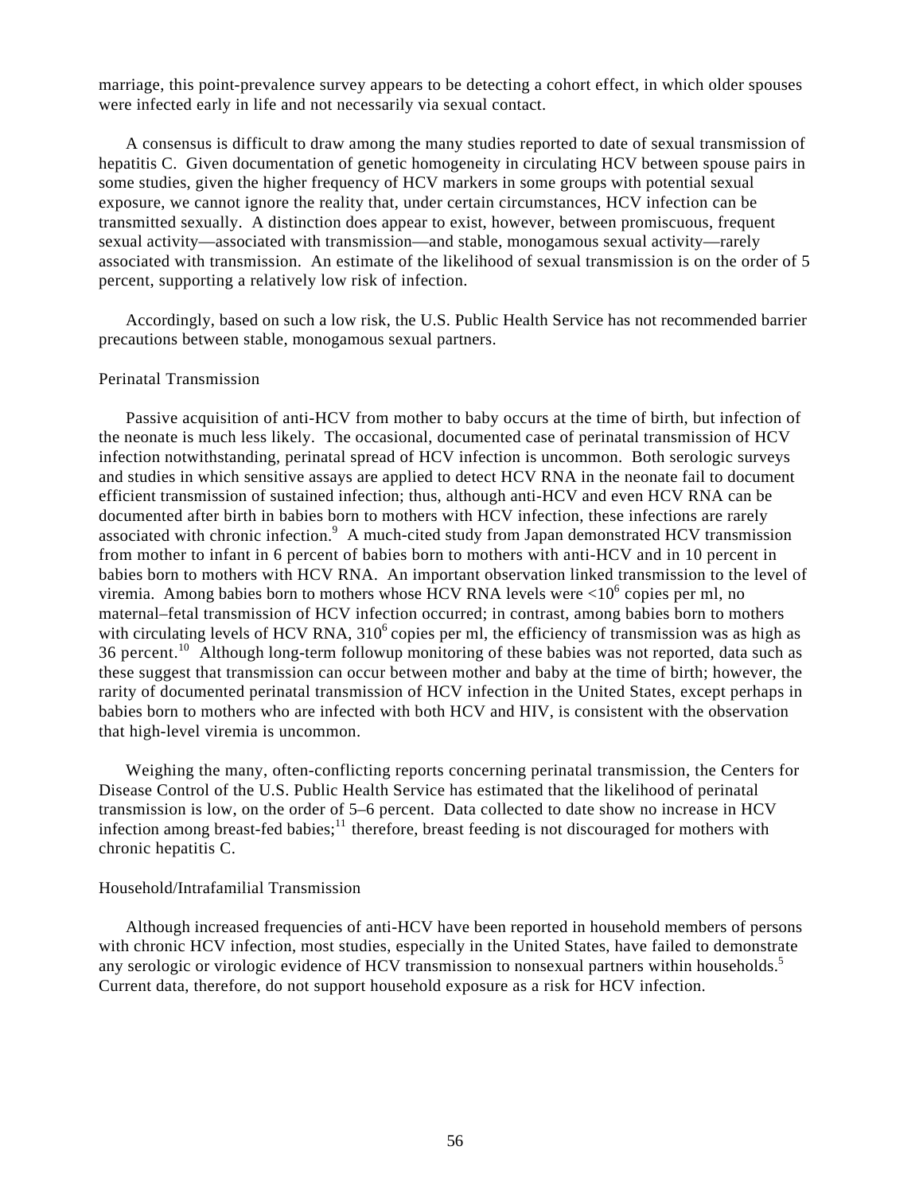marriage, this point-prevalence survey appears to be detecting a cohort effect, in which older spouses were infected early in life and not necessarily via sexual contact.

A consensus is difficult to draw among the many studies reported to date of sexual transmission of hepatitis C. Given documentation of genetic homogeneity in circulating HCV between spouse pairs in some studies, given the higher frequency of HCV markers in some groups with potential sexual exposure, we cannot ignore the reality that, under certain circumstances, HCV infection can be transmitted sexually. A distinction does appear to exist, however, between promiscuous, frequent sexual activity—associated with transmission—and stable, monogamous sexual activity—rarely associated with transmission. An estimate of the likelihood of sexual transmission is on the order of 5 percent, supporting a relatively low risk of infection.

Accordingly, based on such a low risk, the U.S. Public Health Service has not recommended barrier precautions between stable, monogamous sexual partners.

### Perinatal Transmission

Passive acquisition of anti-HCV from mother to baby occurs at the time of birth, but infection of the neonate is much less likely. The occasional, documented case of perinatal transmission of HCV infection notwithstanding, perinatal spread of HCV infection is uncommon. Both serologic surveys and studies in which sensitive assays are applied to detect HCV RNA in the neonate fail to document efficient transmission of sustained infection; thus, although anti-HCV and even HCV RNA can be documented after birth in babies born to mothers with HCV infection, these infections are rarely associated with chronic infection.[9] A much-cited study from Japan demonstrated HCV transmission from mother to infant in 6 percent of babies born to mothers with anti-HCV and in 10 percent in babies born to mothers with HCV RNA. An important observation linked transmission to the level of viremia. Among babies born to mothers whose HCV RNA levels were $<10^6$ copies per ml, no maternal–fetal transmission of HCV infection occurred; in contrast, among babies born to mothers with circulating levels of HCV RNA, $3 10^6$ copies per ml, the efficiency of transmission was as high as 36 percent.[10] Although long-term followup monitoring of these babies was not reported, data such as these suggest that transmission can occur between mother and baby at the time of birth; however, the rarity of documented perinatal transmission of HCV infection in the United States, except perhaps in babies born to mothers who are infected with both HCV and HIV, is consistent with the observation that high-level viremia is uncommon.

Weighing the many, often-conflicting reports concerning perinatal transmission, the Centers for Disease Control of the U.S. Public Health Service has estimated that the likelihood of perinatal transmission is low, on the order of 5–6 percent. Data collected to date show no increase in HCV infection among breast-fed babies;[11] therefore, breast feeding is not discouraged for mothers with chronic hepatitis C.

### Household/Intrafamilial Transmission

Although increased frequencies of anti-HCV have been reported in household members of persons with chronic HCV infection, most studies, especially in the United States, have failed to demonstrate any serologic or virologic evidence of HCV transmission to nonsexual partners within households.[5] Current data, therefore, do not support household exposure as a risk for HCV infection.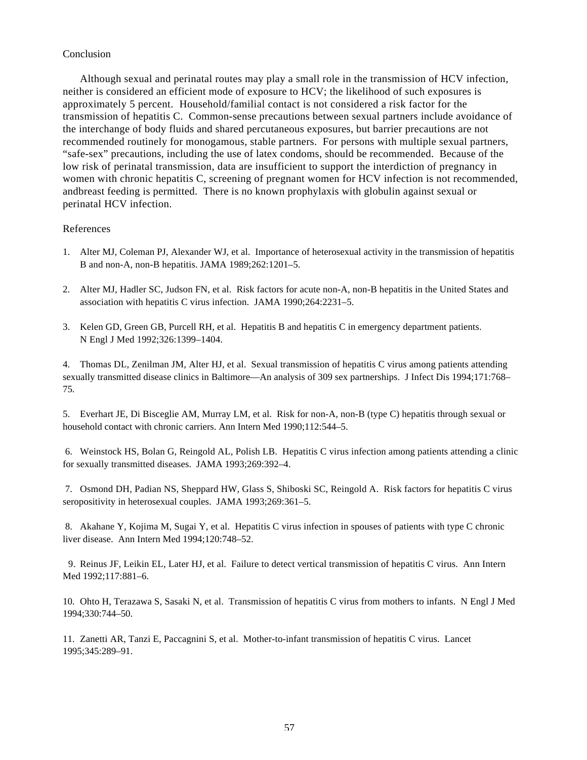## Conclusion

Although sexual and perinatal routes may play a small role in the transmission of HCV infection, neither is considered an efficient mode of exposure to HCV; the likelihood of such exposures is approximately 5 percent. Household/familial contact is not considered a risk factor for the transmission of hepatitis C. Common-sense precautions between sexual partners include avoidance of the interchange of body fluids and shared percutaneous exposures, but barrier precautions are not recommended routinely for monogamous, stable partners. For persons with multiple sexual partners, “safe-sex” precautions, including the use of latex condoms, should be recommended. Because of the low risk of perinatal transmission, data are insufficient to support the interdiction of pregnancy in women with chronic hepatitis C, screening of pregnant women for HCV infection is not recommended, andbreast feeding is permitted. There is no known prophylaxis with globulin against sexual or perinatal HCV infection.

## References

1. Alter MJ, Coleman PJ, Alexander WJ, et al. Importance of heterosexual activity in the transmission of hepatitis B and non-A, non-B hepatitis. JAMA 1989;262:1201–5.

2. Alter MJ, Hadler SC, Judson FN, et al. Risk factors for acute non-A, non-B hepatitis in the United States and association with hepatitis C virus infection. JAMA 1990;264:2231–5.

3. Kelen GD, Green GB, Purcell RH, et al. Hepatitis B and hepatitis C in emergency department patients. N Engl J Med 1992;326:1399–1404.

4. Thomas DL, Zenilman JM, Alter HJ, et al. Sexual transmission of hepatitis C virus among patients attending sexually transmitted disease clinics in Baltimore—An analysis of 309 sex partnerships. J Infect Dis 1994;171:768–75.

5. Everhart JE, Di Bisceglie AM, Murray LM, et al. Risk for non-A, non-B (type C) hepatitis through sexual or household contact with chronic carriers. Ann Intern Med 1990;112:544–5.

6. Weinstock HS, Bolan G, Reingold AL, Polish LB. Hepatitis C virus infection among patients attending a clinic for sexually transmitted diseases. JAMA 1993;269:392–4.

7. Osmond DH, Padian NS, Sheppard HW, Glass S, Shiboski SC, Reingold A. Risk factors for hepatitis C virus seropositivity in heterosexual couples. JAMA 1993;269:361–5.

8. Akahane Y, Kojima M, Sugai Y, et al. Hepatitis C virus infection in spouses of patients with type C chronic liver disease. Ann Intern Med 1994;120:748–52.

9. Reinus JF, Leikin EL, Later HJ, et al. Failure to detect vertical transmission of hepatitis C virus. Ann Intern Med 1992;117:881–6.

10. Ohto H, Terazawa S, Sasaki N, et al. Transmission of hepatitis C virus from mothers to infants. N Engl J Med 1994;330:744–50.

11. Zanetti AR, Tanzi E, Paccagnini S, et al. Mother-to-infant transmission of hepatitis C virus. Lancet 1995;345:289–91.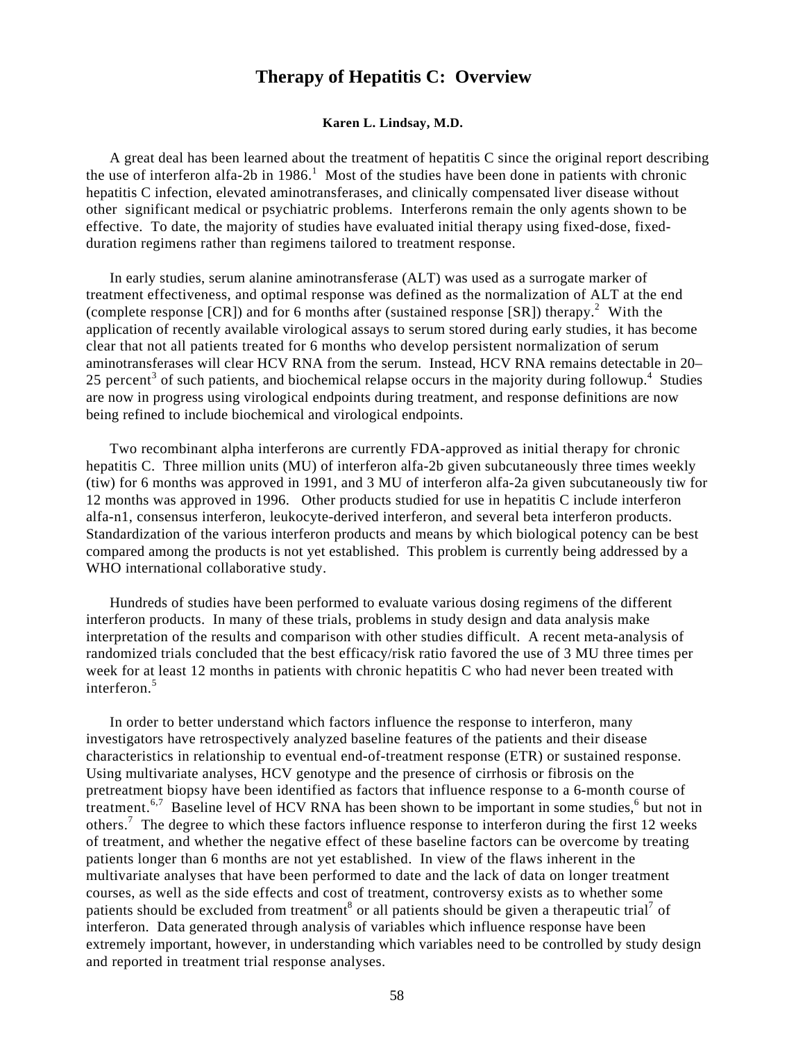# Therapy of Hepatitis C: Overview

**Karen L. Lindsay, M.D.**

A great deal has been learned about the treatment of hepatitis C since the original report describing the use of interferon alfa-2b in 1986.[1] Most of the studies have been done in patients with chronic hepatitis C infection, elevated aminotransferases, and clinically compensated liver disease without other significant medical or psychiatric problems. Interferons remain the only agents shown to be effective. To date, the majority of studies have evaluated initial therapy using fixed-dose, fixed-duration regimens rather than regimens tailored to treatment response.

In early studies, serum alanine aminotransferase (ALT) was used as a surrogate marker of treatment effectiveness, and optimal response was defined as the normalization of ALT at the end (complete response [CR]) and for 6 months after (sustained response [SR]) therapy.[2] With the application of recently available virological assays to serum stored during early studies, it has become clear that not all patients treated for 6 months who develop persistent normalization of serum aminotransferases will clear HCV RNA from the serum. Instead, HCV RNA remains detectable in 20–25 percent[3] of such patients, and biochemical relapse occurs in the majority during followup.[4] Studies are now in progress using virological endpoints during treatment, and response definitions are now being refined to include biochemical and virological endpoints.

Two recombinant alpha interferons are currently FDA-approved as initial therapy for chronic hepatitis C. Three million units (MU) of interferon alfa-2b given subcutaneously three times weekly (tiw) for 6 months was approved in 1991, and 3 MU of interferon alfa-2a given subcutaneously tiw for 12 months was approved in 1996. Other products studied for use in hepatitis C include interferon alfa-n1, consensus interferon, leukocyte-derived interferon, and several beta interferon products. Standardization of the various interferon products and means by which biological potency can be best compared among the products is not yet established. This problem is currently being addressed by a WHO international collaborative study.

Hundreds of studies have been performed to evaluate various dosing regimens of the different interferon products. In many of these trials, problems in study design and data analysis make interpretation of the results and comparison with other studies difficult. A recent meta-analysis of randomized trials concluded that the best efficacy/risk ratio favored the use of 3 MU three times per week for at least 12 months in patients with chronic hepatitis C who had never been treated with interferon.[5]

In order to better understand which factors influence the response to interferon, many investigators have retrospectively analyzed baseline features of the patients and their disease characteristics in relationship to eventual end-of-treatment response (ETR) or sustained response. Using multivariate analyses, HCV genotype and the presence of cirrhosis or fibrosis on the pretreatment biopsy have been identified as factors that influence response to a 6-month course of treatment.[6,7] Baseline level of HCV RNA has been shown to be important in some studies,[6] but not in others.[7] The degree to which these factors influence response to interferon during the first 12 weeks of treatment, and whether the negative effect of these baseline factors can be overcome by treating patients longer than 6 months are not yet established. In view of the flaws inherent in the multivariate analyses that have been performed to date and the lack of data on longer treatment courses, as well as the side effects and cost of treatment, controversy exists as to whether some patients should be excluded from treatment[8] or all patients should be given a therapeutic trial[7] of interferon. Data generated through analysis of variables which influence response have been extremely important, however, in understanding which variables need to be controlled by study design and reported in treatment trial response analyses.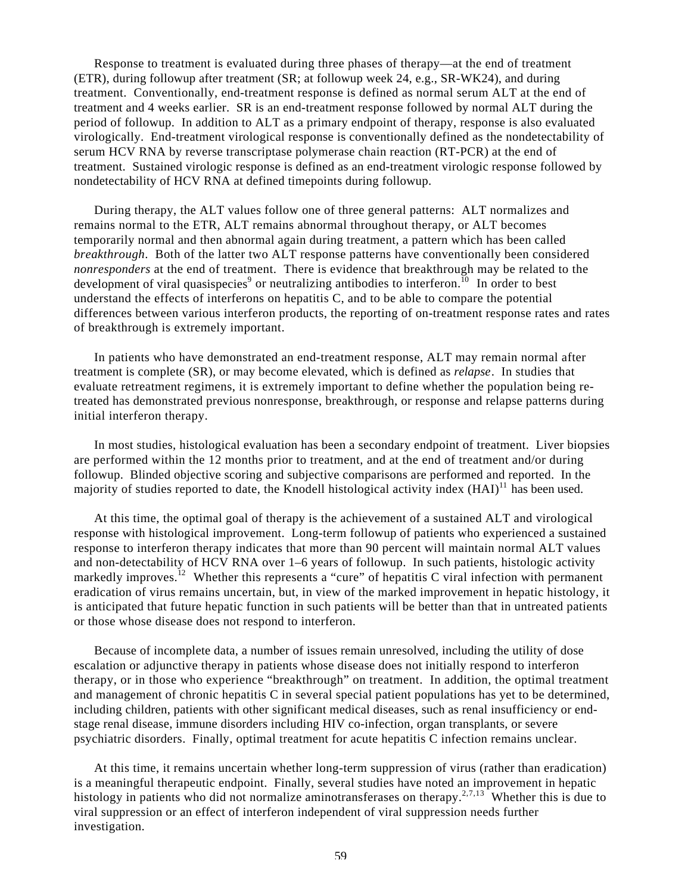Response to treatment is evaluated during three phases of therapy—at the end of treatment (ETR), during followup after treatment (SR; at followup week 24, e.g., SR-WK24), and during treatment. Conventionally, end-treatment response is defined as normal serum ALT at the end of treatment and 4 weeks earlier. SR is an end-treatment response followed by normal ALT during the period of followup. In addition to ALT as a primary endpoint of therapy, response is also evaluated virologically. End-treatment virological response is conventionally defined as the nondetectability of serum HCV RNA by reverse transcriptase polymerase chain reaction (RT-PCR) at the end of treatment. Sustained virologic response is defined as an end-treatment virologic response followed by nondetectability of HCV RNA at defined timepoints during followup.

During therapy, the ALT values follow one of three general patterns: ALT normalizes and remains normal to the ETR, ALT remains abnormal throughout therapy, or ALT becomes temporarily normal and then abnormal again during treatment, a pattern which has been called *breakthrough*. Both of the latter two ALT response patterns have conventionally been considered *nonresponders* at the end of treatment. There is evidence that breakthrough may be related to the development of viral quasispecies[9] or neutralizing antibodies to interferon.[10] In order to best understand the effects of interferons on hepatitis C, and to be able to compare the potential differences between various interferon products, the reporting of on-treatment response rates and rates of breakthrough is extremely important.

In patients who have demonstrated an end-treatment response, ALT may remain normal after treatment is complete (SR), or may become elevated, which is defined as *relapse*. In studies that evaluate retreatment regimens, it is extremely important to define whether the population being re-treated has demonstrated previous nonresponse, breakthrough, or response and relapse patterns during initial interferon therapy.

In most studies, histological evaluation has been a secondary endpoint of treatment. Liver biopsies are performed within the 12 months prior to treatment, and at the end of treatment and/or during followup. Blinded objective scoring and subjective comparisons are performed and reported. In the majority of studies reported to date, the Knodell histological activity index (HAI)[11] has been used.

At this time, the optimal goal of therapy is the achievement of a sustained ALT and virological response with histological improvement. Long-term followup of patients who experienced a sustained response to interferon therapy indicates that more than 90 percent will maintain normal ALT values and non-detectability of HCV RNA over 1–6 years of followup. In such patients, histologic activity markedly improves.[12] Whether this represents a "cure" of hepatitis C viral infection with permanent eradication of virus remains uncertain, but, in view of the marked improvement in hepatic histology, it is anticipated that future hepatic function in such patients will be better than that in untreated patients or those whose disease does not respond to interferon.

Because of incomplete data, a number of issues remain unresolved, including the utility of dose escalation or adjunctive therapy in patients whose disease does not initially respond to interferon therapy, or in those who experience "breakthrough" on treatment. In addition, the optimal treatment and management of chronic hepatitis C in several special patient populations has yet to be determined, including children, patients with other significant medical diseases, such as renal insufficiency or end-stage renal disease, immune disorders including HIV co-infection, organ transplants, or severe psychiatric disorders. Finally, optimal treatment for acute hepatitis C infection remains unclear.

At this time, it remains uncertain whether long-term suppression of virus (rather than eradication) is a meaningful therapeutic endpoint. Finally, several studies have noted an improvement in hepatic histology in patients who did not normalize aminotransferases on therapy.[2,7,13] Whether this is due to viral suppression or an effect of interferon independent of viral suppression needs further investigation.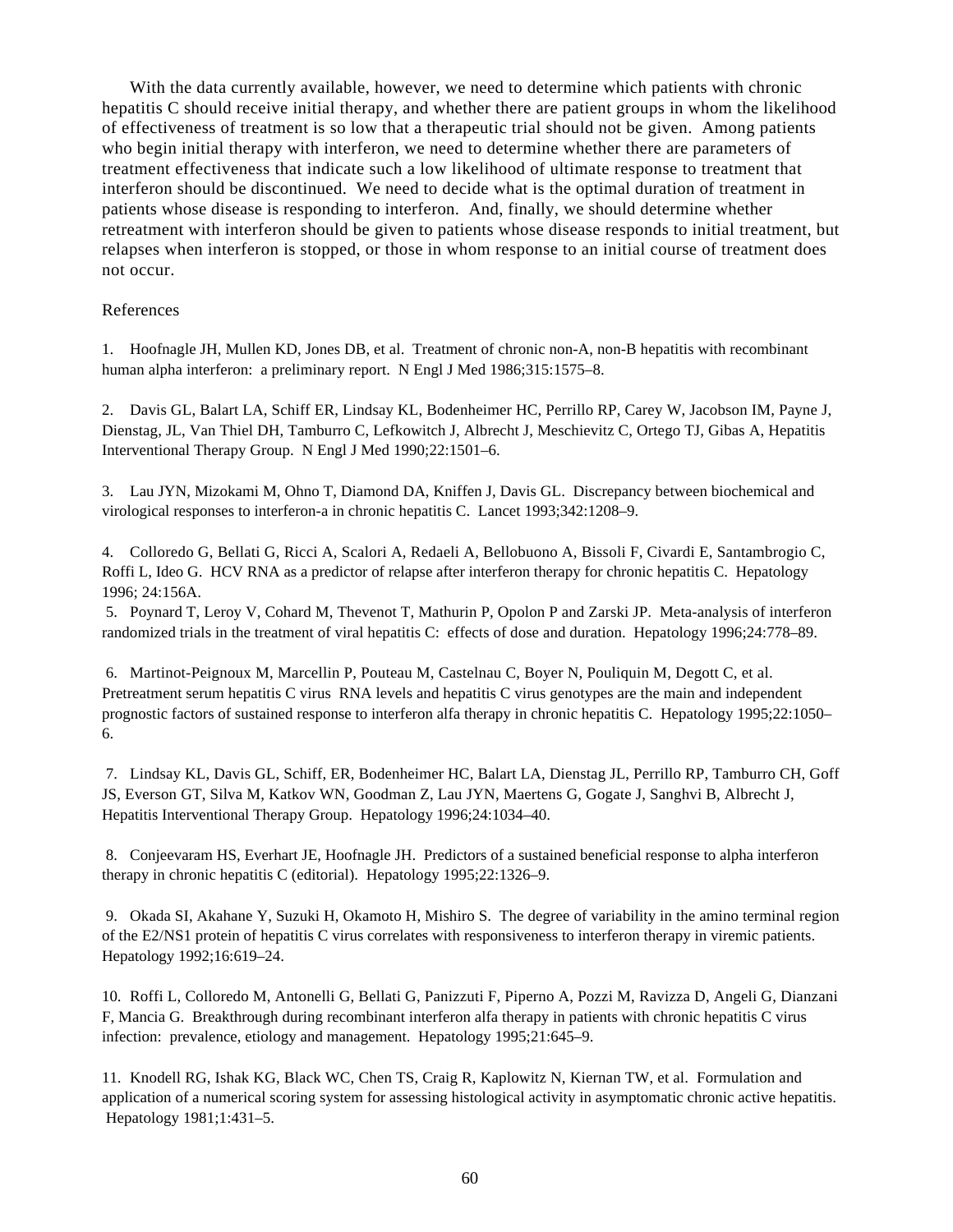With the data currently available, however, we need to determine which patients with chronic hepatitis C should receive initial therapy, and whether there are patient groups in whom the likelihood of effectiveness of treatment is so low that a therapeutic trial should not be given. Among patients who begin initial therapy with interferon, we need to determine whether there are parameters of treatment effectiveness that indicate such a low likelihood of ultimate response to treatment that interferon should be discontinued. We need to decide what is the optimal duration of treatment in patients whose disease is responding to interferon. And, finally, we should determine whether retreatment with interferon should be given to patients whose disease responds to initial treatment, but relapses when interferon is stopped, or those in whom response to an initial course of treatment does not occur.

References

1. Hoofnagle JH, Mullen KD, Jones DB, et al. Treatment of chronic non-A, non-B hepatitis with recombinant human alpha interferon: a preliminary report. N Engl J Med 1986;315:1575–8.

2. Davis GL, Balart LA, Schiff ER, Lindsay KL, Bodenheimer HC, Perrillo RP, Carey W, Jacobson IM, Payne J, Dienstag, JL, Van Thiel DH, Tamburro C, Lefkowitch J, Albrecht J, Meschievitz C, Ortego TJ, Gibas A, Hepatitis Interventional Therapy Group. N Engl J Med 1990;22:1501–6.

3. Lau JYN, Mizokami M, Ohno T, Diamond DA, Kniffen J, Davis GL. Discrepancy between biochemical and virological responses to interferon-a in chronic hepatitis C. Lancet 1993;342:1208–9.

4. Colloredo G, Bellati G, Ricci A, Scalori A, Redaeli A, Bellobuono A, Bissoli F, Civardi E, Santambrogio C, Roffi L, Ideo G. HCV RNA as a predictor of relapse after interferon therapy for chronic hepatitis C. Hepatology 1996; 24:156A.

5. Poynard T, Leroy V, Cohard M, Thevenot T, Mathurin P, Opolon P and Zarski JP. Meta-analysis of interferon randomized trials in the treatment of viral hepatitis C: effects of dose and duration. Hepatology 1996;24:778–89.

6. Martinot-Peignoux M, Marcellin P, Pouteau M, Castelnau C, Boyer N, Pouliquin M, Degott C, et al. Pretreatment serum hepatitis C virus RNA levels and hepatitis C virus genotypes are the main and independent prognostic factors of sustained response to interferon alfa therapy in chronic hepatitis C. Hepatology 1995;22:1050–6.

7. Lindsay KL, Davis GL, Schiff, ER, Bodenheimer HC, Balart LA, Dienstag JL, Perrillo RP, Tamburro CH, Goff JS, Everson GT, Silva M, Katkov WN, Goodman Z, Lau JYN, Maertens G, Gogate J, Sanghvi B, Albrecht J, Hepatitis Interventional Therapy Group. Hepatology 1996;24:1034–40.

8. Conjeevaram HS, Everhart JE, Hoofnagle JH. Predictors of a sustained beneficial response to alpha interferon therapy in chronic hepatitis C (editorial). Hepatology 1995;22:1326–9.

9. Okada SI, Akahane Y, Suzuki H, Okamoto H, Mishiro S. The degree of variability in the amino terminal region of the E2/NS1 protein of hepatitis C virus correlates with responsiveness to interferon therapy in viremic patients. Hepatology 1992;16:619–24.

10. Roffi L, Colloredo M, Antonelli G, Bellati G, Panizzuti F, Piperno A, Pozzi M, Ravizza D, Angeli G, Dianzani F, Mancia G. Breakthrough during recombinant interferon alfa therapy in patients with chronic hepatitis C virus infection: prevalence, etiology and management. Hepatology 1995;21:645–9.

11. Knodell RG, Ishak KG, Black WC, Chen TS, Craig R, Kaplowitz N, Kiernan TW, et al. Formulation and application of a numerical scoring system for assessing histological activity in asymptomatic chronic active hepatitis. Hepatology 1981;1:431–5.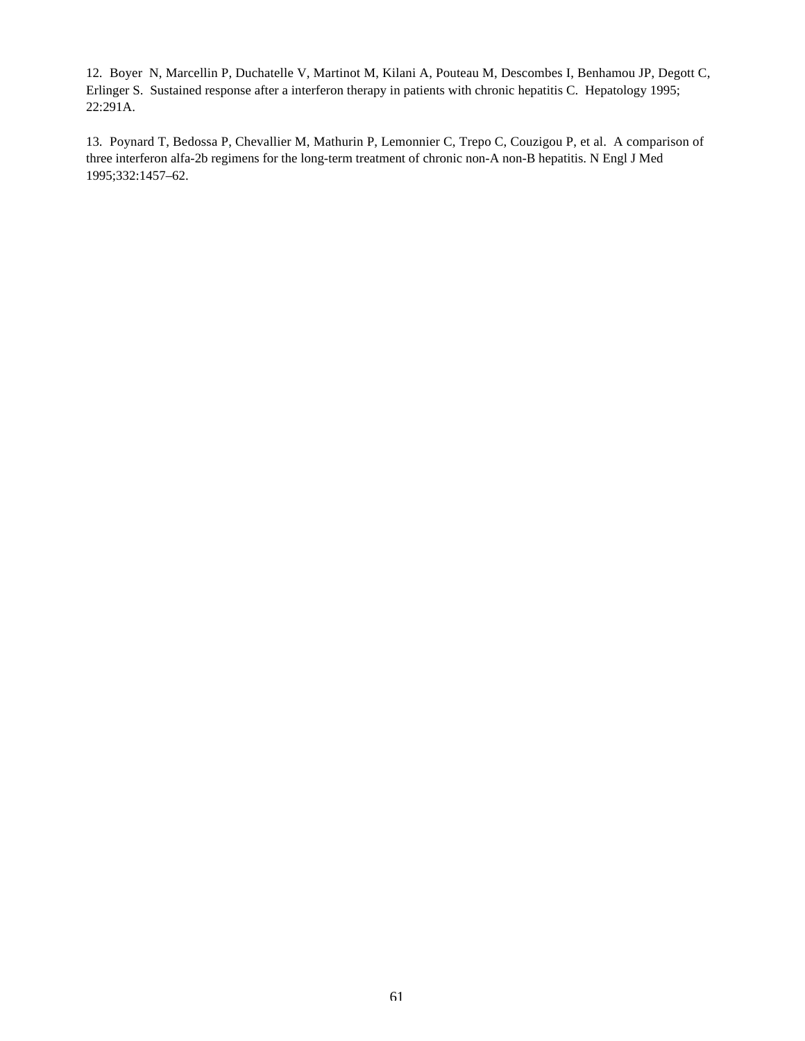12. Boyer N, Marcellin P, Duchatelle V, Martinot M, Kilani A, Pouteau M, Descombes I, Benhamou JP, Degott C, Erlinger S. Sustained response after a interferon therapy in patients with chronic hepatitis C. Hepatology 1995; 22:291A.

13. Poynard T, Bedossa P, Chevallier M, Mathurin P, Lemonnier C, Trepo C, Couzigou P, et al. A comparison of three interferon alfa-2b regimens for the long-term treatment of chronic non-A non-B hepatitis. N Engl J Med 1995;332:1457–62.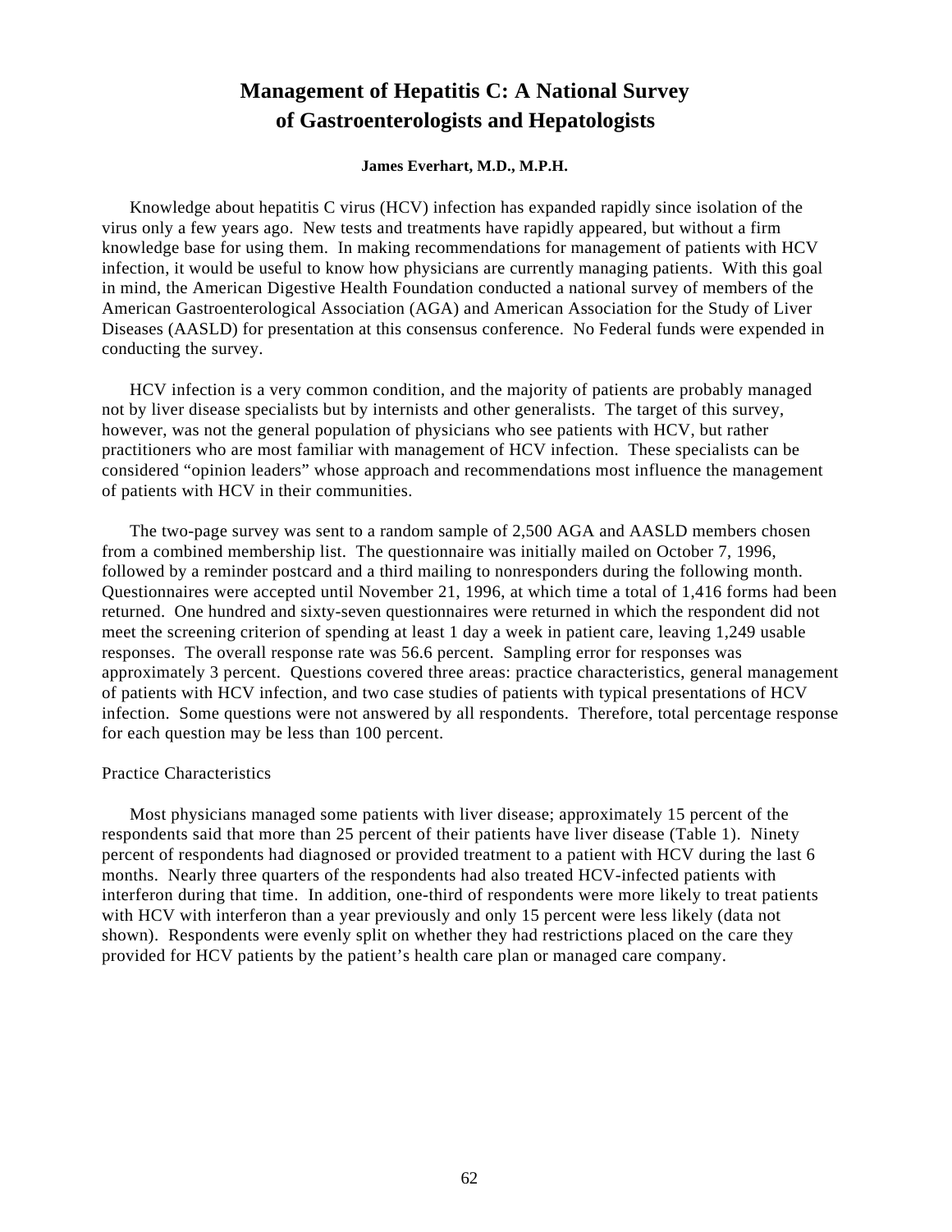# Management of Hepatitis C: A National Survey of Gastroenterologists and Hepatologists

**James Everhart, M.D., M.P.H.**

Knowledge about hepatitis C virus (HCV) infection has expanded rapidly since isolation of the virus only a few years ago. New tests and treatments have rapidly appeared, but without a firm knowledge base for using them. In making recommendations for management of patients with HCV infection, it would be useful to know how physicians are currently managing patients. With this goal in mind, the American Digestive Health Foundation conducted a national survey of members of the American Gastroenterological Association (AGA) and American Association for the Study of Liver Diseases (AASLD) for presentation at this consensus conference. No Federal funds were expended in conducting the survey.

HCV infection is a very common condition, and the majority of patients are probably managed not by liver disease specialists but by internists and other generalists. The target of this survey, however, was not the general population of physicians who see patients with HCV, but rather practitioners who are most familiar with management of HCV infection. These specialists can be considered "opinion leaders" whose approach and recommendations most influence the management of patients with HCV in their communities.

The two-page survey was sent to a random sample of 2,500 AGA and AASLD members chosen from a combined membership list. The questionnaire was initially mailed on October 7, 1996, followed by a reminder postcard and a third mailing to nonresponders during the following month. Questionnaires were accepted until November 21, 1996, at which time a total of 1,416 forms had been returned. One hundred and sixty-seven questionnaires were returned in which the respondent did not meet the screening criterion of spending at least 1 day a week in patient care, leaving 1,249 usable responses. The overall response rate was 56.6 percent. Sampling error for responses was approximately 3 percent. Questions covered three areas: practice characteristics, general management of patients with HCV infection, and two case studies of patients with typical presentations of HCV infection. Some questions were not answered by all respondents. Therefore, total percentage response for each question may be less than 100 percent.

## Practice Characteristics

Most physicians managed some patients with liver disease; approximately 15 percent of the respondents said that more than 25 percent of their patients have liver disease (Table 1). Ninety percent of respondents had diagnosed or provided treatment to a patient with HCV during the last 6 months. Nearly three quarters of the respondents had also treated HCV-infected patients with interferon during that time. In addition, one-third of respondents were more likely to treat patients with HCV with interferon than a year previously and only 15 percent were less likely (data not shown). Respondents were evenly split on whether they had restrictions placed on the care they provided for HCV patients by the patient's health care plan or managed care company.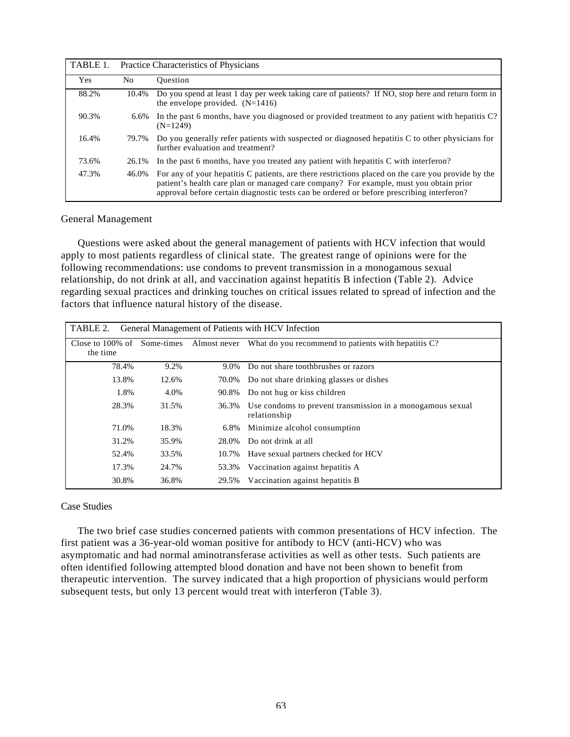TABLE 1. Practice Characteristics of Physicians

| Yes | No | Question |
|---|---|---|
| 88.2% | 10.4% | Do you spend at least 1 day per week taking care of patients? If NO, stop here and return form in the envelope provided. (N=1416) |
| 90.3% | 6.6% | In the past 6 months, have you diagnosed or provided treatment to any patient with hepatitis C? (N=1249) |
| 16.4% | 79.7% | Do you generally refer patients with suspected or diagnosed hepatitis C to other physicians for further evaluation and treatment? |
| 73.6% | 26.1% | In the past 6 months, have you treated any patient with hepatitis C with interferon? |
| 47.3% | 46.0% | For any of your hepatitis C patients, are there restrictions placed on the care you provide by the patient's health care plan or managed care company? For example, must you obtain prior approval before certain diagnostic tests can be ordered or before prescribing interferon? |

General Management

Questions were asked about the general management of patients with HCV infection that would apply to most patients regardless of clinical state. The greatest range of opinions were for the following recommendations: use condoms to prevent transmission in a monogamous sexual relationship, do not drink at all, and vaccination against hepatitis B infection (Table 2). Advice regarding sexual practices and drinking touches on critical issues related to spread of infection and the factors that influence natural history of the disease.

TABLE 2. General Management of Patients with HCV Infection

| Close to 100% of the time | Some-times | Almost never | What do you recommend to patients with hepatitis C? |
|---|---|---|---|
| 78.4% | 9.2% | 9.0% | Do not share toothbrushes or razors |
| 13.8% | 12.6% | 70.0% | Do not share drinking glasses or dishes |
| 1.8% | 4.0% | 90.8% | Do not hug or kiss children |
| 28.3% | 31.5% | 36.3% | Use condoms to prevent transmission in a monogamous sexual relationship |
| 71.0% | 18.3% | 6.8% | Minimize alcohol consumption |
| 31.2% | 35.9% | 28.0% | Do not drink at all |
| 52.4% | 33.5% | 10.7% | Have sexual partners checked for HCV |
| 17.3% | 24.7% | 53.3% | Vaccination against hepatitis A |
| 30.8% | 36.8% | 29.5% | Vaccination against hepatitis B |

Case Studies

The two brief case studies concerned patients with common presentations of HCV infection. The first patient was a 36-year-old woman positive for antibody to HCV (anti-HCV) who was asymptomatic and had normal aminotransferase activities as well as other tests. Such patients are often identified following attempted blood donation and have not been shown to benefit from therapeutic intervention. The survey indicated that a high proportion of physicians would perform subsequent tests, but only 13 percent would treat with interferon (Table 3).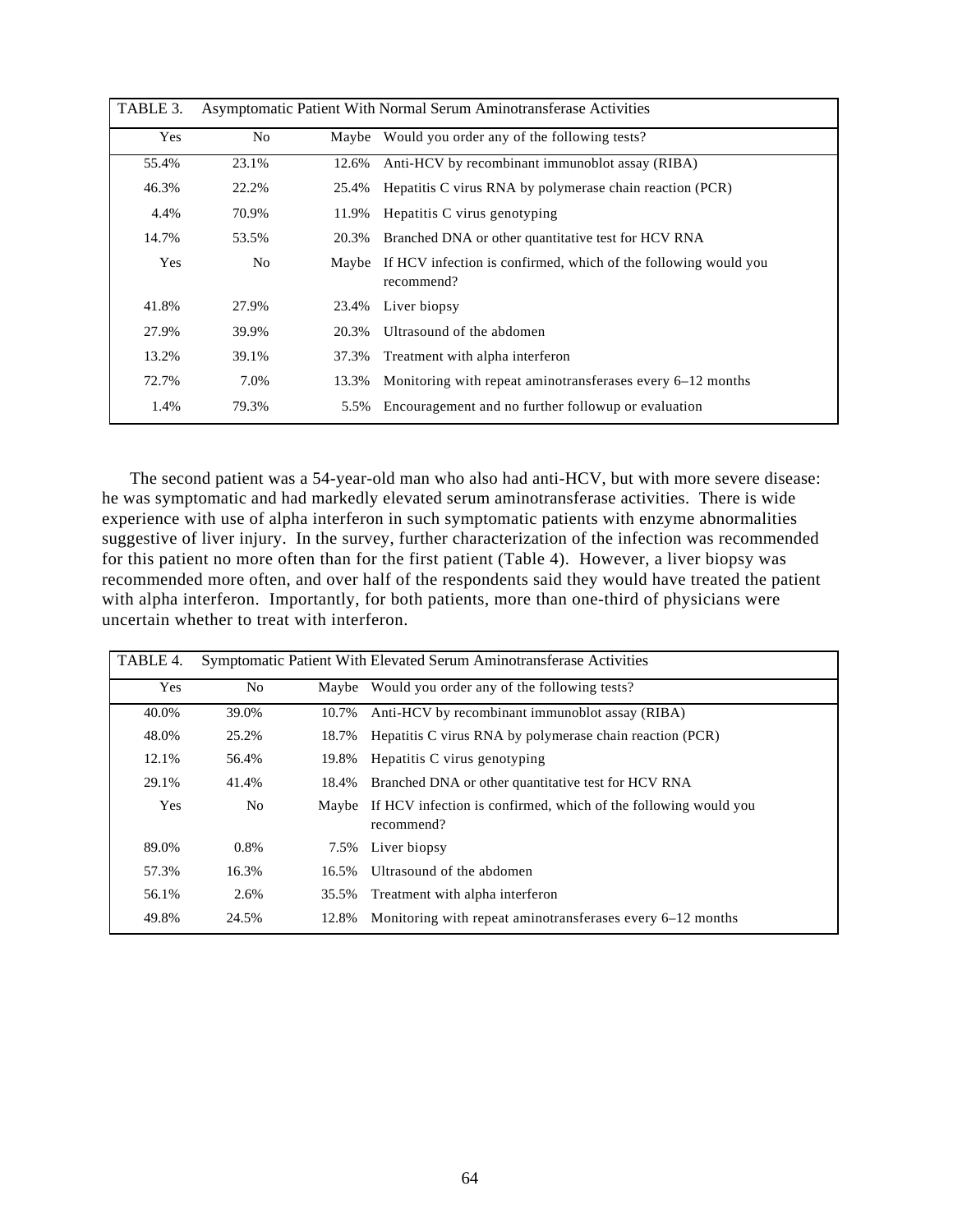| TABLE 3. | Asymptomatic Patient With Normal Serum Aminotransferase Activities | | |
|---|---|---|---|
| Yes | No | Maybe | Would you order any of the following tests? |
| 55.4% | 23.1% | 12.6% | Anti-HCV by recombinant immunoblot assay (RIBA) |
| 46.3% | 22.2% | 25.4% | Hepatitis C virus RNA by polymerase chain reaction (PCR) |
| 4.4% | 70.9% | 11.9% | Hepatitis C virus genotyping |
| 14.7% | 53.5% | 20.3% | Branched DNA or other quantitative test for HCV RNA |
| Yes | No | Maybe | If HCV infection is confirmed, which of the following would you recommend? |
| 41.8% | 27.9% | 23.4% | Liver biopsy |
| 27.9% | 39.9% | 20.3% | Ultrasound of the abdomen |
| 13.2% | 39.1% | 37.3% | Treatment with alpha interferon |
| 72.7% | 7.0% | 13.3% | Monitoring with repeat aminotransferases every 6–12 months |
| 1.4% | 79.3% | 5.5% | Encouragement and no further followup or evaluation |

The second patient was a 54-year-old man who also had anti-HCV, but with more severe disease: he was symptomatic and had markedly elevated serum aminotransferase activities. There is wide experience with use of alpha interferon in such symptomatic patients with enzyme abnormalities suggestive of liver injury. In the survey, further characterization of the infection was recommended for this patient no more often than for the first patient (Table 4). However, a liver biopsy was recommended more often, and over half of the respondents said they would have treated the patient with alpha interferon. Importantly, for both patients, more than one-third of physicians were uncertain whether to treat with interferon.

| TABLE 4. | Symptomatic Patient With Elevated Serum Aminotransferase Activities | | |
|---|---|---|---|
| Yes | No | Maybe | Would you order any of the following tests? |
| 40.0% | 39.0% | 10.7% | Anti-HCV by recombinant immunoblot assay (RIBA) |
| 48.0% | 25.2% | 18.7% | Hepatitis C virus RNA by polymerase chain reaction (PCR) |
| 12.1% | 56.4% | 19.8% | Hepatitis C virus genotyping |
| 29.1% | 41.4% | 18.4% | Branched DNA or other quantitative test for HCV RNA |
| Yes | No | Maybe | If HCV infection is confirmed, which of the following would you recommend? |
| 89.0% | 0.8% | 7.5% | Liver biopsy |
| 57.3% | 16.3% | 16.5% | Ultrasound of the abdomen |
| 56.1% | 2.6% | 35.5% | Treatment with alpha interferon |
| 49.8% | 24.5% | 12.8% | Monitoring with repeat aminotransferases every 6–12 months |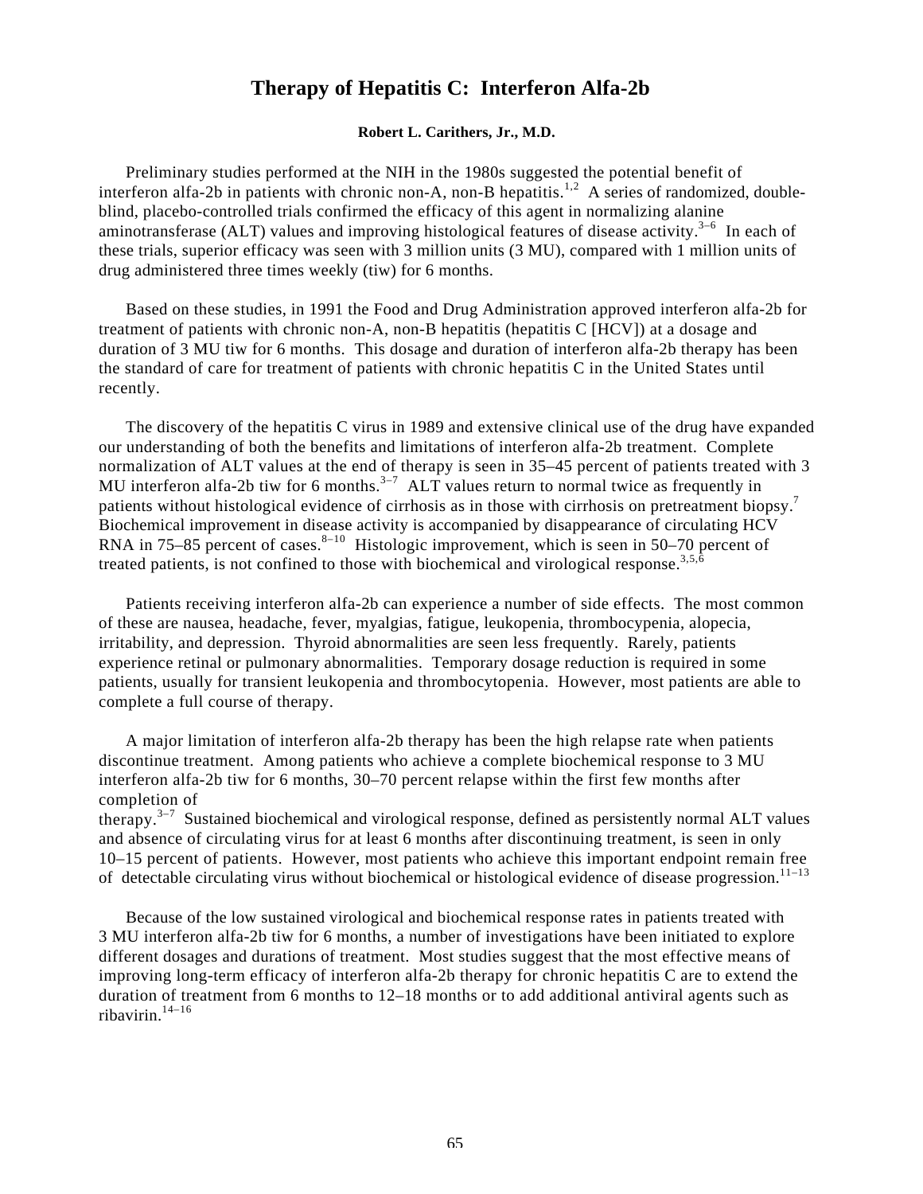# Therapy of Hepatitis C: Interferon Alfa-2b

**Robert L. Carithers, Jr., M.D.**

Preliminary studies performed at the NIH in the 1980s suggested the potential benefit of interferon alfa-2b in patients with chronic non-A, non-B hepatitis.[1,2] A series of randomized, double-blind, placebo-controlled trials confirmed the efficacy of this agent in normalizing alanine aminotransferase (ALT) values and improving histological features of disease activity.[3–6] In each of these trials, superior efficacy was seen with 3 million units (3 MU), compared with 1 million units of drug administered three times weekly (tiw) for 6 months.

Based on these studies, in 1991 the Food and Drug Administration approved interferon alfa-2b for treatment of patients with chronic non-A, non-B hepatitis (hepatitis C [HCV]) at a dosage and duration of 3 MU tiw for 6 months. This dosage and duration of interferon alfa-2b therapy has been the standard of care for treatment of patients with chronic hepatitis C in the United States until recently.

The discovery of the hepatitis C virus in 1989 and extensive clinical use of the drug have expanded our understanding of both the benefits and limitations of interferon alfa-2b treatment. Complete normalization of ALT values at the end of therapy is seen in 35–45 percent of patients treated with 3 MU interferon alfa-2b tiw for 6 months.[3–7] ALT values return to normal twice as frequently in patients without histological evidence of cirrhosis as in those with cirrhosis on pretreatment biopsy.[7] Biochemical improvement in disease activity is accompanied by disappearance of circulating HCV RNA in 75–85 percent of cases.[8–10] Histologic improvement, which is seen in 50–70 percent of treated patients, is not confined to those with biochemical and virological response.[3,5,6]

Patients receiving interferon alfa-2b can experience a number of side effects. The most common of these are nausea, headache, fever, myalgias, fatigue, leukopenia, thrombocypenia, alopecia, irritability, and depression. Thyroid abnormalities are seen less frequently. Rarely, patients experience retinal or pulmonary abnormalities. Temporary dosage reduction is required in some patients, usually for transient leukopenia and thrombocytopenia. However, most patients are able to complete a full course of therapy.

A major limitation of interferon alfa-2b therapy has been the high relapse rate when patients discontinue treatment. Among patients who achieve a complete biochemical response to 3 MU interferon alfa-2b tiw for 6 months, 30–70 percent relapse within the first few months after completion of therapy.[3–7] Sustained biochemical and virological response, defined as persistently normal ALT values and absence of circulating virus for at least 6 months after discontinuing treatment, is seen in only 10–15 percent of patients. However, most patients who achieve this important endpoint remain free of detectable circulating virus without biochemical or histological evidence of disease progression.[11–13]

Because of the low sustained virological and biochemical response rates in patients treated with 3 MU interferon alfa-2b tiw for 6 months, a number of investigations have been initiated to explore different dosages and durations of treatment. Most studies suggest that the most effective means of improving long-term efficacy of interferon alfa-2b therapy for chronic hepatitis C are to extend the duration of treatment from 6 months to 12–18 months or to add additional antiviral agents such as ribavirin.[14–16]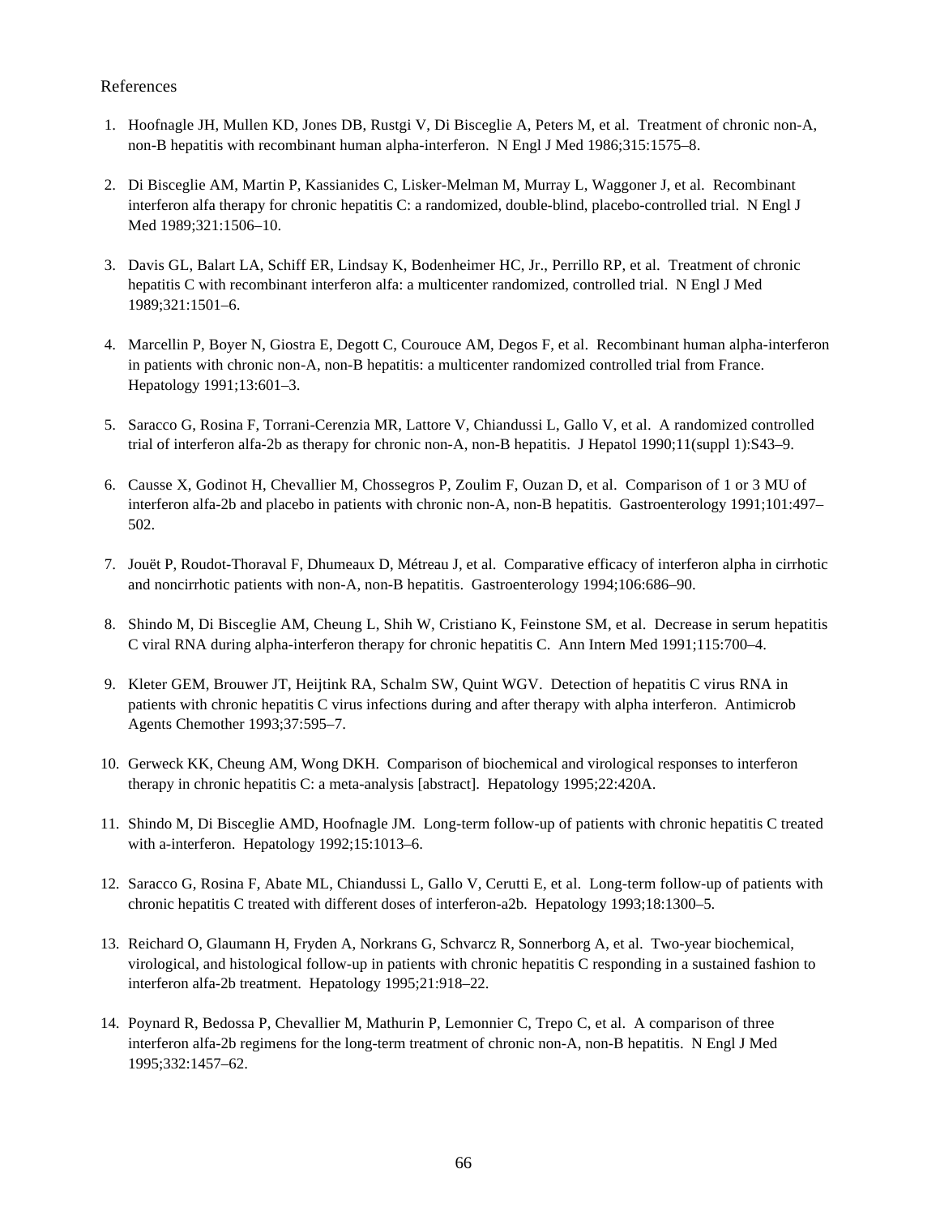References

1. Hoofnagle JH, Mullen KD, Jones DB, Rustgi V, Di Bisceglie A, Peters M, et al. Treatment of chronic non-A, non-B hepatitis with recombinant human alpha-interferon. N Engl J Med 1986;315:1575–8.

2. Di Bisceglie AM, Martin P, Kassianides C, Lisker-Melman M, Murray L, Waggoner J, et al. Recombinant interferon alfa therapy for chronic hepatitis C: a randomized, double-blind, placebo-controlled trial. N Engl J Med 1989;321:1506–10.

3. Davis GL, Balart LA, Schiff ER, Lindsay K, Bodenheimer HC, Jr., Perrillo RP, et al. Treatment of chronic hepatitis C with recombinant interferon alfa: a multicenter randomized, controlled trial. N Engl J Med 1989;321:1501–6.

4. Marcellin P, Boyer N, Giostra E, Degott C, Courouce AM, Degos F, et al. Recombinant human alpha-interferon in patients with chronic non-A, non-B hepatitis: a multicenter randomized controlled trial from France. Hepatology 1991;13:601–3.

5. Saracco G, Rosina F, Torrani-Cerenzia MR, Lattore V, Chiandussi L, Gallo V, et al. A randomized controlled trial of interferon alfa-2b as therapy for chronic non-A, non-B hepatitis. J Hepatol 1990;11(suppl 1):S43–9.

6. Causse X, Godinot H, Chevallier M, Chossegros P, Zoulim F, Ouzan D, et al. Comparison of 1 or 3 MU of interferon alfa-2b and placebo in patients with chronic non-A, non-B hepatitis. Gastroenterology 1991;101:497–502.

7. Jouët P, Roudot-Thoraval F, Dhumeaux D, Métreau J, et al. Comparative efficacy of interferon alpha in cirrhotic and noncirrhotic patients with non-A, non-B hepatitis. Gastroenterology 1994;106:686–90.

8. Shindo M, Di Bisceglie AM, Cheung L, Shih W, Cristiano K, Feinstone SM, et al. Decrease in serum hepatitis C viral RNA during alpha-interferon therapy for chronic hepatitis C. Ann Intern Med 1991;115:700–4.

9. Kleter GEM, Brouwer JT, Heijtink RA, Schalm SW, Quint WGV. Detection of hepatitis C virus RNA in patients with chronic hepatitis C virus infections during and after therapy with alpha interferon. Antimicrob Agents Chemother 1993;37:595–7.

10. Gerweck KK, Cheung AM, Wong DKH. Comparison of biochemical and virological responses to interferon therapy in chronic hepatitis C: a meta-analysis [abstract]. Hepatology 1995;22:420A.

11. Shindo M, Di Bisceglie AMD, Hoofnagle JM. Long-term follow-up of patients with chronic hepatitis C treated with a-interferon. Hepatology 1992;15:1013–6.

12. Saracco G, Rosina F, Abate ML, Chiandussi L, Gallo V, Cerutti E, et al. Long-term follow-up of patients with chronic hepatitis C treated with different doses of interferon-a2b. Hepatology 1993;18:1300–5.

13. Reichard O, Glaumann H, Fryden A, Norkrans G, Schvarcz R, Sonnerborg A, et al. Two-year biochemical, virological, and histological follow-up in patients with chronic hepatitis C responding in a sustained fashion to interferon alfa-2b treatment. Hepatology 1995;21:918–22.

14. Poynard R, Bedossa P, Chevallier M, Mathurin P, Lemonnier C, Trepo C, et al. A comparison of three interferon alfa-2b regimens for the long-term treatment of chronic non-A, non-B hepatitis. N Engl J Med 1995;332:1457–62.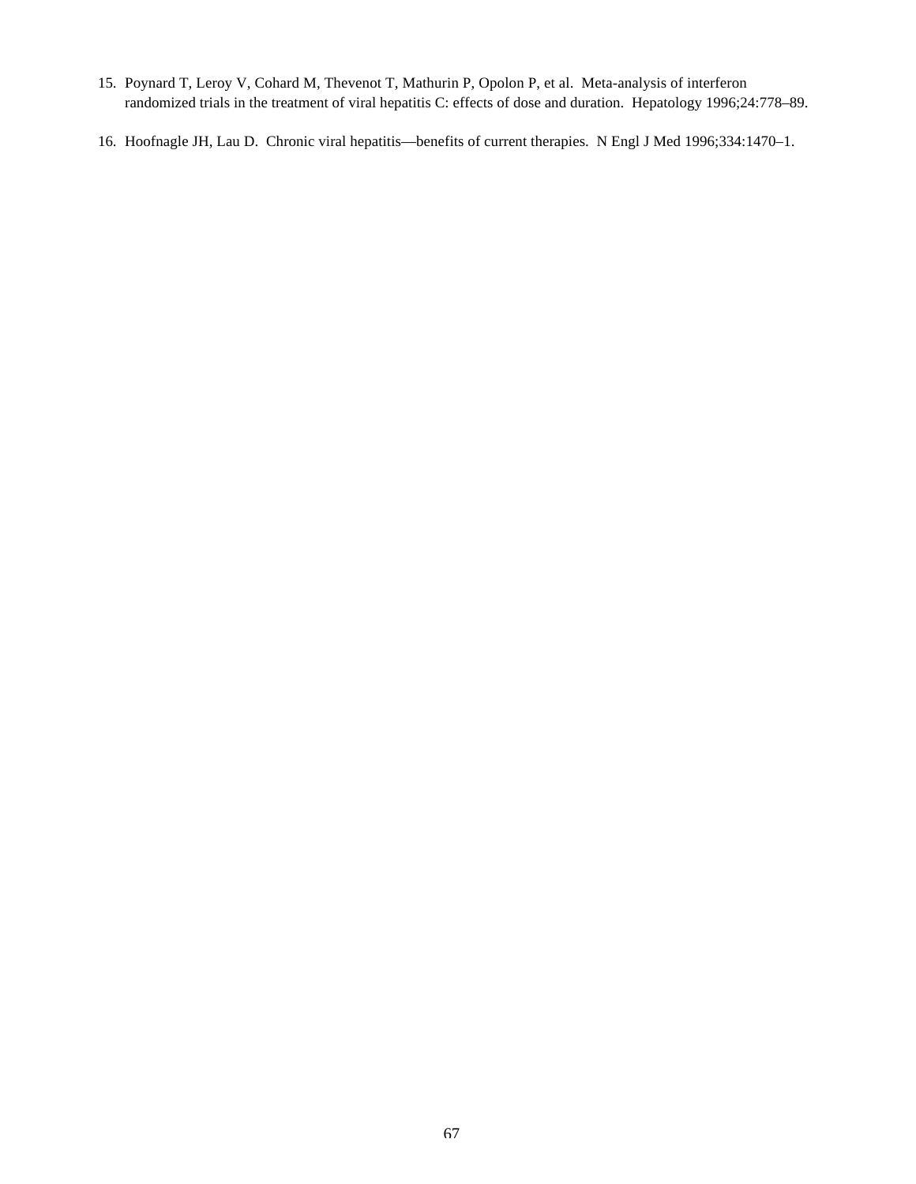15. Poynard T, Leroy V, Cohard M, Thevenot T, Mathurin P, Opolon P, et al. Meta-analysis of interferon randomized trials in the treatment of viral hepatitis C: effects of dose and duration. Hepatology 1996;24:778–89.

16. Hoofnagle JH, Lau D. Chronic viral hepatitis—benefits of current therapies. N Engl J Med 1996;334:1470–1.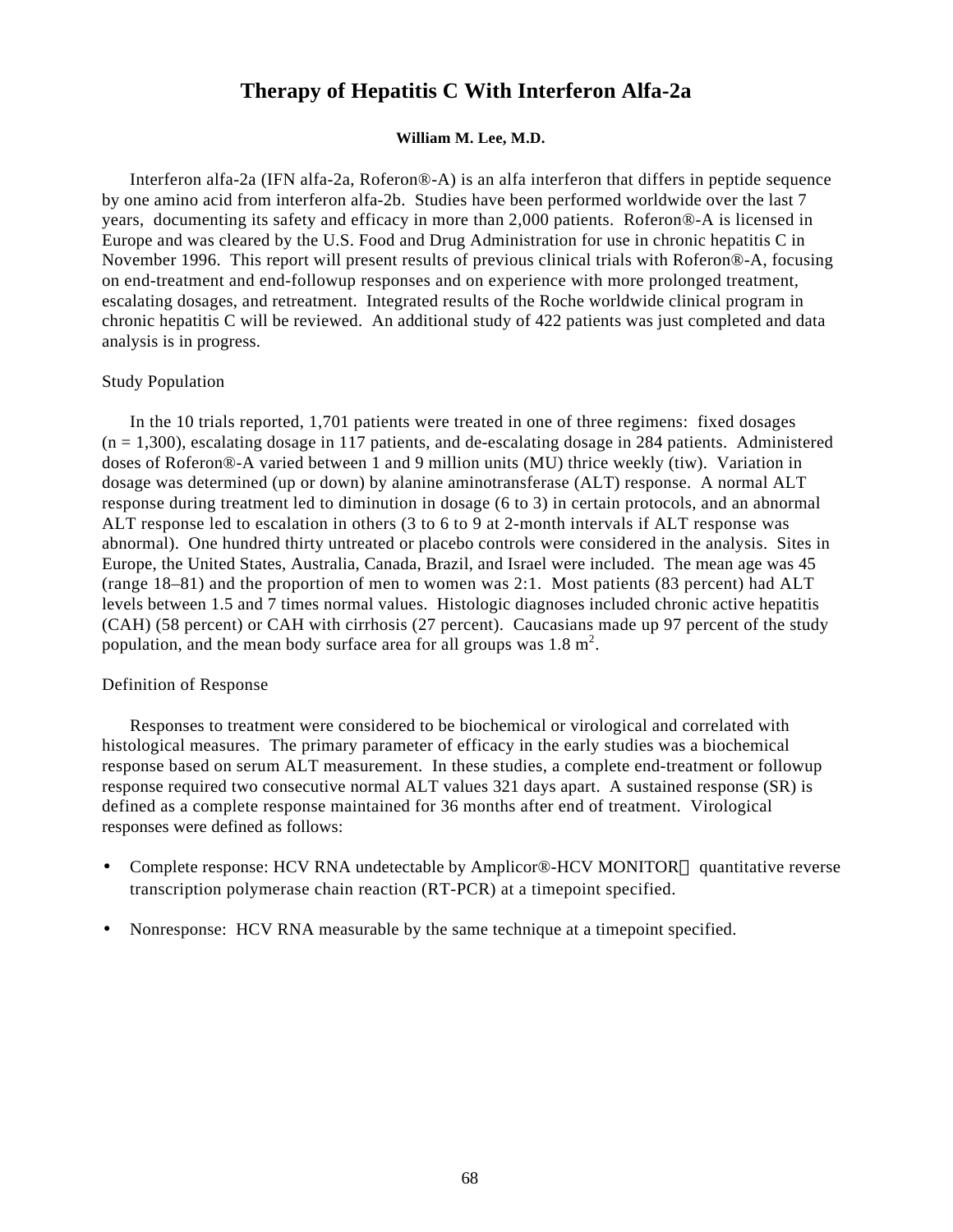# Therapy of Hepatitis C With Interferon Alfa-2a

**William M. Lee, M.D.**

Interferon alfa-2a (IFN alfa-2a, Roferon®-A) is an alfa interferon that differs in peptide sequence by one amino acid from interferon alfa-2b. Studies have been performed worldwide over the last 7 years, documenting its safety and efficacy in more than 2,000 patients. Roferon®-A is licensed in Europe and was cleared by the U.S. Food and Drug Administration for use in chronic hepatitis C in November 1996. This report will present results of previous clinical trials with Roferon®-A, focusing on end-treatment and end-followup responses and on experience with more prolonged treatment, escalating dosages, and retreatment. Integrated results of the Roche worldwide clinical program in chronic hepatitis C will be reviewed. An additional study of 422 patients was just completed and data analysis is in progress.

## Study Population

In the 10 trials reported, 1,701 patients were treated in one of three regimens: fixed dosages (n = 1,300), escalating dosage in 117 patients, and de-escalating dosage in 284 patients. Administered doses of Roferon®-A varied between 1 and 9 million units (MU) thrice weekly (tiw). Variation in dosage was determined (up or down) by alanine aminotransferase (ALT) response. A normal ALT response during treatment led to diminution in dosage (6 to 3) in certain protocols, and an abnormal ALT response led to escalation in others (3 to 6 to 9 at 2-month intervals if ALT response was abnormal). One hundred thirty untreated or placebo controls were considered in the analysis. Sites in Europe, the United States, Australia, Canada, Brazil, and Israel were included. The mean age was 45 (range 18–81) and the proportion of men to women was 2:1. Most patients (83 percent) had ALT levels between 1.5 and 7 times normal values. Histologic diagnoses included chronic active hepatitis (CAH) (58 percent) or CAH with cirrhosis (27 percent). Caucasians made up 97 percent of the study population, and the mean body surface area for all groups was 1.8 $m^2$.

## Definition of Response

Responses to treatment were considered to be biochemical or virological and correlated with histological measures. The primary parameter of efficacy in the early studies was a biochemical response based on serum ALT measurement. In these studies, a complete end-treatment or followup response required two consecutive normal ALT values 321 days apart. A sustained response (SR) is defined as a complete response maintained for 36 months after end of treatment. Virological responses were defined as follows:

- Complete response: HCV RNA undetectable by Amplicor®-HCV MONITOR™ quantitative reverse transcription polymerase chain reaction (RT-PCR) at a timepoint specified.
- Nonresponse: HCV RNA measurable by the same technique at a timepoint specified.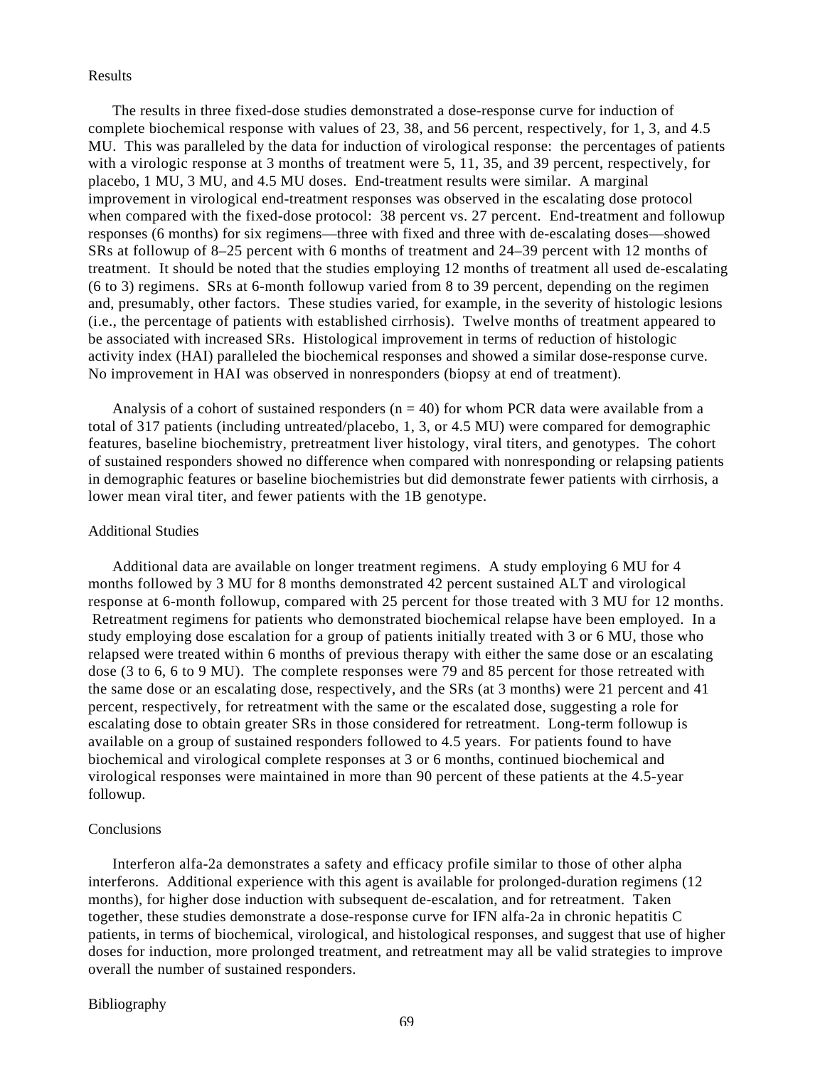### Results

The results in three fixed-dose studies demonstrated a dose-response curve for induction of complete biochemical response with values of 23, 38, and 56 percent, respectively, for 1, 3, and 4.5 MU. This was paralleled by the data for induction of virological response: the percentages of patients with a virologic response at 3 months of treatment were 5, 11, 35, and 39 percent, respectively, for placebo, 1 MU, 3 MU, and 4.5 MU doses. End-treatment results were similar. A marginal improvement in virological end-treatment responses was observed in the escalating dose protocol when compared with the fixed-dose protocol: 38 percent vs. 27 percent. End-treatment and followup responses (6 months) for six regimens—three with fixed and three with de-escalating doses—showed SRs at followup of 8–25 percent with 6 months of treatment and 24–39 percent with 12 months of treatment. It should be noted that the studies employing 12 months of treatment all used de-escalating (6 to 3) regimens. SRs at 6-month followup varied from 8 to 39 percent, depending on the regimen and, presumably, other factors. These studies varied, for example, in the severity of histologic lesions (i.e., the percentage of patients with established cirrhosis). Twelve months of treatment appeared to be associated with increased SRs. Histological improvement in terms of reduction of histologic activity index (HAI) paralleled the biochemical responses and showed a similar dose-response curve. No improvement in HAI was observed in nonresponders (biopsy at end of treatment).

Analysis of a cohort of sustained responders (n = 40) for whom PCR data were available from a total of 317 patients (including untreated/placebo, 1, 3, or 4.5 MU) were compared for demographic features, baseline biochemistry, pretreatment liver histology, viral titers, and genotypes. The cohort of sustained responders showed no difference when compared with nonresponding or relapsing patients in demographic features or baseline biochemistries but did demonstrate fewer patients with cirrhosis, a lower mean viral titer, and fewer patients with the 1B genotype.

### Additional Studies

Additional data are available on longer treatment regimens. A study employing 6 MU for 4 months followed by 3 MU for 8 months demonstrated 42 percent sustained ALT and virological response at 6-month followup, compared with 25 percent for those treated with 3 MU for 12 months. Retreatment regimens for patients who demonstrated biochemical relapse have been employed. In a study employing dose escalation for a group of patients initially treated with 3 or 6 MU, those who relapsed were treated within 6 months of previous therapy with either the same dose or an escalating dose (3 to 6, 6 to 9 MU). The complete responses were 79 and 85 percent for those retreated with the same dose or an escalating dose, respectively, and the SRs (at 3 months) were 21 percent and 41 percent, respectively, for retreatment with the same or the escalated dose, suggesting a role for escalating dose to obtain greater SRs in those considered for retreatment. Long-term followup is available on a group of sustained responders followed to 4.5 years. For patients found to have biochemical and virological complete responses at 3 or 6 months, continued biochemical and virological responses were maintained in more than 90 percent of these patients at the 4.5-year followup.

### Conclusions

Interferon alfa-2a demonstrates a safety and efficacy profile similar to those of other alpha interferons. Additional experience with this agent is available for prolonged-duration regimens (12 months), for higher dose induction with subsequent de-escalation, and for retreatment. Taken together, these studies demonstrate a dose-response curve for IFN alfa-2a in chronic hepatitis C patients, in terms of biochemical, virological, and histological responses, and suggest that use of higher doses for induction, more prolonged treatment, and retreatment may all be valid strategies to improve overall the number of sustained responders.

### Bibliography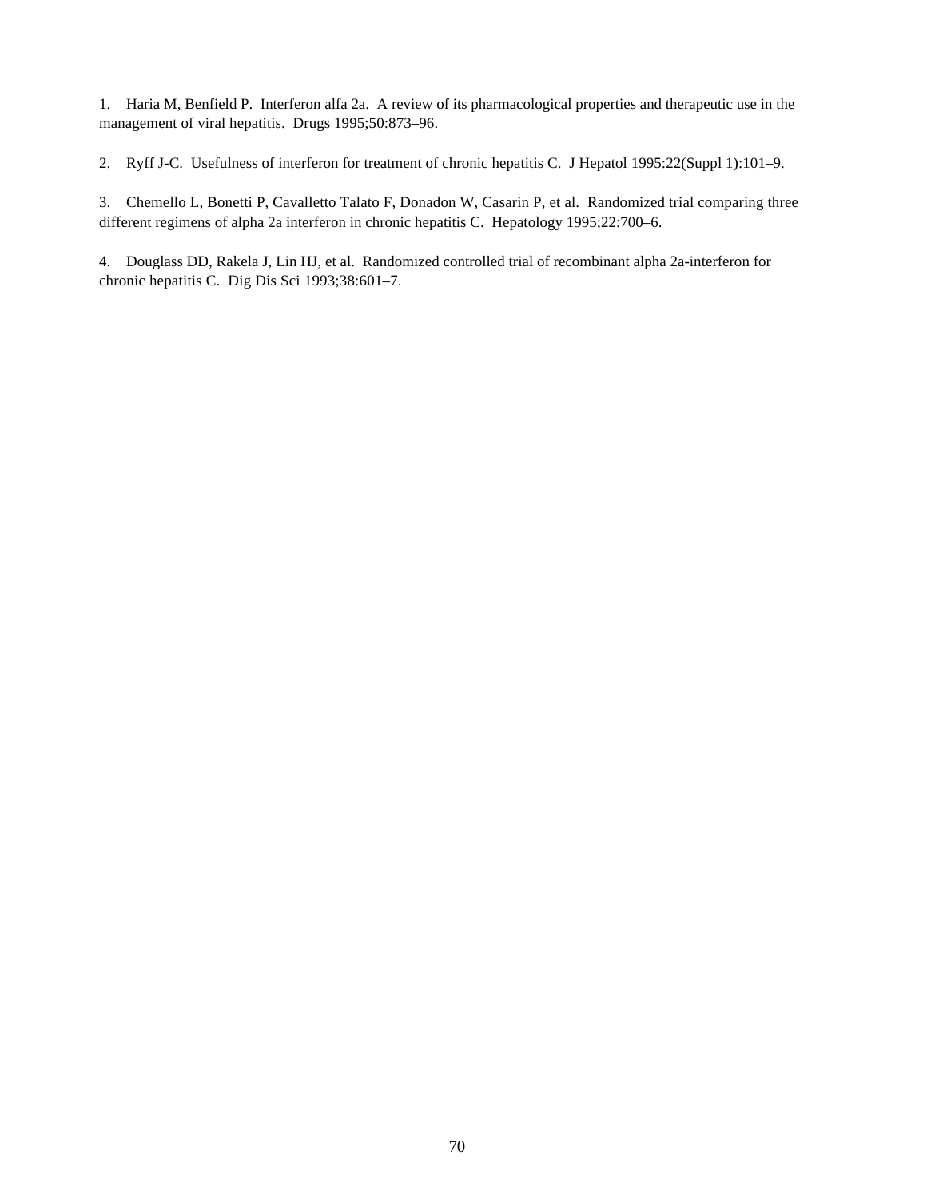1. Haria M, Benfield P. Interferon alfa 2a. A review of its pharmacological properties and therapeutic use in the management of viral hepatitis. Drugs 1995;50:873–96.

2. Ryff J-C. Usefulness of interferon for treatment of chronic hepatitis C. J Hepatol 1995:22(Suppl 1):101–9.

3. Chemello L, Bonetti P, Cavalletto Talato F, Donadon W, Casarin P, et al. Randomized trial comparing three different regimens of alpha 2a interferon in chronic hepatitis C. Hepatology 1995;22:700–6.

4. Douglass DD, Rakela J, Lin HJ, et al. Randomized controlled trial of recombinant alpha 2a-interferon for chronic hepatitis C. Dig Dis Sci 1993;38:601–7.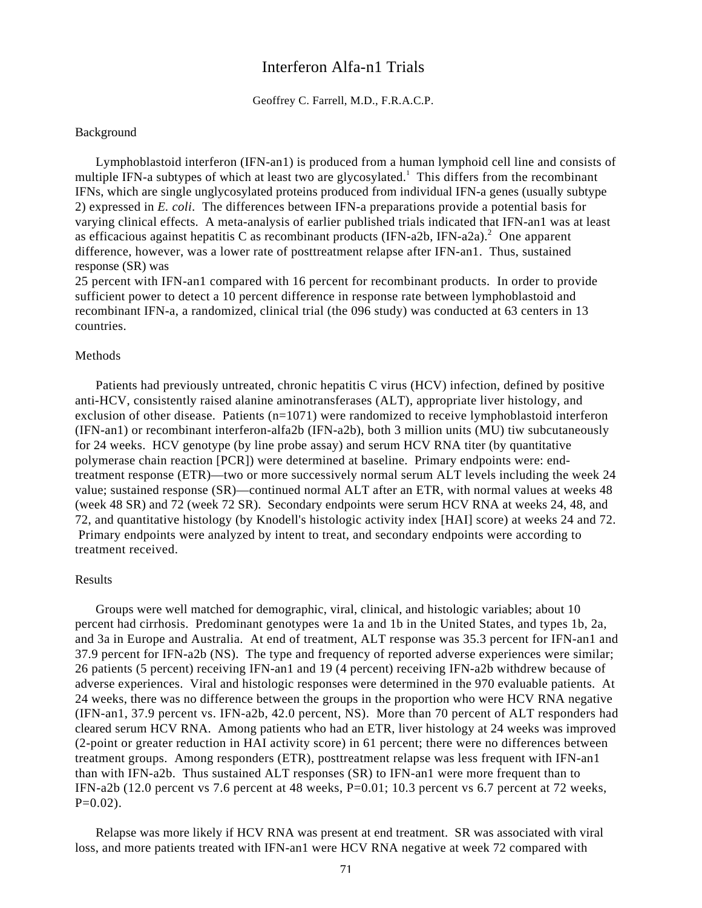# Interferon Alfa-n1 Trials

Geoffrey C. Farrell, M.D., F.R.A.C.P.

## Background

Lymphoblastoid interferon (IFN-an1) is produced from a human lymphoid cell line and consists of multiple IFN-a subtypes of which at least two are glycosylated.[1] This differs from the recombinant IFNs, which are single unglycosylated proteins produced from individual IFN-a genes (usually subtype 2) expressed in *E. coli*. The differences between IFN-a preparations provide a potential basis for varying clinical effects. A meta-analysis of earlier published trials indicated that IFN-an1 was at least as efficacious against hepatitis C as recombinant products (IFN-a2b, IFN-a2a).[2] One apparent difference, however, was a lower rate of posttreatment relapse after IFN-an1. Thus, sustained response (SR) was 25 percent with IFN-an1 compared with 16 percent for recombinant products. In order to provide sufficient power to detect a 10 percent difference in response rate between lymphoblastoid and recombinant IFN-a, a randomized, clinical trial (the 096 study) was conducted at 63 centers in 13 countries.

## Methods

Patients had previously untreated, chronic hepatitis C virus (HCV) infection, defined by positive anti-HCV, consistently raised alanine aminotransferases (ALT), appropriate liver histology, and exclusion of other disease. Patients (n=1071) were randomized to receive lymphoblastoid interferon (IFN-an1) or recombinant interferon-alfa2b (IFN-a2b), both 3 million units (MU) tiw subcutaneously for 24 weeks. HCV genotype (by line probe assay) and serum HCV RNA titer (by quantitative polymerase chain reaction [PCR]) were determined at baseline. Primary endpoints were: end-treatment response (ETR)—two or more successively normal serum ALT levels including the week 24 value; sustained response (SR)—continued normal ALT after an ETR, with normal values at weeks 48 (week 48 SR) and 72 (week 72 SR). Secondary endpoints were serum HCV RNA at weeks 24, 48, and 72, and quantitative histology (by Knodell's histologic activity index [HAI] score) at weeks 24 and 72. Primary endpoints were analyzed by intent to treat, and secondary endpoints were according to treatment received.

## Results

Groups were well matched for demographic, viral, clinical, and histologic variables; about 10 percent had cirrhosis. Predominant genotypes were 1a and 1b in the United States, and types 1b, 2a, and 3a in Europe and Australia. At end of treatment, ALT response was 35.3 percent for IFN-an1 and 37.9 percent for IFN-a2b (NS). The type and frequency of reported adverse experiences were similar; 26 patients (5 percent) receiving IFN-an1 and 19 (4 percent) receiving IFN-a2b withdrew because of adverse experiences. Viral and histologic responses were determined in the 970 evaluable patients. At 24 weeks, there was no difference between the groups in the proportion who were HCV RNA negative (IFN-an1, 37.9 percent vs. IFN-a2b, 42.0 percent, NS). More than 70 percent of ALT responders had cleared serum HCV RNA. Among patients who had an ETR, liver histology at 24 weeks was improved (2-point or greater reduction in HAI activity score) in 61 percent; there were no differences between treatment groups. Among responders (ETR), posttreatment relapse was less frequent with IFN-an1 than with IFN-a2b. Thus sustained ALT responses (SR) to IFN-an1 were more frequent than to IFN-a2b (12.0 percent vs 7.6 percent at 48 weeks, P=0.01; 10.3 percent vs 6.7 percent at 72 weeks, P=0.02).

Relapse was more likely if HCV RNA was present at end treatment. SR was associated with viral loss, and more patients treated with IFN-an1 were HCV RNA negative at week 72 compared with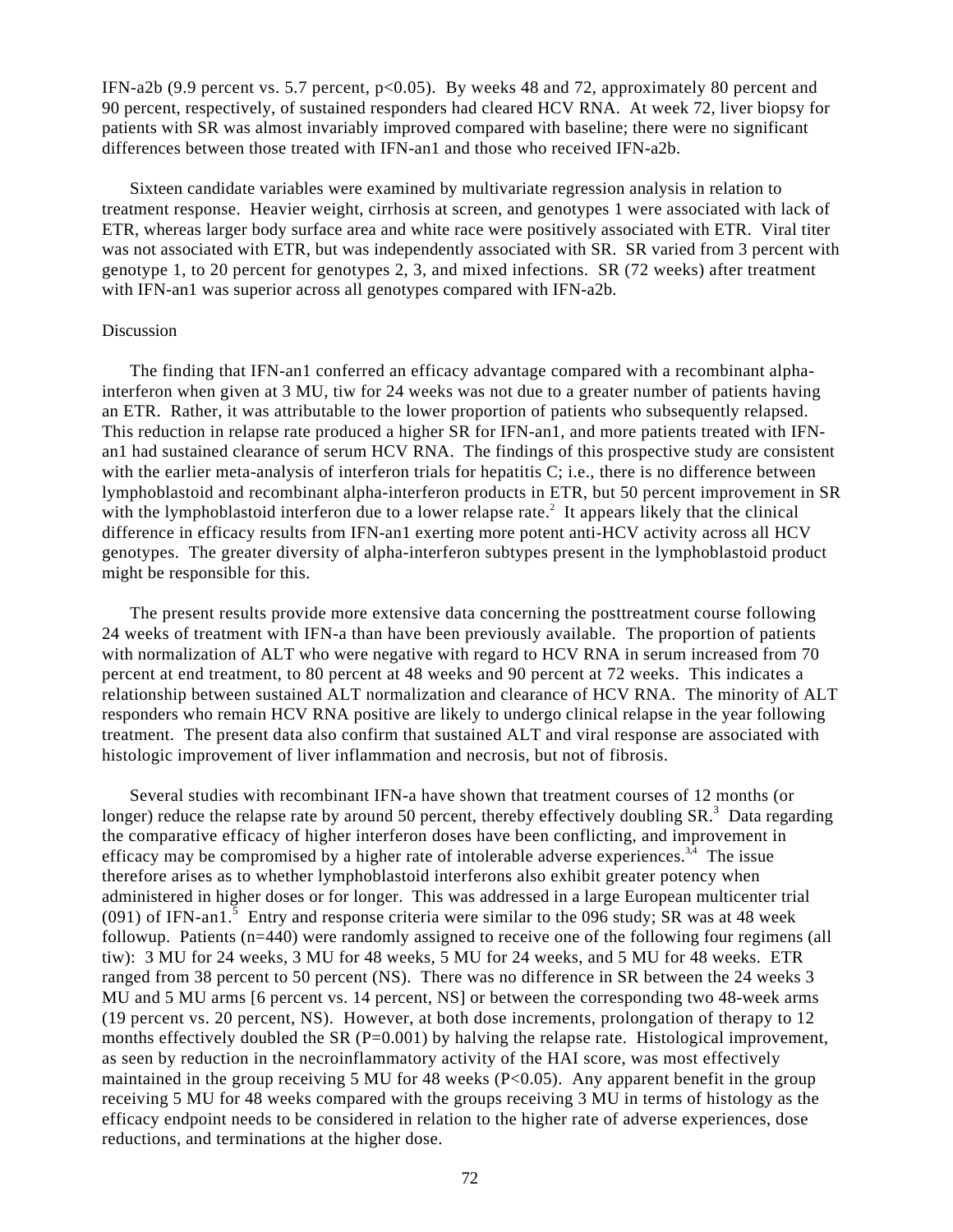IFN-a2b (9.9 percent vs. 5.7 percent, p<0.05). By weeks 48 and 72, approximately 80 percent and 90 percent, respectively, of sustained responders had cleared HCV RNA. At week 72, liver biopsy for patients with SR was almost invariably improved compared with baseline; there were no significant differences between those treated with IFN-an1 and those who received IFN-a2b.

Sixteen candidate variables were examined by multivariate regression analysis in relation to treatment response. Heavier weight, cirrhosis at screen, and genotypes 1 were associated with lack of ETR, whereas larger body surface area and white race were positively associated with ETR. Viral titer was not associated with ETR, but was independently associated with SR. SR varied from 3 percent with genotype 1, to 20 percent for genotypes 2, 3, and mixed infections. SR (72 weeks) after treatment with IFN-an1 was superior across all genotypes compared with IFN-a2b.

## Discussion

The finding that IFN-an1 conferred an efficacy advantage compared with a recombinant alpha-interferon when given at 3 MU, tiw for 24 weeks was not due to a greater number of patients having an ETR. Rather, it was attributable to the lower proportion of patients who subsequently relapsed. This reduction in relapse rate produced a higher SR for IFN-an1, and more patients treated with IFN-an1 had sustained clearance of serum HCV RNA. The findings of this prospective study are consistent with the earlier meta-analysis of interferon trials for hepatitis C; i.e., there is no difference between lymphoblastoid and recombinant alpha-interferon products in ETR, but 50 percent improvement in SR with the lymphoblastoid interferon due to a lower relapse rate.[2] It appears likely that the clinical difference in efficacy results from IFN-an1 exerting more potent anti-HCV activity across all HCV genotypes. The greater diversity of alpha-interferon subtypes present in the lymphoblastoid product might be responsible for this.

The present results provide more extensive data concerning the posttreatment course following 24 weeks of treatment with IFN-a than have been previously available. The proportion of patients with normalization of ALT who were negative with regard to HCV RNA in serum increased from 70 percent at end treatment, to 80 percent at 48 weeks and 90 percent at 72 weeks. This indicates a relationship between sustained ALT normalization and clearance of HCV RNA. The minority of ALT responders who remain HCV RNA positive are likely to undergo clinical relapse in the year following treatment. The present data also confirm that sustained ALT and viral response are associated with histologic improvement of liver inflammation and necrosis, but not of fibrosis.

Several studies with recombinant IFN-a have shown that treatment courses of 12 months (or longer) reduce the relapse rate by around 50 percent, thereby effectively doubling SR.[3] Data regarding the comparative efficacy of higher interferon doses have been conflicting, and improvement in efficacy may be compromised by a higher rate of intolerable adverse experiences.[3,4] The issue therefore arises as to whether lymphoblastoid interferons also exhibit greater potency when administered in higher doses or for longer. This was addressed in a large European multicenter trial (091) of IFN-an1.[5] Entry and response criteria were similar to the 096 study; SR was at 48 week followup. Patients (n=440) were randomly assigned to receive one of the following four regimens (all tiw): 3 MU for 24 weeks, 3 MU for 48 weeks, 5 MU for 24 weeks, and 5 MU for 48 weeks. ETR ranged from 38 percent to 50 percent (NS). There was no difference in SR between the 24 weeks 3 MU and 5 MU arms [6 percent vs. 14 percent, NS] or between the corresponding two 48-week arms (19 percent vs. 20 percent, NS). However, at both dose increments, prolongation of therapy to 12 months effectively doubled the SR (P=0.001) by halving the relapse rate. Histological improvement, as seen by reduction in the necroinflammatory activity of the HAI score, was most effectively maintained in the group receiving 5 MU for 48 weeks (P<0.05). Any apparent benefit in the group receiving 5 MU for 48 weeks compared with the groups receiving 3 MU in terms of histology as the efficacy endpoint needs to be considered in relation to the higher rate of adverse experiences, dose reductions, and terminations at the higher dose.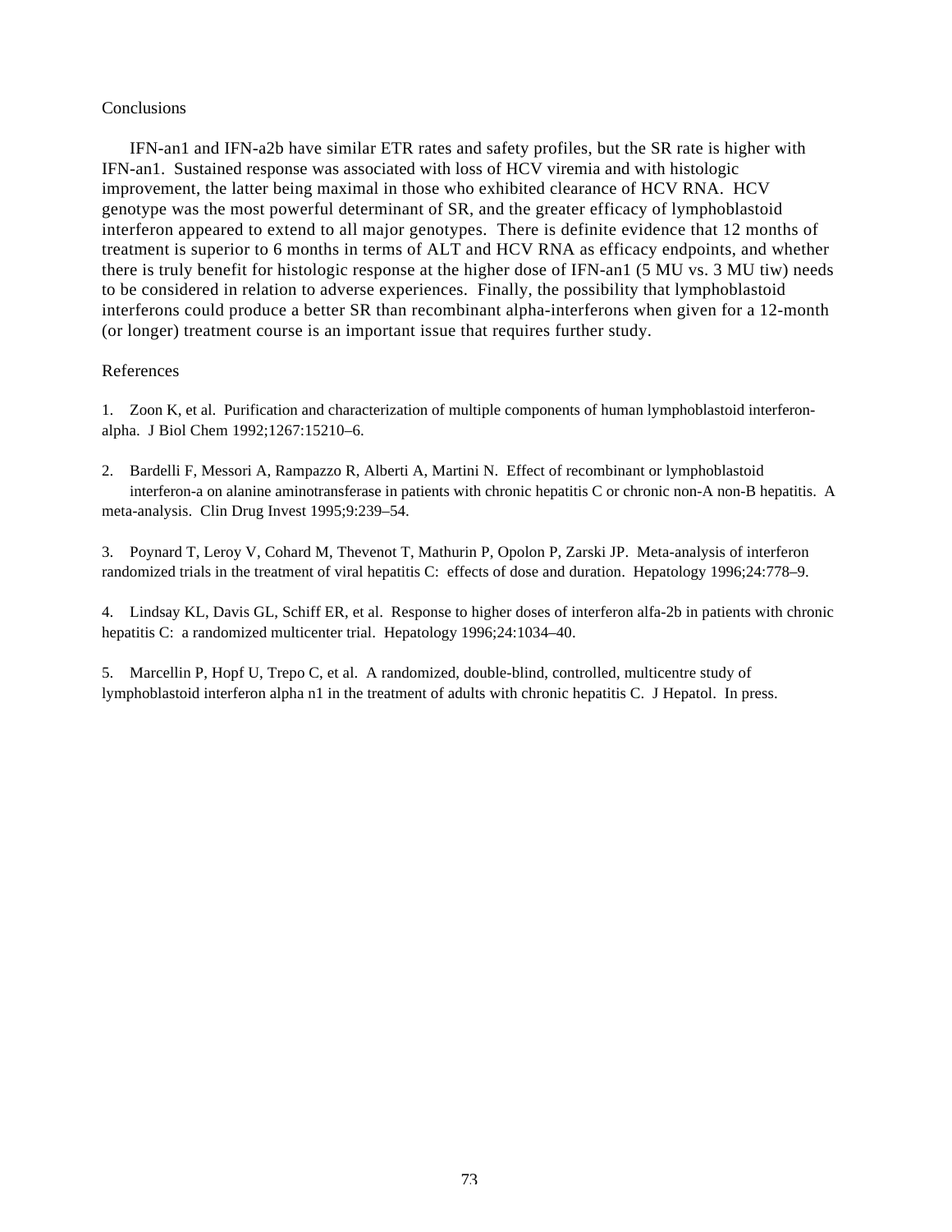## Conclusions

IFN-an1 and IFN-a2b have similar ETR rates and safety profiles, but the SR rate is higher with IFN-an1. Sustained response was associated with loss of HCV viremia and with histologic improvement, the latter being maximal in those who exhibited clearance of HCV RNA. HCV genotype was the most powerful determinant of SR, and the greater efficacy of lymphoblastoid interferon appeared to extend to all major genotypes. There is definite evidence that 12 months of treatment is superior to 6 months in terms of ALT and HCV RNA as efficacy endpoints, and whether there is truly benefit for histologic response at the higher dose of IFN-an1 (5 MU vs. 3 MU tiw) needs to be considered in relation to adverse experiences. Finally, the possibility that lymphoblastoid interferons could produce a better SR than recombinant alpha-interferons when given for a 12-month (or longer) treatment course is an important issue that requires further study.

## References

1. Zoon K, et al. Purification and characterization of multiple components of human lymphoblastoid interferon-alpha. J Biol Chem 1992;1267:15210–6.

2. Bardelli F, Messori A, Rampazzo R, Alberti A, Martini N. Effect of recombinant or lymphoblastoid interferon-a on alanine aminotransferase in patients with chronic hepatitis C or chronic non-A non-B hepatitis. A meta-analysis. Clin Drug Invest 1995;9:239–54.

3. Poynard T, Leroy V, Cohard M, Thevenot T, Mathurin P, Opolon P, Zarski JP. Meta-analysis of interferon randomized trials in the treatment of viral hepatitis C: effects of dose and duration. Hepatology 1996;24:778–9.

4. Lindsay KL, Davis GL, Schiff ER, et al. Response to higher doses of interferon alfa-2b in patients with chronic hepatitis C: a randomized multicenter trial. Hepatology 1996;24:1034–40.

5. Marcellin P, Hopf U, Trepo C, et al. A randomized, double-blind, controlled, multicentre study of lymphoblastoid interferon alpha n1 in the treatment of adults with chronic hepatitis C. J Hepatol. In press.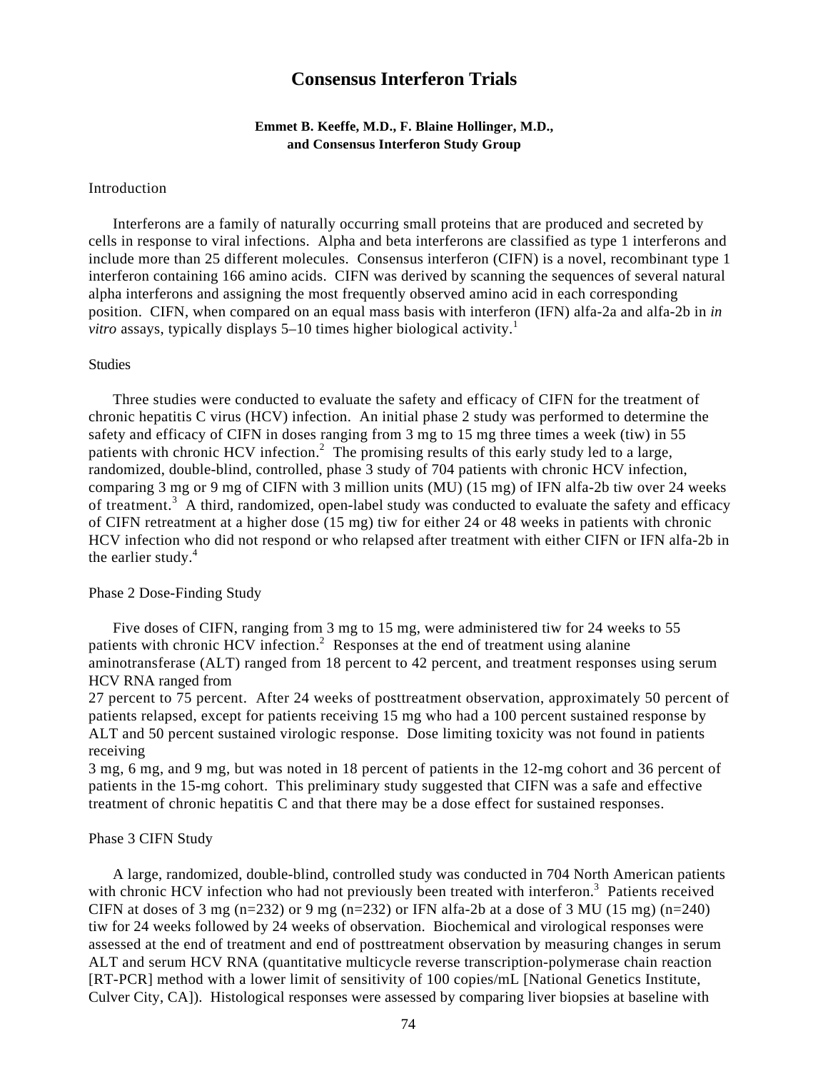# Consensus Interferon Trials

**Emmet B. Keeffe, M.D., F. Blaine Hollinger, M.D., and Consensus Interferon Study Group**

## Introduction

Interferons are a family of naturally occurring small proteins that are produced and secreted by cells in response to viral infections. Alpha and beta interferons are classified as type 1 interferons and include more than 25 different molecules. Consensus interferon (CIFN) is a novel, recombinant type 1 interferon containing 166 amino acids. CIFN was derived by scanning the sequences of several natural alpha interferons and assigning the most frequently observed amino acid in each corresponding position. CIFN, when compared on an equal mass basis with interferon (IFN) alfa-2a and alfa-2b in *in vitro* assays, typically displays 5–10 times higher biological activity.[1]

## Studies

Three studies were conducted to evaluate the safety and efficacy of CIFN for the treatment of chronic hepatitis C virus (HCV) infection. An initial phase 2 study was performed to determine the safety and efficacy of CIFN in doses ranging from 3 mg to 15 mg three times a week (tiw) in 55 patients with chronic HCV infection.[2] The promising results of this early study led to a large, randomized, double-blind, controlled, phase 3 study of 704 patients with chronic HCV infection, comparing 3 mg or 9 mg of CIFN with 3 million units (MU) (15 mg) of IFN alfa-2b tiw over 24 weeks of treatment.[3] A third, randomized, open-label study was conducted to evaluate the safety and efficacy of CIFN retreatment at a higher dose (15 mg) tiw for either 24 or 48 weeks in patients with chronic HCV infection who did not respond or who relapsed after treatment with either CIFN or IFN alfa-2b in the earlier study.[4]

## Phase 2 Dose-Finding Study

Five doses of CIFN, ranging from 3 mg to 15 mg, were administered tiw for 24 weeks to 55 patients with chronic HCV infection.[2] Responses at the end of treatment using alanine aminotransferase (ALT) ranged from 18 percent to 42 percent, and treatment responses using serum HCV RNA ranged from 27 percent to 75 percent. After 24 weeks of posttreatment observation, approximately 50 percent of patients relapsed, except for patients receiving 15 mg who had a 100 percent sustained response by ALT and 50 percent sustained virologic response. Dose limiting toxicity was not found in patients receiving 3 mg, 6 mg, and 9 mg, but was noted in 18 percent of patients in the 12-mg cohort and 36 percent of patients in the 15-mg cohort. This preliminary study suggested that CIFN was a safe and effective treatment of chronic hepatitis C and that there may be a dose effect for sustained responses.

## Phase 3 CIFN Study

A large, randomized, double-blind, controlled study was conducted in 704 North American patients with chronic HCV infection who had not previously been treated with interferon.[3] Patients received CIFN at doses of 3 mg (n=232) or 9 mg (n=232) or IFN alfa-2b at a dose of 3 MU (15 mg) (n=240) tiw for 24 weeks followed by 24 weeks of observation. Biochemical and virological responses were assessed at the end of treatment and end of posttreatment observation by measuring changes in serum ALT and serum HCV RNA (quantitative multicycle reverse transcription-polymerase chain reaction [RT-PCR] method with a lower limit of sensitivity of 100 copies/mL [National Genetics Institute, Culver City, CA]). Histological responses were assessed by comparing liver biopsies at baseline with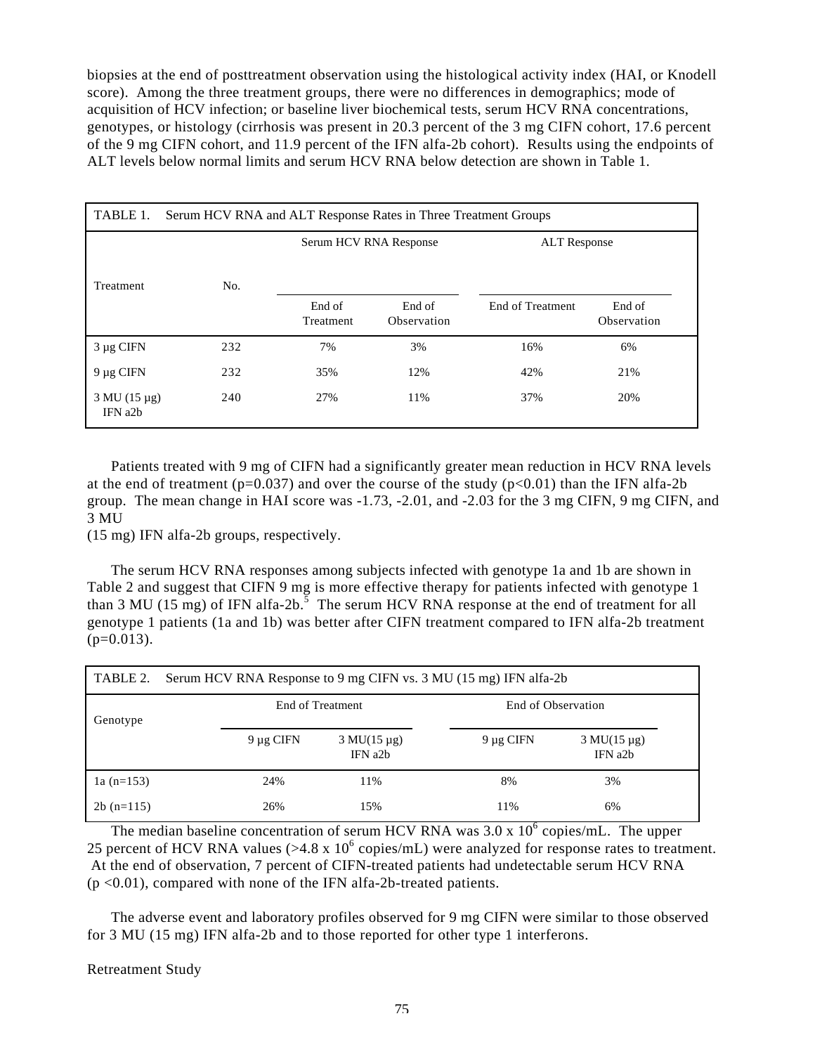biopsies at the end of posttreatment observation using the histological activity index (HAI, or Knodell score). Among the three treatment groups, there were no differences in demographics; mode of acquisition of HCV infection; or baseline liver biochemical tests, serum HCV RNA concentrations, genotypes, or histology (cirrhosis was present in 20.3 percent of the 3 mg CIFN cohort, 17.6 percent of the 9 mg CIFN cohort, and 11.9 percent of the IFN alfa-2b cohort). Results using the endpoints of ALT levels below normal limits and serum HCV RNA below detection are shown in Table 1.

TABLE 1. Serum HCV RNA and ALT Response Rates in Three Treatment Groups

| Treatment | No. | Serum HCV RNA Response | | ALT Response | |
|---|---|---|---|---|---|
| | | End of Treatment | End of Observation | End of Treatment | End of Observation |
| 3 µg CIFN | 232 | 7% | 3% | 16% | 6% |
| 9 µg CIFN | 232 | 35% | 12% | 42% | 21% |
| 3 MU (15 µg) IFN a2b | 240 | 27% | 11% | 37% | 20% |

Patients treated with 9 mg of CIFN had a significantly greater mean reduction in HCV RNA levels at the end of treatment ($p=0.037$) and over the course of the study ($p<0.01$) than the IFN alfa-2b group. The mean change in HAI score was -1.73, -2.01, and -2.03 for the 3 mg CIFN, 9 mg CIFN, and 3 MU
(15 mg) IFN alfa-2b groups, respectively.

The serum HCV RNA responses among subjects infected with genotype 1a and 1b are shown in Table 2 and suggest that CIFN 9 mg is more effective therapy for patients infected with genotype 1 than 3 MU (15 mg) of IFN alfa-2b.[5] The serum HCV RNA response at the end of treatment for all genotype 1 patients (1a and 1b) was better after CIFN treatment compared to IFN alfa-2b treatment ($p=0.013$).

TABLE 2. Serum HCV RNA Response to 9 mg CIFN vs. 3 MU (15 mg) IFN alfa-2b

| Genotype | End of Treatment | | End of Observation | |
|---|---|---|---|---|
| | 9 µg CIFN | 3 MU(15 µg) IFN a2b | 9 µg CIFN | 3 MU(15 µg) IFN a2b |
| 1a (n=153) | 24% | 11% | 8% | 3% |
| 2b (n=115) | 26% | 15% | 11% | 6% |

The median baseline concentration of serum HCV RNA was $3.0 \times 10^6$ copies/mL. The upper 25 percent of HCV RNA values ($>4.8 \times 10^6$ copies/mL) were analyzed for response rates to treatment. At the end of observation, 7 percent of CIFN-treated patients had undetectable serum HCV RNA ($p<0.01$), compared with none of the IFN alfa-2b-treated patients.

The adverse event and laboratory profiles observed for 9 mg CIFN were similar to those observed for 3 MU (15 mg) IFN alfa-2b and to those reported for other type 1 interferons.

Retreatment Study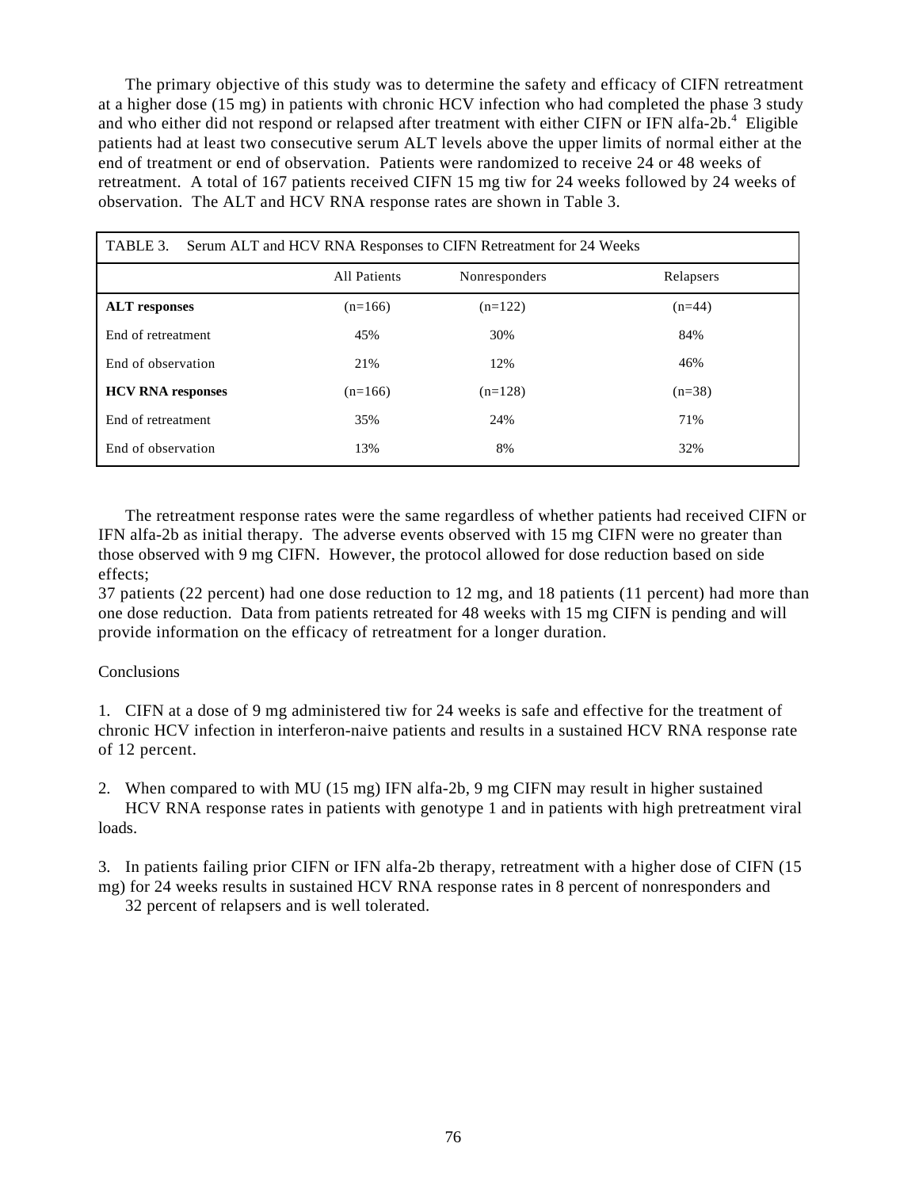The primary objective of this study was to determine the safety and efficacy of CIFN retreatment at a higher dose (15 mg) in patients with chronic HCV infection who had completed the phase 3 study and who either did not respond or relapsed after treatment with either CIFN or IFN alfa-2b.[4] Eligible patients had at least two consecutive serum ALT levels above the upper limits of normal either at the end of treatment or end of observation. Patients were randomized to receive 24 or 48 weeks of retreatment. A total of 167 patients received CIFN 15 mg tiw for 24 weeks followed by 24 weeks of observation. The ALT and HCV RNA response rates are shown in Table 3.

TABLE 3. Serum ALT and HCV RNA Responses to CIFN Retreatment for 24 Weeks

| | All Patients | Nonresponders | Relapsers |
|---|---|---|---|
| **ALT responses** | (n=166) | (n=122) | (n=44) |
| End of retreatment | 45% | 30% | 84% |
| End of observation | 21% | 12% | 46% |
| **HCV RNA responses** | (n=166) | (n=128) | (n=38) |
| End of retreatment | 35% | 24% | 71% |
| End of observation | 13% | 8% | 32% |

The retreatment response rates were the same regardless of whether patients had received CIFN or IFN alfa-2b as initial therapy. The adverse events observed with 15 mg CIFN were no greater than those observed with 9 mg CIFN. However, the protocol allowed for dose reduction based on side effects;
37 patients (22 percent) had one dose reduction to 12 mg, and 18 patients (11 percent) had more than one dose reduction. Data from patients retreated for 48 weeks with 15 mg CIFN is pending and will provide information on the efficacy of retreatment for a longer duration.

Conclusions

1. CIFN at a dose of 9 mg administered tiw for 24 weeks is safe and effective for the treatment of chronic HCV infection in interferon-naive patients and results in a sustained HCV RNA response rate of 12 percent.

2. When compared to with MU (15 mg) IFN alfa-2b, 9 mg CIFN may result in higher sustained HCV RNA response rates in patients with genotype 1 and in patients with high pretreatment viral loads.

3. In patients failing prior CIFN or IFN alfa-2b therapy, retreatment with a higher dose of CIFN (15 mg) for 24 weeks results in sustained HCV RNA response rates in 8 percent of nonresponders and 32 percent of relapsers and is well tolerated.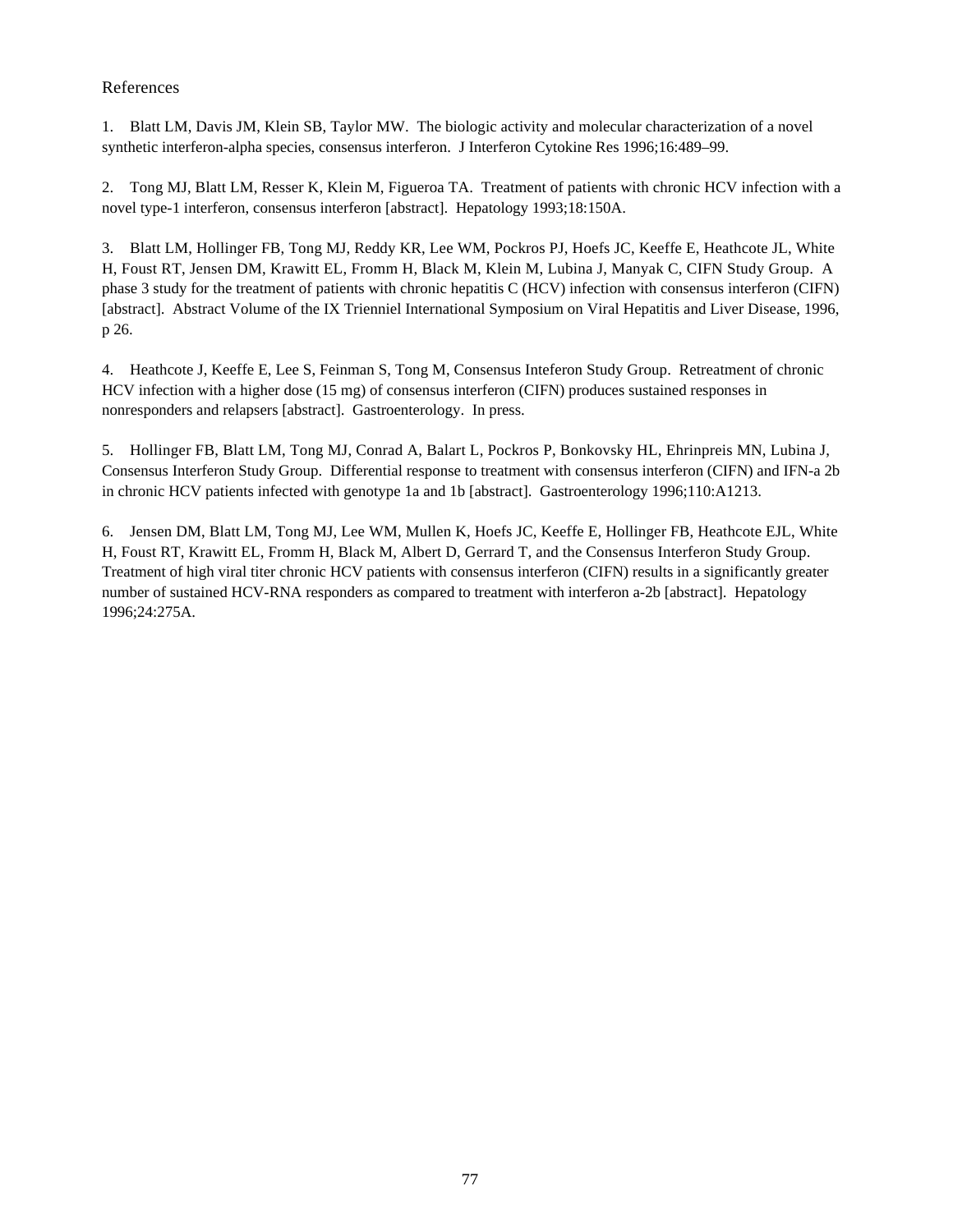References

1. Blatt LM, Davis JM, Klein SB, Taylor MW. The biologic activity and molecular characterization of a novel synthetic interferon-alpha species, consensus interferon. J Interferon Cytokine Res 1996;16:489–99.

2. Tong MJ, Blatt LM, Resser K, Klein M, Figueroa TA. Treatment of patients with chronic HCV infection with a novel type-1 interferon, consensus interferon [abstract]. Hepatology 1993;18:150A.

3. Blatt LM, Hollinger FB, Tong MJ, Reddy KR, Lee WM, Pockros PJ, Hoefs JC, Keeffe E, Heathcote JL, White H, Foust RT, Jensen DM, Krawitt EL, Fromm H, Black M, Klein M, Lubina J, Manyak C, CIFN Study Group. A phase 3 study for the treatment of patients with chronic hepatitis C (HCV) infection with consensus interferon (CIFN) [abstract]. Abstract Volume of the IX Trienniel International Symposium on Viral Hepatitis and Liver Disease, 1996, p 26.

4. Heathcote J, Keeffe E, Lee S, Feinman S, Tong M, Consensus Inteferon Study Group. Retreatment of chronic HCV infection with a higher dose (15 mg) of consensus interferon (CIFN) produces sustained responses in nonresponders and relapsers [abstract]. Gastroenterology. In press.

5. Hollinger FB, Blatt LM, Tong MJ, Conrad A, Balart L, Pockros P, Bonkovsky HL, Ehrinpreis MN, Lubina J, Consensus Interferon Study Group. Differential response to treatment with consensus interferon (CIFN) and IFN-a 2b in chronic HCV patients infected with genotype 1a and 1b [abstract]. Gastroenterology 1996;110:A1213.

6. Jensen DM, Blatt LM, Tong MJ, Lee WM, Mullen K, Hoefs JC, Keeffe E, Hollinger FB, Heathcote EJL, White H, Foust RT, Krawitt EL, Fromm H, Black M, Albert D, Gerrard T, and the Consensus Interferon Study Group. Treatment of high viral titer chronic HCV patients with consensus interferon (CIFN) results in a significantly greater number of sustained HCV-RNA responders as compared to treatment with interferon a-2b [abstract]. Hepatology 1996;24:275A.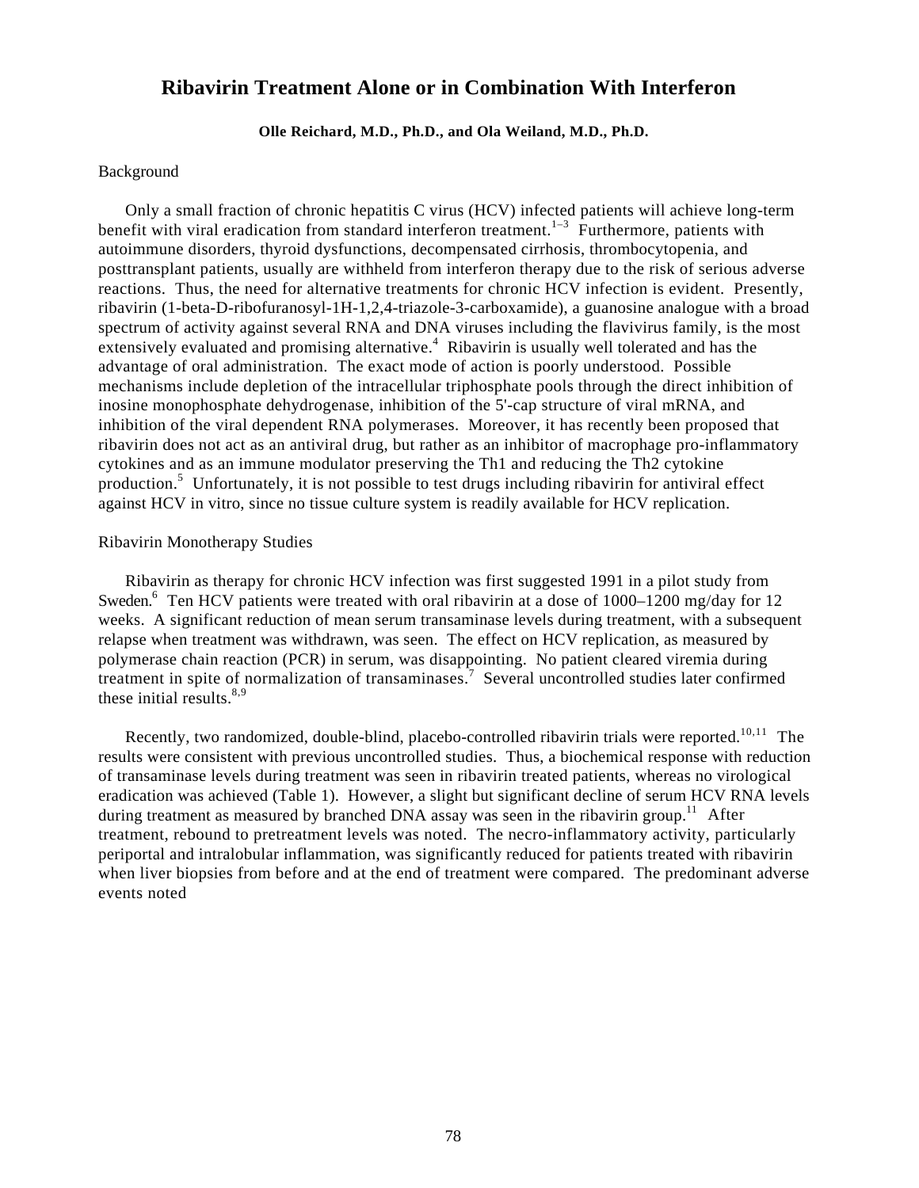# Ribavirin Treatment Alone or in Combination With Interferon

**Olle Reichard, M.D., Ph.D., and Ola Weiland, M.D., Ph.D.**

## Background

Only a small fraction of chronic hepatitis C virus (HCV) infected patients will achieve long-term benefit with viral eradication from standard interferon treatment.[1–3] Furthermore, patients with autoimmune disorders, thyroid dysfunctions, decompensated cirrhosis, thrombocytopenia, and posttransplant patients, usually are withheld from interferon therapy due to the risk of serious adverse reactions. Thus, the need for alternative treatments for chronic HCV infection is evident. Presently, ribavirin (1-beta-D-ribofuranosyl-1H-1,2,4-triazole-3-carboxamide), a guanosine analogue with a broad spectrum of activity against several RNA and DNA viruses including the flavivirus family, is the most extensively evaluated and promising alternative.[4] Ribavirin is usually well tolerated and has the advantage of oral administration. The exact mode of action is poorly understood. Possible mechanisms include depletion of the intracellular triphosphate pools through the direct inhibition of inosine monophosphate dehydrogenase, inhibition of the 5'-cap structure of viral mRNA, and inhibition of the viral dependent RNA polymerases. Moreover, it has recently been proposed that ribavirin does not act as an antiviral drug, but rather as an inhibitor of macrophage pro-inflammatory cytokines and as an immune modulator preserving the Th1 and reducing the Th2 cytokine production.[5] Unfortunately, it is not possible to test drugs including ribavirin for antiviral effect against HCV in vitro, since no tissue culture system is readily available for HCV replication.

## Ribavirin Monotherapy Studies

Ribavirin as therapy for chronic HCV infection was first suggested 1991 in a pilot study from Sweden.[6] Ten HCV patients were treated with oral ribavirin at a dose of 1000–1200 mg/day for 12 weeks. A significant reduction of mean serum transaminase levels during treatment, with a subsequent relapse when treatment was withdrawn, was seen. The effect on HCV replication, as measured by polymerase chain reaction (PCR) in serum, was disappointing. No patient cleared viremia during treatment in spite of normalization of transaminases.[7] Several uncontrolled studies later confirmed these initial results.[8,9]

Recently, two randomized, double-blind, placebo-controlled ribavirin trials were reported.[10,11] The results were consistent with previous uncontrolled studies. Thus, a biochemical response with reduction of transaminase levels during treatment was seen in ribavirin treated patients, whereas no virological eradication was achieved (Table 1). However, a slight but significant decline of serum HCV RNA levels during treatment as measured by branched DNA assay was seen in the ribavirin group.[11] After treatment, rebound to pretreatment levels was noted. The necro-inflammatory activity, particularly periportal and intralobular inflammation, was significantly reduced for patients treated with ribavirin when liver biopsies from before and at the end of treatment were compared. The predominant adverse events noted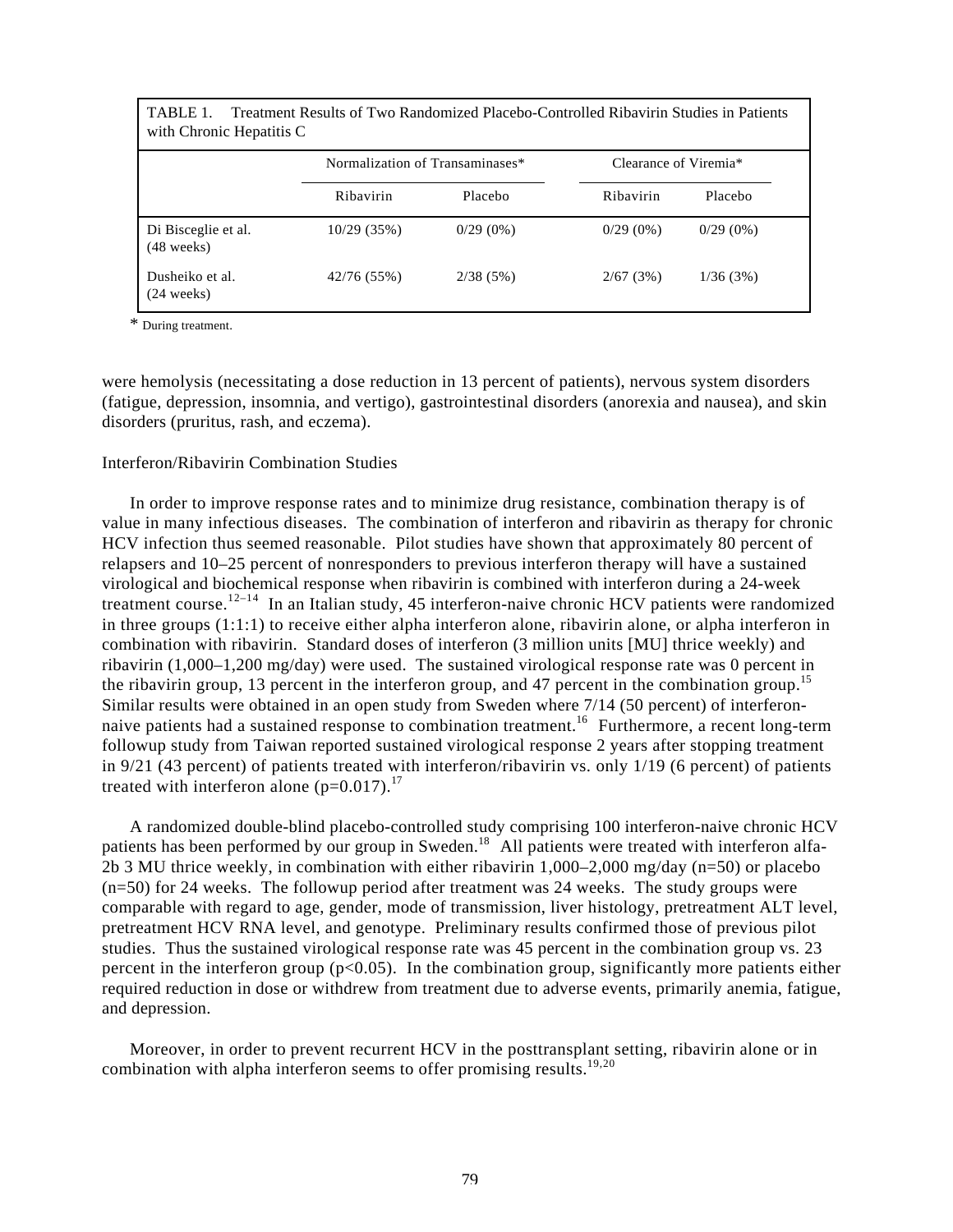TABLE 1. Treatment Results of Two Randomized Placebo-Controlled Ribavirin Studies in Patients with Chronic Hepatitis C

| | Normalization of Transaminases* | | Clearance of Viremia* | |
|---|---|---|---|---|
| | Ribavirin | Placebo | Ribavirin | Placebo |
| Di Bisceglie et al. (48 weeks) | 10/29 (35%) | 0/29 (0%) | 0/29 (0%) | 0/29 (0%) |
| Dusheiko et al. (24 weeks) | 42/76 (55%) | 2/38 (5%) | 2/67 (3%) | 1/36 (3%) |

\* During treatment.

were hemolysis (necessitating a dose reduction in 13 percent of patients), nervous system disorders (fatigue, depression, insomnia, and vertigo), gastrointestinal disorders (anorexia and nausea), and skin disorders (pruritus, rash, and eczema).

Interferon/Ribavirin Combination Studies

In order to improve response rates and to minimize drug resistance, combination therapy is of value in many infectious diseases. The combination of interferon and ribavirin as therapy for chronic HCV infection thus seemed reasonable. Pilot studies have shown that approximately 80 percent of relapsers and 10–25 percent of nonresponders to previous interferon therapy will have a sustained virological and biochemical response when ribavirin is combined with interferon during a 24-week treatment course.[12–14] In an Italian study, 45 interferon-naive chronic HCV patients were randomized in three groups (1:1:1) to receive either alpha interferon alone, ribavirin alone, or alpha interferon in combination with ribavirin. Standard doses of interferon (3 million units [MU] thrice weekly) and ribavirin (1,000–1,200 mg/day) were used. The sustained virological response rate was 0 percent in the ribavirin group, 13 percent in the interferon group, and 47 percent in the combination group.[15] Similar results were obtained in an open study from Sweden where 7/14 (50 percent) of interferon-naive patients had a sustained response to combination treatment.[16] Furthermore, a recent long-term followup study from Taiwan reported sustained virological response 2 years after stopping treatment in 9/21 (43 percent) of patients treated with interferon/ribavirin vs. only 1/19 (6 percent) of patients treated with interferon alone ($p=0.017$).[17]

A randomized double-blind placebo-controlled study comprising 100 interferon-naive chronic HCV patients has been performed by our group in Sweden.[18] All patients were treated with interferon alfa-2b 3 MU thrice weekly, in combination with either ribavirin 1,000–2,000 mg/day (n=50) or placebo (n=50) for 24 weeks. The followup period after treatment was 24 weeks. The study groups were comparable with regard to age, gender, mode of transmission, liver histology, pretreatment ALT level, pretreatment HCV RNA level, and genotype. Preliminary results confirmed those of previous pilot studies. Thus the sustained virological response rate was 45 percent in the combination group vs. 23 percent in the interferon group ($p<0.05$). In the combination group, significantly more patients either required reduction in dose or withdrew from treatment due to adverse events, primarily anemia, fatigue, and depression.

Moreover, in order to prevent recurrent HCV in the posttransplant setting, ribavirin alone or in combination with alpha interferon seems to offer promising results.[19,20]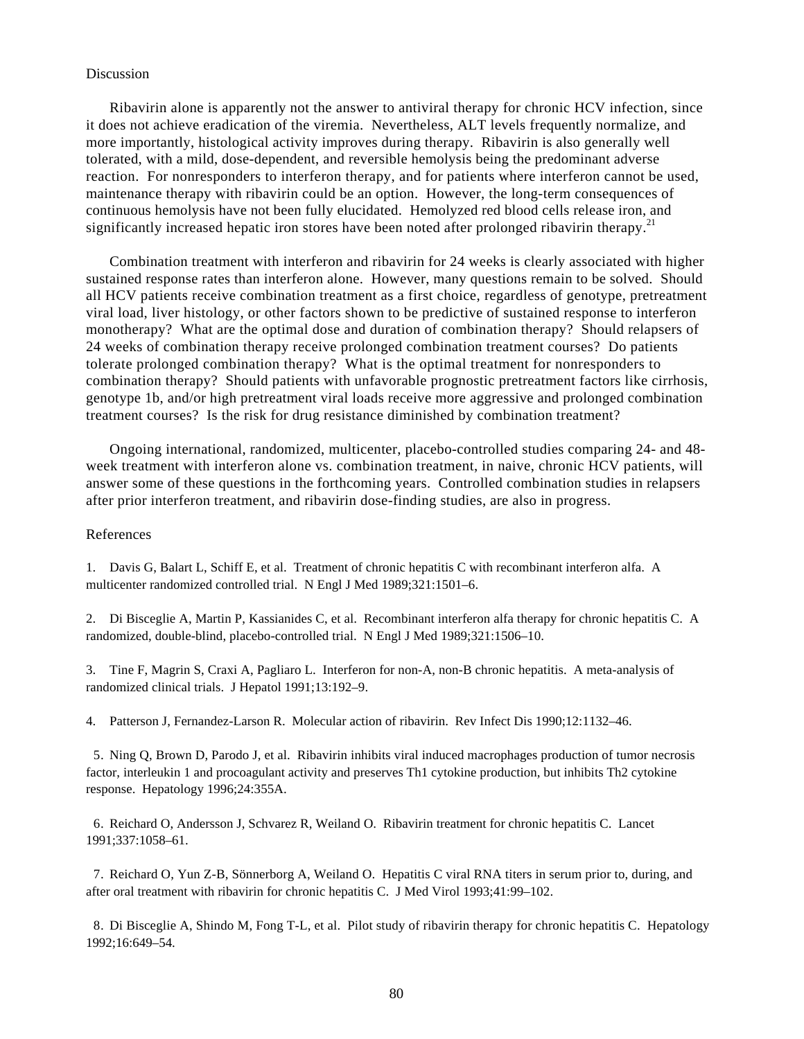## Discussion

Ribavirin alone is apparently not the answer to antiviral therapy for chronic HCV infection, since it does not achieve eradication of the viremia. Nevertheless, ALT levels frequently normalize, and more importantly, histological activity improves during therapy. Ribavirin is also generally well tolerated, with a mild, dose-dependent, and reversible hemolysis being the predominant adverse reaction. For nonresponders to interferon therapy, and for patients where interferon cannot be used, maintenance therapy with ribavirin could be an option. However, the long-term consequences of continuous hemolysis have not been fully elucidated. Hemolyzed red blood cells release iron, and significantly increased hepatic iron stores have been noted after prolonged ribavirin therapy.[21]

Combination treatment with interferon and ribavirin for 24 weeks is clearly associated with higher sustained response rates than interferon alone. However, many questions remain to be solved. Should all HCV patients receive combination treatment as a first choice, regardless of genotype, pretreatment viral load, liver histology, or other factors shown to be predictive of sustained response to interferon monotherapy? What are the optimal dose and duration of combination therapy? Should relapsers of 24 weeks of combination therapy receive prolonged combination treatment courses? Do patients tolerate prolonged combination therapy? What is the optimal treatment for nonresponders to combination therapy? Should patients with unfavorable prognostic pretreatment factors like cirrhosis, genotype 1b, and/or high pretreatment viral loads receive more aggressive and prolonged combination treatment courses? Is the risk for drug resistance diminished by combination treatment?

Ongoing international, randomized, multicenter, placebo-controlled studies comparing 24- and 48-week treatment with interferon alone vs. combination treatment, in naive, chronic HCV patients, will answer some of these questions in the forthcoming years. Controlled combination studies in relapsers after prior interferon treatment, and ribavirin dose-finding studies, are also in progress.

## References

1. Davis G, Balart L, Schiff E, et al. Treatment of chronic hepatitis C with recombinant interferon alfa. A multicenter randomized controlled trial. N Engl J Med 1989;321:1501–6.

2. Di Bisceglie A, Martin P, Kassianides C, et al. Recombinant interferon alfa therapy for chronic hepatitis C. A randomized, double-blind, placebo-controlled trial. N Engl J Med 1989;321:1506–10.

3. Tine F, Magrin S, Craxi A, Pagliaro L. Interferon for non-A, non-B chronic hepatitis. A meta-analysis of randomized clinical trials. J Hepatol 1991;13:192–9.

4. Patterson J, Fernandez-Larson R. Molecular action of ribavirin. Rev Infect Dis 1990;12:1132–46.

5. Ning Q, Brown D, Parodo J, et al. Ribavirin inhibits viral induced macrophages production of tumor necrosis factor, interleukin 1 and procoagulant activity and preserves Th1 cytokine production, but inhibits Th2 cytokine response. Hepatology 1996;24:355A.

6. Reichard O, Andersson J, Schvarez R, Weiland O. Ribavirin treatment for chronic hepatitis C. Lancet 1991;337:1058–61.

7. Reichard O, Yun Z-B, Sönnerborg A, Weiland O. Hepatitis C viral RNA titers in serum prior to, during, and after oral treatment with ribavirin for chronic hepatitis C. J Med Virol 1993;41:99–102.

8. Di Bisceglie A, Shindo M, Fong T-L, et al. Pilot study of ribavirin therapy for chronic hepatitis C. Hepatology 1992;16:649–54.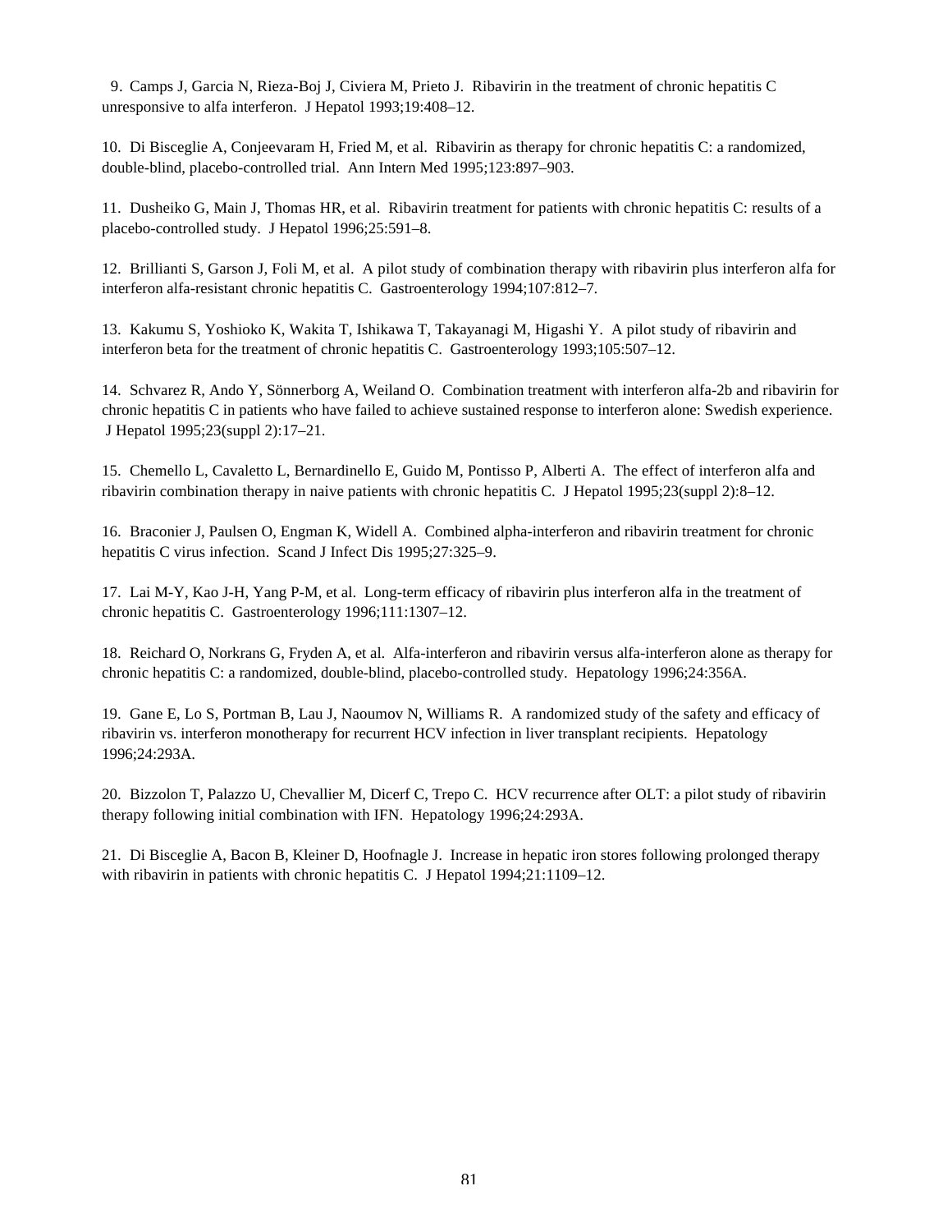9. Camps J, Garcia N, Rieza-Boj J, Civiera M, Prieto J. Ribavirin in the treatment of chronic hepatitis C unresponsive to alfa interferon. J Hepatol 1993;19:408–12.

10. Di Bisceglie A, Conjeevaram H, Fried M, et al. Ribavirin as therapy for chronic hepatitis C: a randomized, double-blind, placebo-controlled trial. Ann Intern Med 1995;123:897–903.

11. Dusheiko G, Main J, Thomas HR, et al. Ribavirin treatment for patients with chronic hepatitis C: results of a placebo-controlled study. J Hepatol 1996;25:591–8.

12. Brillianti S, Garson J, Foli M, et al. A pilot study of combination therapy with ribavirin plus interferon alfa for interferon alfa-resistant chronic hepatitis C. Gastroenterology 1994;107:812–7.

13. Kakumu S, Yoshioko K, Wakita T, Ishikawa T, Takayanagi M, Higashi Y. A pilot study of ribavirin and interferon beta for the treatment of chronic hepatitis C. Gastroenterology 1993;105:507–12.

14. Schvarez R, Ando Y, Sönnerborg A, Weiland O. Combination treatment with interferon alfa-2b and ribavirin for chronic hepatitis C in patients who have failed to achieve sustained response to interferon alone: Swedish experience. J Hepatol 1995;23(suppl 2):17–21.

15. Chemello L, Cavaletto L, Bernardinello E, Guido M, Pontisso P, Alberti A. The effect of interferon alfa and ribavirin combination therapy in naive patients with chronic hepatitis C. J Hepatol 1995;23(suppl 2):8–12.

16. Braconier J, Paulsen O, Engman K, Widell A. Combined alpha-interferon and ribavirin treatment for chronic hepatitis C virus infection. Scand J Infect Dis 1995;27:325–9.

17. Lai M-Y, Kao J-H, Yang P-M, et al. Long-term efficacy of ribavirin plus interferon alfa in the treatment of chronic hepatitis C. Gastroenterology 1996;111:1307–12.

18. Reichard O, Norkrans G, Fryden A, et al. Alfa-interferon and ribavirin versus alfa-interferon alone as therapy for chronic hepatitis C: a randomized, double-blind, placebo-controlled study. Hepatology 1996;24:356A.

19. Gane E, Lo S, Portman B, Lau J, Naoumov N, Williams R. A randomized study of the safety and efficacy of ribavirin vs. interferon monotherapy for recurrent HCV infection in liver transplant recipients. Hepatology 1996;24:293A.

20. Bizzolon T, Palazzo U, Chevallier M, Dicerf C, Trepo C. HCV recurrence after OLT: a pilot study of ribavirin therapy following initial combination with IFN. Hepatology 1996;24:293A.

21. Di Bisceglie A, Bacon B, Kleiner D, Hoofnagle J. Increase in hepatic iron stores following prolonged therapy with ribavirin in patients with chronic hepatitis C. J Hepatol 1994;21:1109–12.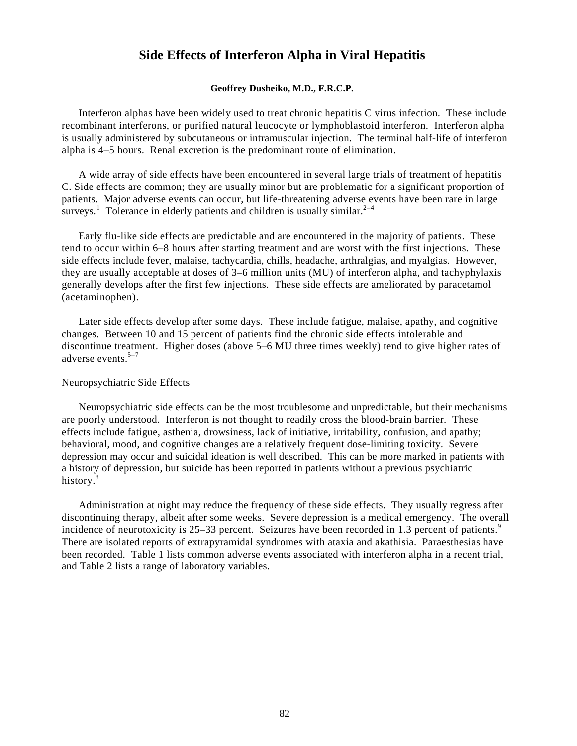# Side Effects of Interferon Alpha in Viral Hepatitis

**Geoffrey Dusheiko, M.D., F.R.C.P.**

Interferon alphas have been widely used to treat chronic hepatitis C virus infection. These include recombinant interferons, or purified natural leucocyte or lymphoblastoid interferon. Interferon alpha is usually administered by subcutaneous or intramuscular injection. The terminal half-life of interferon alpha is 4–5 hours. Renal excretion is the predominant route of elimination.

A wide array of side effects have been encountered in several large trials of treatment of hepatitis C. Side effects are common; they are usually minor but are problematic for a significant proportion of patients. Major adverse events can occur, but life-threatening adverse events have been rare in large surveys.[1] Tolerance in elderly patients and children is usually similar.[2–4]

Early flu-like side effects are predictable and are encountered in the majority of patients. These tend to occur within 6–8 hours after starting treatment and are worst with the first injections. These side effects include fever, malaise, tachycardia, chills, headache, arthralgias, and myalgias. However, they are usually acceptable at doses of 3–6 million units (MU) of interferon alpha, and tachyphylaxis generally develops after the first few injections. These side effects are ameliorated by paracetamol (acetaminophen).

Later side effects develop after some days. These include fatigue, malaise, apathy, and cognitive changes. Between 10 and 15 percent of patients find the chronic side effects intolerable and discontinue treatment. Higher doses (above 5–6 MU three times weekly) tend to give higher rates of adverse events.[5–7]

## Neuropsychiatric Side Effects

Neuropsychiatric side effects can be the most troublesome and unpredictable, but their mechanisms are poorly understood. Interferon is not thought to readily cross the blood-brain barrier. These effects include fatigue, asthenia, drowsiness, lack of initiative, irritability, confusion, and apathy; behavioral, mood, and cognitive changes are a relatively frequent dose-limiting toxicity. Severe depression may occur and suicidal ideation is well described. This can be more marked in patients with a history of depression, but suicide has been reported in patients without a previous psychiatric history.[8]

Administration at night may reduce the frequency of these side effects. They usually regress after discontinuing therapy, albeit after some weeks. Severe depression is a medical emergency. The overall incidence of neurotoxicity is 25–33 percent. Seizures have been recorded in 1.3 percent of patients.[9] There are isolated reports of extrapyramidal syndromes with ataxia and akathisia. Paraesthesias have been recorded. Table 1 lists common adverse events associated with interferon alpha in a recent trial, and Table 2 lists a range of laboratory variables.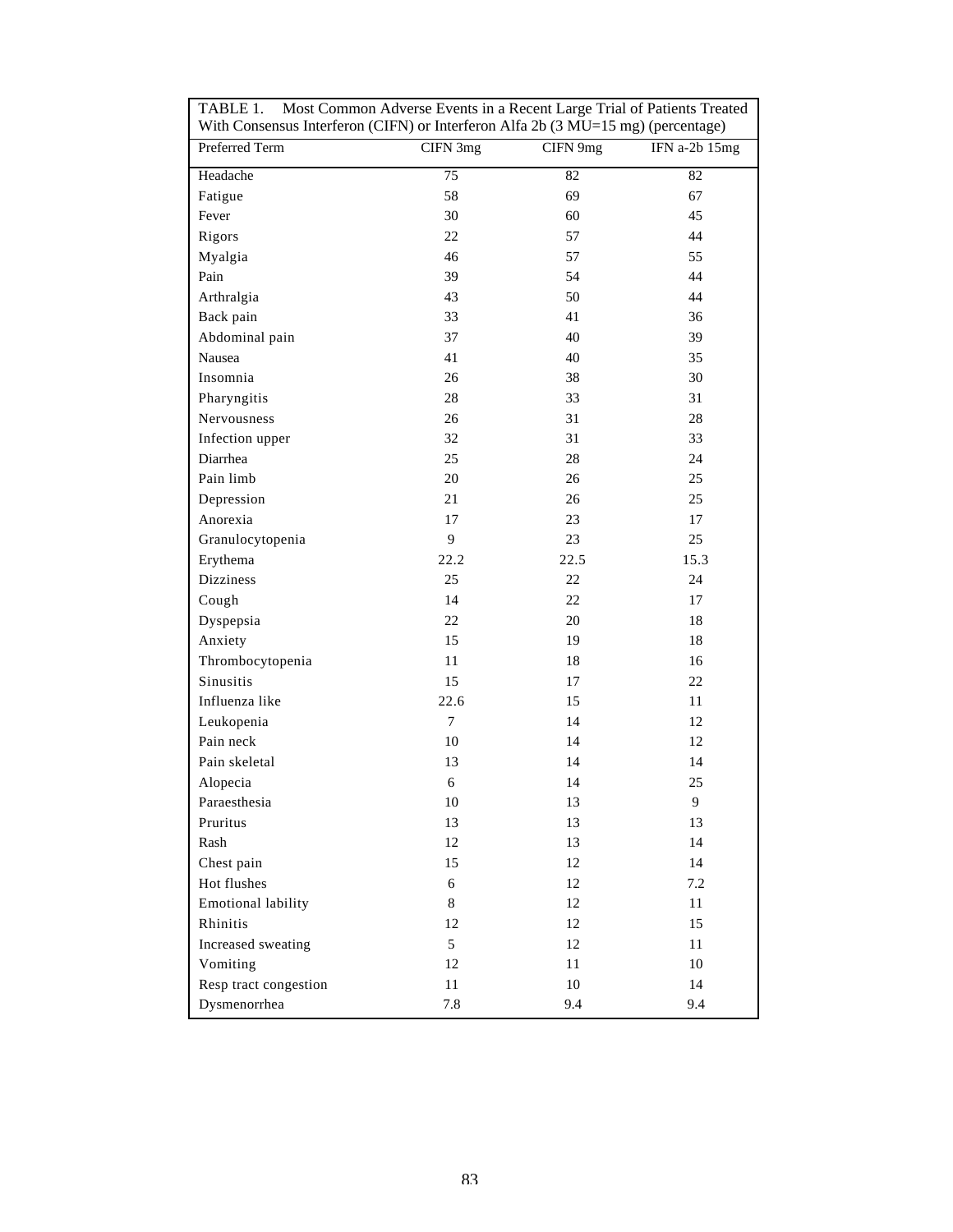TABLE 1. Most Common Adverse Events in a Recent Large Trial of Patients Treated With Consensus Interferon (CIFN) or Interferon Alfa 2b (3 MU=15 mg) (percentage)

| Preferred Term | CIFN 3mg | CIFN 9mg | IFN a-2b 15mg |
|---|---|---|---|
| Headache | 75 | 82 | 82 |
| Fatigue | 58 | 69 | 67 |
| Fever | 30 | 60 | 45 |
| Rigors | 22 | 57 | 44 |
| Myalgia | 46 | 57 | 55 |
| Pain | 39 | 54 | 44 |
| Arthralgia | 43 | 50 | 44 |
| Back pain | 33 | 41 | 36 |
| Abdominal pain | 37 | 40 | 39 |
| Nausea | 41 | 40 | 35 |
| Insomnia | 26 | 38 | 30 |
| Pharyngitis | 28 | 33 | 31 |
| Nervousness | 26 | 31 | 28 |
| Infection upper | 32 | 31 | 33 |
| Diarrhea | 25 | 28 | 24 |
| Pain limb | 20 | 26 | 25 |
| Depression | 21 | 26 | 25 |
| Anorexia | 17 | 23 | 17 |
| Granulocytopenia | 9 | 23 | 25 |
| Erythema | 22.2 | 22.5 | 15.3 |
| Dizziness | 25 | 22 | 24 |
| Cough | 14 | 22 | 17 |
| Dyspepsia | 22 | 20 | 18 |
| Anxiety | 15 | 19 | 18 |
| Thrombocytopenia | 11 | 18 | 16 |
| Sinusitis | 15 | 17 | 22 |
| Influenza like | 22.6 | 15 | 11 |
| Leukopenia | 7 | 14 | 12 |
| Pain neck | 10 | 14 | 12 |
| Pain skeletal | 13 | 14 | 14 |
| Alopecia | 6 | 14 | 25 |
| Paraesthesia | 10 | 13 | 9 |
| Pruritus | 13 | 13 | 13 |
| Rash | 12 | 13 | 14 |
| Chest pain | 15 | 12 | 14 |
| Hot flushes | 6 | 12 | 7.2 |
| Emotional lability | 8 | 12 | 11 |
| Rhinitis | 12 | 12 | 15 |
| Increased sweating | 5 | 12 | 11 |
| Vomiting | 12 | 11 | 10 |
| Resp tract congestion | 11 | 10 | 14 |
| Dysmenorrhea | 7.8 | 9.4 | 9.4 |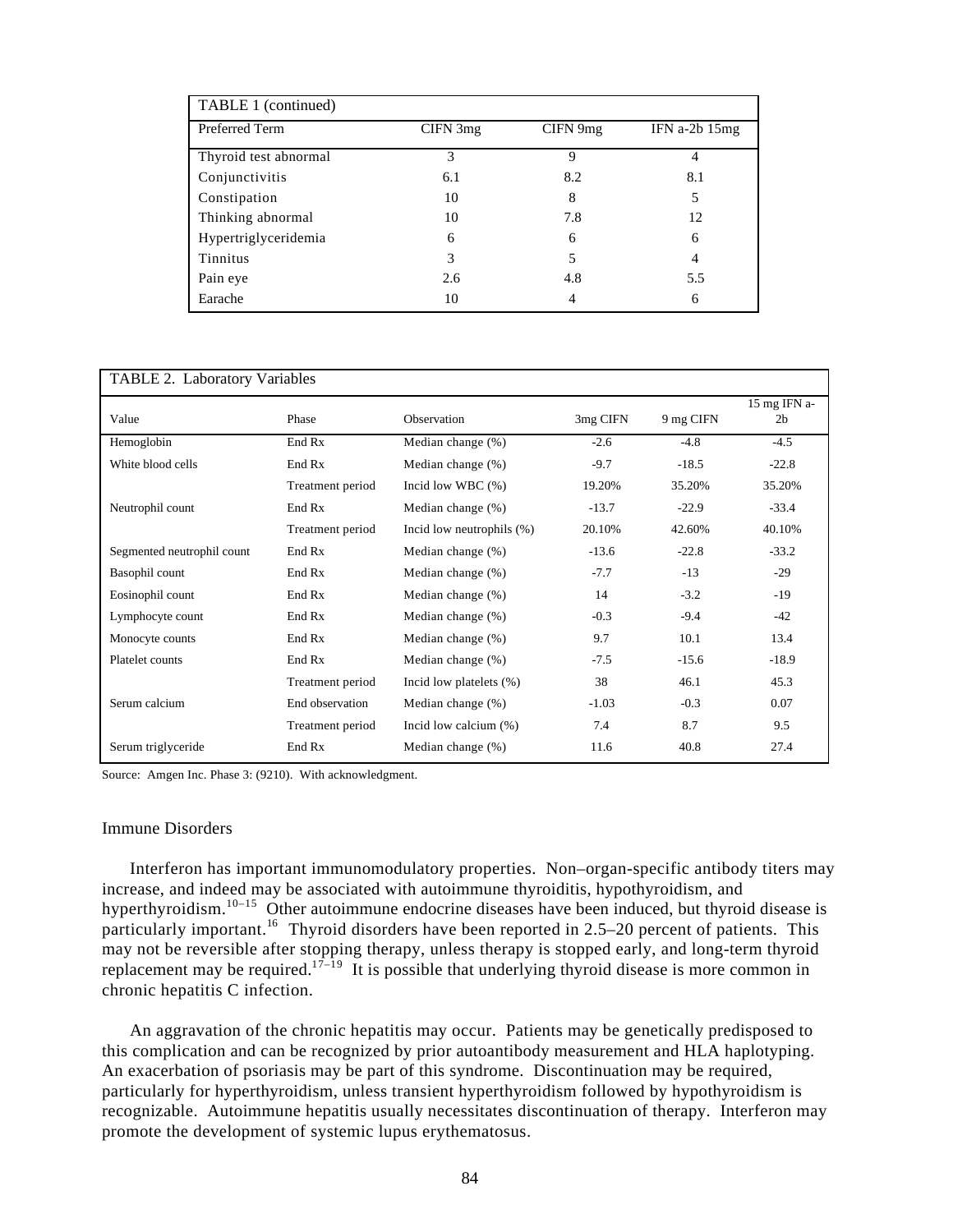| TABLE 1 (continued) | | | |
|---|---|---|---|
| Preferred Term | CIFN 3mg | CIFN 9mg | IFN a-2b 15mg |
| Thyroid test abnormal | 3 | 9 | 4 |
| Conjunctivitis | 6.1 | 8.2 | 8.1 |
| Constipation | 10 | 8 | 5 |
| Thinking abnormal | 10 | 7.8 | 12 |
| Hypertriglyceridemia | 6 | 6 | 6 |
| Tinnitus | 3 | 5 | 4 |
| Pain eye | 2.6 | 4.8 | 5.5 |
| Earache | 10 | 4 | 6 |

| TABLE 2. Laboratory Variables | | | | | |
|---|---|---|---|---|---|
| Value | Phase | Observation | 3mg CIFN | 9 mg CIFN | 15 mg IFN a-2b |
| Hemoglobin | End Rx | Median change (%) | -2.6 | -4.8 | -4.5 |
| White blood cells | End Rx | Median change (%) | -9.7 | -18.5 | -22.8 |
| | Treatment period | Incid low WBC (%) | 19.20% | 35.20% | 35.20% |
| Neutrophil count | End Rx | Median change (%) | -13.7 | -22.9 | -33.4 |
| | Treatment period | Incid low neutrophils (%) | 20.10% | 42.60% | 40.10% |
| Segmented neutrophil count | End Rx | Median change (%) | -13.6 | -22.8 | -33.2 |
| Basophil count | End Rx | Median change (%) | -7.7 | -13 | -29 |
| Eosinophil count | End Rx | Median change (%) | 14 | -3.2 | -19 |
| Lymphocyte count | End Rx | Median change (%) | -0.3 | -9.4 | -42 |
| Monocyte counts | End Rx | Median change (%) | 9.7 | 10.1 | 13.4 |
| Platelet counts | End Rx | Median change (%) | -7.5 | -15.6 | -18.9 |
| | Treatment period | Incid low platelets (%) | 38 | 46.1 | 45.3 |
| Serum calcium | End observation | Median change (%) | -1.03 | -0.3 | 0.07 |
| | Treatment period | Incid low calcium (%) | 7.4 | 8.7 | 9.5 |
| Serum triglyceride | End Rx | Median change (%) | 11.6 | 40.8 | 27.4 |

Source: Amgen Inc. Phase 3: (9210). With acknowledgment.

## Immune Disorders

Interferon has important immunomodulatory properties. Non–organ-specific antibody titers may increase, and indeed may be associated with autoimmune thyroiditis, hypothyroidism, and hyperthyroidism.[10–15] Other autoimmune endocrine diseases have been induced, but thyroid disease is particularly important.[16] Thyroid disorders have been reported in 2.5–20 percent of patients. This may not be reversible after stopping therapy, unless therapy is stopped early, and long-term thyroid replacement may be required.[17–19] It is possible that underlying thyroid disease is more common in chronic hepatitis C infection.

An aggravation of the chronic hepatitis may occur. Patients may be genetically predisposed to this complication and can be recognized by prior autoantibody measurement and HLA haplotyping. An exacerbation of psoriasis may be part of this syndrome. Discontinuation may be required, particularly for hyperthyroidism, unless transient hyperthyroidism followed by hypothyroidism is recognizable. Autoimmune hepatitis usually necessitates discontinuation of therapy. Interferon may promote the development of systemic lupus erythematosus.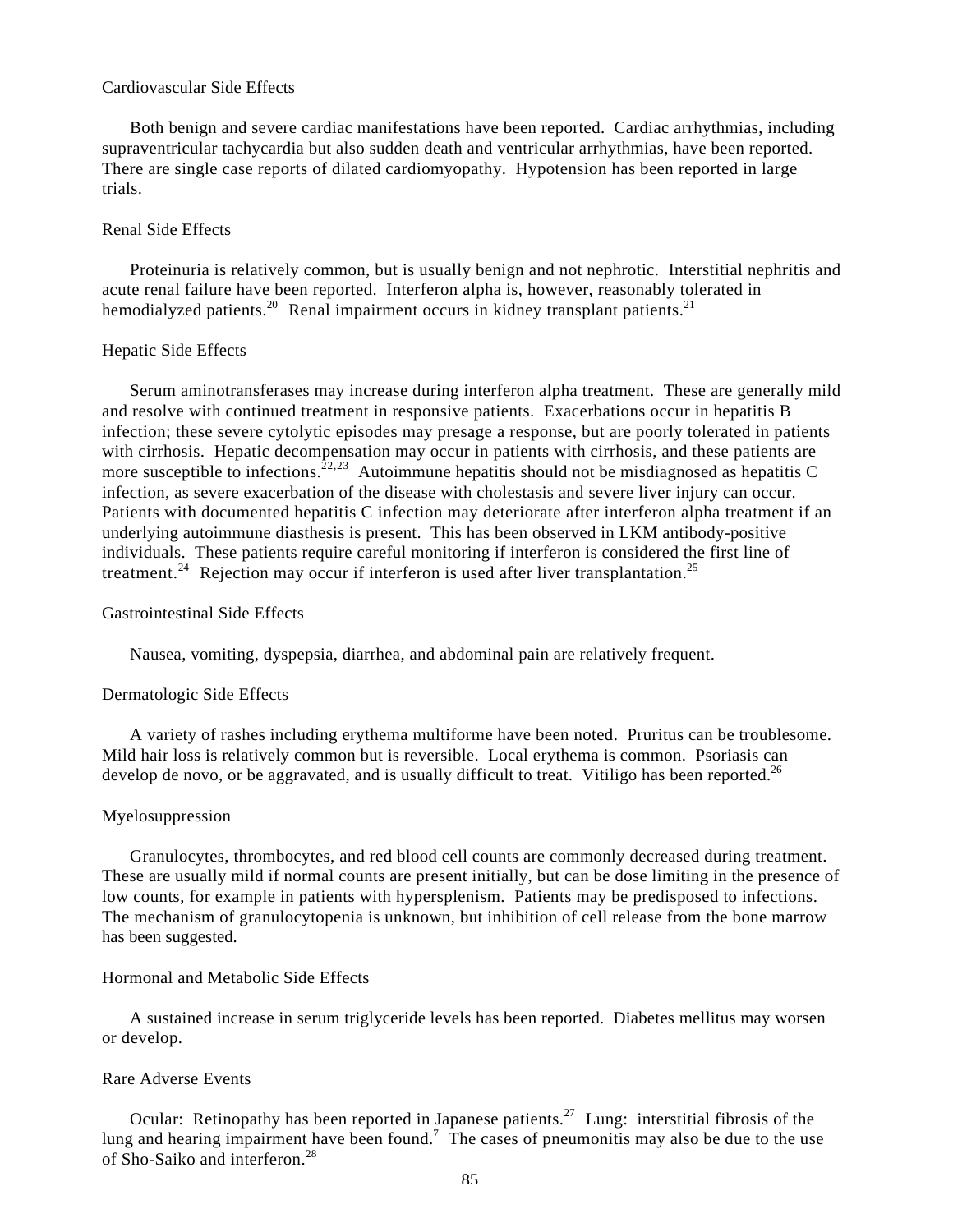### Cardiovascular Side Effects

Both benign and severe cardiac manifestations have been reported. Cardiac arrhythmias, including supraventricular tachycardia but also sudden death and ventricular arrhythmias, have been reported. There are single case reports of dilated cardiomyopathy. Hypotension has been reported in large trials.

### Renal Side Effects

Proteinuria is relatively common, but is usually benign and not nephrotic. Interstitial nephritis and acute renal failure have been reported. Interferon alpha is, however, reasonably tolerated in hemodialyzed patients.[20] Renal impairment occurs in kidney transplant patients.[21]

### Hepatic Side Effects

Serum aminotransferases may increase during interferon alpha treatment. These are generally mild and resolve with continued treatment in responsive patients. Exacerbations occur in hepatitis B infection; these severe cytolytic episodes may presage a response, but are poorly tolerated in patients with cirrhosis. Hepatic decompensation may occur in patients with cirrhosis, and these patients are more susceptible to infections.[22,23] Autoimmune hepatitis should not be misdiagnosed as hepatitis C infection, as severe exacerbation of the disease with cholestasis and severe liver injury can occur. Patients with documented hepatitis C infection may deteriorate after interferon alpha treatment if an underlying autoimmune diasthesis is present. This has been observed in LKM antibody-positive individuals. These patients require careful monitoring if interferon is considered the first line of treatment.[24] Rejection may occur if interferon is used after liver transplantation.[25]

### Gastrointestinal Side Effects

Nausea, vomiting, dyspepsia, diarrhea, and abdominal pain are relatively frequent.

### Dermatologic Side Effects

A variety of rashes including erythema multiforme have been noted. Pruritus can be troublesome. Mild hair loss is relatively common but is reversible. Local erythema is common. Psoriasis can develop de novo, or be aggravated, and is usually difficult to treat. Vitiligo has been reported.[26]

### Myelosuppression

Granulocytes, thrombocytes, and red blood cell counts are commonly decreased during treatment. These are usually mild if normal counts are present initially, but can be dose limiting in the presence of low counts, for example in patients with hypersplenism. Patients may be predisposed to infections. The mechanism of granulocytopenia is unknown, but inhibition of cell release from the bone marrow has been suggested.

### Hormonal and Metabolic Side Effects

A sustained increase in serum triglyceride levels has been reported. Diabetes mellitus may worsen or develop.

### Rare Adverse Events

Ocular: Retinopathy has been reported in Japanese patients.[27] Lung: interstitial fibrosis of the lung and hearing impairment have been found.[7] The cases of pneumonitis may also be due to the use of Sho-Saiko and interferon.[28]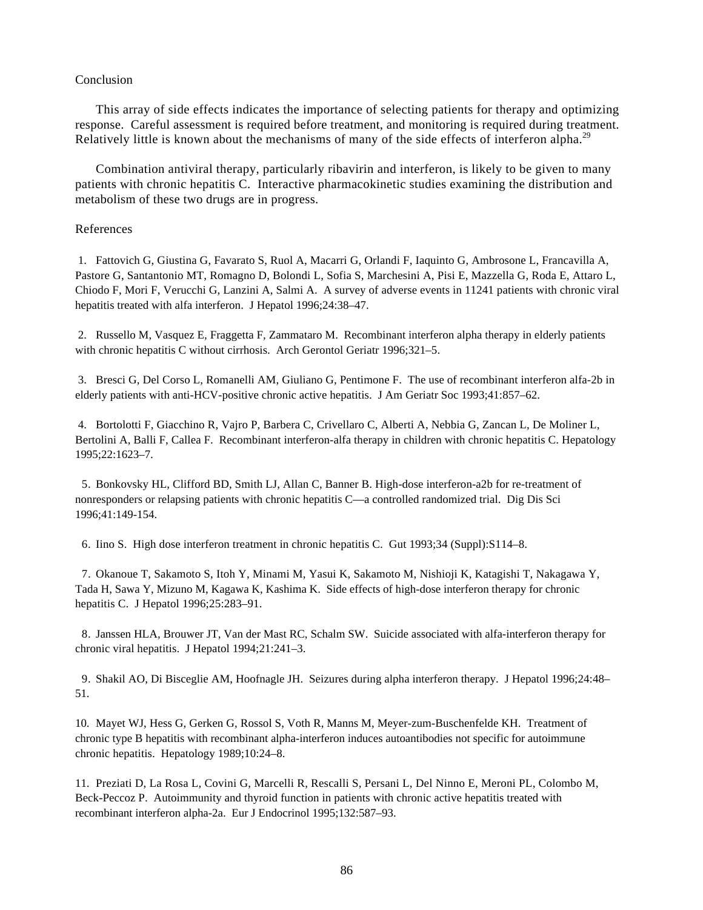## Conclusion

This array of side effects indicates the importance of selecting patients for therapy and optimizing response. Careful assessment is required before treatment, and monitoring is required during treatment. Relatively little is known about the mechanisms of many of the side effects of interferon alpha.[29]

Combination antiviral therapy, particularly ribavirin and interferon, is likely to be given to many patients with chronic hepatitis C. Interactive pharmacokinetic studies examining the distribution and metabolism of these two drugs are in progress.

## References

1. Fattovich G, Giustina G, Favarato S, Ruol A, Macarri G, Orlandi F, Iaquinto G, Ambrosone L, Francavilla A, Pastore G, Santantonio MT, Romagno D, Bolondi L, Sofia S, Marchesini A, Pisi E, Mazzella G, Roda E, Attaro L, Chiodo F, Mori F, Verucchi G, Lanzini A, Salmi A. A survey of adverse events in 11241 patients with chronic viral hepatitis treated with alfa interferon. J Hepatol 1996;24:38–47.

2. Russello M, Vasquez E, Fraggetta F, Zammataro M. Recombinant interferon alpha therapy in elderly patients with chronic hepatitis C without cirrhosis. Arch Gerontol Geriatr 1996;321–5.

3. Bresci G, Del Corso L, Romanelli AM, Giuliano G, Pentimone F. The use of recombinant interferon alfa-2b in elderly patients with anti-HCV-positive chronic active hepatitis. J Am Geriatr Soc 1993;41:857–62.

4. Bortolotti F, Giacchino R, Vajro P, Barbera C, Crivellaro C, Alberti A, Nebbia G, Zancan L, De Moliner L, Bertolini A, Balli F, Callea F. Recombinant interferon-alfa therapy in children with chronic hepatitis C. Hepatology 1995;22:1623–7.

5. Bonkovsky HL, Clifford BD, Smith LJ, Allan C, Banner B. High-dose interferon-a2b for re-treatment of nonresponders or relapsing patients with chronic hepatitis C—a controlled randomized trial. Dig Dis Sci 1996;41:149-154.

6. Iino S. High dose interferon treatment in chronic hepatitis C. Gut 1993;34 (Suppl):S114–8.

7. Okanoue T, Sakamoto S, Itoh Y, Minami M, Yasui K, Sakamoto M, Nishioji K, Katagishi T, Nakagawa Y, Tada H, Sawa Y, Mizuno M, Kagawa K, Kashima K. Side effects of high-dose interferon therapy for chronic hepatitis C. J Hepatol 1996;25:283–91.

8. Janssen HLA, Brouwer JT, Van der Mast RC, Schalm SW. Suicide associated with alfa-interferon therapy for chronic viral hepatitis. J Hepatol 1994;21:241–3.

9. Shakil AO, Di Bisceglie AM, Hoofnagle JH. Seizures during alpha interferon therapy. J Hepatol 1996;24:48–51.

10. Mayet WJ, Hess G, Gerken G, Rossol S, Voth R, Manns M, Meyer-zum-Buschenfelde KH. Treatment of chronic type B hepatitis with recombinant alpha-interferon induces autoantibodies not specific for autoimmune chronic hepatitis. Hepatology 1989;10:24–8.

11. Preziati D, La Rosa L, Covini G, Marcelli R, Rescalli S, Persani L, Del Ninno E, Meroni PL, Colombo M, Beck-Peccoz P. Autoimmunity and thyroid function in patients with chronic active hepatitis treated with recombinant interferon alpha-2a. Eur J Endocrinol 1995;132:587–93.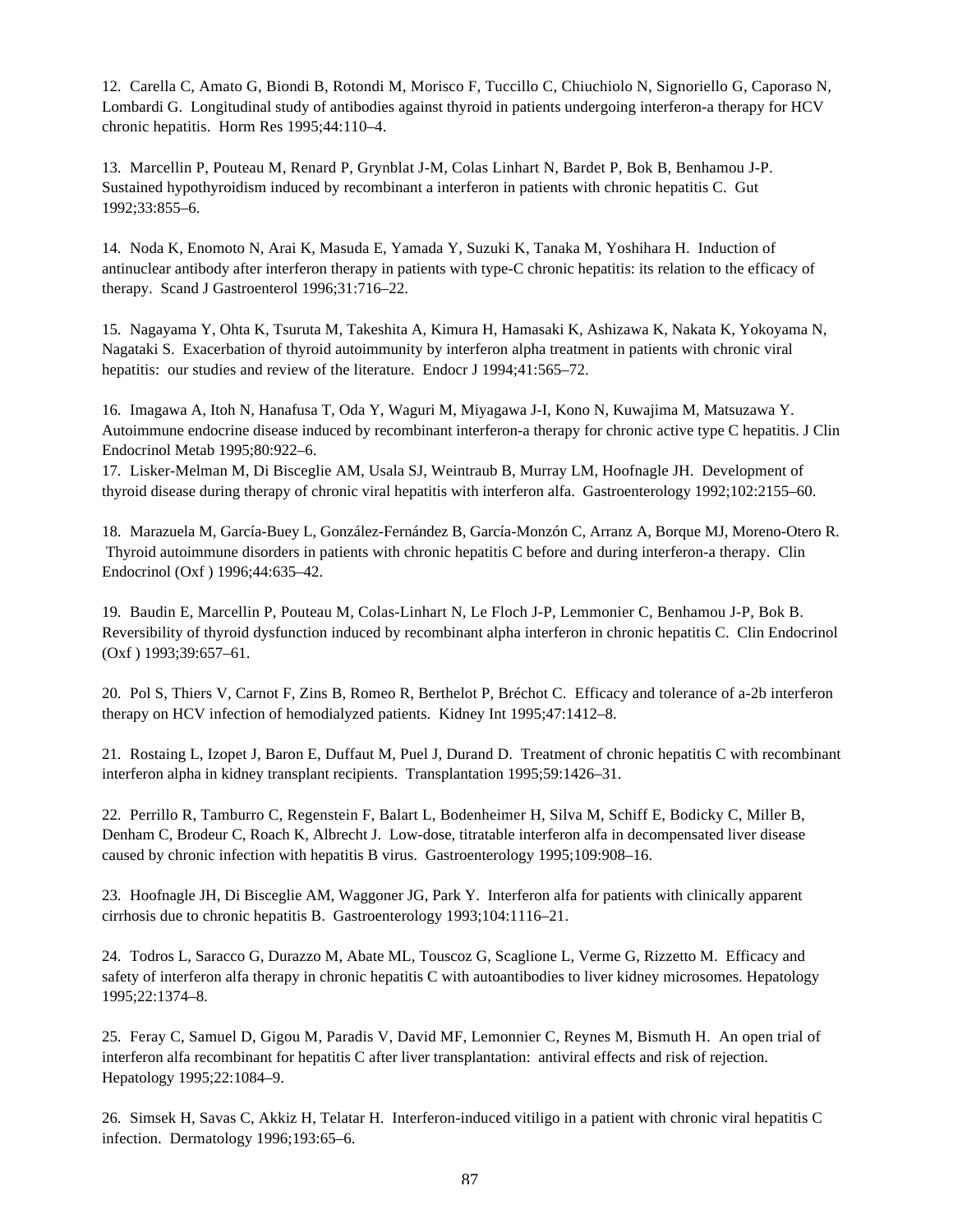12. Carella C, Amato G, Biondi B, Rotondi M, Morisco F, Tuccillo C, Chiuchiolo N, Signoriello G, Caporaso N, Lombardi G. Longitudinal study of antibodies against thyroid in patients undergoing interferon-a therapy for HCV chronic hepatitis. Horm Res 1995;44:110–4.

13. Marcellin P, Pouteau M, Renard P, Grynblat J-M, Colas Linhart N, Bardet P, Bok B, Benhamou J-P. Sustained hypothyroidism induced by recombinant a interferon in patients with chronic hepatitis C. Gut 1992;33:855–6.

14. Noda K, Enomoto N, Arai K, Masuda E, Yamada Y, Suzuki K, Tanaka M, Yoshihara H. Induction of antinuclear antibody after interferon therapy in patients with type-C chronic hepatitis: its relation to the efficacy of therapy. Scand J Gastroenterol 1996;31:716–22.

15. Nagayama Y, Ohta K, Tsuruta M, Takeshita A, Kimura H, Hamasaki K, Ashizawa K, Nakata K, Yokoyama N, Nagataki S. Exacerbation of thyroid autoimmunity by interferon alpha treatment in patients with chronic viral hepatitis: our studies and review of the literature. Endocr J 1994;41:565–72.

16. Imagawa A, Itoh N, Hanafusa T, Oda Y, Waguri M, Miyagawa J-I, Kono N, Kuwajima M, Matsuzawa Y. Autoimmune endocrine disease induced by recombinant interferon-a therapy for chronic active type C hepatitis. J Clin Endocrinol Metab 1995;80:922–6.

17. Lisker-Melman M, Di Bisceglie AM, Usala SJ, Weintraub B, Murray LM, Hoofnagle JH. Development of thyroid disease during therapy of chronic viral hepatitis with interferon alfa. Gastroenterology 1992;102:2155–60.

18. Marazuela M, García-Buey L, González-Fernández B, García-Monzón C, Arranz A, Borque MJ, Moreno-Otero R. Thyroid autoimmune disorders in patients with chronic hepatitis C before and during interferon-a therapy. Clin Endocrinol (Oxf ) 1996;44:635–42.

19. Baudin E, Marcellin P, Pouteau M, Colas-Linhart N, Le Floch J-P, Lemmonier C, Benhamou J-P, Bok B. Reversibility of thyroid dysfunction induced by recombinant alpha interferon in chronic hepatitis C. Clin Endocrinol (Oxf ) 1993;39:657–61.

20. Pol S, Thiers V, Carnot F, Zins B, Romeo R, Berthelot P, Bréchot C. Efficacy and tolerance of a-2b interferon therapy on HCV infection of hemodialyzed patients. Kidney Int 1995;47:1412–8.

21. Rostaing L, Izopet J, Baron E, Duffaut M, Puel J, Durand D. Treatment of chronic hepatitis C with recombinant interferon alpha in kidney transplant recipients. Transplantation 1995;59:1426–31.

22. Perrillo R, Tamburro C, Regenstein F, Balart L, Bodenheimer H, Silva M, Schiff E, Bodicky C, Miller B, Denham C, Brodeur C, Roach K, Albrecht J. Low-dose, titratable interferon alfa in decompensated liver disease caused by chronic infection with hepatitis B virus. Gastroenterology 1995;109:908–16.

23. Hoofnagle JH, Di Bisceglie AM, Waggoner JG, Park Y. Interferon alfa for patients with clinically apparent cirrhosis due to chronic hepatitis B. Gastroenterology 1993;104:1116–21.

24. Todros L, Saracco G, Durazzo M, Abate ML, Touscoz G, Scaglione L, Verme G, Rizzetto M. Efficacy and safety of interferon alfa therapy in chronic hepatitis C with autoantibodies to liver kidney microsomes. Hepatology 1995;22:1374–8.

25. Feray C, Samuel D, Gigou M, Paradis V, David MF, Lemonnier C, Reynes M, Bismuth H. An open trial of interferon alfa recombinant for hepatitis C after liver transplantation: antiviral effects and risk of rejection. Hepatology 1995;22:1084–9.

26. Simsek H, Savas C, Akkiz H, Telatar H. Interferon-induced vitiligo in a patient with chronic viral hepatitis C infection. Dermatology 1996;193:65–6.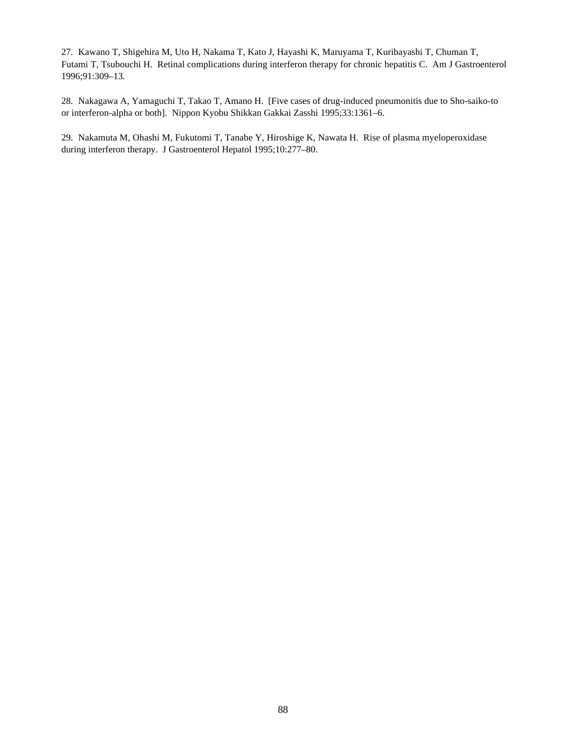27. Kawano T, Shigehira M, Uto H, Nakama T, Kato J, Hayashi K, Maruyama T, Kuribayashi T, Chuman T, Futami T, Tsubouchi H. Retinal complications during interferon therapy for chronic hepatitis C. Am J Gastroenterol 1996;91:309–13.

28. Nakagawa A, Yamaguchi T, Takao T, Amano H. [Five cases of drug-induced pneumonitis due to Sho-saiko-to or interferon-alpha or both]. Nippon Kyobu Shikkan Gakkai Zasshi 1995;33:1361–6.

29. Nakamuta M, Ohashi M, Fukutomi T, Tanabe Y, Hiroshige K, Nawata H. Rise of plasma myeloperoxidase during interferon therapy. J Gastroenterol Hepatol 1995;10:277–80.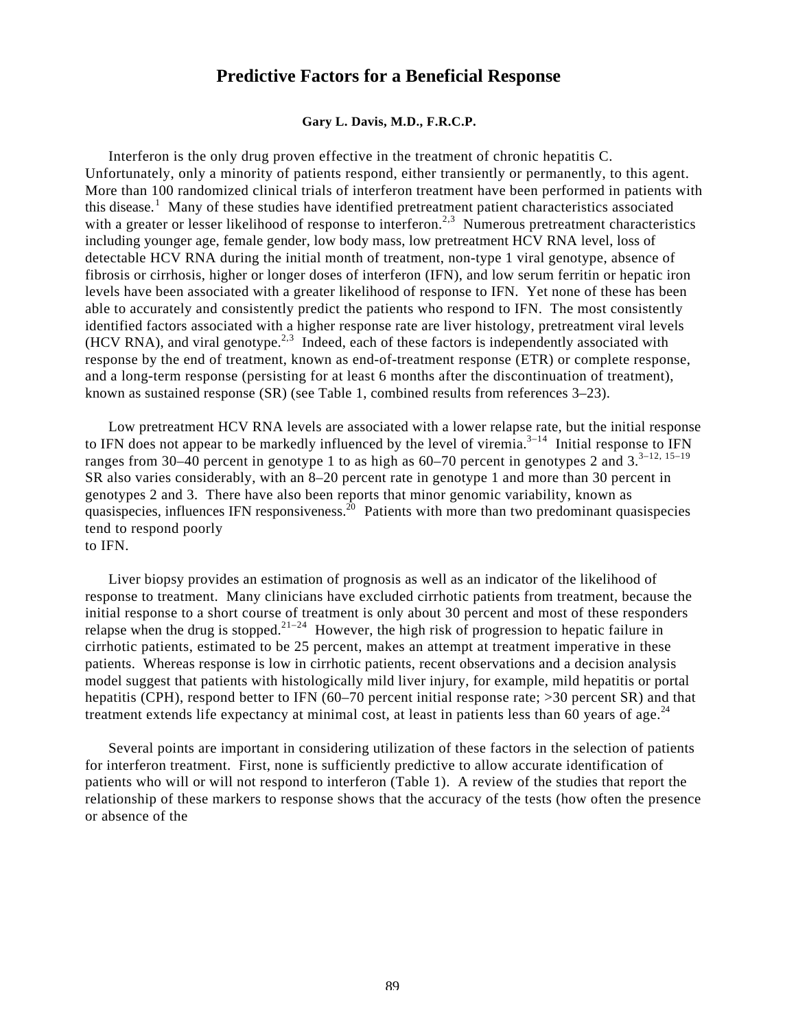# Predictive Factors for a Beneficial Response

**Gary L. Davis, M.D., F.R.C.P.**

Interferon is the only drug proven effective in the treatment of chronic hepatitis C. Unfortunately, only a minority of patients respond, either transiently or permanently, to this agent. More than 100 randomized clinical trials of interferon treatment have been performed in patients with this disease.[1] Many of these studies have identified pretreatment patient characteristics associated with a greater or lesser likelihood of response to interferon.[2,3] Numerous pretreatment characteristics including younger age, female gender, low body mass, low pretreatment HCV RNA level, loss of detectable HCV RNA during the initial month of treatment, non-type 1 viral genotype, absence of fibrosis or cirrhosis, higher or longer doses of interferon (IFN), and low serum ferritin or hepatic iron levels have been associated with a greater likelihood of response to IFN. Yet none of these has been able to accurately and consistently predict the patients who respond to IFN. The most consistently identified factors associated with a higher response rate are liver histology, pretreatment viral levels (HCV RNA), and viral genotype.[2,3] Indeed, each of these factors is independently associated with response by the end of treatment, known as end-of-treatment response (ETR) or complete response, and a long-term response (persisting for at least 6 months after the discontinuation of treatment), known as sustained response (SR) (see Table 1, combined results from references 3–23).

Low pretreatment HCV RNA levels are associated with a lower relapse rate, but the initial response to IFN does not appear to be markedly influenced by the level of viremia.[3–14] Initial response to IFN ranges from 30–40 percent in genotype 1 to as high as 60–70 percent in genotypes 2 and 3.[3–12, 15–19] SR also varies considerably, with an 8–20 percent rate in genotype 1 and more than 30 percent in genotypes 2 and 3. There have also been reports that minor genomic variability, known as quasispecies, influences IFN responsiveness.[20] Patients with more than two predominant quasispecies tend to respond poorly to IFN.

Liver biopsy provides an estimation of prognosis as well as an indicator of the likelihood of response to treatment. Many clinicians have excluded cirrhotic patients from treatment, because the initial response to a short course of treatment is only about 30 percent and most of these responders relapse when the drug is stopped.[21–24] However, the high risk of progression to hepatic failure in cirrhotic patients, estimated to be 25 percent, makes an attempt at treatment imperative in these patients. Whereas response is low in cirrhotic patients, recent observations and a decision analysis model suggest that patients with histologically mild liver injury, for example, mild hepatitis or portal hepatitis (CPH), respond better to IFN (60–70 percent initial response rate; >30 percent SR) and that treatment extends life expectancy at minimal cost, at least in patients less than 60 years of age.[24]

Several points are important in considering utilization of these factors in the selection of patients for interferon treatment. First, none is sufficiently predictive to allow accurate identification of patients who will or will not respond to interferon (Table 1). A review of the studies that report the relationship of these markers to response shows that the accuracy of the tests (how often the presence or absence of the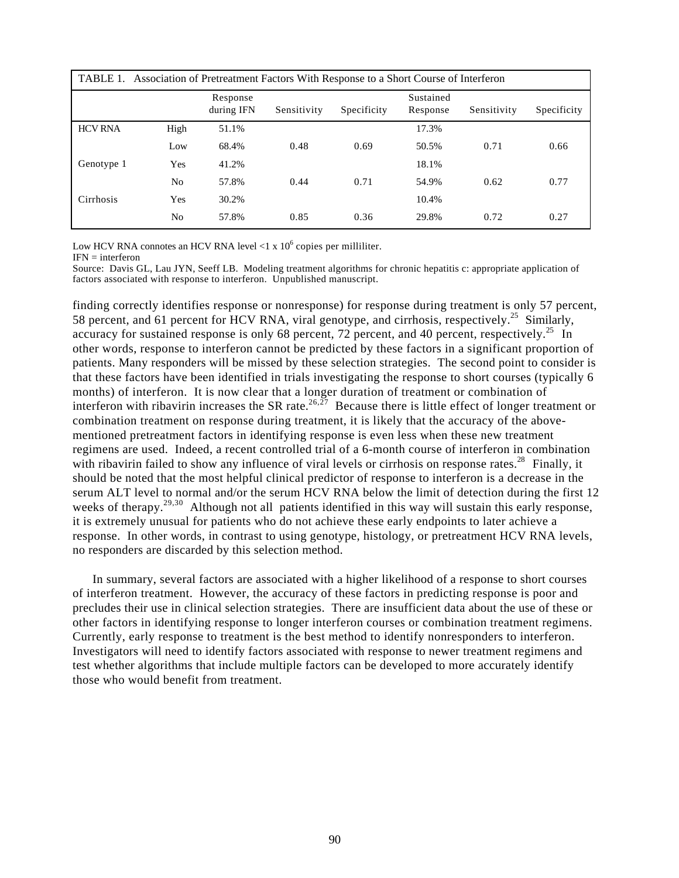TABLE 1. Association of Pretreatment Factors With Response to a Short Course of Interferon

| | | Response during IFN | Sensitivity | Specificity | Sustained Response | Sensitivity | Specificity |
|---|---|---|---|---|---|---|---|
| HCV RNA | High | 51.1% | | | 17.3% | | |
| | Low | 68.4% | 0.48 | 0.69 | 50.5% | 0.71 | 0.66 |
| Genotype 1 | Yes | 41.2% | | | 18.1% | | |
| | No | 57.8% | 0.44 | 0.71 | 54.9% | 0.62 | 0.77 |
| Cirrhosis | Yes | 30.2% | | | 10.4% | | |
| | No | 57.8% | 0.85 | 0.36 | 29.8% | 0.72 | 0.27 |

Low HCV RNA connotes an HCV RNA level $<1 \times 10^6$ copies per milliliter.
IFN = interferon
Source: Davis GL, Lau JYN, Seeff LB. Modeling treatment algorithms for chronic hepatitis c: appropriate application of factors associated with response to interferon. Unpublished manuscript.

finding correctly identifies response or nonresponse) for response during treatment is only 57 percent, 58 percent, and 61 percent for HCV RNA, viral genotype, and cirrhosis, respectively.[25] Similarly, accuracy for sustained response is only 68 percent, 72 percent, and 40 percent, respectively.[25] In other words, response to interferon cannot be predicted by these factors in a significant proportion of patients. Many responders will be missed by these selection strategies. The second point to consider is that these factors have been identified in trials investigating the response to short courses (typically 6 months) of interferon. It is now clear that a longer duration of treatment or combination of interferon with ribavirin increases the SR rate.[26,27] Because there is little effect of longer treatment or combination treatment on response during treatment, it is likely that the accuracy of the above-mentioned pretreatment factors in identifying response is even less when these new treatment regimens are used. Indeed, a recent controlled trial of a 6-month course of interferon in combination with ribavirin failed to show any influence of viral levels or cirrhosis on response rates.[28] Finally, it should be noted that the most helpful clinical predictor of response to interferon is a decrease in the serum ALT level to normal and/or the serum HCV RNA below the limit of detection during the first 12 weeks of therapy.[29,30] Although not all patients identified in this way will sustain this early response, it is extremely unusual for patients who do not achieve these early endpoints to later achieve a response. In other words, in contrast to using genotype, histology, or pretreatment HCV RNA levels, no responders are discarded by this selection method.

In summary, several factors are associated with a higher likelihood of a response to short courses of interferon treatment. However, the accuracy of these factors in predicting response is poor and precludes their use in clinical selection strategies. There are insufficient data about the use of these or other factors in identifying response to longer interferon courses or combination treatment regimens. Currently, early response to treatment is the best method to identify nonresponders to interferon. Investigators will need to identify factors associated with response to newer treatment regimens and test whether algorithms that include multiple factors can be developed to more accurately identify those who would benefit from treatment.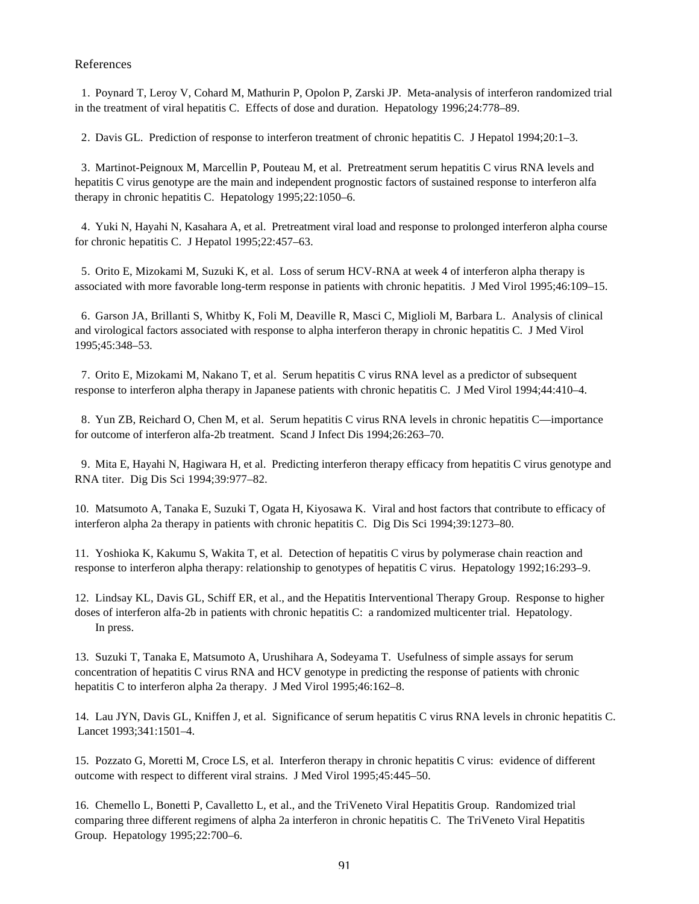References

1. Poynard T, Leroy V, Cohard M, Mathurin P, Opolon P, Zarski JP. Meta-analysis of interferon randomized trial in the treatment of viral hepatitis C. Effects of dose and duration. Hepatology 1996;24:778–89.

2. Davis GL. Prediction of response to interferon treatment of chronic hepatitis C. J Hepatol 1994;20:1–3.

3. Martinot-Peignoux M, Marcellin P, Pouteau M, et al. Pretreatment serum hepatitis C virus RNA levels and hepatitis C virus genotype are the main and independent prognostic factors of sustained response to interferon alfa therapy in chronic hepatitis C. Hepatology 1995;22:1050–6.

4. Yuki N, Hayahi N, Kasahara A, et al. Pretreatment viral load and response to prolonged interferon alpha course for chronic hepatitis C. J Hepatol 1995;22:457–63.

5. Orito E, Mizokami M, Suzuki K, et al. Loss of serum HCV-RNA at week 4 of interferon alpha therapy is associated with more favorable long-term response in patients with chronic hepatitis. J Med Virol 1995;46:109–15.

6. Garson JA, Brillanti S, Whitby K, Foli M, Deaville R, Masci C, Miglioli M, Barbara L. Analysis of clinical and virological factors associated with response to alpha interferon therapy in chronic hepatitis C. J Med Virol 1995;45:348–53.

7. Orito E, Mizokami M, Nakano T, et al. Serum hepatitis C virus RNA level as a predictor of subsequent response to interferon alpha therapy in Japanese patients with chronic hepatitis C. J Med Virol 1994;44:410–4.

8. Yun ZB, Reichard O, Chen M, et al. Serum hepatitis C virus RNA levels in chronic hepatitis C—importance for outcome of interferon alfa-2b treatment. Scand J Infect Dis 1994;26:263–70.

9. Mita E, Hayahi N, Hagiwara H, et al. Predicting interferon therapy efficacy from hepatitis C virus genotype and RNA titer. Dig Dis Sci 1994;39:977–82.

10. Matsumoto A, Tanaka E, Suzuki T, Ogata H, Kiyosawa K. Viral and host factors that contribute to efficacy of interferon alpha 2a therapy in patients with chronic hepatitis C. Dig Dis Sci 1994;39:1273–80.

11. Yoshioka K, Kakumu S, Wakita T, et al. Detection of hepatitis C virus by polymerase chain reaction and response to interferon alpha therapy: relationship to genotypes of hepatitis C virus. Hepatology 1992;16:293–9.

12. Lindsay KL, Davis GL, Schiff ER, et al., and the Hepatitis Interventional Therapy Group. Response to higher doses of interferon alfa-2b in patients with chronic hepatitis C: a randomized multicenter trial. Hepatology. In press.

13. Suzuki T, Tanaka E, Matsumoto A, Urushihara A, Sodeyama T. Usefulness of simple assays for serum concentration of hepatitis C virus RNA and HCV genotype in predicting the response of patients with chronic hepatitis C to interferon alpha 2a therapy. J Med Virol 1995;46:162–8.

14. Lau JYN, Davis GL, Kniffen J, et al. Significance of serum hepatitis C virus RNA levels in chronic hepatitis C. Lancet 1993;341:1501–4.

15. Pozzato G, Moretti M, Croce LS, et al. Interferon therapy in chronic hepatitis C virus: evidence of different outcome with respect to different viral strains. J Med Virol 1995;45:445–50.

16. Chemello L, Bonetti P, Cavalletto L, et al., and the TriVeneto Viral Hepatitis Group. Randomized trial comparing three different regimens of alpha 2a interferon in chronic hepatitis C. The TriVeneto Viral Hepatitis Group. Hepatology 1995;22:700–6.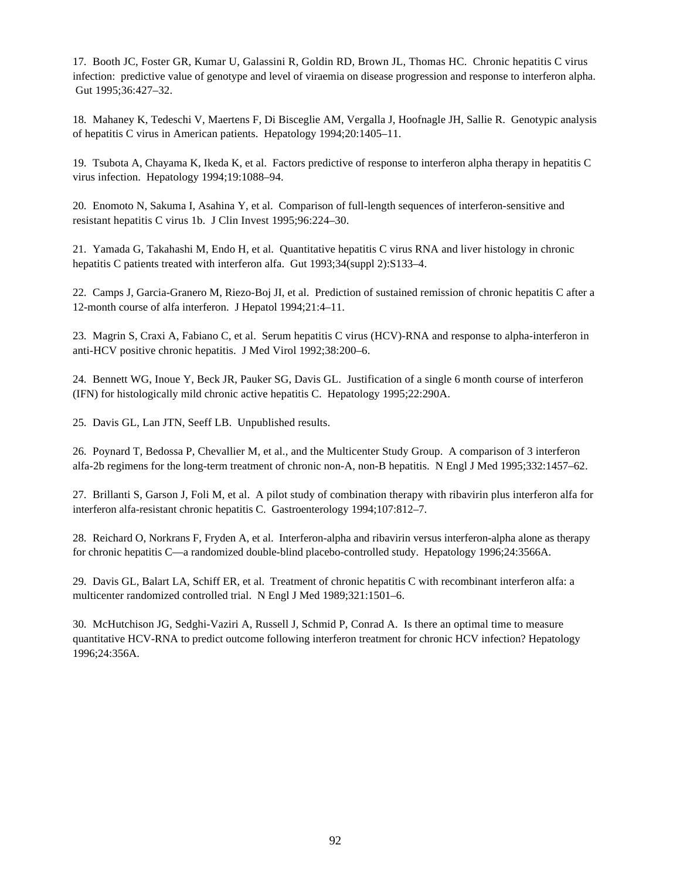17. Booth JC, Foster GR, Kumar U, Galassini R, Goldin RD, Brown JL, Thomas HC. Chronic hepatitis C virus infection: predictive value of genotype and level of viraemia on disease progression and response to interferon alpha. Gut 1995;36:427–32.

18. Mahaney K, Tedeschi V, Maertens F, Di Bisceglie AM, Vergalla J, Hoofnagle JH, Sallie R. Genotypic analysis of hepatitis C virus in American patients. Hepatology 1994;20:1405–11.

19. Tsubota A, Chayama K, Ikeda K, et al. Factors predictive of response to interferon alpha therapy in hepatitis C virus infection. Hepatology 1994;19:1088–94.

20. Enomoto N, Sakuma I, Asahina Y, et al. Comparison of full-length sequences of interferon-sensitive and resistant hepatitis C virus 1b. J Clin Invest 1995;96:224–30.

21. Yamada G, Takahashi M, Endo H, et al. Quantitative hepatitis C virus RNA and liver histology in chronic hepatitis C patients treated with interferon alfa. Gut 1993;34(suppl 2):S133–4.

22. Camps J, Garcia-Granero M, Riezo-Boj JI, et al. Prediction of sustained remission of chronic hepatitis C after a 12-month course of alfa interferon. J Hepatol 1994;21:4–11.

23. Magrin S, Craxi A, Fabiano C, et al. Serum hepatitis C virus (HCV)-RNA and response to alpha-interferon in anti-HCV positive chronic hepatitis. J Med Virol 1992;38:200–6.

24. Bennett WG, Inoue Y, Beck JR, Pauker SG, Davis GL. Justification of a single 6 month course of interferon (IFN) for histologically mild chronic active hepatitis C. Hepatology 1995;22:290A.

25. Davis GL, Lan JTN, Seeff LB. Unpublished results.

26. Poynard T, Bedossa P, Chevallier M, et al., and the Multicenter Study Group. A comparison of 3 interferon alfa-2b regimens for the long-term treatment of chronic non-A, non-B hepatitis. N Engl J Med 1995;332:1457–62.

27. Brillanti S, Garson J, Foli M, et al. A pilot study of combination therapy with ribavirin plus interferon alfa for interferon alfa-resistant chronic hepatitis C. Gastroenterology 1994;107:812–7.

28. Reichard O, Norkrans F, Fryden A, et al. Interferon-alpha and ribavirin versus interferon-alpha alone as therapy for chronic hepatitis C—a randomized double-blind placebo-controlled study. Hepatology 1996;24:3566A.

29. Davis GL, Balart LA, Schiff ER, et al. Treatment of chronic hepatitis C with recombinant interferon alfa: a multicenter randomized controlled trial. N Engl J Med 1989;321:1501–6.

30. McHutchison JG, Sedghi-Vaziri A, Russell J, Schmid P, Conrad A. Is there an optimal time to measure quantitative HCV-RNA to predict outcome following interferon treatment for chronic HCV infection? Hepatology 1996;24:356A.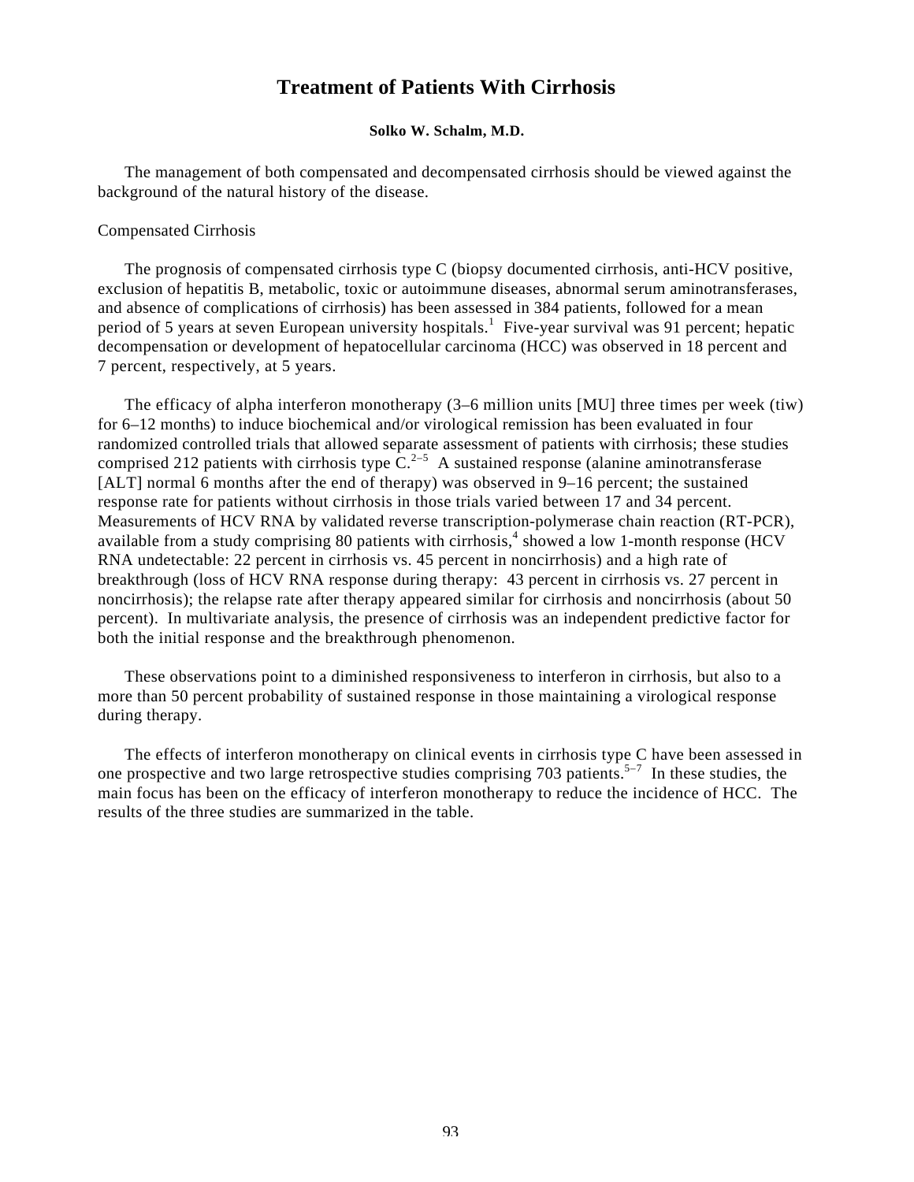# Treatment of Patients With Cirrhosis

**Solko W. Schalm, M.D.**

The management of both compensated and decompensated cirrhosis should be viewed against the background of the natural history of the disease.

Compensated Cirrhosis

The prognosis of compensated cirrhosis type C (biopsy documented cirrhosis, anti-HCV positive, exclusion of hepatitis B, metabolic, toxic or autoimmune diseases, abnormal serum aminotransferases, and absence of complications of cirrhosis) has been assessed in 384 patients, followed for a mean period of 5 years at seven European university hospitals.[1] Five-year survival was 91 percent; hepatic decompensation or development of hepatocellular carcinoma (HCC) was observed in 18 percent and 7 percent, respectively, at 5 years.

The efficacy of alpha interferon monotherapy (3–6 million units [MU] three times per week (tiw) for 6–12 months) to induce biochemical and/or virological remission has been evaluated in four randomized controlled trials that allowed separate assessment of patients with cirrhosis; these studies comprised 212 patients with cirrhosis type C.[2–5] A sustained response (alanine aminotransferase [ALT] normal 6 months after the end of therapy) was observed in 9–16 percent; the sustained response rate for patients without cirrhosis in those trials varied between 17 and 34 percent. Measurements of HCV RNA by validated reverse transcription-polymerase chain reaction (RT-PCR), available from a study comprising 80 patients with cirrhosis,[4] showed a low 1-month response (HCV RNA undetectable: 22 percent in cirrhosis vs. 45 percent in noncirrhosis) and a high rate of breakthrough (loss of HCV RNA response during therapy: 43 percent in cirrhosis vs. 27 percent in noncirrhosis); the relapse rate after therapy appeared similar for cirrhosis and noncirrhosis (about 50 percent). In multivariate analysis, the presence of cirrhosis was an independent predictive factor for both the initial response and the breakthrough phenomenon.

These observations point to a diminished responsiveness to interferon in cirrhosis, but also to a more than 50 percent probability of sustained response in those maintaining a virological response during therapy.

The effects of interferon monotherapy on clinical events in cirrhosis type C have been assessed in one prospective and two large retrospective studies comprising 703 patients.[5–7] In these studies, the main focus has been on the efficacy of interferon monotherapy to reduce the incidence of HCC. The results of the three studies are summarized in the table.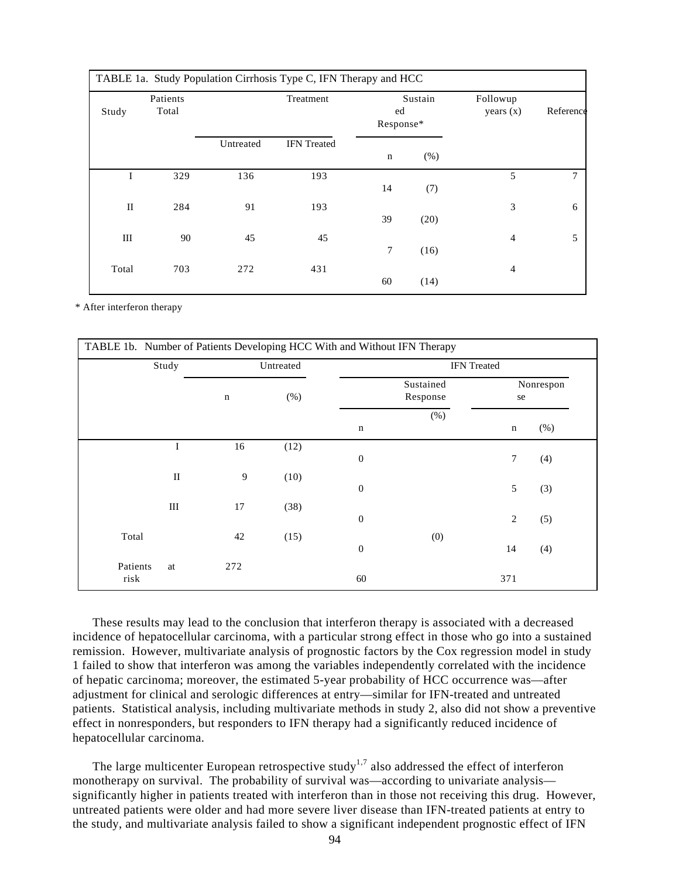| TABLE 1a. Study Population Cirrhosis Type C, IFN Therapy and HCC | | | | | | | |
|---|---|---|---|---|---|---|---|
| Study | Patients Total | Treatment | | Sustained Response* | | Followup years (x) | Reference |
| | | Untreated | IFN Treated | n | (%) | | |
| I | 329 | 136 | 193 | 14 | (7) | 5 | 7 |
| II | 284 | 91 | 193 | 39 | (20) | 3 | 6 |
| III | 90 | 45 | 45 | 7 | (16) | 4 | 5 |
| Total | 703 | 272 | 431 | 60 | (14) | 4 | |

\* After interferon therapy

| TABLE 1b. Number of Patients Developing HCC With and Without IFN Therapy | | | | | | |
|---|---|---|---|---|---|---|
| Study | Untreated | | IFN Treated | | | |
| | | | Sustained Response | | Nonresponse | |
| | n | (%) | n | (%) | n | (%) |
| I | 16 | (12) | 0 | | 7 | (4) |
| II | 9 | (10) | 0 | | 5 | (3) |
| III | 17 | (38) | 0 | | 2 | (5) |
| Total | 42 | (15) | 0 | (0) | 14 | (4) |
| Patients at risk | 272 | | 60 | | 371 | |

These results may lead to the conclusion that interferon therapy is associated with a decreased incidence of hepatocellular carcinoma, with a particular strong effect in those who go into a sustained remission. However, multivariate analysis of prognostic factors by the Cox regression model in study 1 failed to show that interferon was among the variables independently correlated with the incidence of hepatic carcinoma; moreover, the estimated 5-year probability of HCC occurrence was—after adjustment for clinical and serologic differences at entry—similar for IFN-treated and untreated patients. Statistical analysis, including multivariate methods in study 2, also did not show a preventive effect in nonresponders, but responders to IFN therapy had a significantly reduced incidence of hepatocellular carcinoma.

The large multicenter European retrospective study[1,7] also addressed the effect of interferon monotherapy on survival. The probability of survival was—according to univariate analysis—significantly higher in patients treated with interferon than in those not receiving this drug. However, untreated patients were older and had more severe liver disease than IFN-treated patients at entry to the study, and multivariate analysis failed to show a significant independent prognostic effect of IFN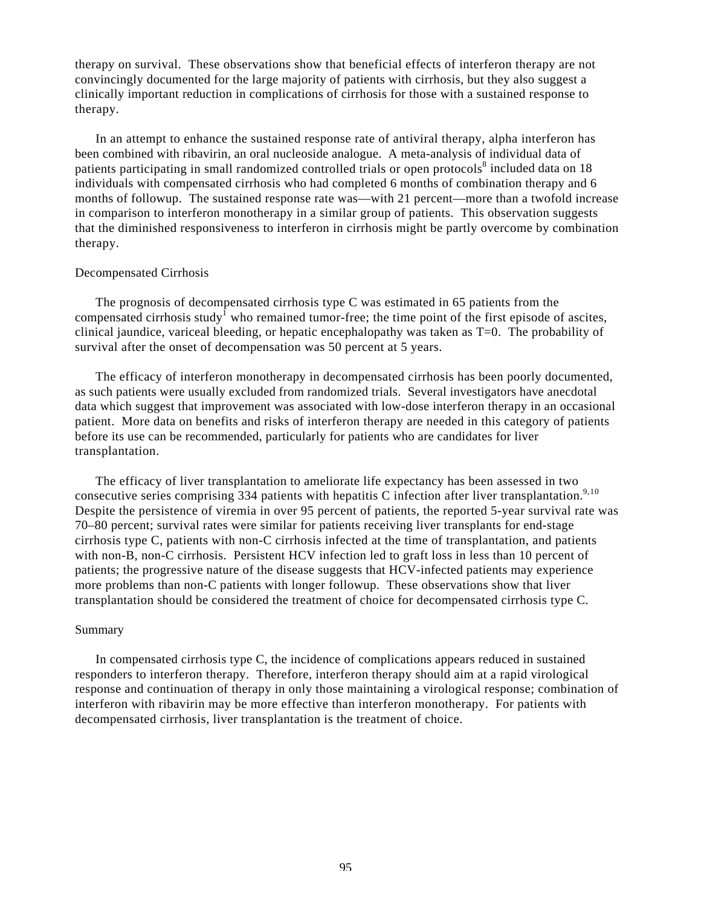therapy on survival. These observations show that beneficial effects of interferon therapy are not convincingly documented for the large majority of patients with cirrhosis, but they also suggest a clinically important reduction in complications of cirrhosis for those with a sustained response to therapy.

In an attempt to enhance the sustained response rate of antiviral therapy, alpha interferon has been combined with ribavirin, an oral nucleoside analogue. A meta-analysis of individual data of patients participating in small randomized controlled trials or open protocols[8] included data on 18 individuals with compensated cirrhosis who had completed 6 months of combination therapy and 6 months of followup. The sustained response rate was—with 21 percent—more than a twofold increase in comparison to interferon monotherapy in a similar group of patients. This observation suggests that the diminished responsiveness to interferon in cirrhosis might be partly overcome by combination therapy.

## Decompensated Cirrhosis

The prognosis of decompensated cirrhosis type C was estimated in 65 patients from the compensated cirrhosis study[1] who remained tumor-free; the time point of the first episode of ascites, clinical jaundice, variceal bleeding, or hepatic encephalopathy was taken as T=0. The probability of survival after the onset of decompensation was 50 percent at 5 years.

The efficacy of interferon monotherapy in decompensated cirrhosis has been poorly documented, as such patients were usually excluded from randomized trials. Several investigators have anecdotal data which suggest that improvement was associated with low-dose interferon therapy in an occasional patient. More data on benefits and risks of interferon therapy are needed in this category of patients before its use can be recommended, particularly for patients who are candidates for liver transplantation.

The efficacy of liver transplantation to ameliorate life expectancy has been assessed in two consecutive series comprising 334 patients with hepatitis C infection after liver transplantation.[9,10] Despite the persistence of viremia in over 95 percent of patients, the reported 5-year survival rate was 70–80 percent; survival rates were similar for patients receiving liver transplants for end-stage cirrhosis type C, patients with non-C cirrhosis infected at the time of transplantation, and patients with non-B, non-C cirrhosis. Persistent HCV infection led to graft loss in less than 10 percent of patients; the progressive nature of the disease suggests that HCV-infected patients may experience more problems than non-C patients with longer followup. These observations show that liver transplantation should be considered the treatment of choice for decompensated cirrhosis type C.

## Summary

In compensated cirrhosis type C, the incidence of complications appears reduced in sustained responders to interferon therapy. Therefore, interferon therapy should aim at a rapid virological response and continuation of therapy in only those maintaining a virological response; combination of interferon with ribavirin may be more effective than interferon monotherapy. For patients with decompensated cirrhosis, liver transplantation is the treatment of choice.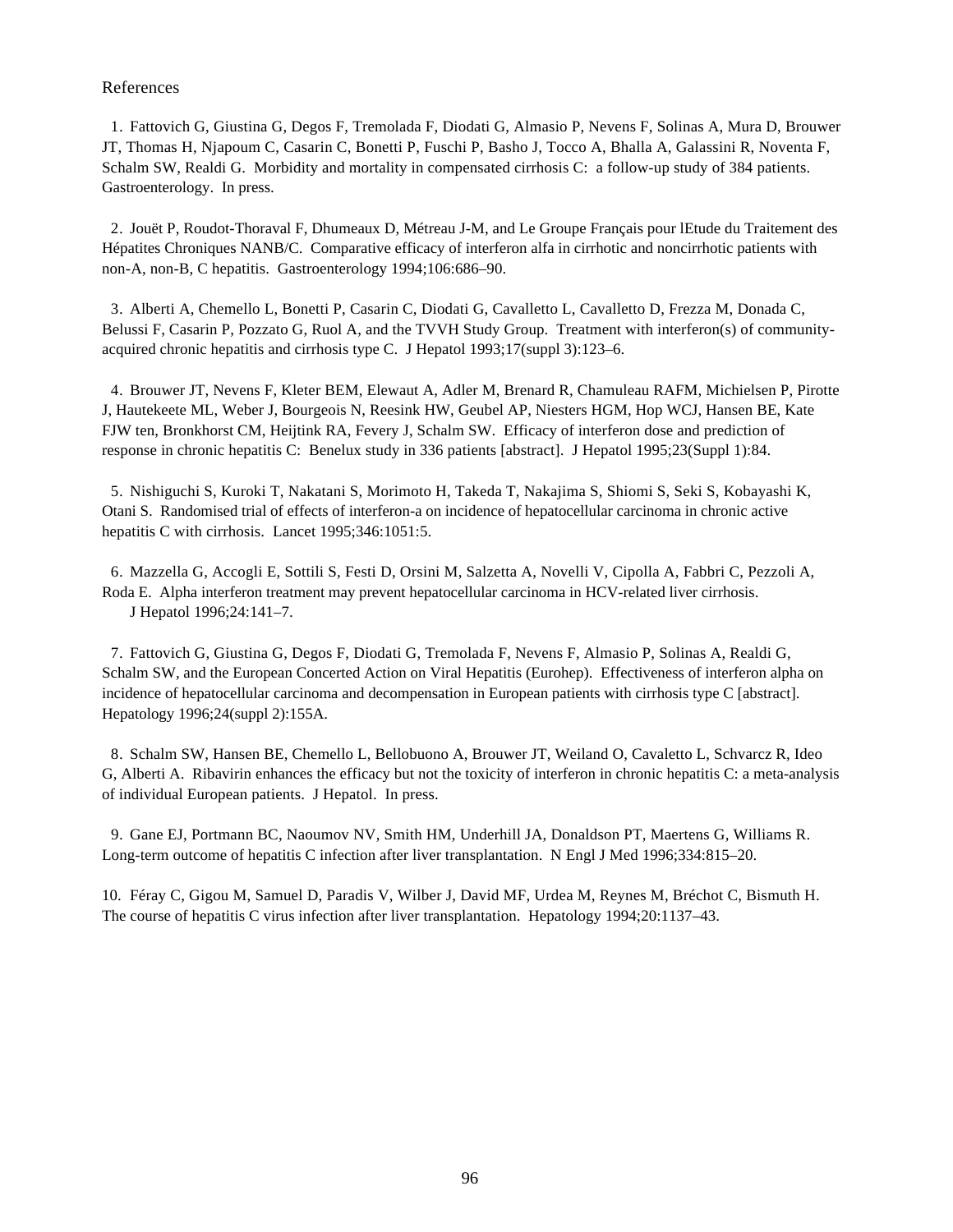References

1. Fattovich G, Giustina G, Degos F, Tremolada F, Diodati G, Almasio P, Nevens F, Solinas A, Mura D, Brouwer JT, Thomas H, Njapoum C, Casarin C, Bonetti P, Fuschi P, Basho J, Tocco A, Bhalla A, Galassini R, Noventa F, Schalm SW, Realdi G. Morbidity and mortality in compensated cirrhosis C: a follow-up study of 384 patients. Gastroenterology. In press.

2. Jouët P, Roudot-Thoraval F, Dhumeaux D, Métreau J-M, and Le Groupe Français pour lEtude du Traitement des Hépatites Chroniques NANB/C. Comparative efficacy of interferon alfa in cirrhotic and noncirrhotic patients with non-A, non-B, C hepatitis. Gastroenterology 1994;106:686–90.

3. Alberti A, Chemello L, Bonetti P, Casarin C, Diodati G, Cavalletto L, Cavalletto D, Frezza M, Donada C, Belussi F, Casarin P, Pozzato G, Ruol A, and the TVVH Study Group. Treatment with interferon(s) of community-acquired chronic hepatitis and cirrhosis type C. J Hepatol 1993;17(suppl 3):123–6.

4. Brouwer JT, Nevens F, Kleter BEM, Elewaut A, Adler M, Brenard R, Chamuleau RAFM, Michielsen P, Pirotte J, Hautekeete ML, Weber J, Bourgeois N, Reesink HW, Geubel AP, Niesters HGM, Hop WCJ, Hansen BE, Kate FJW ten, Bronkhorst CM, Heijtink RA, Fevery J, Schalm SW. Efficacy of interferon dose and prediction of response in chronic hepatitis C: Benelux study in 336 patients [abstract]. J Hepatol 1995;23(Suppl 1):84.

5. Nishiguchi S, Kuroki T, Nakatani S, Morimoto H, Takeda T, Nakajima S, Shiomi S, Seki S, Kobayashi K, Otani S. Randomised trial of effects of interferon-a on incidence of hepatocellular carcinoma in chronic active hepatitis C with cirrhosis. Lancet 1995;346:1051:5.

6. Mazzella G, Accogli E, Sottili S, Festi D, Orsini M, Salzetta A, Novelli V, Cipolla A, Fabbri C, Pezzoli A, Roda E. Alpha interferon treatment may prevent hepatocellular carcinoma in HCV-related liver cirrhosis. J Hepatol 1996;24:141–7.

7. Fattovich G, Giustina G, Degos F, Diodati G, Tremolada F, Nevens F, Almasio P, Solinas A, Realdi G, Schalm SW, and the European Concerted Action on Viral Hepatitis (Eurohep). Effectiveness of interferon alpha on incidence of hepatocellular carcinoma and decompensation in European patients with cirrhosis type C [abstract]. Hepatology 1996;24(suppl 2):155A.

8. Schalm SW, Hansen BE, Chemello L, Bellobuono A, Brouwer JT, Weiland O, Cavaletto L, Schvarcz R, Ideo G, Alberti A. Ribavirin enhances the efficacy but not the toxicity of interferon in chronic hepatitis C: a meta-analysis of individual European patients. J Hepatol. In press.

9. Gane EJ, Portmann BC, Naoumov NV, Smith HM, Underhill JA, Donaldson PT, Maertens G, Williams R. Long-term outcome of hepatitis C infection after liver transplantation. N Engl J Med 1996;334:815–20.

10. Féray C, Gigou M, Samuel D, Paradis V, Wilber J, David MF, Urdea M, Reynes M, Bréchot C, Bismuth H. The course of hepatitis C virus infection after liver transplantation. Hepatology 1994;20:1137–43.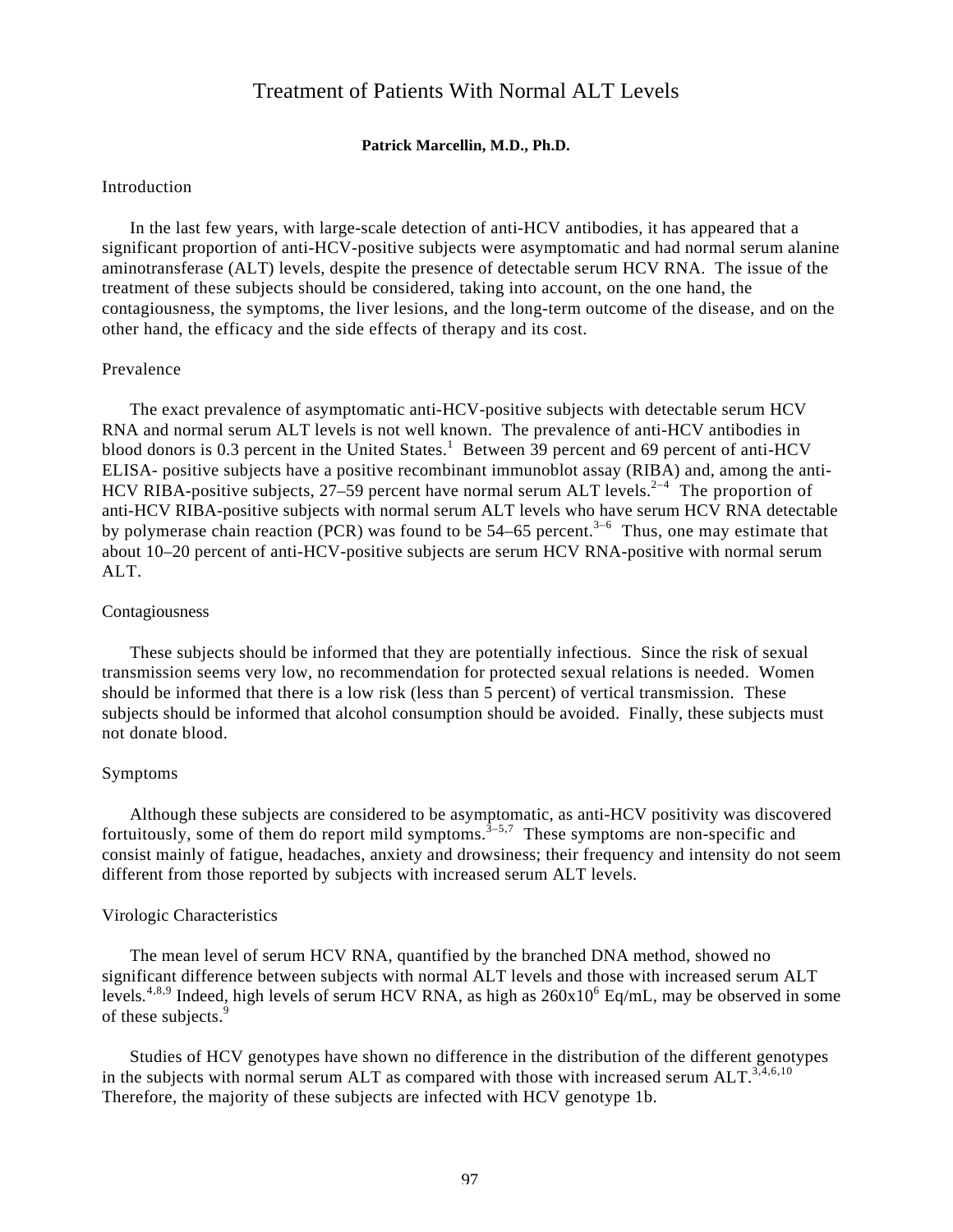# Treatment of Patients With Normal ALT Levels

**Patrick Marcellin, M.D., Ph.D.**

## Introduction

In the last few years, with large-scale detection of anti-HCV antibodies, it has appeared that a significant proportion of anti-HCV-positive subjects were asymptomatic and had normal serum alanine aminotransferase (ALT) levels, despite the presence of detectable serum HCV RNA. The issue of the treatment of these subjects should be considered, taking into account, on the one hand, the contagiousness, the symptoms, the liver lesions, and the long-term outcome of the disease, and on the other hand, the efficacy and the side effects of therapy and its cost.

## Prevalence

The exact prevalence of asymptomatic anti-HCV-positive subjects with detectable serum HCV RNA and normal serum ALT levels is not well known. The prevalence of anti-HCV antibodies in blood donors is 0.3 percent in the United States.[1] Between 39 percent and 69 percent of anti-HCV ELISA- positive subjects have a positive recombinant immunoblot assay (RIBA) and, among the anti-HCV RIBA-positive subjects, 27–59 percent have normal serum ALT levels.[2–4] The proportion of anti-HCV RIBA-positive subjects with normal serum ALT levels who have serum HCV RNA detectable by polymerase chain reaction (PCR) was found to be 54–65 percent.[3–6] Thus, one may estimate that about 10–20 percent of anti-HCV-positive subjects are serum HCV RNA-positive with normal serum ALT.

## Contagiousness

These subjects should be informed that they are potentially infectious. Since the risk of sexual transmission seems very low, no recommendation for protected sexual relations is needed. Women should be informed that there is a low risk (less than 5 percent) of vertical transmission. These subjects should be informed that alcohol consumption should be avoided. Finally, these subjects must not donate blood.

## Symptoms

Although these subjects are considered to be asymptomatic, as anti-HCV positivity was discovered fortuitously, some of them do report mild symptoms.[3–5,7] These symptoms are non-specific and consist mainly of fatigue, headaches, anxiety and drowsiness; their frequency and intensity do not seem different from those reported by subjects with increased serum ALT levels.

## Virologic Characteristics

The mean level of serum HCV RNA, quantified by the branched DNA method, showed no significant difference between subjects with normal ALT levels and those with increased serum ALT levels.[4,8,9] Indeed, high levels of serum HCV RNA, as high as $260 \times 10^6$ Eq/mL, may be observed in some of these subjects.[9]

Studies of HCV genotypes have shown no difference in the distribution of the different genotypes in the subjects with normal serum ALT as compared with those with increased serum ALT.[3,4,6,10] Therefore, the majority of these subjects are infected with HCV genotype 1b.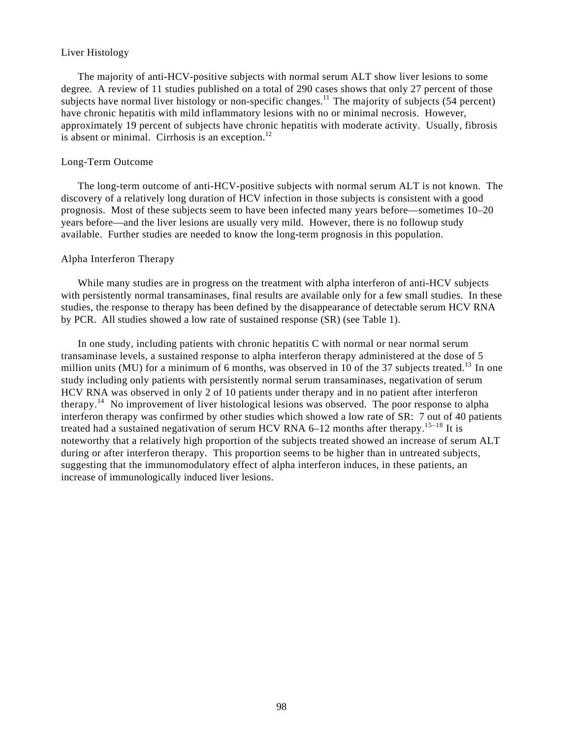### Liver Histology

The majority of anti-HCV-positive subjects with normal serum ALT show liver lesions to some degree. A review of 11 studies published on a total of 290 cases shows that only 27 percent of those subjects have normal liver histology or non-specific changes.[11] The majority of subjects (54 percent) have chronic hepatitis with mild inflammatory lesions with no or minimal necrosis. However, approximately 19 percent of subjects have chronic hepatitis with moderate activity. Usually, fibrosis is absent or minimal. Cirrhosis is an exception.[12]

### Long-Term Outcome

The long-term outcome of anti-HCV-positive subjects with normal serum ALT is not known. The discovery of a relatively long duration of HCV infection in those subjects is consistent with a good prognosis. Most of these subjects seem to have been infected many years before—sometimes 10–20 years before—and the liver lesions are usually very mild. However, there is no followup study available. Further studies are needed to know the long-term prognosis in this population.

### Alpha Interferon Therapy

While many studies are in progress on the treatment with alpha interferon of anti-HCV subjects with persistently normal transaminases, final results are available only for a few small studies. In these studies, the response to therapy has been defined by the disappearance of detectable serum HCV RNA by PCR. All studies showed a low rate of sustained response (SR) (see Table 1).

In one study, including patients with chronic hepatitis C with normal or near normal serum transaminase levels, a sustained response to alpha interferon therapy administered at the dose of 5 million units (MU) for a minimum of 6 months, was observed in 10 of the 37 subjects treated.[13] In one study including only patients with persistently normal serum transaminases, negativation of serum HCV RNA was observed in only 2 of 10 patients under therapy and in no patient after interferon therapy.[14] No improvement of liver histological lesions was observed. The poor response to alpha interferon therapy was confirmed by other studies which showed a low rate of SR: 7 out of 40 patients treated had a sustained negativation of serum HCV RNA 6–12 months after therapy.[15–18] It is noteworthy that a relatively high proportion of the subjects treated showed an increase of serum ALT during or after interferon therapy. This proportion seems to be higher than in untreated subjects, suggesting that the immunomodulatory effect of alpha interferon induces, in these patients, an increase of immunologically induced liver lesions.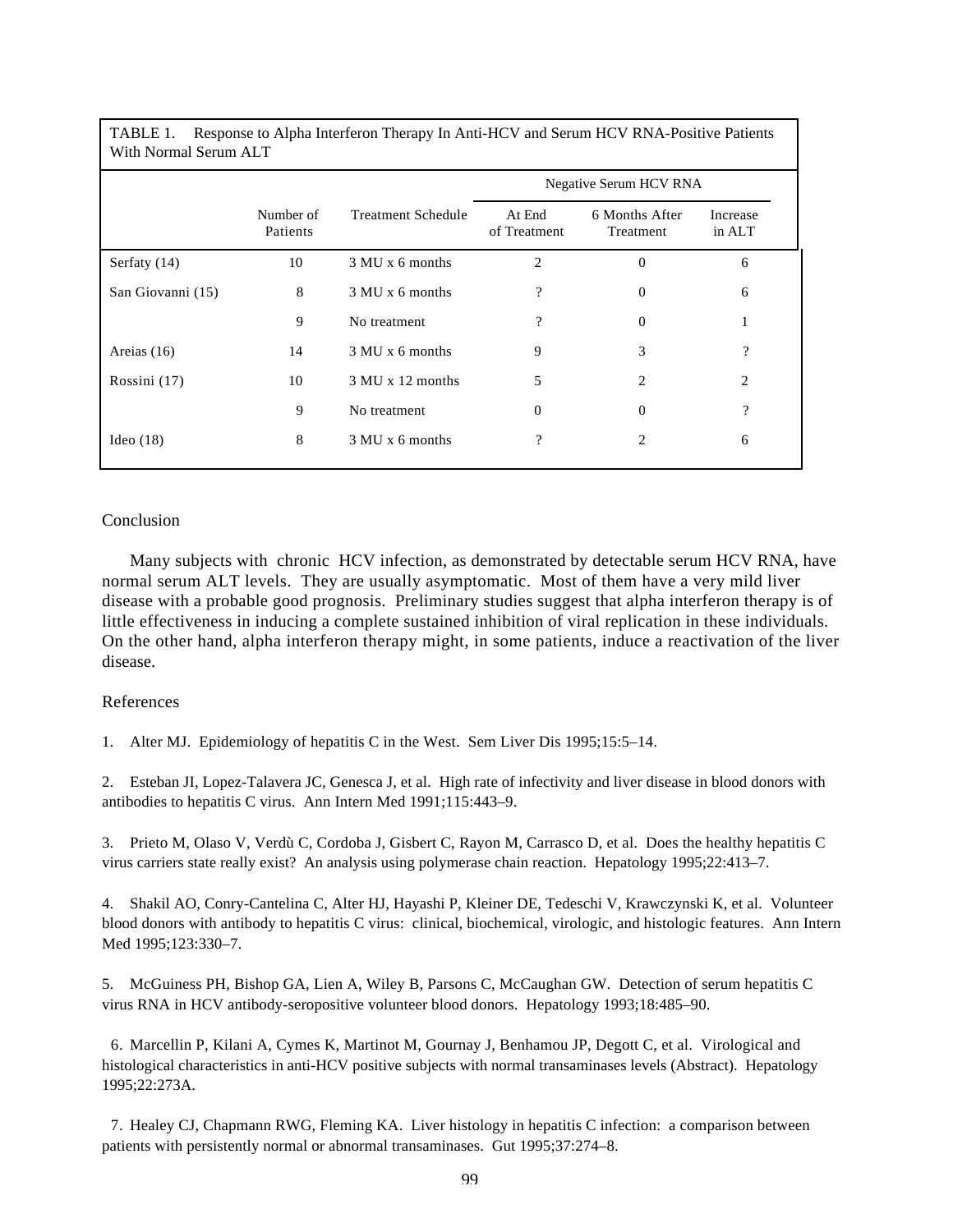TABLE 1. Response to Alpha Interferon Therapy In Anti-HCV and Serum HCV RNA-Positive Patients With Normal Serum ALT

| | Number of Patients | Treatment Schedule | Negative Serum HCV RNA | | |
|---|---|---|---|---|---|
| | | | At End of Treatment | 6 Months After Treatment | Increase in ALT |
| Serfaty (14) | 10 | 3 MU x 6 months | 2 | 0 | 6 |
| San Giovanni (15) | 8 | 3 MU x 6 months | ? | 0 | 6 |
| | 9 | No treatment | ? | 0 | 1 |
| Areias (16) | 14 | 3 MU x 6 months | 9 | 3 | ? |
| Rossini (17) | 10 | 3 MU x 12 months | 5 | 2 | 2 |
| | 9 | No treatment | 0 | 0 | ? |
| Ideo (18) | 8 | 3 MU x 6 months | ? | 2 | 6 |

## Conclusion

Many subjects with chronic HCV infection, as demonstrated by detectable serum HCV RNA, have normal serum ALT levels. They are usually asymptomatic. Most of them have a very mild liver disease with a probable good prognosis. Preliminary studies suggest that alpha interferon therapy is of little effectiveness in inducing a complete sustained inhibition of viral replication in these individuals. On the other hand, alpha interferon therapy might, in some patients, induce a reactivation of the liver disease.

## References

1. Alter MJ. Epidemiology of hepatitis C in the West. Sem Liver Dis 1995;15:5–14.

2. Esteban JI, Lopez-Talavera JC, Genesca J, et al. High rate of infectivity and liver disease in blood donors with antibodies to hepatitis C virus. Ann Intern Med 1991;115:443–9.

3. Prieto M, Olaso V, Verdù C, Cordoba J, Gisbert C, Rayon M, Carrasco D, et al. Does the healthy hepatitis C virus carriers state really exist? An analysis using polymerase chain reaction. Hepatology 1995;22:413–7.

4. Shakil AO, Conry-Cantelina C, Alter HJ, Hayashi P, Kleiner DE, Tedeschi V, Krawczynski K, et al. Volunteer blood donors with antibody to hepatitis C virus: clinical, biochemical, virologic, and histologic features. Ann Intern Med 1995;123:330–7.

5. McGuiness PH, Bishop GA, Lien A, Wiley B, Parsons C, McCaughan GW. Detection of serum hepatitis C virus RNA in HCV antibody-seropositive volunteer blood donors. Hepatology 1993;18:485–90.

6. Marcellin P, Kilani A, Cymes K, Martinot M, Gournay J, Benhamou JP, Degott C, et al. Virological and histological characteristics in anti-HCV positive subjects with normal transaminases levels (Abstract). Hepatology 1995;22:273A.

7. Healey CJ, Chapmann RWG, Fleming KA. Liver histology in hepatitis C infection: a comparison between patients with persistently normal or abnormal transaminases. Gut 1995;37:274–8.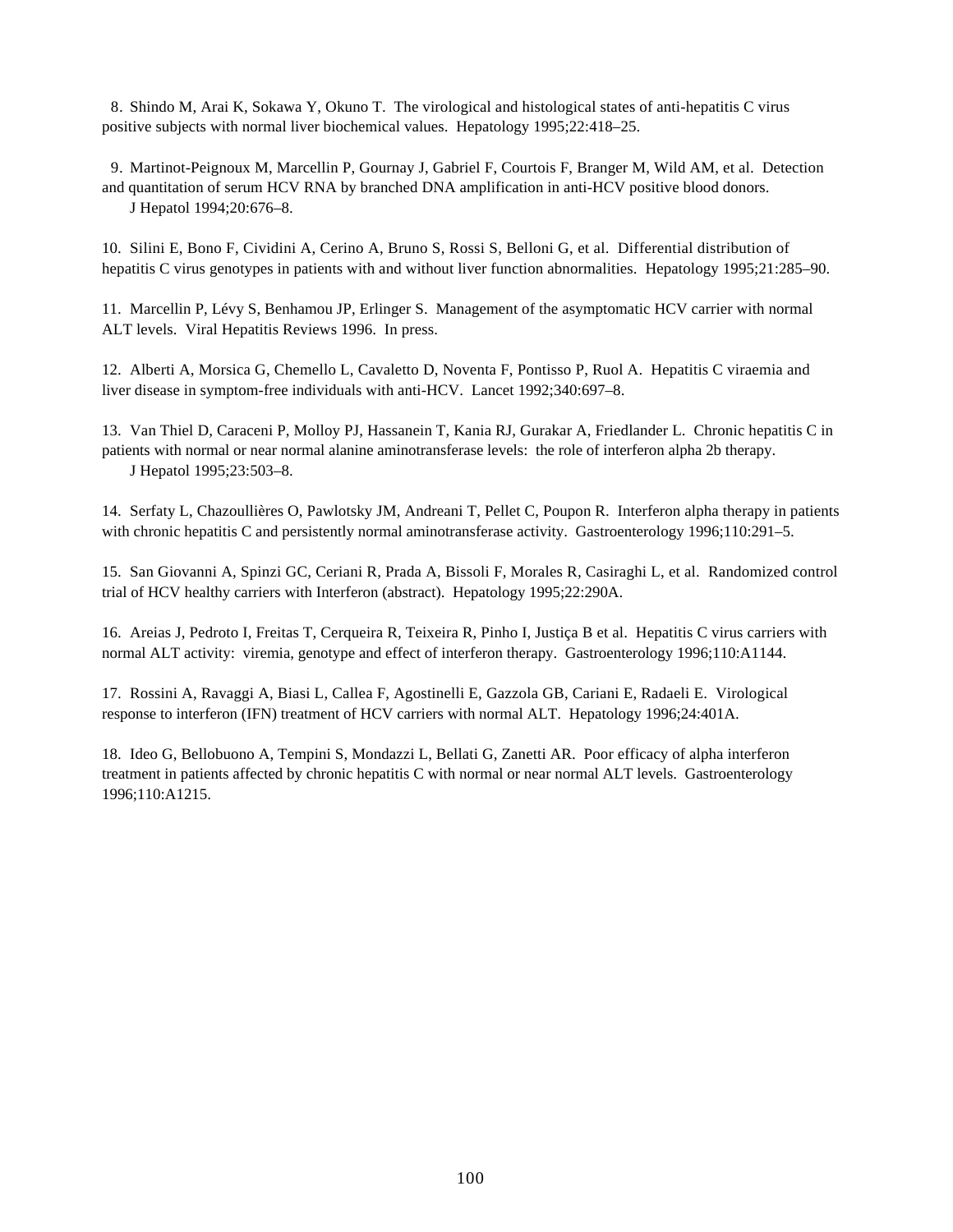8. Shindo M, Arai K, Sokawa Y, Okuno T. The virological and histological states of anti-hepatitis C virus positive subjects with normal liver biochemical values. Hepatology 1995;22:418–25.

9. Martinot-Peignoux M, Marcellin P, Gournay J, Gabriel F, Courtois F, Branger M, Wild AM, et al. Detection and quantitation of serum HCV RNA by branched DNA amplification in anti-HCV positive blood donors. J Hepatol 1994;20:676–8.

10. Silini E, Bono F, Cividini A, Cerino A, Bruno S, Rossi S, Belloni G, et al. Differential distribution of hepatitis C virus genotypes in patients with and without liver function abnormalities. Hepatology 1995;21:285–90.

11. Marcellin P, Lévy S, Benhamou JP, Erlinger S. Management of the asymptomatic HCV carrier with normal ALT levels. Viral Hepatitis Reviews 1996. In press.

12. Alberti A, Morsica G, Chemello L, Cavaletto D, Noventa F, Pontisso P, Ruol A. Hepatitis C viraemia and liver disease in symptom-free individuals with anti-HCV. Lancet 1992;340:697–8.

13. Van Thiel D, Caraceni P, Molloy PJ, Hassanein T, Kania RJ, Gurakar A, Friedlander L. Chronic hepatitis C in patients with normal or near normal alanine aminotransferase levels: the role of interferon alpha 2b therapy. J Hepatol 1995;23:503–8.

14. Serfaty L, Chazoullières O, Pawlotsky JM, Andreani T, Pellet C, Poupon R. Interferon alpha therapy in patients with chronic hepatitis C and persistently normal aminotransferase activity. Gastroenterology 1996;110:291–5.

15. San Giovanni A, Spinzi GC, Ceriani R, Prada A, Bissoli F, Morales R, Casiraghi L, et al. Randomized control trial of HCV healthy carriers with Interferon (abstract). Hepatology 1995;22:290A.

16. Areias J, Pedroto I, Freitas T, Cerqueira R, Teixeira R, Pinho I, Justiça B et al. Hepatitis C virus carriers with normal ALT activity: viremia, genotype and effect of interferon therapy. Gastroenterology 1996;110:A1144.

17. Rossini A, Ravaggi A, Biasi L, Callea F, Agostinelli E, Gazzola GB, Cariani E, Radaeli E. Virological response to interferon (IFN) treatment of HCV carriers with normal ALT. Hepatology 1996;24:401A.

18. Ideo G, Bellobuono A, Tempini S, Mondazzi L, Bellati G, Zanetti AR. Poor efficacy of alpha interferon treatment in patients affected by chronic hepatitis C with normal or near normal ALT levels. Gastroenterology 1996;110:A1215.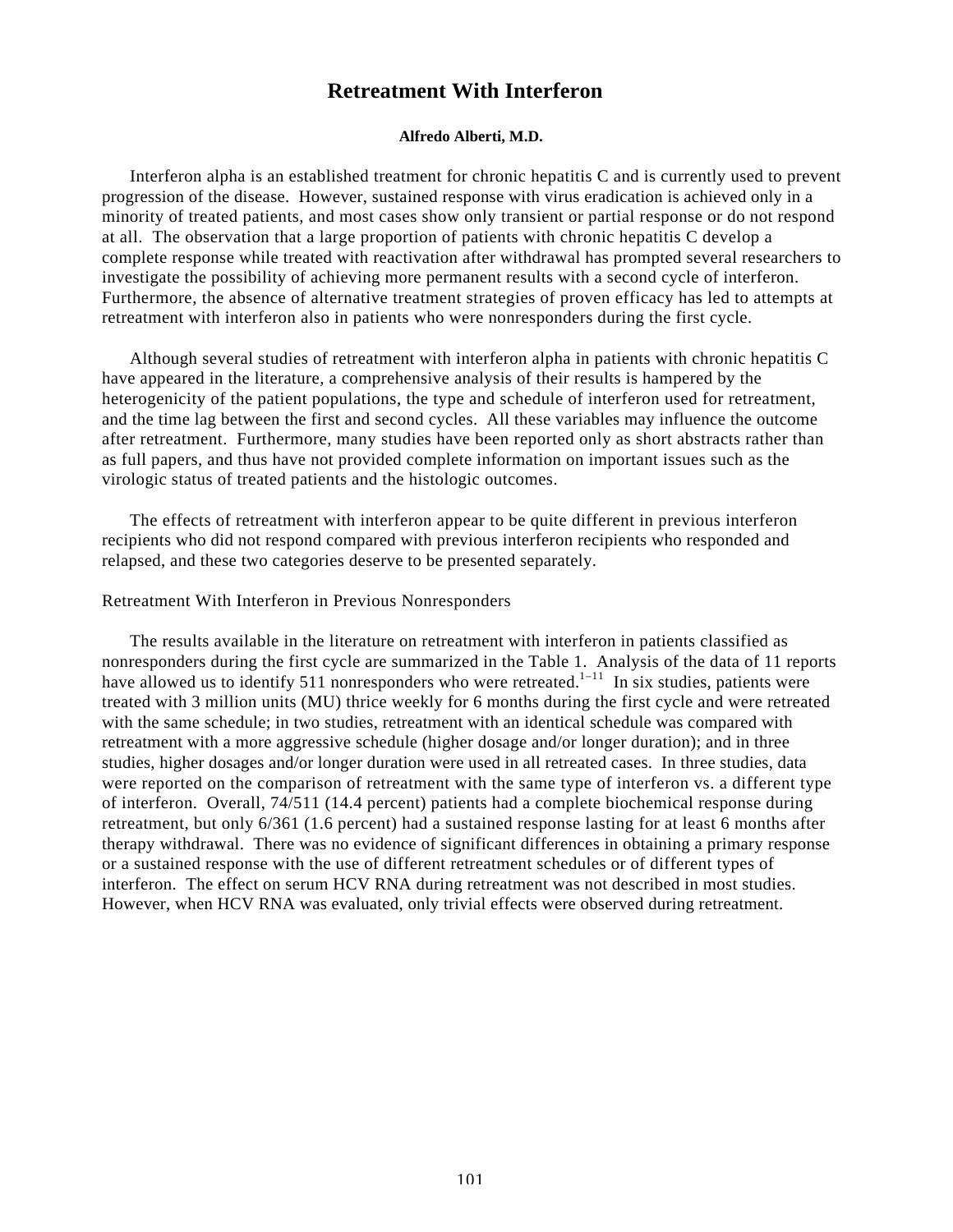# Retreatment With Interferon

**Alfredo Alberti, M.D.**

Interferon alpha is an established treatment for chronic hepatitis C and is currently used to prevent progression of the disease. However, sustained response with virus eradication is achieved only in a minority of treated patients, and most cases show only transient or partial response or do not respond at all. The observation that a large proportion of patients with chronic hepatitis C develop a complete response while treated with reactivation after withdrawal has prompted several researchers to investigate the possibility of achieving more permanent results with a second cycle of interferon. Furthermore, the absence of alternative treatment strategies of proven efficacy has led to attempts at retreatment with interferon also in patients who were nonresponders during the first cycle.

Although several studies of retreatment with interferon alpha in patients with chronic hepatitis C have appeared in the literature, a comprehensive analysis of their results is hampered by the heterogenicity of the patient populations, the type and schedule of interferon used for retreatment, and the time lag between the first and second cycles. All these variables may influence the outcome after retreatment. Furthermore, many studies have been reported only as short abstracts rather than as full papers, and thus have not provided complete information on important issues such as the virologic status of treated patients and the histologic outcomes.

The effects of retreatment with interferon appear to be quite different in previous interferon recipients who did not respond compared with previous interferon recipients who responded and relapsed, and these two categories deserve to be presented separately.

## Retreatment With Interferon in Previous Nonresponders

The results available in the literature on retreatment with interferon in patients classified as nonresponders during the first cycle are summarized in the Table 1. Analysis of the data of 11 reports have allowed us to identify 511 nonresponders who were retreated.[1–11] In six studies, patients were treated with 3 million units (MU) thrice weekly for 6 months during the first cycle and were retreated with the same schedule; in two studies, retreatment with an identical schedule was compared with retreatment with a more aggressive schedule (higher dosage and/or longer duration); and in three studies, higher dosages and/or longer duration were used in all retreated cases. In three studies, data were reported on the comparison of retreatment with the same type of interferon vs. a different type of interferon. Overall, 74/511 (14.4 percent) patients had a complete biochemical response during retreatment, but only 6/361 (1.6 percent) had a sustained response lasting for at least 6 months after therapy withdrawal. There was no evidence of significant differences in obtaining a primary response or a sustained response with the use of different retreatment schedules or of different types of interferon. The effect on serum HCV RNA during retreatment was not described in most studies. However, when HCV RNA was evaluated, only trivial effects were observed during retreatment.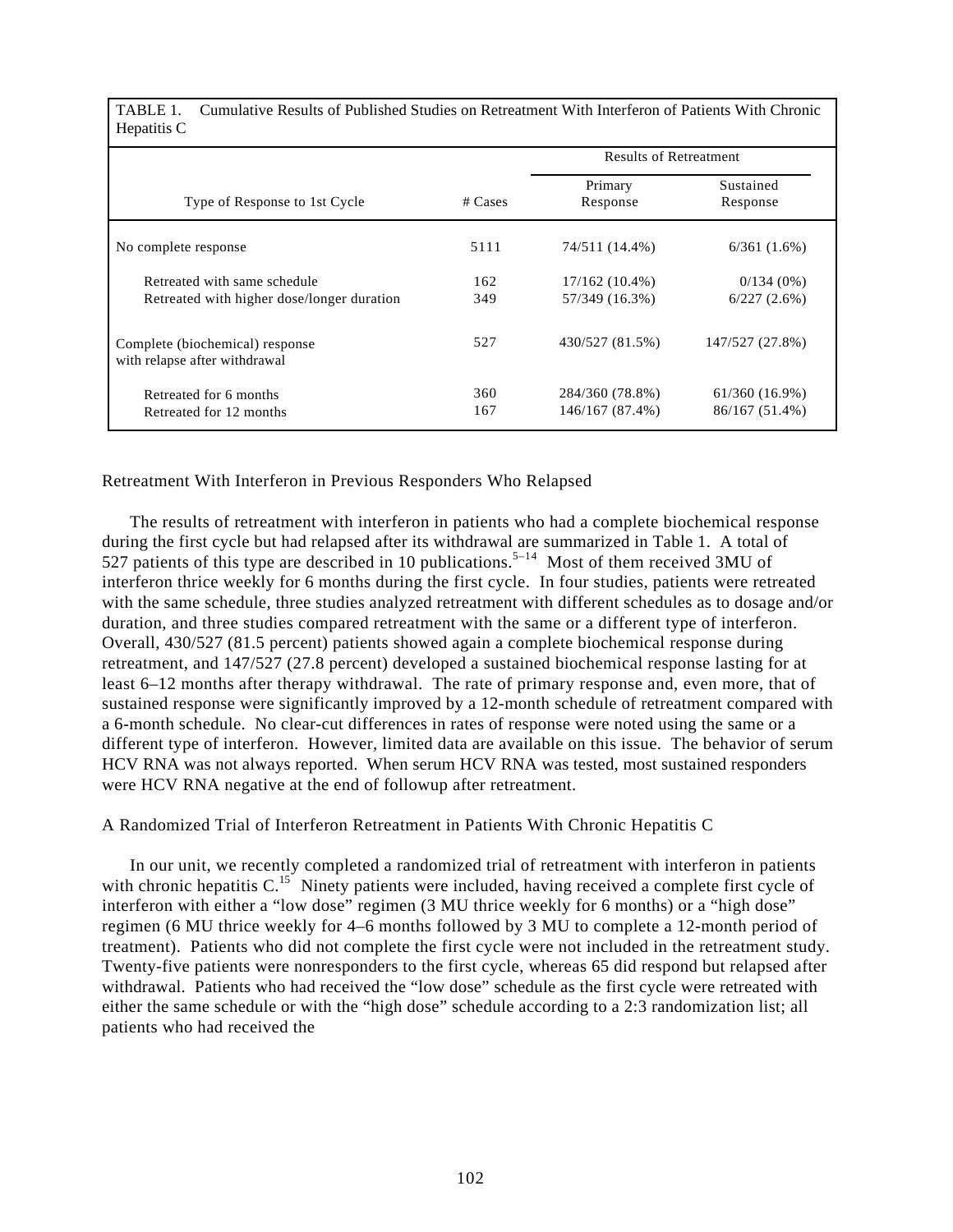TABLE 1. Cumulative Results of Published Studies on Retreatment With Interferon of Patients With Chronic Hepatitis C

| Type of Response to 1st Cycle | # Cases | Results of Retreatment | |
|---|---|---|---|
| | | Primary Response | Sustained Response |
| No complete response | 5111 | 74/511 (14.4%) | 6/361 (1.6%) |
| Retreated with same schedule | 162 | 17/162 (10.4%) | 0/134 (0%) |
| Retreated with higher dose/longer duration | 349 | 57/349 (16.3%) | 6/227 (2.6%) |
| Complete (biochemical) response with relapse after withdrawal | 527 | 430/527 (81.5%) | 147/527 (27.8%) |
| Retreated for 6 months | 360 | 284/360 (78.8%) | 61/360 (16.9%) |
| Retreated for 12 months | 167 | 146/167 (87.4%) | 86/167 (51.4%) |

## Retreatment With Interferon in Previous Responders Who Relapsed

The results of retreatment with interferon in patients who had a complete biochemical response during the first cycle but had relapsed after its withdrawal are summarized in Table 1. A total of 527 patients of this type are described in 10 publications.[5–14] Most of them received 3MU of interferon thrice weekly for 6 months during the first cycle. In four studies, patients were retreated with the same schedule, three studies analyzed retreatment with different schedules as to dosage and/or duration, and three studies compared retreatment with the same or a different type of interferon. Overall, 430/527 (81.5 percent) patients showed again a complete biochemical response during retreatment, and 147/527 (27.8 percent) developed a sustained biochemical response lasting for at least 6–12 months after therapy withdrawal. The rate of primary response and, even more, that of sustained response were significantly improved by a 12-month schedule of retreatment compared with a 6-month schedule. No clear-cut differences in rates of response were noted using the same or a different type of interferon. However, limited data are available on this issue. The behavior of serum HCV RNA was not always reported. When serum HCV RNA was tested, most sustained responders were HCV RNA negative at the end of followup after retreatment.

## A Randomized Trial of Interferon Retreatment in Patients With Chronic Hepatitis C

In our unit, we recently completed a randomized trial of retreatment with interferon in patients with chronic hepatitis C.[15] Ninety patients were included, having received a complete first cycle of interferon with either a "low dose" regimen (3 MU thrice weekly for 6 months) or a "high dose" regimen (6 MU thrice weekly for 4–6 months followed by 3 MU to complete a 12-month period of treatment). Patients who did not complete the first cycle were not included in the retreatment study. Twenty-five patients were nonresponders to the first cycle, whereas 65 did respond but relapsed after withdrawal. Patients who had received the "low dose" schedule as the first cycle were retreated with either the same schedule or with the "high dose" schedule according to a 2:3 randomization list; all patients who had received the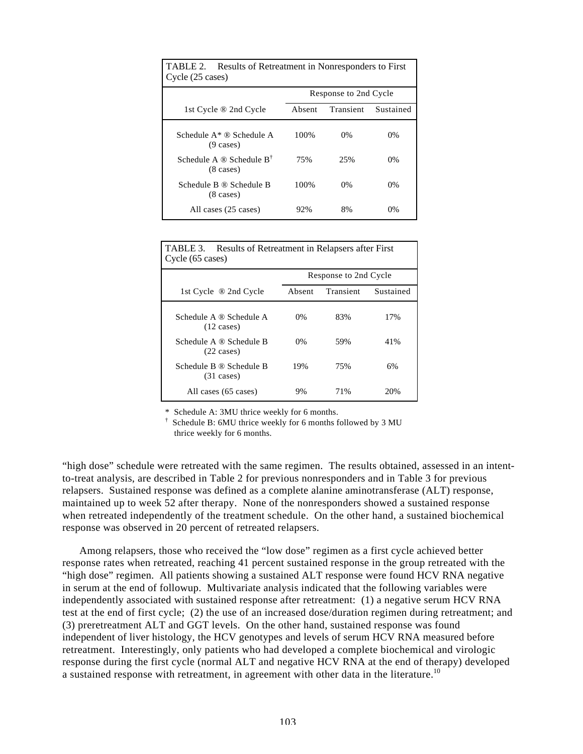TABLE 2. Results of Retreatment in Nonresponders to First Cycle (25 cases)

| 1st Cycle ® 2nd Cycle | Response to 2nd Cycle | | |
|---|---|---|---|
| | Absent | Transient | Sustained |
| Schedule A* ® Schedule A (9 cases) | 100% | 0% | 0% |
| Schedule A ® Schedule B† (8 cases) | 75% | 25% | 0% |
| Schedule B ® Schedule B (8 cases) | 100% | 0% | 0% |
| All cases (25 cases) | 92% | 8% | 0% |

TABLE 3. Results of Retreatment in Relapsers after First Cycle (65 cases)

| 1st Cycle ® 2nd Cycle | Response to 2nd Cycle | | |
|---|---|---|---|
| | Absent | Transient | Sustained |
| Schedule A ® Schedule A (12 cases) | 0% | 83% | 17% |
| Schedule A ® Schedule B (22 cases) | 0% | 59% | 41% |
| Schedule B ® Schedule B (31 cases) | 19% | 75% | 6% |
| All cases (65 cases) | 9% | 71% | 20% |

\* Schedule A: 3MU thrice weekly for 6 months.

† Schedule B: 6MU thrice weekly for 6 months followed by 3 MU thrice weekly for 6 months.

"high dose" schedule were retreated with the same regimen. The results obtained, assessed in an intent-to-treat analysis, are described in Table 2 for previous nonresponders and in Table 3 for previous relapsers. Sustained response was defined as a complete alanine aminotransferase (ALT) response, maintained up to week 52 after therapy. None of the nonresponders showed a sustained response when retreated independently of the treatment schedule. On the other hand, a sustained biochemical response was observed in 20 percent of retreated relapsers.

Among relapsers, those who received the "low dose" regimen as a first cycle achieved better response rates when retreated, reaching 41 percent sustained response in the group retreated with the "high dose" regimen. All patients showing a sustained ALT response were found HCV RNA negative in serum at the end of followup. Multivariate analysis indicated that the following variables were independently associated with sustained response after retreatment: (1) a negative serum HCV RNA test at the end of first cycle; (2) the use of an increased dose/duration regimen during retreatment; and (3) preretreatment ALT and GGT levels. On the other hand, sustained response was found independent of liver histology, the HCV genotypes and levels of serum HCV RNA measured before retreatment. Interestingly, only patients who had developed a complete biochemical and virologic response during the first cycle (normal ALT and negative HCV RNA at the end of therapy) developed a sustained response with retreatment, in agreement with other data in the literature.[10]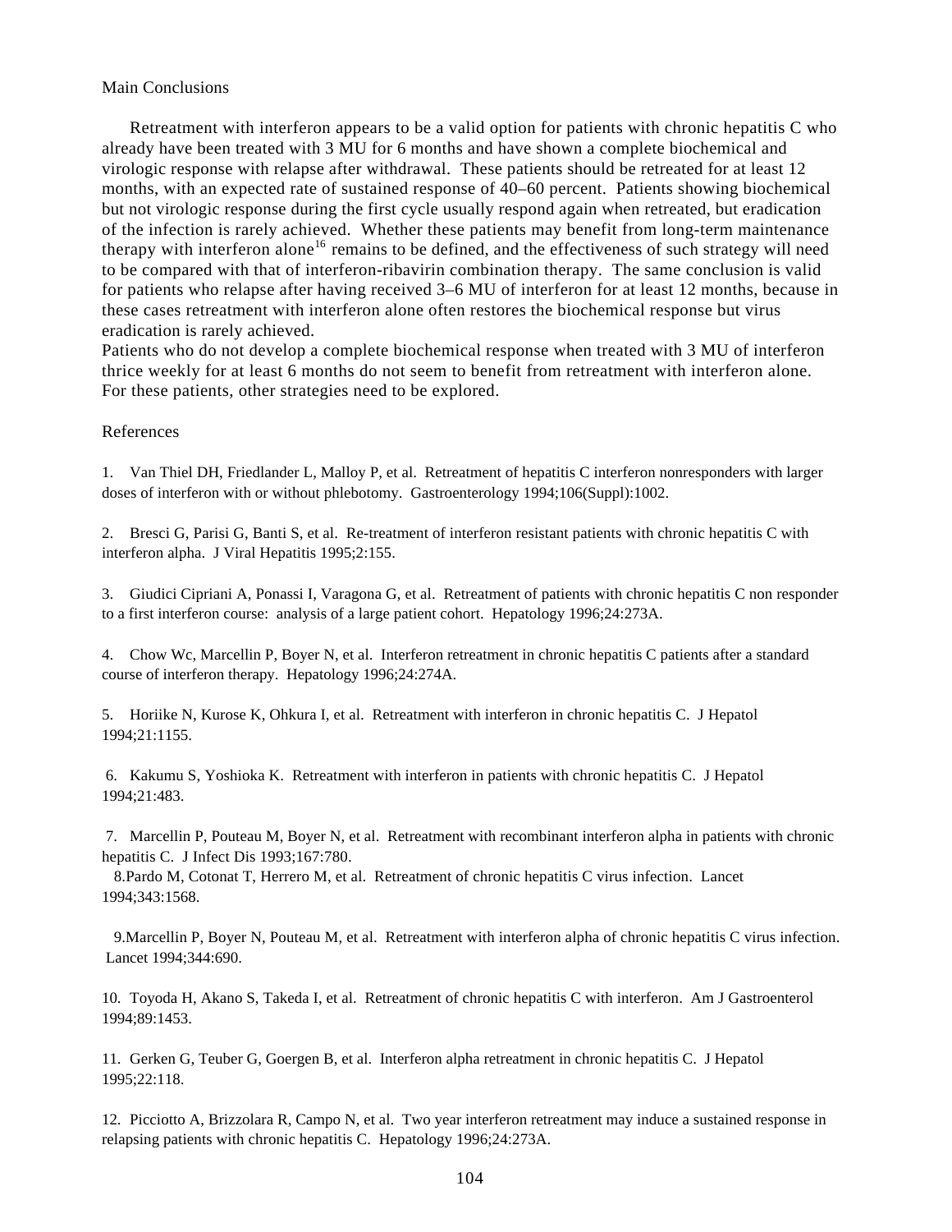## Main Conclusions

Retreatment with interferon appears to be a valid option for patients with chronic hepatitis C who already have been treated with 3 MU for 6 months and have shown a complete biochemical and virologic response with relapse after withdrawal. These patients should be retreated for at least 12 months, with an expected rate of sustained response of 40–60 percent. Patients showing biochemical but not virologic response during the first cycle usually respond again when retreated, but eradication of the infection is rarely achieved. Whether these patients may benefit from long-term maintenance therapy with interferon alone[16] remains to be defined, and the effectiveness of such strategy will need to be compared with that of interferon-ribavirin combination therapy. The same conclusion is valid for patients who relapse after having received 3–6 MU of interferon for at least 12 months, because in these cases retreatment with interferon alone often restores the biochemical response but virus eradication is rarely achieved.

Patients who do not develop a complete biochemical response when treated with 3 MU of interferon thrice weekly for at least 6 months do not seem to benefit from retreatment with interferon alone. For these patients, other strategies need to be explored.

## References

1. Van Thiel DH, Friedlander L, Malloy P, et al. Retreatment of hepatitis C interferon nonresponders with larger doses of interferon with or without phlebotomy. Gastroenterology 1994;106(Suppl):1002.

2. Bresci G, Parisi G, Banti S, et al. Re-treatment of interferon resistant patients with chronic hepatitis C with interferon alpha. J Viral Hepatitis 1995;2:155.

3. Giudici Cipriani A, Ponassi I, Varagona G, et al. Retreatment of patients with chronic hepatitis C non responder to a first interferon course: analysis of a large patient cohort. Hepatology 1996;24:273A.

4. Chow Wc, Marcellin P, Boyer N, et al. Interferon retreatment in chronic hepatitis C patients after a standard course of interferon therapy. Hepatology 1996;24:274A.

5. Horiike N, Kurose K, Ohkura I, et al. Retreatment with interferon in chronic hepatitis C. J Hepatol 1994;21:1155.

6. Kakumu S, Yoshioka K. Retreatment with interferon in patients with chronic hepatitis C. J Hepatol 1994;21:483.

7. Marcellin P, Pouteau M, Boyer N, et al. Retreatment with recombinant interferon alpha in patients with chronic hepatitis C. J Infect Dis 1993;167:780.

8. Pardo M, Cotonat T, Herrero M, et al. Retreatment of chronic hepatitis C virus infection. Lancet 1994;343:1568.

9. Marcellin P, Boyer N, Pouteau M, et al. Retreatment with interferon alpha of chronic hepatitis C virus infection. Lancet 1994;344:690.

10. Toyoda H, Akano S, Takeda I, et al. Retreatment of chronic hepatitis C with interferon. Am J Gastroenterol 1994;89:1453.

11. Gerken G, Teuber G, Goergen B, et al. Interferon alpha retreatment in chronic hepatitis C. J Hepatol 1995;22:118.

12. Picciotto A, Brizzolara R, Campo N, et al. Two year interferon retreatment may induce a sustained response in relapsing patients with chronic hepatitis C. Hepatology 1996;24:273A.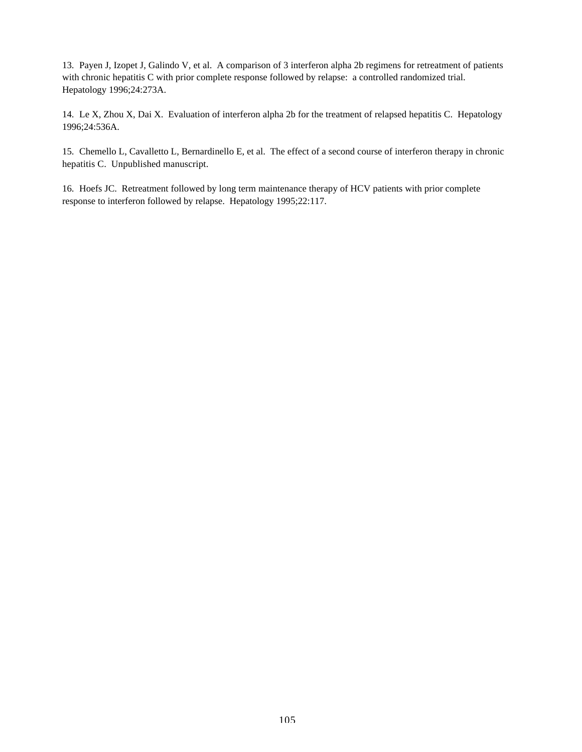13. Payen J, Izopet J, Galindo V, et al. A comparison of 3 interferon alpha 2b regimens for retreatment of patients with chronic hepatitis C with prior complete response followed by relapse: a controlled randomized trial. Hepatology 1996;24:273A.

14. Le X, Zhou X, Dai X. Evaluation of interferon alpha 2b for the treatment of relapsed hepatitis C. Hepatology 1996;24:536A.

15. Chemello L, Cavalletto L, Bernardinello E, et al. The effect of a second course of interferon therapy in chronic hepatitis C. Unpublished manuscript.

16. Hoefs JC. Retreatment followed by long term maintenance therapy of HCV patients with prior complete response to interferon followed by relapse. Hepatology 1995;22:117.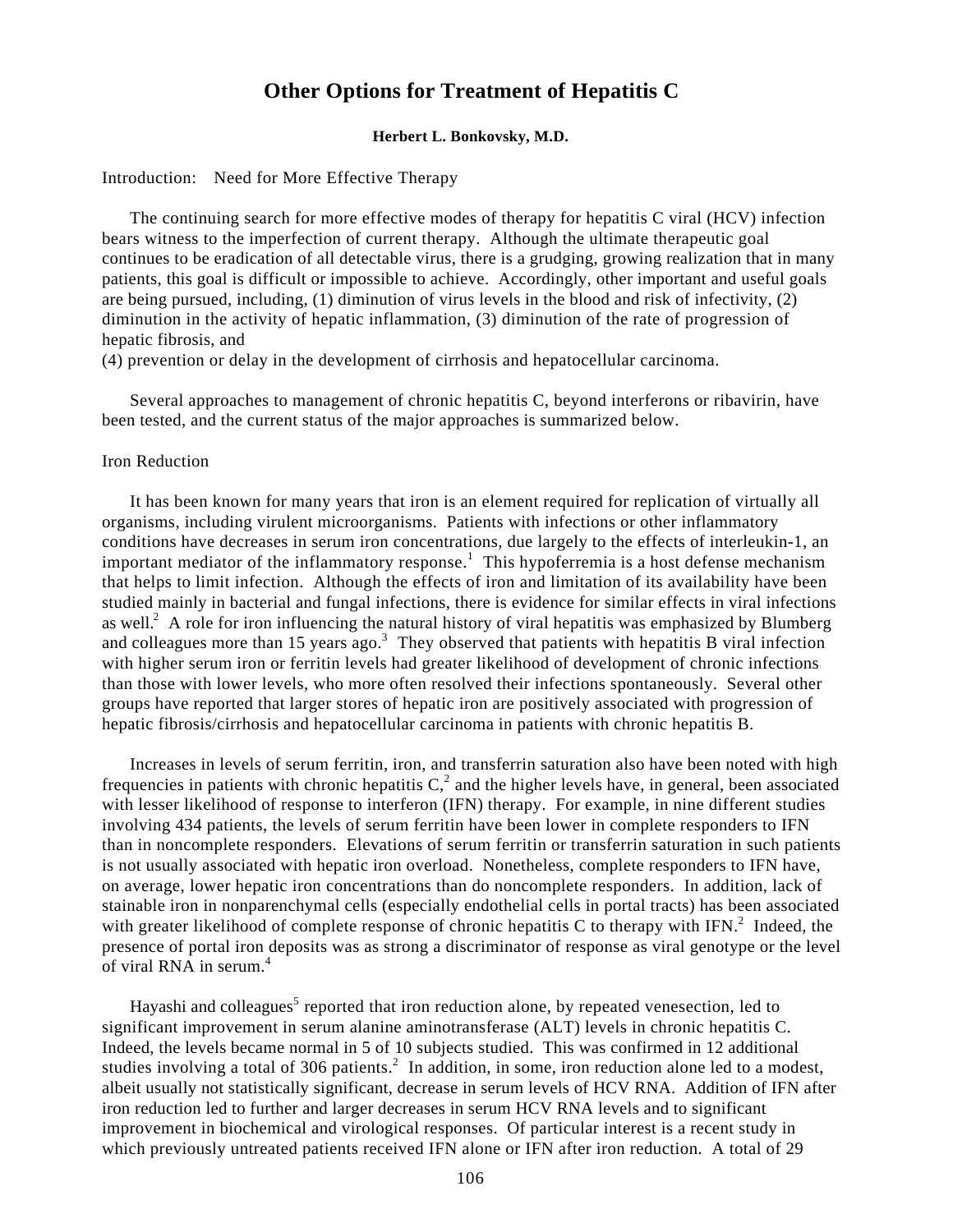# Other Options for Treatment of Hepatitis C

**Herbert L. Bonkovsky, M.D.**

Introduction: Need for More Effective Therapy

The continuing search for more effective modes of therapy for hepatitis C viral (HCV) infection bears witness to the imperfection of current therapy. Although the ultimate therapeutic goal continues to be eradication of all detectable virus, there is a grudging, growing realization that in many patients, this goal is difficult or impossible to achieve. Accordingly, other important and useful goals are being pursued, including, (1) diminution of virus levels in the blood and risk of infectivity, (2) diminution in the activity of hepatic inflammation, (3) diminution of the rate of progression of hepatic fibrosis, and
(4) prevention or delay in the development of cirrhosis and hepatocellular carcinoma.

Several approaches to management of chronic hepatitis C, beyond interferons or ribavirin, have been tested, and the current status of the major approaches is summarized below.

Iron Reduction

It has been known for many years that iron is an element required for replication of virtually all organisms, including virulent microorganisms. Patients with infections or other inflammatory conditions have decreases in serum iron concentrations, due largely to the effects of interleukin-1, an important mediator of the inflammatory response.[1] This hypoferremia is a host defense mechanism that helps to limit infection. Although the effects of iron and limitation of its availability have been studied mainly in bacterial and fungal infections, there is evidence for similar effects in viral infections as well.[2] A role for iron influencing the natural history of viral hepatitis was emphasized by Blumberg and colleagues more than 15 years ago.[3] They observed that patients with hepatitis B viral infection with higher serum iron or ferritin levels had greater likelihood of development of chronic infections than those with lower levels, who more often resolved their infections spontaneously. Several other groups have reported that larger stores of hepatic iron are positively associated with progression of hepatic fibrosis/cirrhosis and hepatocellular carcinoma in patients with chronic hepatitis B.

Increases in levels of serum ferritin, iron, and transferrin saturation also have been noted with high frequencies in patients with chronic hepatitis C,[2] and the higher levels have, in general, been associated with lesser likelihood of response to interferon (IFN) therapy. For example, in nine different studies involving 434 patients, the levels of serum ferritin have been lower in complete responders to IFN than in noncomplete responders. Elevations of serum ferritin or transferrin saturation in such patients is not usually associated with hepatic iron overload. Nonetheless, complete responders to IFN have, on average, lower hepatic iron concentrations than do noncomplete responders. In addition, lack of stainable iron in nonparenchymal cells (especially endothelial cells in portal tracts) has been associated with greater likelihood of complete response of chronic hepatitis C to therapy with IFN.[2] Indeed, the presence of portal iron deposits was as strong a discriminator of response as viral genotype or the level of viral RNA in serum.[4]

Hayashi and colleagues[5] reported that iron reduction alone, by repeated venesection, led to significant improvement in serum alanine aminotransferase (ALT) levels in chronic hepatitis C. Indeed, the levels became normal in 5 of 10 subjects studied. This was confirmed in 12 additional studies involving a total of 306 patients.[2] In addition, in some, iron reduction alone led to a modest, albeit usually not statistically significant, decrease in serum levels of HCV RNA. Addition of IFN after iron reduction led to further and larger decreases in serum HCV RNA levels and to significant improvement in biochemical and virological responses. Of particular interest is a recent study in which previously untreated patients received IFN alone or IFN after iron reduction. A total of 29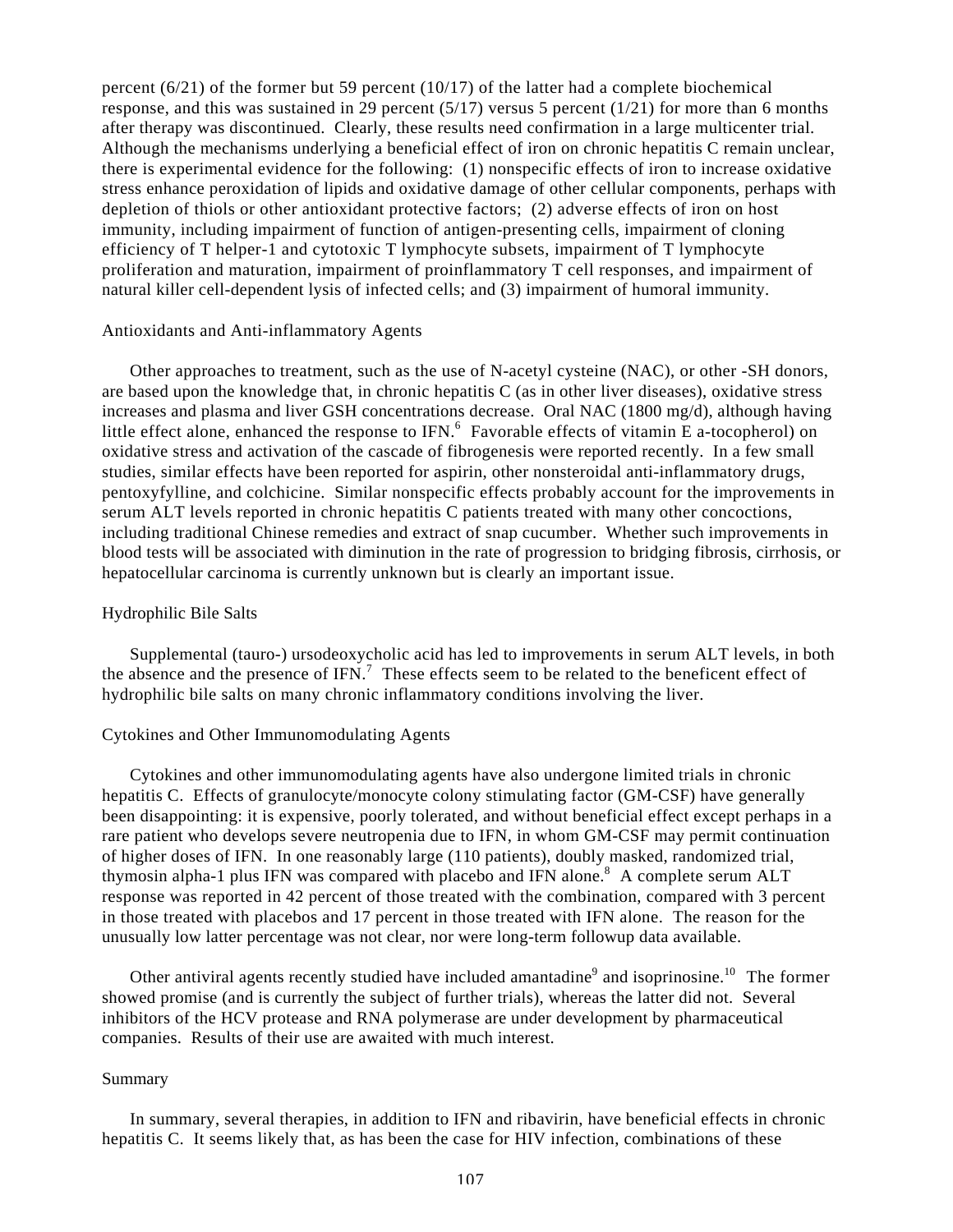percent (6/21) of the former but 59 percent (10/17) of the latter had a complete biochemical response, and this was sustained in 29 percent (5/17) versus 5 percent (1/21) for more than 6 months after therapy was discontinued. Clearly, these results need confirmation in a large multicenter trial. Although the mechanisms underlying a beneficial effect of iron on chronic hepatitis C remain unclear, there is experimental evidence for the following: (1) nonspecific effects of iron to increase oxidative stress enhance peroxidation of lipids and oxidative damage of other cellular components, perhaps with depletion of thiols or other antioxidant protective factors; (2) adverse effects of iron on host immunity, including impairment of function of antigen-presenting cells, impairment of cloning efficiency of T helper-1 and cytotoxic T lymphocyte subsets, impairment of T lymphocyte proliferation and maturation, impairment of proinflammatory T cell responses, and impairment of natural killer cell-dependent lysis of infected cells; and (3) impairment of humoral immunity.

### Antioxidants and Anti-inflammatory Agents

Other approaches to treatment, such as the use of N-acetyl cysteine (NAC), or other -SH donors, are based upon the knowledge that, in chronic hepatitis C (as in other liver diseases), oxidative stress increases and plasma and liver GSH concentrations decrease. Oral NAC (1800 mg/d), although having little effect alone, enhanced the response to IFN.[6] Favorable effects of vitamin E a-tocopherol) on oxidative stress and activation of the cascade of fibrogenesis were reported recently. In a few small studies, similar effects have been reported for aspirin, other nonsteroidal anti-inflammatory drugs, pentoxyfylline, and colchicine. Similar nonspecific effects probably account for the improvements in serum ALT levels reported in chronic hepatitis C patients treated with many other concoctions, including traditional Chinese remedies and extract of snap cucumber. Whether such improvements in blood tests will be associated with diminution in the rate of progression to bridging fibrosis, cirrhosis, or hepatocellular carcinoma is currently unknown but is clearly an important issue.

### Hydrophilic Bile Salts

Supplemental (tauro-) ursodeoxycholic acid has led to improvements in serum ALT levels, in both the absence and the presence of IFN.[7] These effects seem to be related to the beneficent effect of hydrophilic bile salts on many chronic inflammatory conditions involving the liver.

### Cytokines and Other Immunomodulating Agents

Cytokines and other immunomodulating agents have also undergone limited trials in chronic hepatitis C. Effects of granulocyte/monocyte colony stimulating factor (GM-CSF) have generally been disappointing: it is expensive, poorly tolerated, and without beneficial effect except perhaps in a rare patient who develops severe neutropenia due to IFN, in whom GM-CSF may permit continuation of higher doses of IFN. In one reasonably large (110 patients), doubly masked, randomized trial, thymosin alpha-1 plus IFN was compared with placebo and IFN alone.[8] A complete serum ALT response was reported in 42 percent of those treated with the combination, compared with 3 percent in those treated with placebos and 17 percent in those treated with IFN alone. The reason for the unusually low latter percentage was not clear, nor were long-term followup data available.

Other antiviral agents recently studied have included amantadine[9] and isoprinosine.[10] The former showed promise (and is currently the subject of further trials), whereas the latter did not. Several inhibitors of the HCV protease and RNA polymerase are under development by pharmaceutical companies. Results of their use are awaited with much interest.

### Summary

In summary, several therapies, in addition to IFN and ribavirin, have beneficial effects in chronic hepatitis C. It seems likely that, as has been the case for HIV infection, combinations of these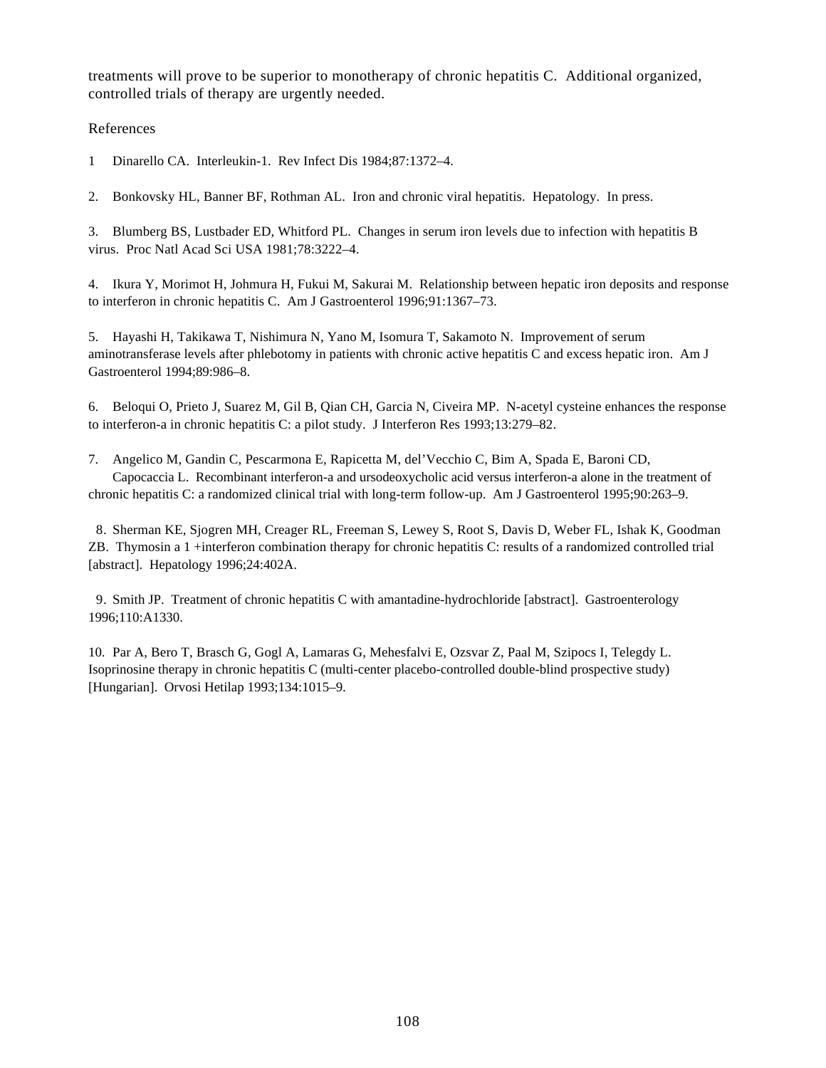treatments will prove to be superior to monotherapy of chronic hepatitis C. Additional organized, controlled trials of therapy are urgently needed.

References

1 Dinarello CA. Interleukin-1. Rev Infect Dis 1984;87:1372–4.

2. Bonkovsky HL, Banner BF, Rothman AL. Iron and chronic viral hepatitis. Hepatology. In press.

3. Blumberg BS, Lustbader ED, Whitford PL. Changes in serum iron levels due to infection with hepatitis B virus. Proc Natl Acad Sci USA 1981;78:3222–4.

4. Ikura Y, Morimot H, Johmura H, Fukui M, Sakurai M. Relationship between hepatic iron deposits and response to interferon in chronic hepatitis C. Am J Gastroenterol 1996;91:1367–73.

5. Hayashi H, Takikawa T, Nishimura N, Yano M, Isomura T, Sakamoto N. Improvement of serum aminotransferase levels after phlebotomy in patients with chronic active hepatitis C and excess hepatic iron. Am J Gastroenterol 1994;89:986–8.

6. Beloqui O, Prieto J, Suarez M, Gil B, Qian CH, Garcia N, Civeira MP. N-acetyl cysteine enhances the response to interferon-a in chronic hepatitis C: a pilot study. J Interferon Res 1993;13:279–82.

7. Angelico M, Gandin C, Pescarmona E, Rapicetta M, del'Vecchio C, Bim A, Spada E, Baroni CD, Capocaccia L. Recombinant interferon-a and ursodeoxycholic acid versus interferon-a alone in the treatment of chronic hepatitis C: a randomized clinical trial with long-term follow-up. Am J Gastroenterol 1995;90:263–9.

8. Sherman KE, Sjogren MH, Creager RL, Freeman S, Lewey S, Root S, Davis D, Weber FL, Ishak K, Goodman ZB. Thymosin a 1 +interferon combination therapy for chronic hepatitis C: results of a randomized controlled trial [abstract]. Hepatology 1996;24:402A.

9. Smith JP. Treatment of chronic hepatitis C with amantadine-hydrochloride [abstract]. Gastroenterology 1996;110:A1330.

10. Par A, Bero T, Brasch G, Gogl A, Lamaras G, Mehesfalvi E, Ozsvar Z, Paal M, Szipocs I, Telegdy L. Isoprinosine therapy in chronic hepatitis C (multi-center placebo-controlled double-blind prospective study) [Hungarian]. Orvosi Hetilap 1993;134:1015–9.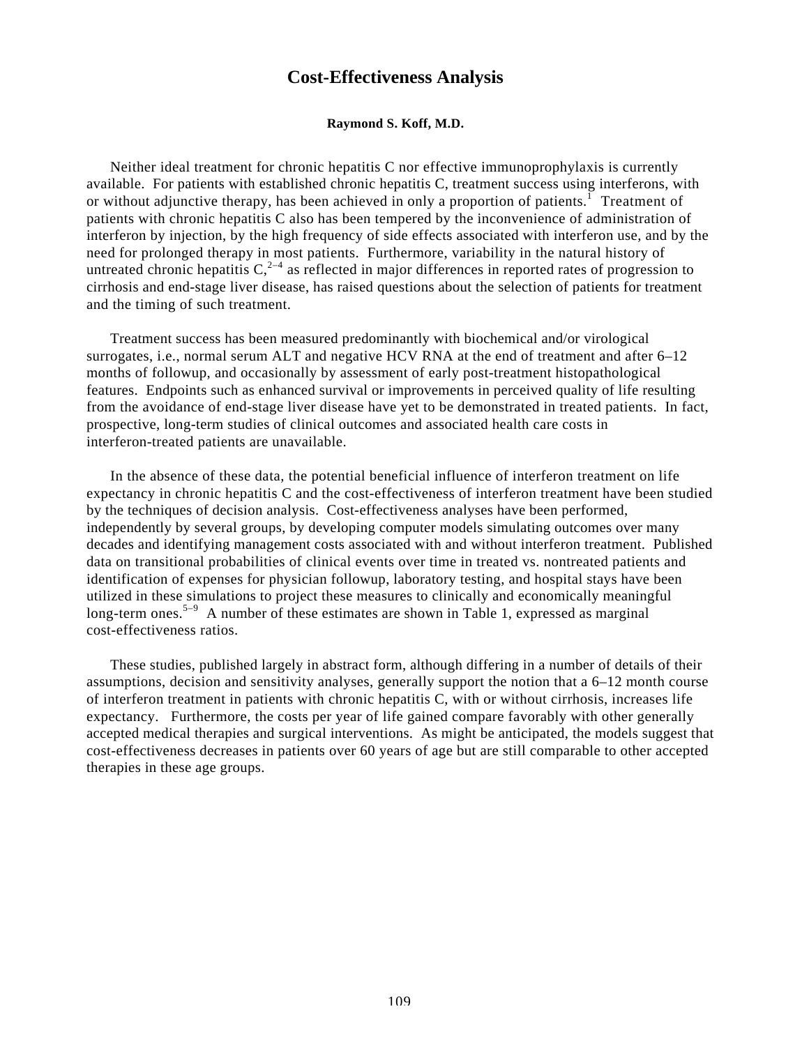# Cost-Effectiveness Analysis

**Raymond S. Koff, M.D.**

Neither ideal treatment for chronic hepatitis C nor effective immunoprophylaxis is currently available. For patients with established chronic hepatitis C, treatment success using interferons, with or without adjunctive therapy, has been achieved in only a proportion of patients.[1] Treatment of patients with chronic hepatitis C also has been tempered by the inconvenience of administration of interferon by injection, by the high frequency of side effects associated with interferon use, and by the need for prolonged therapy in most patients. Furthermore, variability in the natural history of untreated chronic hepatitis C,[2–4] as reflected in major differences in reported rates of progression to cirrhosis and end-stage liver disease, has raised questions about the selection of patients for treatment and the timing of such treatment.

Treatment success has been measured predominantly with biochemical and/or virological surrogates, i.e., normal serum ALT and negative HCV RNA at the end of treatment and after 6–12 months of followup, and occasionally by assessment of early post-treatment histopathological features. Endpoints such as enhanced survival or improvements in perceived quality of life resulting from the avoidance of end-stage liver disease have yet to be demonstrated in treated patients. In fact, prospective, long-term studies of clinical outcomes and associated health care costs in interferon-treated patients are unavailable.

In the absence of these data, the potential beneficial influence of interferon treatment on life expectancy in chronic hepatitis C and the cost-effectiveness of interferon treatment have been studied by the techniques of decision analysis. Cost-effectiveness analyses have been performed, independently by several groups, by developing computer models simulating outcomes over many decades and identifying management costs associated with and without interferon treatment. Published data on transitional probabilities of clinical events over time in treated vs. nontreated patients and identification of expenses for physician followup, laboratory testing, and hospital stays have been utilized in these simulations to project these measures to clinically and economically meaningful long-term ones.[5–9] A number of these estimates are shown in Table 1, expressed as marginal cost-effectiveness ratios.

These studies, published largely in abstract form, although differing in a number of details of their assumptions, decision and sensitivity analyses, generally support the notion that a 6–12 month course of interferon treatment in patients with chronic hepatitis C, with or without cirrhosis, increases life expectancy. Furthermore, the costs per year of life gained compare favorably with other generally accepted medical therapies and surgical interventions. As might be anticipated, the models suggest that cost-effectiveness decreases in patients over 60 years of age but are still comparable to other accepted therapies in these age groups.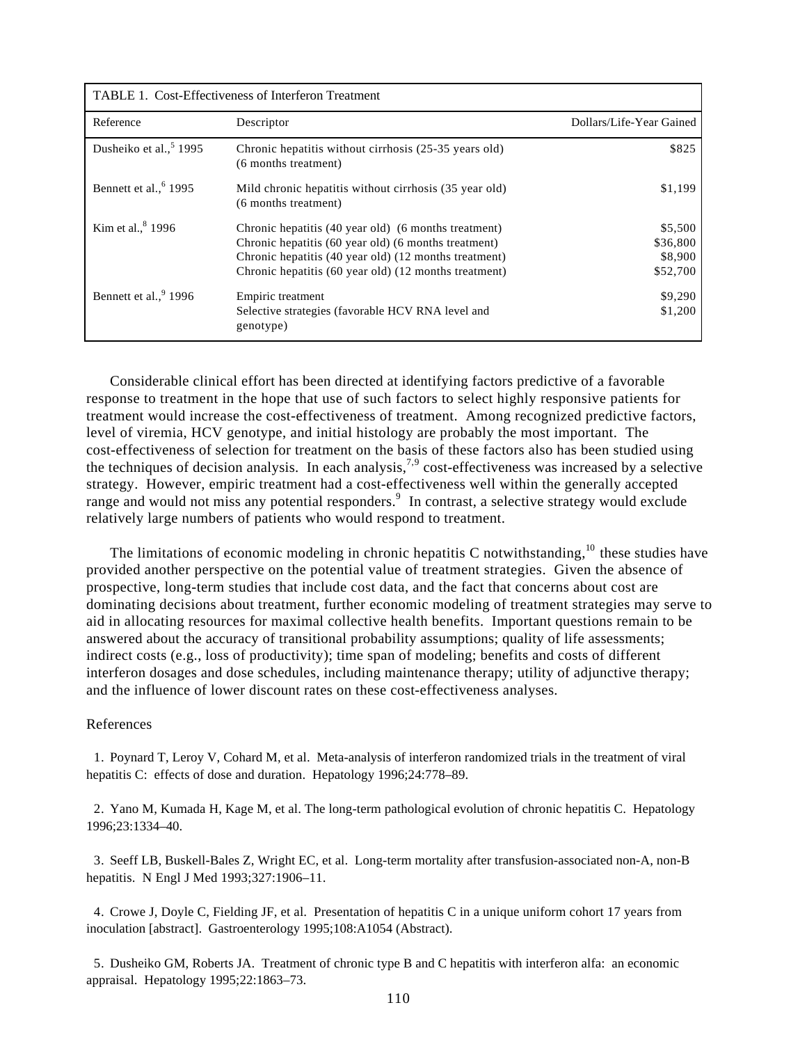TABLE 1. Cost-Effectiveness of Interferon Treatment

| Reference | Descriptor | Dollars/Life-Year Gained |
|---|---|---|
| Dusheiko et al.,[5] 1995 | Chronic hepatitis without cirrhosis (25-35 years old) (6 months treatment) | $825 |
| Bennett et al.,[6] 1995 | Mild chronic hepatitis without cirrhosis (35 year old) (6 months treatment) | $1,199 |
| Kim et al.,[8] 1996 | Chronic hepatitis (40 year old) (6 months treatment) | $5,500 |
| | Chronic hepatitis (60 year old) (6 months treatment) | $36,800 |
| | Chronic hepatitis (40 year old) (12 months treatment) | $8,900 |
| | Chronic hepatitis (60 year old) (12 months treatment) | $52,700 |
| Bennett et al.,[9] 1996 | Empiric treatment | $9,290 |
| | Selective strategies (favorable HCV RNA level and genotype) | $1,200 |

Considerable clinical effort has been directed at identifying factors predictive of a favorable response to treatment in the hope that use of such factors to select highly responsive patients for treatment would increase the cost-effectiveness of treatment. Among recognized predictive factors, level of viremia, HCV genotype, and initial histology are probably the most important. The cost-effectiveness of selection for treatment on the basis of these factors also has been studied using the techniques of decision analysis. In each analysis,[7,9] cost-effectiveness was increased by a selective strategy. However, empiric treatment had a cost-effectiveness well within the generally accepted range and would not miss any potential responders.[9] In contrast, a selective strategy would exclude relatively large numbers of patients who would respond to treatment.

The limitations of economic modeling in chronic hepatitis C notwithstanding,[10] these studies have provided another perspective on the potential value of treatment strategies. Given the absence of prospective, long-term studies that include cost data, and the fact that concerns about cost are dominating decisions about treatment, further economic modeling of treatment strategies may serve to aid in allocating resources for maximal collective health benefits. Important questions remain to be answered about the accuracy of transitional probability assumptions; quality of life assessments; indirect costs (e.g., loss of productivity); time span of modeling; benefits and costs of different interferon dosages and dose schedules, including maintenance therapy; utility of adjunctive therapy; and the influence of lower discount rates on these cost-effectiveness analyses.

References

1. Poynard T, Leroy V, Cohard M, et al. Meta-analysis of interferon randomized trials in the treatment of viral hepatitis C: effects of dose and duration. Hepatology 1996;24:778–89.

2. Yano M, Kumada H, Kage M, et al. The long-term pathological evolution of chronic hepatitis C. Hepatology 1996;23:1334–40.

3. Seeff LB, Buskell-Bales Z, Wright EC, et al. Long-term mortality after transfusion-associated non-A, non-B hepatitis. N Engl J Med 1993;327:1906–11.

4. Crowe J, Doyle C, Fielding JF, et al. Presentation of hepatitis C in a unique uniform cohort 17 years from inoculation [abstract]. Gastroenterology 1995;108:A1054 (Abstract).

5. Dusheiko GM, Roberts JA. Treatment of chronic type B and C hepatitis with interferon alfa: an economic appraisal. Hepatology 1995;22:1863–73.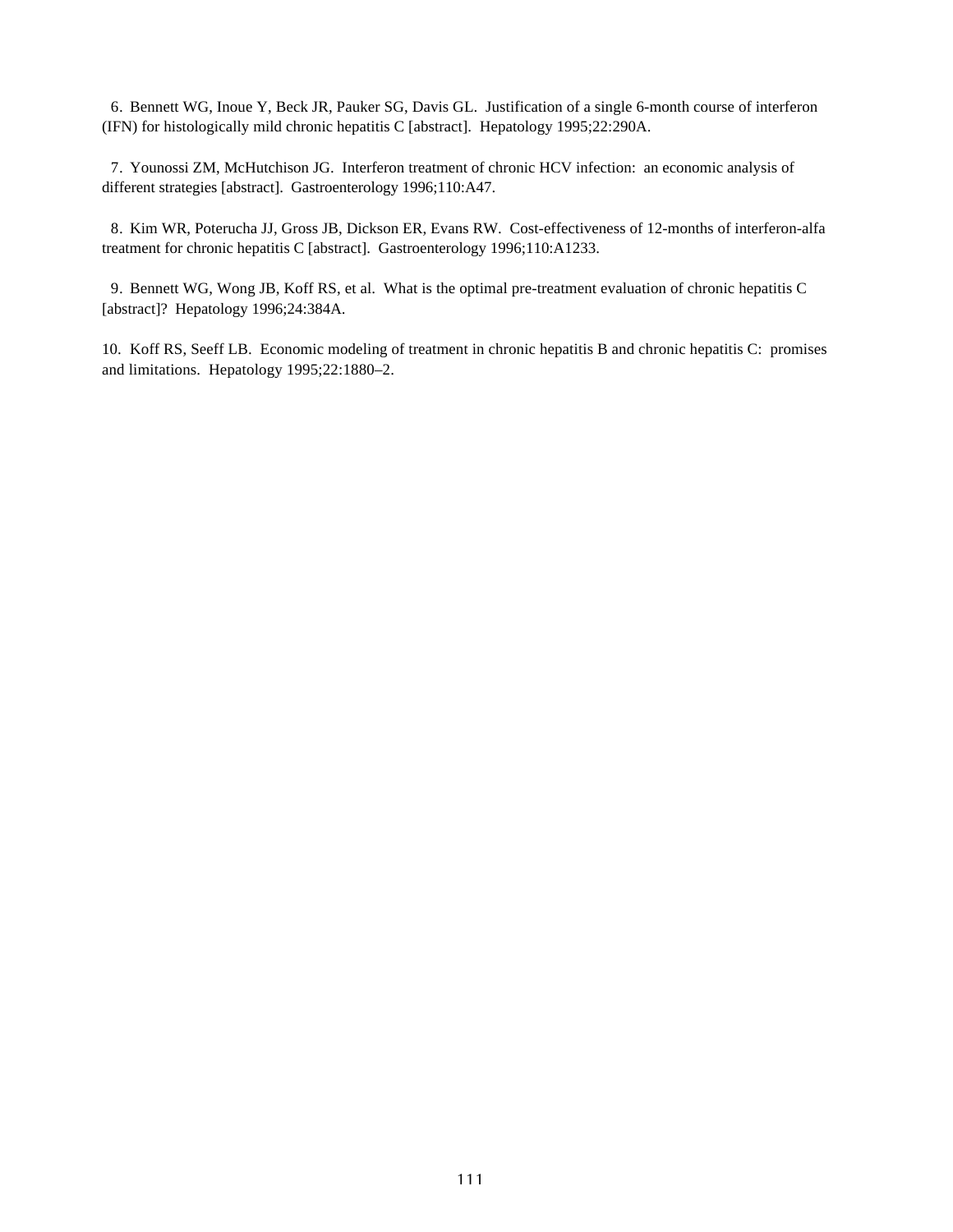6. Bennett WG, Inoue Y, Beck JR, Pauker SG, Davis GL. Justification of a single 6-month course of interferon (IFN) for histologically mild chronic hepatitis C [abstract]. Hepatology 1995;22:290A.

7. Younossi ZM, McHutchison JG. Interferon treatment of chronic HCV infection: an economic analysis of different strategies [abstract]. Gastroenterology 1996;110:A47.

8. Kim WR, Poterucha JJ, Gross JB, Dickson ER, Evans RW. Cost-effectiveness of 12-months of interferon-alfa treatment for chronic hepatitis C [abstract]. Gastroenterology 1996;110:A1233.

9. Bennett WG, Wong JB, Koff RS, et al. What is the optimal pre-treatment evaluation of chronic hepatitis C [abstract]? Hepatology 1996;24:384A.

10. Koff RS, Seeff LB. Economic modeling of treatment in chronic hepatitis B and chronic hepatitis C: promises and limitations. Hepatology 1995;22:1880–2.